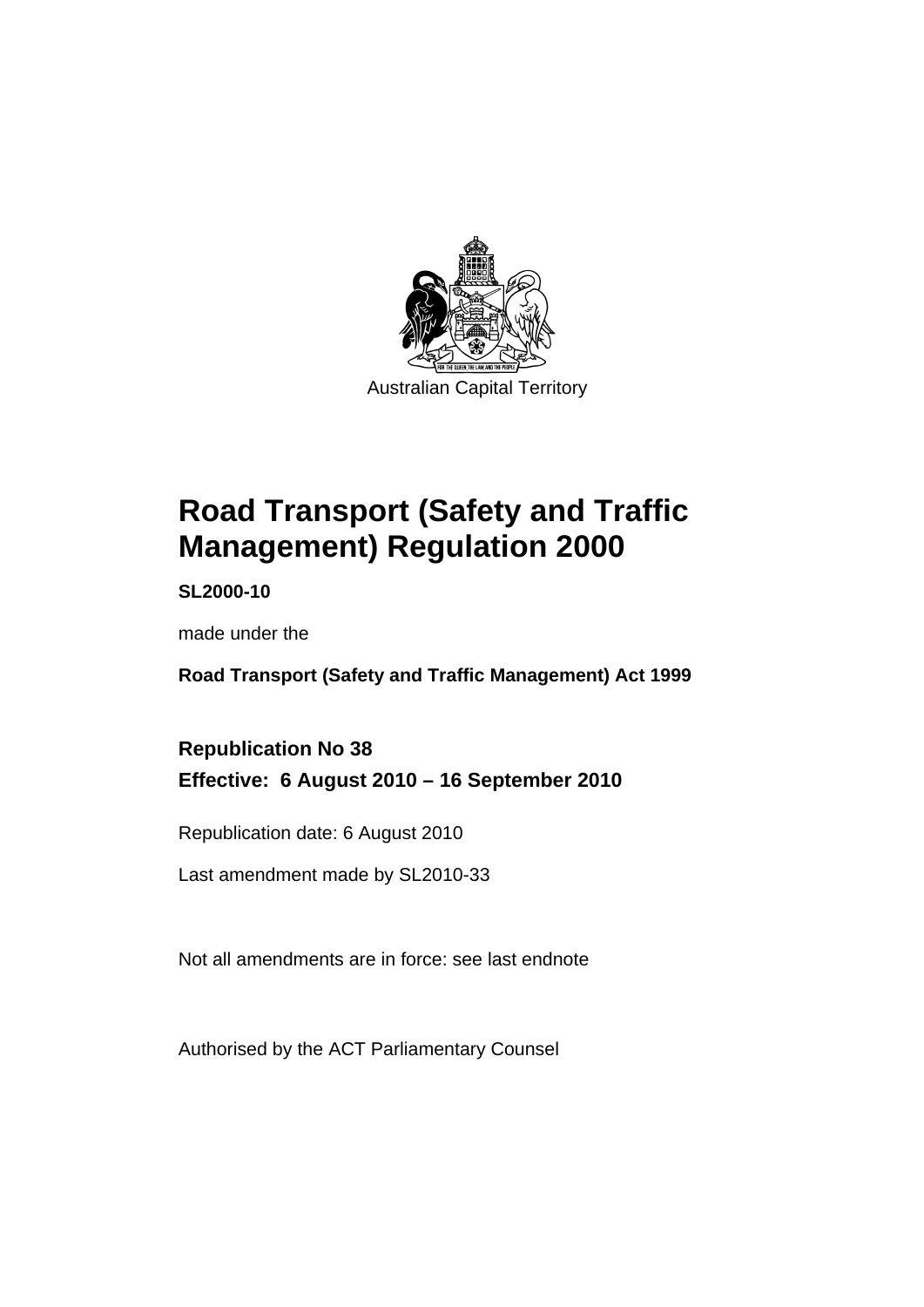Australian Capital Territory

# Road Transport (Safety and Traffic Management) Regulation 2000

**SL2000-10**

made under the

**Road Transport (Safety and Traffic Management) Act 1999**

## Republication No 38

## Effective: 6 August 2010 – 16 September 2010

Republication date: 6 August 2010

Last amendment made by SL2010-33

Not all amendments are in force: see last endnote

Authorised by the ACT Parliamentary Counsel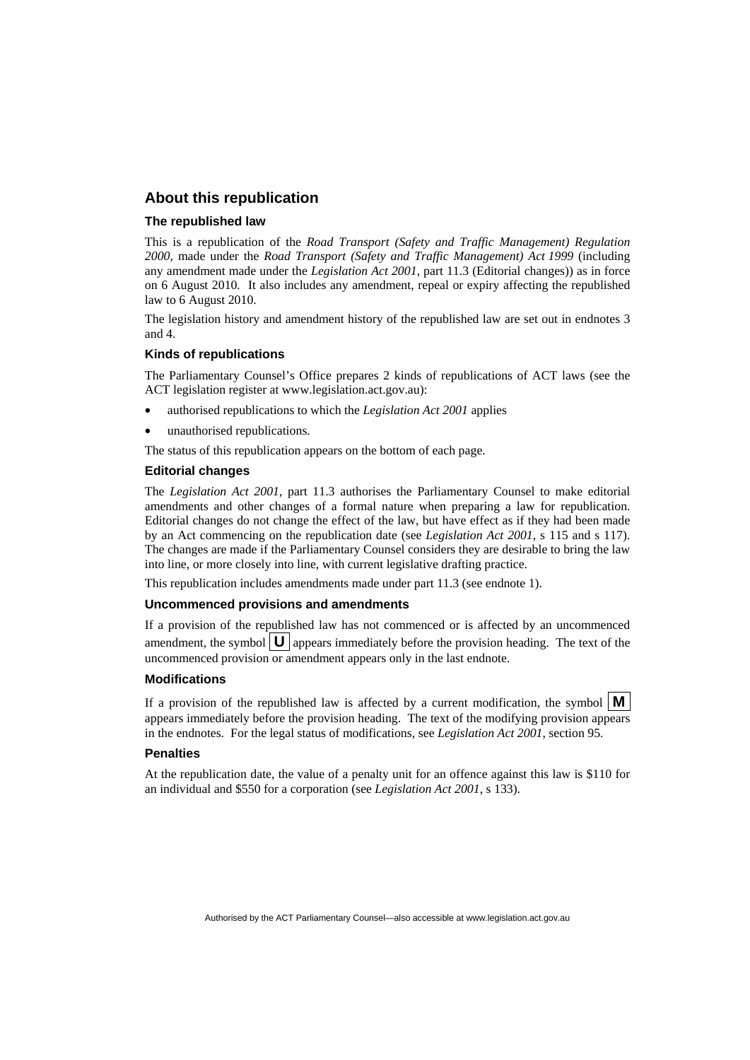## About this republication

### The republished law

This is a republication of the *Road Transport (Safety and Traffic Management) Regulation 2000*, made under the *Road Transport (Safety and Traffic Management) Act 1999* (including any amendment made under the *Legislation Act 2001*, part 11.3 (Editorial changes)) as in force on 6 August 2010. It also includes any amendment, repeal or expiry affecting the republished law to 6 August 2010.

The legislation history and amendment history of the republished law are set out in endnotes 3 and 4.

### Kinds of republications

The Parliamentary Counsel's Office prepares 2 kinds of republications of ACT laws (see the ACT legislation register at www.legislation.act.gov.au):

- authorised republications to which the *Legislation Act 2001* applies
- unauthorised republications.

The status of this republication appears on the bottom of each page.

### Editorial changes

The *Legislation Act 2001*, part 11.3 authorises the Parliamentary Counsel to make editorial amendments and other changes of a formal nature when preparing a law for republication. Editorial changes do not change the effect of the law, but have effect as if they had been made by an Act commencing on the republication date (see *Legislation Act 2001*, s 115 and s 117). The changes are made if the Parliamentary Counsel considers they are desirable to bring the law into line, or more closely into line, with current legislative drafting practice.

This republication includes amendments made under part 11.3 (see endnote 1).

### Uncommenced provisions and amendments

If a provision of the republished law has not commenced or is affected by an uncommenced amendment, the symbol **U** appears immediately before the provision heading. The text of the uncommenced provision or amendment appears only in the last endnote.

### Modifications

If a provision of the republished law is affected by a current modification, the symbol **M** appears immediately before the provision heading. The text of the modifying provision appears in the endnotes. For the legal status of modifications, see *Legislation Act 2001*, section 95.

### Penalties

At the republication date, the value of a penalty unit for an offence against this law is $110 for an individual and $550 for a corporation (see *Legislation Act 2001*, s 133).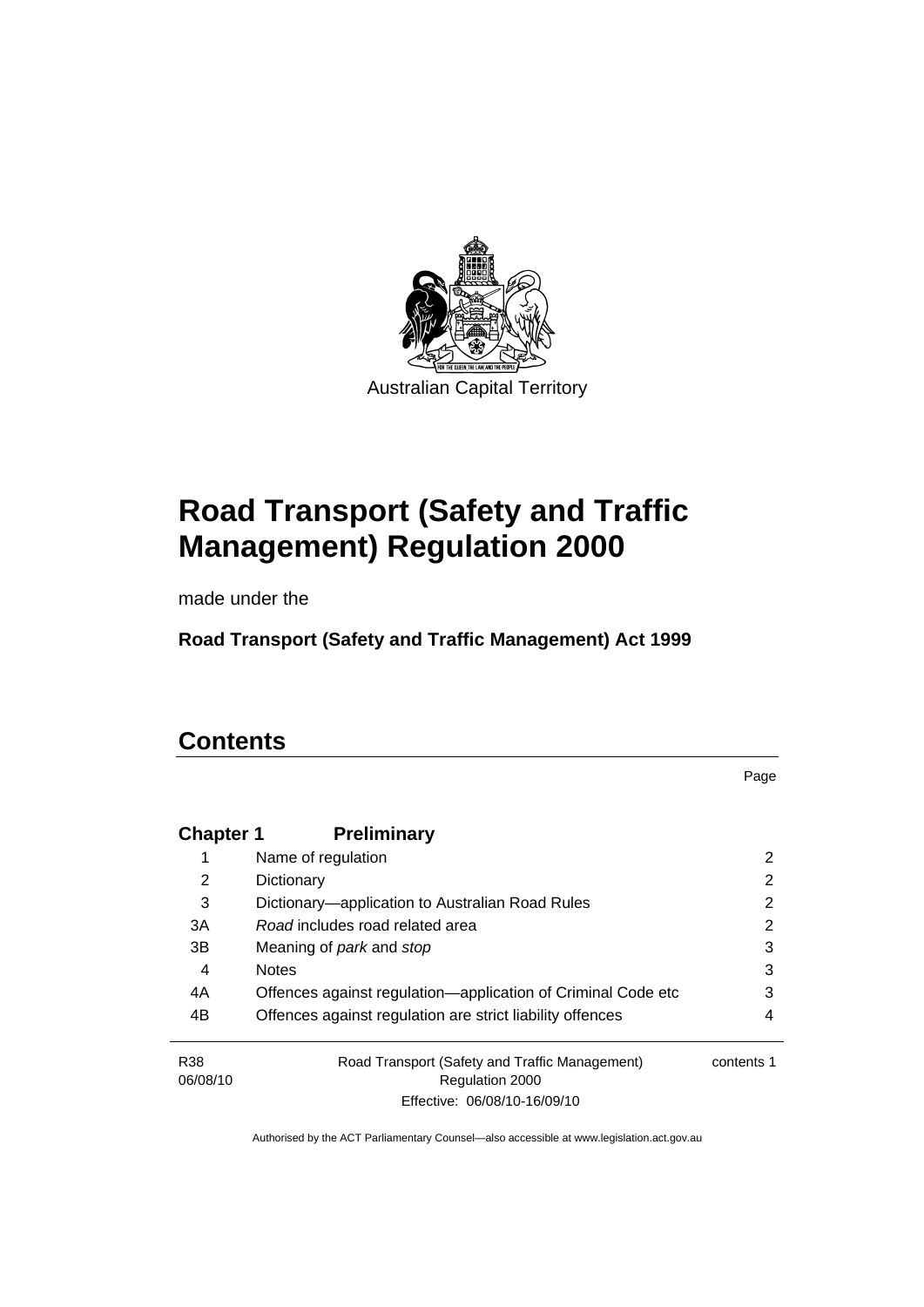Australian Capital Territory

# Road Transport (Safety and Traffic Management) Regulation 2000

made under the

**Road Transport (Safety and Traffic Management) Act 1999**

# Contents

| | | Page |
|---|---|---|
| **Chapter 1** | **Preliminary** | |
| 1 | Name of regulation | 2 |
| 2 | Dictionary | 2 |
| 3 | Dictionary—application to Australian Road Rules | 2 |
| 3A | *Road* includes road related area | 2 |
| 3B | Meaning of *park* and *stop* | 3 |
| 4 | Notes | 3 |
| 4A | Offences against regulation—application of Criminal Code etc | 3 |
| 4B | Offences against regulation are strict liability offences | 4 |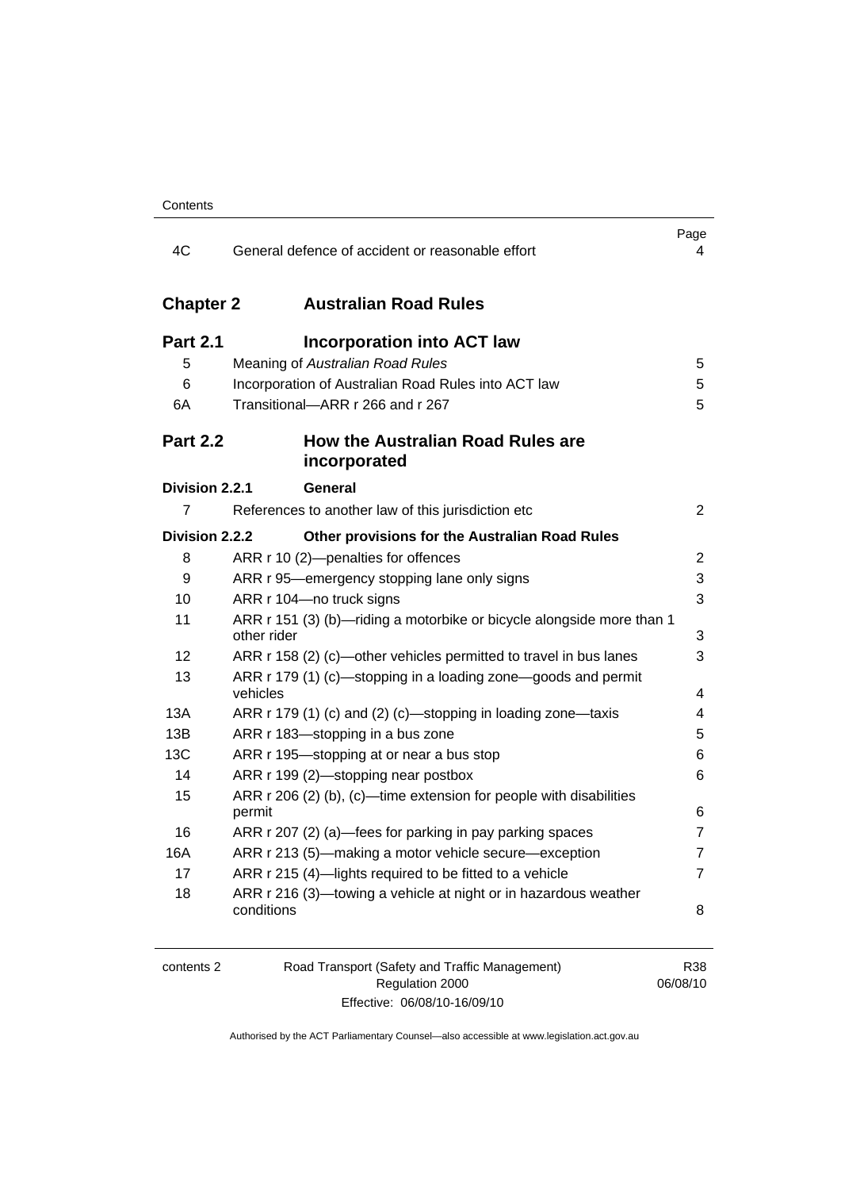| | | Page |
|---|---|---|
| 4C | General defence of accident or reasonable effort | 4 |

## Chapter 2 Australian Road Rules

### Part 2.1 Incorporation into ACT law

| | | |
|---|---|---|
| 5 | Meaning of *Australian Road Rules* | 5 |
| 6 | Incorporation of Australian Road Rules into ACT law | 5 |
| 6A | Transitional—ARR r 266 and r 267 | 5 |

### Part 2.2 How the Australian Road Rules are incorporated

#### Division 2.2.1 General

| | | |
|---|---|---|
| 7 | References to another law of this jurisdiction etc | 2 |

#### Division 2.2.2 Other provisions for the Australian Road Rules

| | | |
|---|---|---|
| 8 | ARR r 10 (2)—penalties for offences | 2 |
| 9 | ARR r 95—emergency stopping lane only signs | 3 |
| 10 | ARR r 104—no truck signs | 3 |
| 11 | ARR r 151 (3) (b)—riding a motorbike or bicycle alongside more than 1 other rider | 3 |
| 12 | ARR r 158 (2) (c)—other vehicles permitted to travel in bus lanes | 3 |
| 13 | ARR r 179 (1) (c)—stopping in a loading zone—goods and permit vehicles | 4 |
| 13A | ARR r 179 (1) (c) and (2) (c)—stopping in loading zone—taxis | 4 |
| 13B | ARR r 183—stopping in a bus zone | 5 |
| 13C | ARR r 195—stopping at or near a bus stop | 6 |
| 14 | ARR r 199 (2)—stopping near postbox | 6 |
| 15 | ARR r 206 (2) (b), (c)—time extension for people with disabilities permit | 6 |
| 16 | ARR r 207 (2) (a)—fees for parking in pay parking spaces | 7 |
| 16A | ARR r 213 (5)—making a motor vehicle secure—exception | 7 |
| 17 | ARR r 215 (4)—lights required to be fitted to a vehicle | 7 |
| 18 | ARR r 216 (3)—towing a vehicle at night or in hazardous weather conditions | 8 |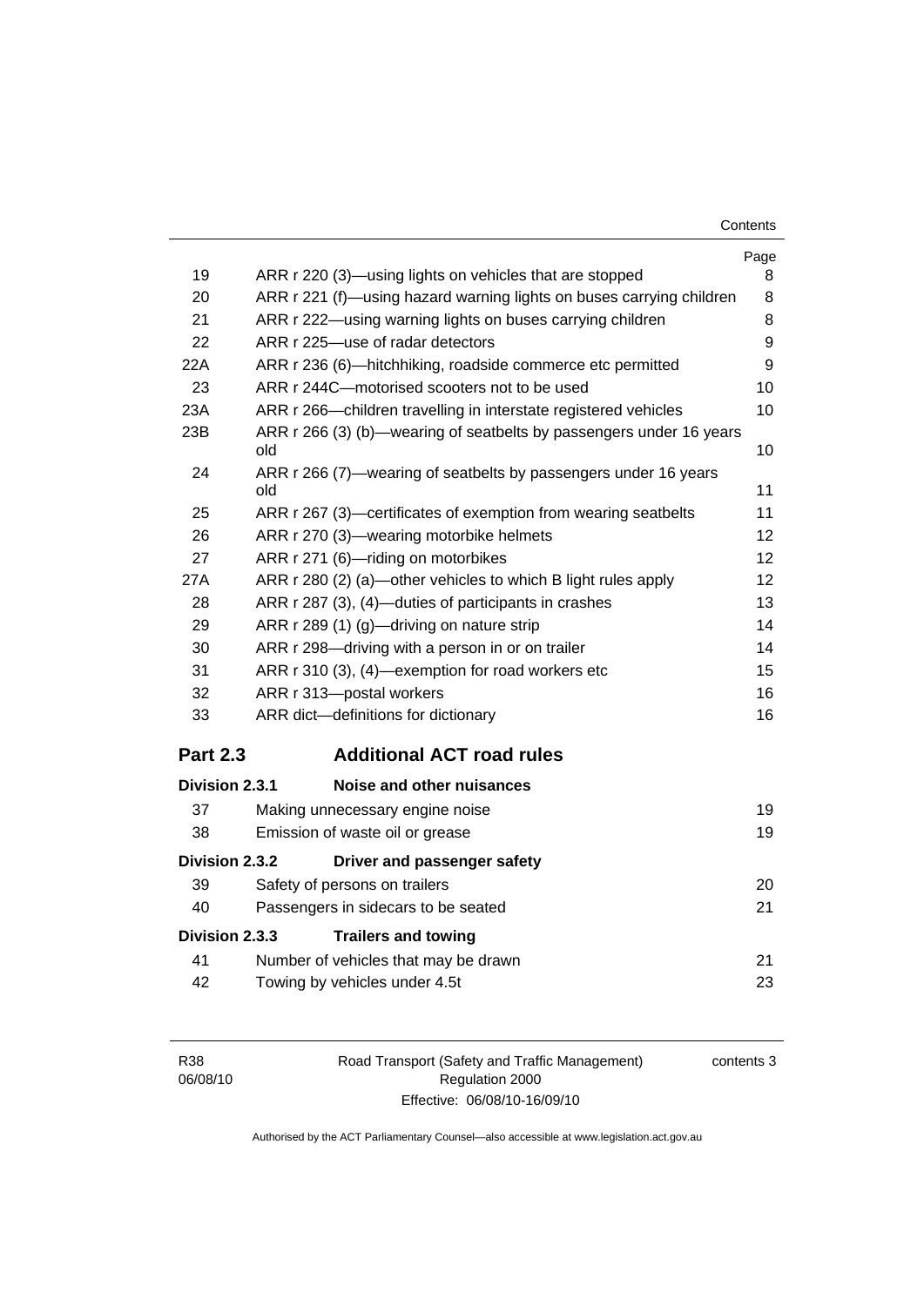| | | Page |
|---|---|---|
| 19 | ARR r 220 (3)—using lights on vehicles that are stopped | 8 |
| 20 | ARR r 221 (f)—using hazard warning lights on buses carrying children | 8 |
| 21 | ARR r 222—using warning lights on buses carrying children | 8 |
| 22 | ARR r 225—use of radar detectors | 9 |
| 22A | ARR r 236 (6)—hitchhiking, roadside commerce etc permitted | 9 |
| 23 | ARR r 244C—motorised scooters not to be used | 10 |
| 23A | ARR r 266—children travelling in interstate registered vehicles | 10 |
| 23B | ARR r 266 (3) (b)—wearing of seatbelts by passengers under 16 years old | 10 |
| 24 | ARR r 266 (7)—wearing of seatbelts by passengers under 16 years old | 11 |
| 25 | ARR r 267 (3)—certificates of exemption from wearing seatbelts | 11 |
| 26 | ARR r 270 (3)—wearing motorbike helmets | 12 |
| 27 | ARR r 271 (6)—riding on motorbikes | 12 |
| 27A | ARR r 280 (2) (a)—other vehicles to which B light rules apply | 12 |
| 28 | ARR r 287 (3), (4)—duties of participants in crashes | 13 |
| 29 | ARR r 289 (1) (g)—driving on nature strip | 14 |
| 30 | ARR r 298—driving with a person in or on trailer | 14 |
| 31 | ARR r 310 (3), (4)—exemption for road workers etc | 15 |
| 32 | ARR r 313—postal workers | 16 |
| 33 | ARR dict—definitions for dictionary | 16 |

## Part 2.3 Additional ACT road rules

### Division 2.3.1 Noise and other nuisances

| | | |
|---|---|---|
| 37 | Making unnecessary engine noise | 19 |
| 38 | Emission of waste oil or grease | 19 |

### Division 2.3.2 Driver and passenger safety

| | | |
|---|---|---|
| 39 | Safety of persons on trailers | 20 |
| 40 | Passengers in sidecars to be seated | 21 |

### Division 2.3.3 Trailers and towing

| | | |
|---|---|---|
| 41 | Number of vehicles that may be drawn | 21 |
| 42 | Towing by vehicles under 4.5t | 23 |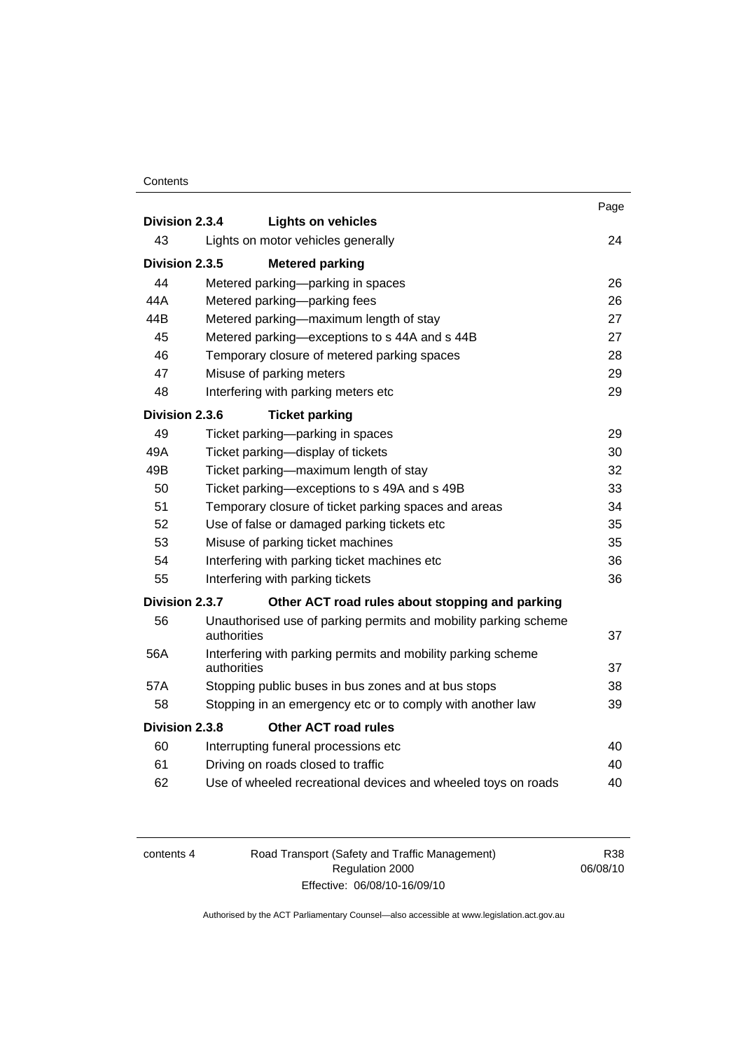| | | Page |
|---|---|---|
| **Division 2.3.4** | **Lights on vehicles** | |
| 43 | Lights on motor vehicles generally | 24 |
| **Division 2.3.5** | **Metered parking** | |
| 44 | Metered parking—parking in spaces | 26 |
| 44A | Metered parking—parking fees | 26 |
| 44B | Metered parking—maximum length of stay | 27 |
| 45 | Metered parking—exceptions to s 44A and s 44B | 27 |
| 46 | Temporary closure of metered parking spaces | 28 |
| 47 | Misuse of parking meters | 29 |
| 48 | Interfering with parking meters etc | 29 |
| **Division 2.3.6** | **Ticket parking** | |
| 49 | Ticket parking—parking in spaces | 29 |
| 49A | Ticket parking—display of tickets | 30 |
| 49B | Ticket parking—maximum length of stay | 32 |
| 50 | Ticket parking—exceptions to s 49A and s 49B | 33 |
| 51 | Temporary closure of ticket parking spaces and areas | 34 |
| 52 | Use of false or damaged parking tickets etc | 35 |
| 53 | Misuse of parking ticket machines | 35 |
| 54 | Interfering with parking ticket machines etc | 36 |
| 55 | Interfering with parking tickets | 36 |
| **Division 2.3.7** | **Other ACT road rules about stopping and parking** | |
| 56 | Unauthorised use of parking permits and mobility parking scheme authorities | 37 |
| 56A | Interfering with parking permits and mobility parking scheme authorities | 37 |
| 57A | Stopping public buses in bus zones and at bus stops | 38 |
| 58 | Stopping in an emergency etc or to comply with another law | 39 |
| **Division 2.3.8** | **Other ACT road rules** | |
| 60 | Interrupting funeral processions etc | 40 |
| 61 | Driving on roads closed to traffic | 40 |
| 62 | Use of wheeled recreational devices and wheeled toys on roads | 40 |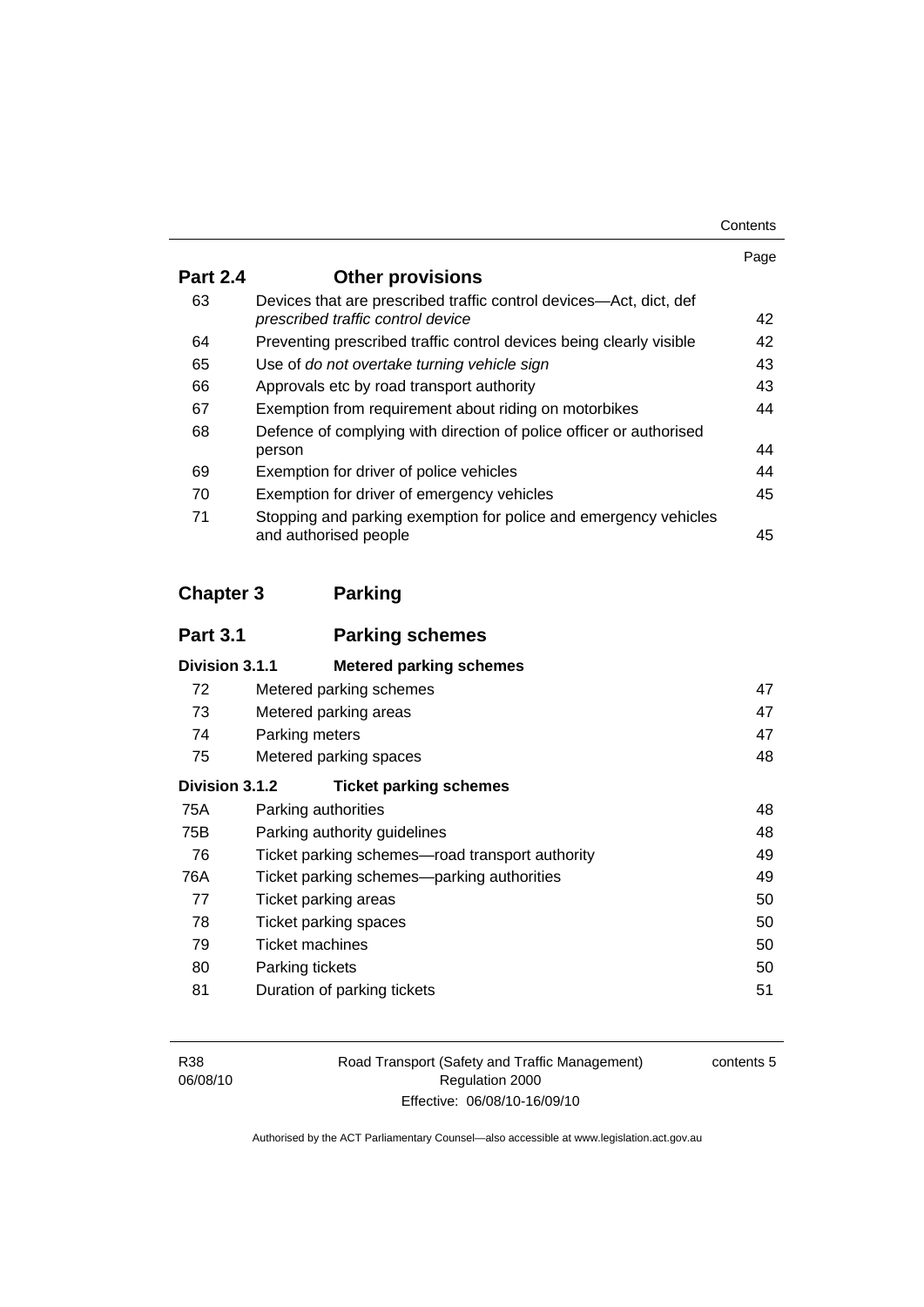| | | Page |
|---|---|---|
| **Part 2.4** | **Other provisions** | |
| 63 | Devices that are prescribed traffic control devices—Act, dict, def *prescribed traffic control device* | 42 |
| 64 | Preventing prescribed traffic control devices being clearly visible | 42 |
| 65 | Use of *do not overtake turning vehicle sign* | 43 |
| 66 | Approvals etc by road transport authority | 43 |
| 67 | Exemption from requirement about riding on motorbikes | 44 |
| 68 | Defence of complying with direction of police officer or authorised person | 44 |
| 69 | Exemption for driver of police vehicles | 44 |
| 70 | Exemption for driver of emergency vehicles | 45 |
| 71 | Stopping and parking exemption for police and emergency vehicles and authorised people | 45 |
| **Chapter 3** | **Parking** | |
| **Part 3.1** | **Parking schemes** | |
| **Division 3.1.1** | **Metered parking schemes** | |
| 72 | Metered parking schemes | 47 |
| 73 | Metered parking areas | 47 |
| 74 | Parking meters | 47 |
| 75 | Metered parking spaces | 48 |
| **Division 3.1.2** | **Ticket parking schemes** | |
| 75A | Parking authorities | 48 |
| 75B | Parking authority guidelines | 48 |
| 76 | Ticket parking schemes—road transport authority | 49 |
| 76A | Ticket parking schemes—parking authorities | 49 |
| 77 | Ticket parking areas | 50 |
| 78 | Ticket parking spaces | 50 |
| 79 | Ticket machines | 50 |
| 80 | Parking tickets | 50 |
| 81 | Duration of parking tickets | 51 |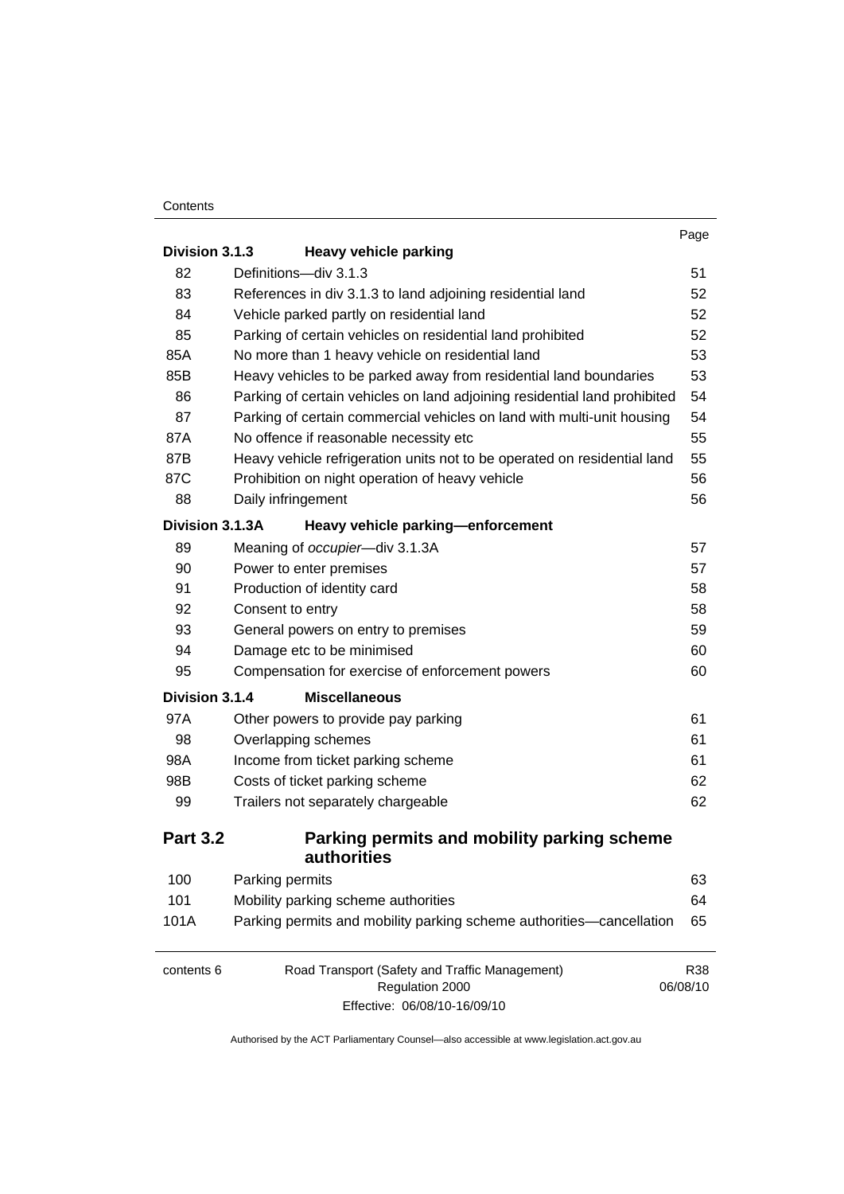| | | Page |
|---|---|---|
| **Division 3.1.3** | **Heavy vehicle parking** | |
| 82 | Definitions—div 3.1.3 | 51 |
| 83 | References in div 3.1.3 to land adjoining residential land | 52 |
| 84 | Vehicle parked partly on residential land | 52 |
| 85 | Parking of certain vehicles on residential land prohibited | 52 |
| 85A | No more than 1 heavy vehicle on residential land | 53 |
| 85B | Heavy vehicles to be parked away from residential land boundaries | 53 |
| 86 | Parking of certain vehicles on land adjoining residential land prohibited | 54 |
| 87 | Parking of certain commercial vehicles on land with multi-unit housing | 54 |
| 87A | No offence if reasonable necessity etc | 55 |
| 87B | Heavy vehicle refrigeration units not to be operated on residential land | 55 |
| 87C | Prohibition on night operation of heavy vehicle | 56 |
| 88 | Daily infringement | 56 |
| **Division 3.1.3A** | **Heavy vehicle parking—enforcement** | |
| 89 | Meaning of *occupier*—div 3.1.3A | 57 |
| 90 | Power to enter premises | 57 |
| 91 | Production of identity card | 58 |
| 92 | Consent to entry | 58 |
| 93 | General powers on entry to premises | 59 |
| 94 | Damage etc to be minimised | 60 |
| 95 | Compensation for exercise of enforcement powers | 60 |
| **Division 3.1.4** | **Miscellaneous** | |
| 97A | Other powers to provide pay parking | 61 |
| 98 | Overlapping schemes | 61 |
| 98A | Income from ticket parking scheme | 61 |
| 98B | Costs of ticket parking scheme | 62 |
| 99 | Trailers not separately chargeable | 62 |
| **Part 3.2** | **Parking permits and mobility parking scheme authorities** | |
| 100 | Parking permits | 63 |
| 101 | Mobility parking scheme authorities | 64 |
| 101A | Parking permits and mobility parking scheme authorities—cancellation | 65 |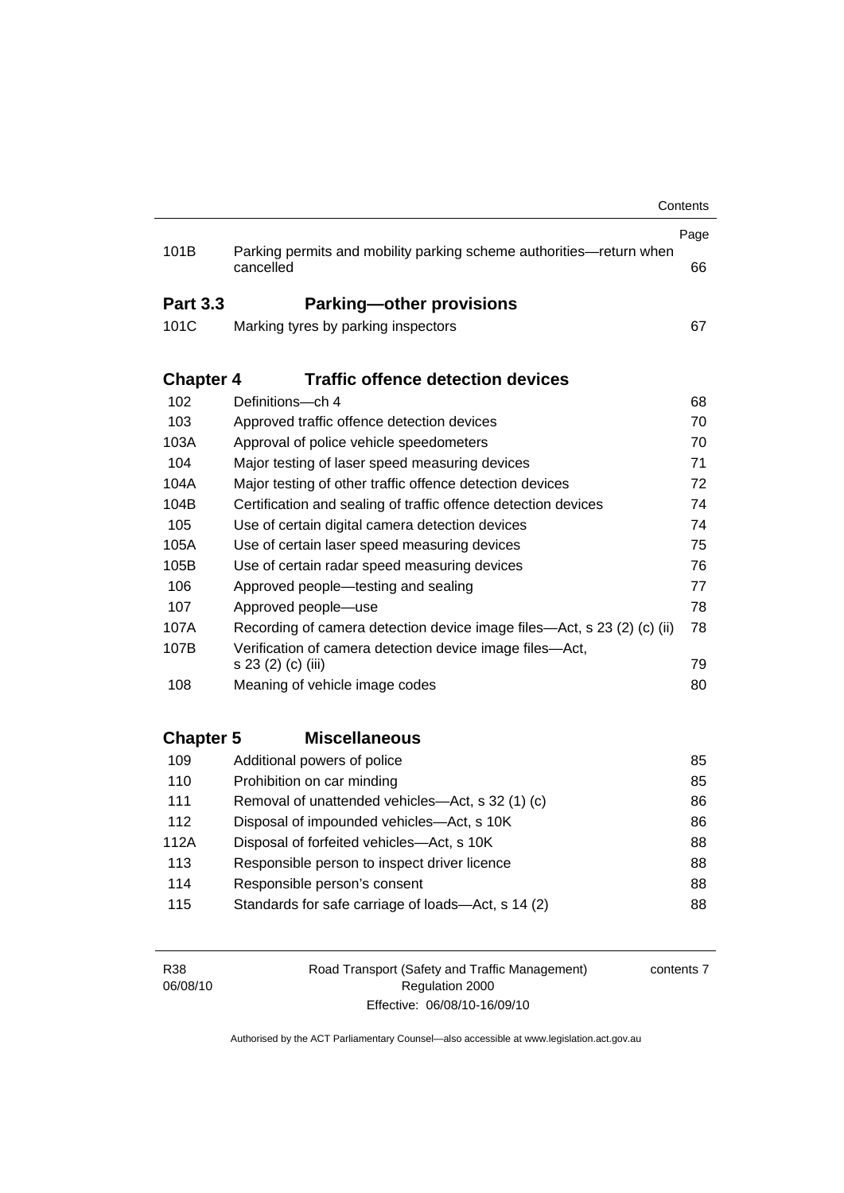| | | Page |
|---|---|---|
| 101B | Parking permits and mobility parking scheme authorities—return when cancelled | 66 |

## Part 3.3 Parking—other provisions

| | | |
|---|---|---|
| 101C | Marking tyres by parking inspectors | 67 |

## Chapter 4 Traffic offence detection devices

| | | |
|---|---|---|
| 102 | Definitions—ch 4 | 68 |
| 103 | Approved traffic offence detection devices | 70 |
| 103A | Approval of police vehicle speedometers | 70 |
| 104 | Major testing of laser speed measuring devices | 71 |
| 104A | Major testing of other traffic offence detection devices | 72 |
| 104B | Certification and sealing of traffic offence detection devices | 74 |
| 105 | Use of certain digital camera detection devices | 74 |
| 105A | Use of certain laser speed measuring devices | 75 |
| 105B | Use of certain radar speed measuring devices | 76 |
| 106 | Approved people—testing and sealing | 77 |
| 107 | Approved people—use | 78 |
| 107A | Recording of camera detection device image files—Act, s 23 (2) (c) (ii) | 78 |
| 107B | Verification of camera detection device image files—Act, s 23 (2) (c) (iii) | 79 |
| 108 | Meaning of vehicle image codes | 80 |

## Chapter 5 Miscellaneous

| | | |
|---|---|---|
| 109 | Additional powers of police | 85 |
| 110 | Prohibition on car minding | 85 |
| 111 | Removal of unattended vehicles—Act, s 32 (1) (c) | 86 |
| 112 | Disposal of impounded vehicles—Act, s 10K | 86 |
| 112A | Disposal of forfeited vehicles—Act, s 10K | 88 |
| 113 | Responsible person to inspect driver licence | 88 |
| 114 | Responsible person's consent | 88 |
| 115 | Standards for safe carriage of loads—Act, s 14 (2) | 88 |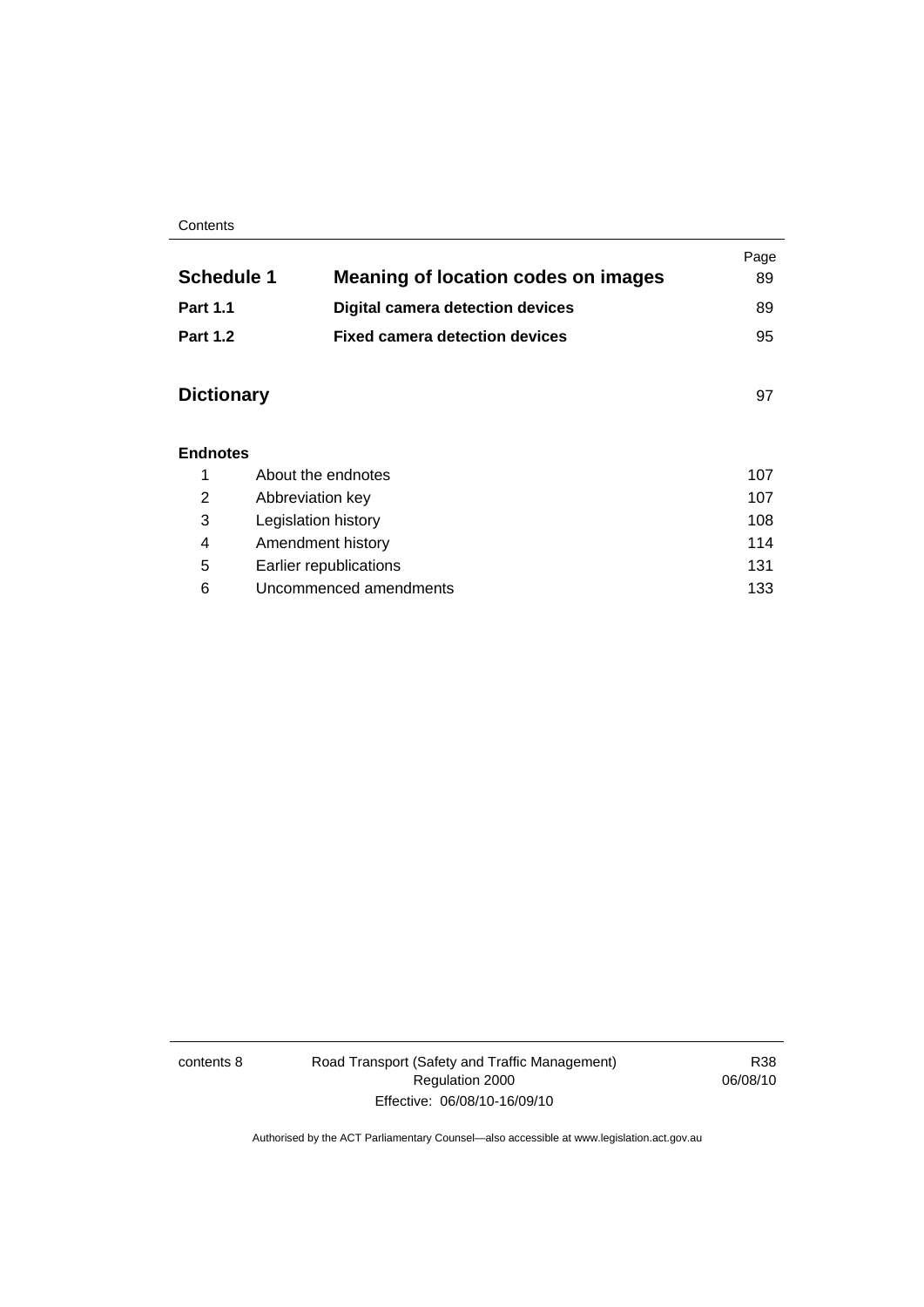| | | Page |
|---|---|---|
| **Schedule 1** | **Meaning of location codes on images** | 89 |
| **Part 1.1** | **Digital camera detection devices** | 89 |
| **Part 1.2** | **Fixed camera detection devices** | 95 |
| **Dictionary** | | 97 |

**Endnotes**

| | | |
|---|---|---|
| 1 | About the endnotes | 107 |
| 2 | Abbreviation key | 107 |
| 3 | Legislation history | 108 |
| 4 | Amendment history | 114 |
| 5 | Earlier republications | 131 |
| 6 | Uncommenced amendments | 133 |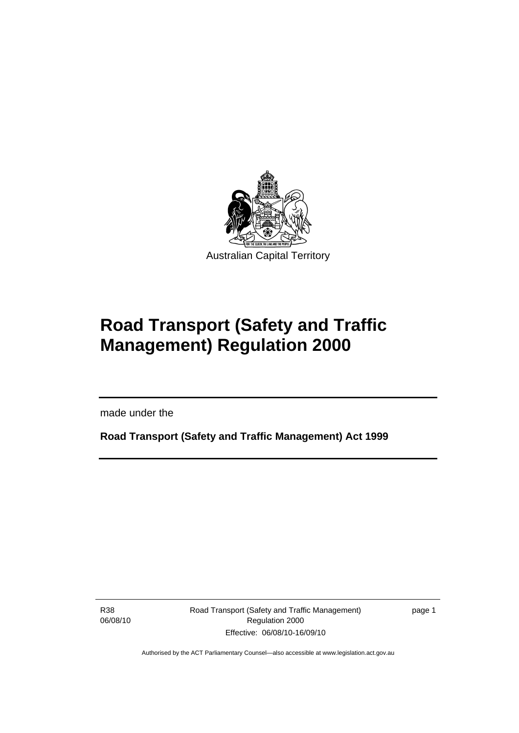Australian Capital Territory

# Road Transport (Safety and Traffic Management) Regulation 2000

made under the

**Road Transport (Safety and Traffic Management) Act 1999**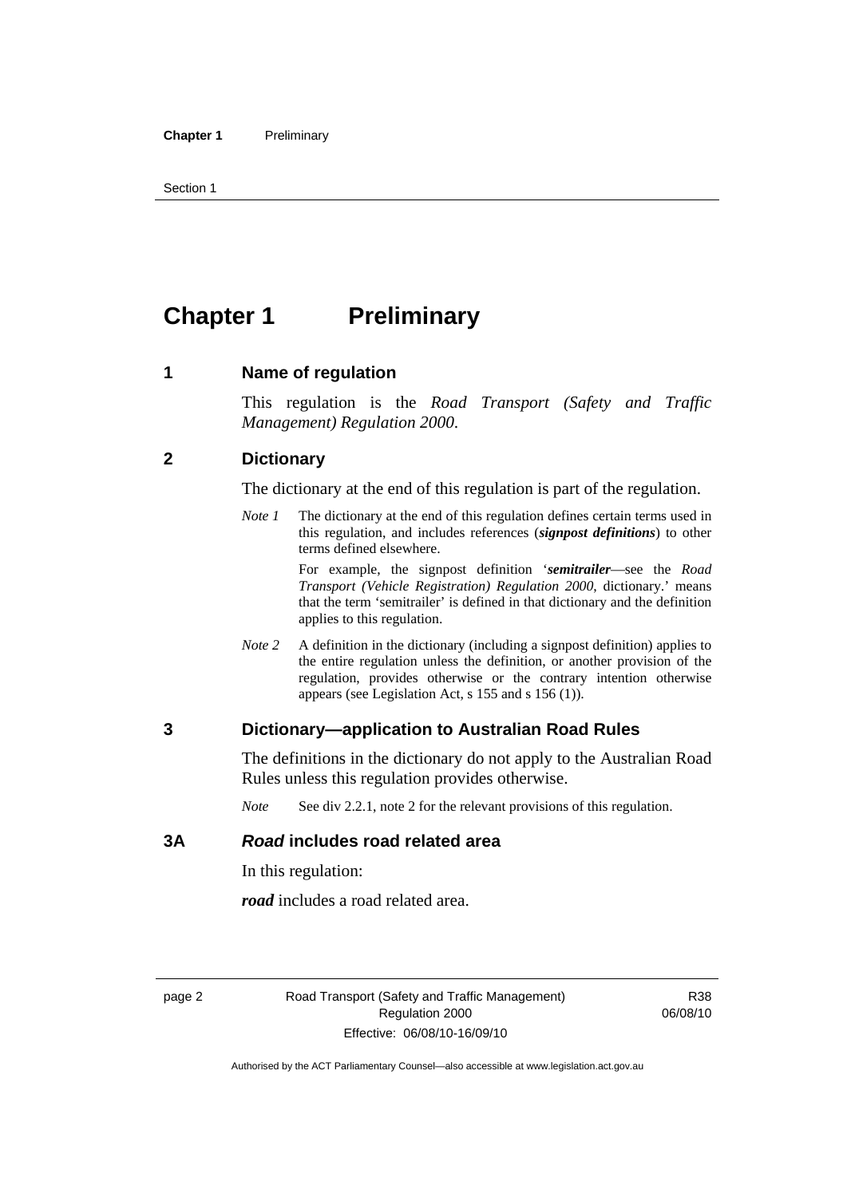# Chapter 1 Preliminary

## 1 Name of regulation

This regulation is the *Road Transport (Safety and Traffic Management) Regulation 2000*.

## 2 Dictionary

The dictionary at the end of this regulation is part of the regulation.

*Note 1* The dictionary at the end of this regulation defines certain terms used in this regulation, and includes references (***signpost definitions***) to other terms defined elsewhere.

For example, the signpost definition '***semitrailer***—see the *Road Transport (Vehicle Registration) Regulation 2000*, dictionary.' means that the term 'semitrailer' is defined in that dictionary and the definition applies to this regulation.

*Note 2* A definition in the dictionary (including a signpost definition) applies to the entire regulation unless the definition, or another provision of the regulation, provides otherwise or the contrary intention otherwise appears (see Legislation Act, s 155 and s 156 (1)).

## 3 Dictionary—application to Australian Road Rules

The definitions in the dictionary do not apply to the Australian Road Rules unless this regulation provides otherwise.

*Note* See div 2.2.1, note 2 for the relevant provisions of this regulation.

## 3A *Road* includes road related area

In this regulation:

***road*** includes a road related area.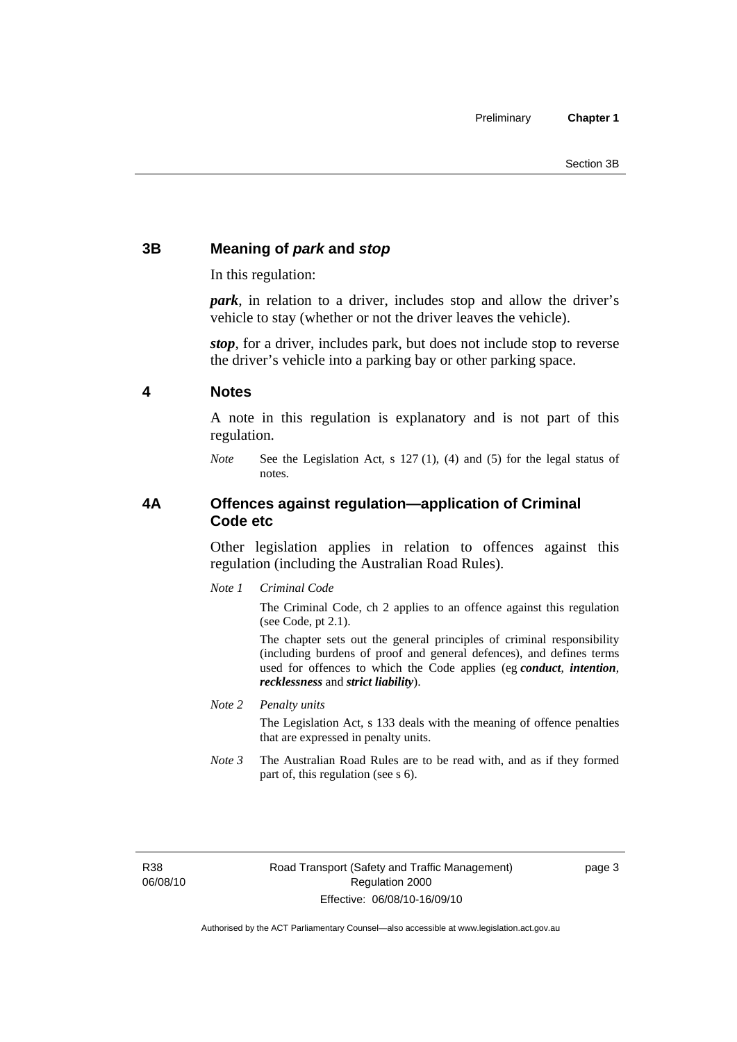## 3B Meaning of *park* and *stop*

In this regulation:

***park***, in relation to a driver, includes stop and allow the driver's vehicle to stay (whether or not the driver leaves the vehicle).

***stop***, for a driver, includes park, but does not include stop to reverse the driver's vehicle into a parking bay or other parking space.

## 4 Notes

A note in this regulation is explanatory and is not part of this regulation.

*Note* See the Legislation Act, s 127 (1), (4) and (5) for the legal status of notes.

## 4A Offences against regulation—application of Criminal Code etc

Other legislation applies in relation to offences against this regulation (including the Australian Road Rules).

*Note 1* *Criminal Code*

The Criminal Code, ch 2 applies to an offence against this regulation (see Code, pt 2.1).

The chapter sets out the general principles of criminal responsibility (including burdens of proof and general defences), and defines terms used for offences to which the Code applies (eg ***conduct***, ***intention***, ***recklessness*** and ***strict liability***).

*Note 2* *Penalty units*

The Legislation Act, s 133 deals with the meaning of offence penalties that are expressed in penalty units.

*Note 3* The Australian Road Rules are to be read with, and as if they formed part of, this regulation (see s 6).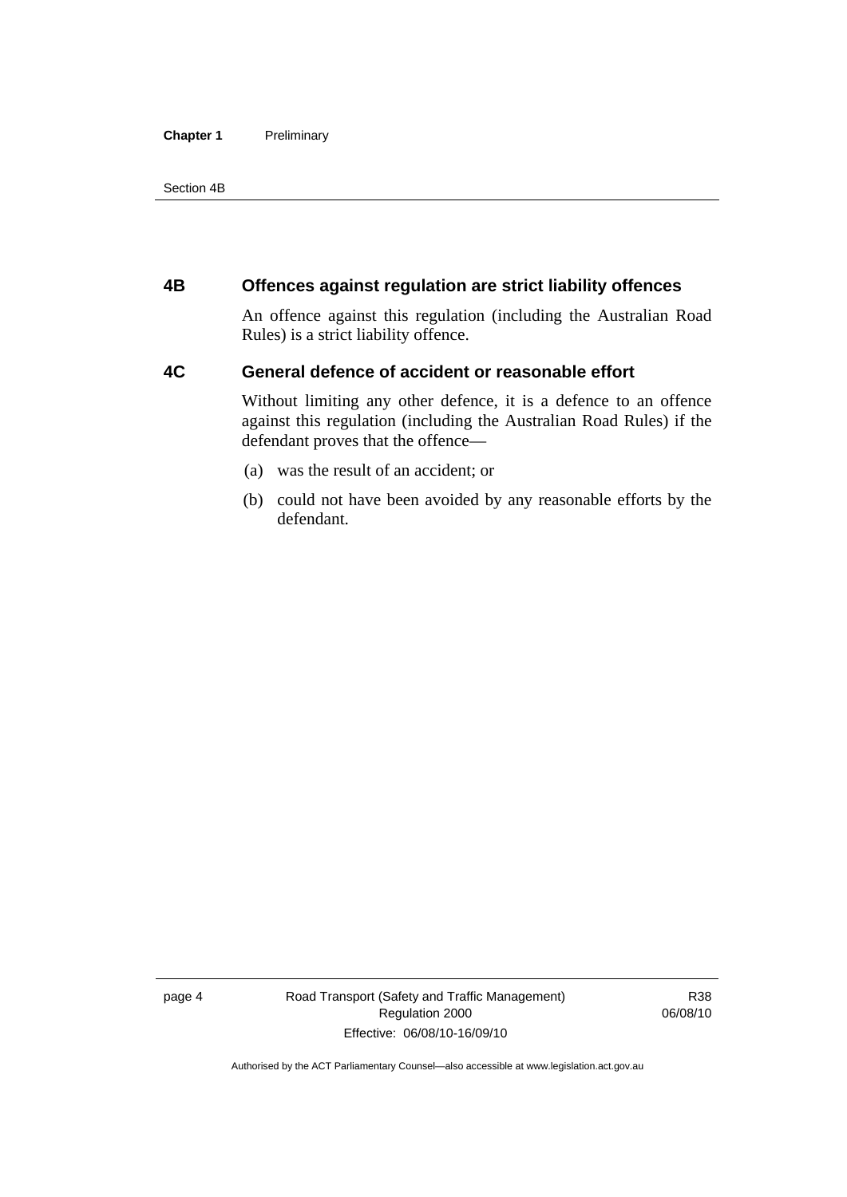## 4B Offences against regulation are strict liability offences

An offence against this regulation (including the Australian Road Rules) is a strict liability offence.

## 4C General defence of accident or reasonable effort

Without limiting any other defence, it is a defence to an offence against this regulation (including the Australian Road Rules) if the defendant proves that the offence—

(a) was the result of an accident; or

(b) could not have been avoided by any reasonable efforts by the defendant.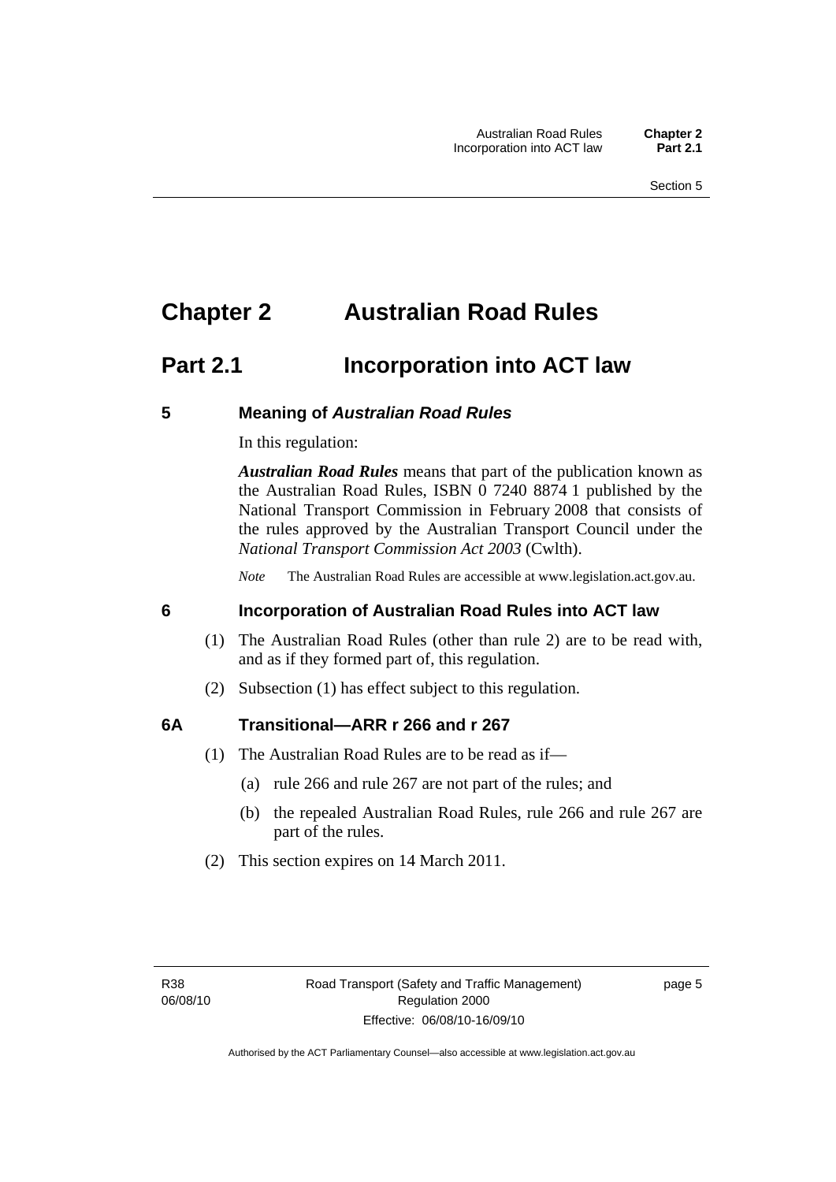# Chapter 2 Australian Road Rules

## Part 2.1 Incorporation into ACT law

### 5 Meaning of *Australian Road Rules*

In this regulation:

***Australian Road Rules*** means that part of the publication known as the Australian Road Rules, ISBN 0 7240 8874 1 published by the National Transport Commission in February 2008 that consists of the rules approved by the Australian Transport Council under the *National Transport Commission Act 2003* (Cwlth).

*Note* The Australian Road Rules are accessible at www.legislation.act.gov.au.

### 6 Incorporation of Australian Road Rules into ACT law

(1) The Australian Road Rules (other than rule 2) are to be read with, and as if they formed part of, this regulation.

(2) Subsection (1) has effect subject to this regulation.

### 6A Transitional—ARR r 266 and r 267

(1) The Australian Road Rules are to be read as if—

(a) rule 266 and rule 267 are not part of the rules; and

(b) the repealed Australian Road Rules, rule 266 and rule 267 are part of the rules.

(2) This section expires on 14 March 2011.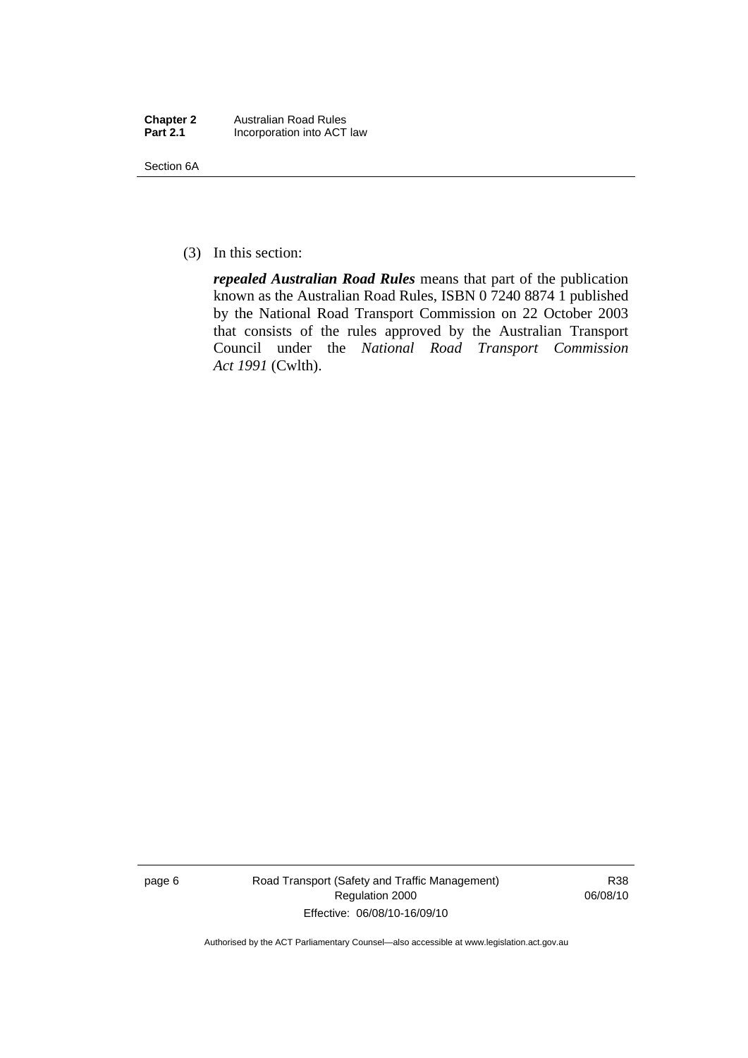(3) In this section:

***repealed Australian Road Rules*** means that part of the publication known as the Australian Road Rules, ISBN 0 7240 8874 1 published by the National Road Transport Commission on 22 October 2003 that consists of the rules approved by the Australian Transport Council under the *National Road Transport Commission Act 1991* (Cwlth).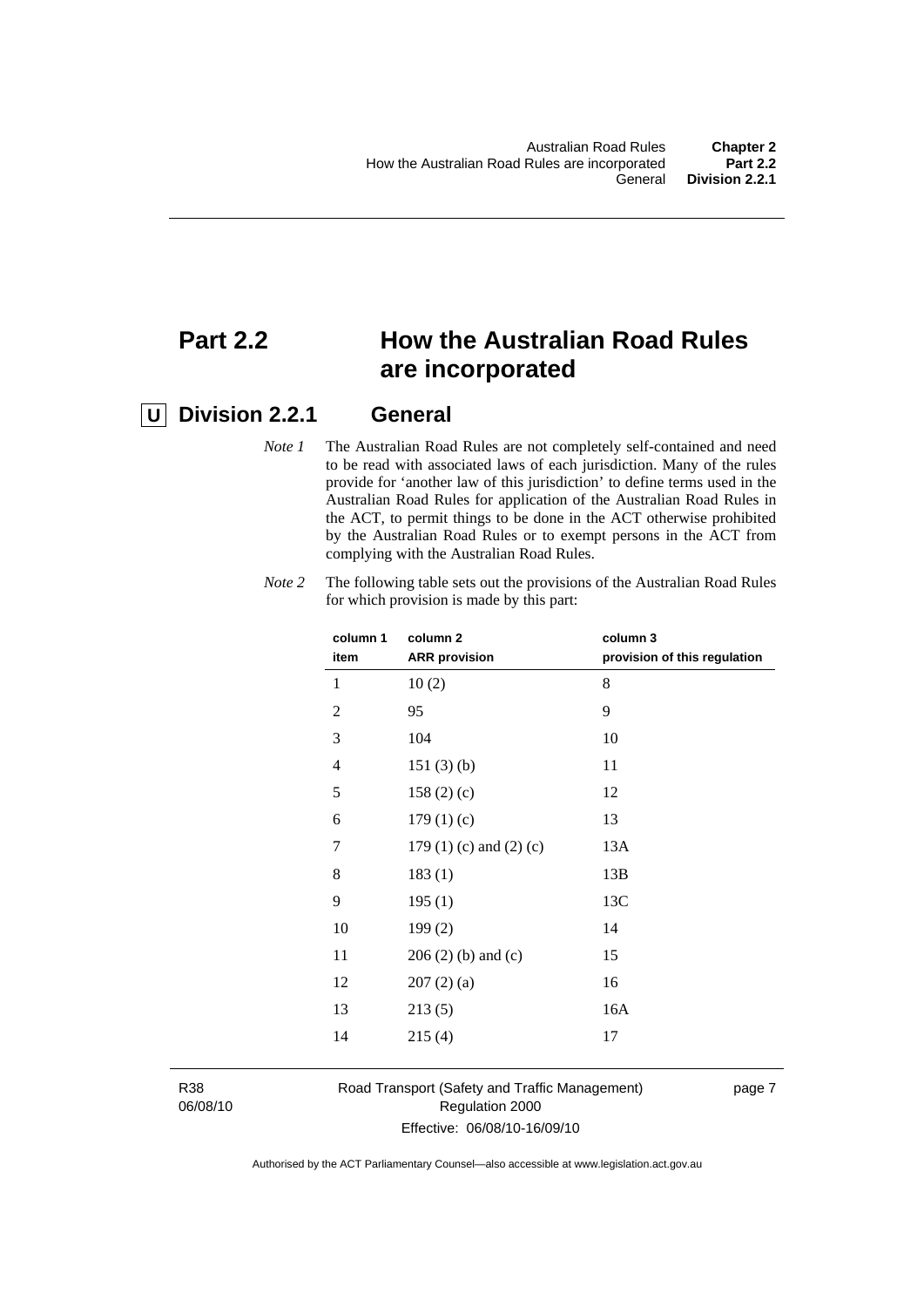# Part 2.2 How the Australian Road Rules are incorporated

## U Division 2.2.1 General

*Note 1* The Australian Road Rules are not completely self-contained and need to be read with associated laws of each jurisdiction. Many of the rules provide for 'another law of this jurisdiction' to define terms used in the Australian Road Rules for application of the Australian Road Rules in the ACT, to permit things to be done in the ACT otherwise prohibited by the Australian Road Rules or to exempt persons in the ACT from complying with the Australian Road Rules.

*Note 2* The following table sets out the provisions of the Australian Road Rules for which provision is made by this part:

| column 1<br>item | column 2<br>ARR provision | column 3<br>provision of this regulation |
|---|---|---|
| 1 | 10 (2) | 8 |
| 2 | 95 | 9 |
| 3 | 104 | 10 |
| 4 | 151 (3) (b) | 11 |
| 5 | 158 (2) (c) | 12 |
| 6 | 179 (1) (c) | 13 |
| 7 | 179 (1) (c) and (2) (c) | 13A |
| 8 | 183 (1) | 13B |
| 9 | 195 (1) | 13C |
| 10 | 199 (2) | 14 |
| 11 | 206 (2) (b) and (c) | 15 |
| 12 | 207 (2) (a) | 16 |
| 13 | 213 (5) | 16A |
| 14 | 215 (4) | 17 |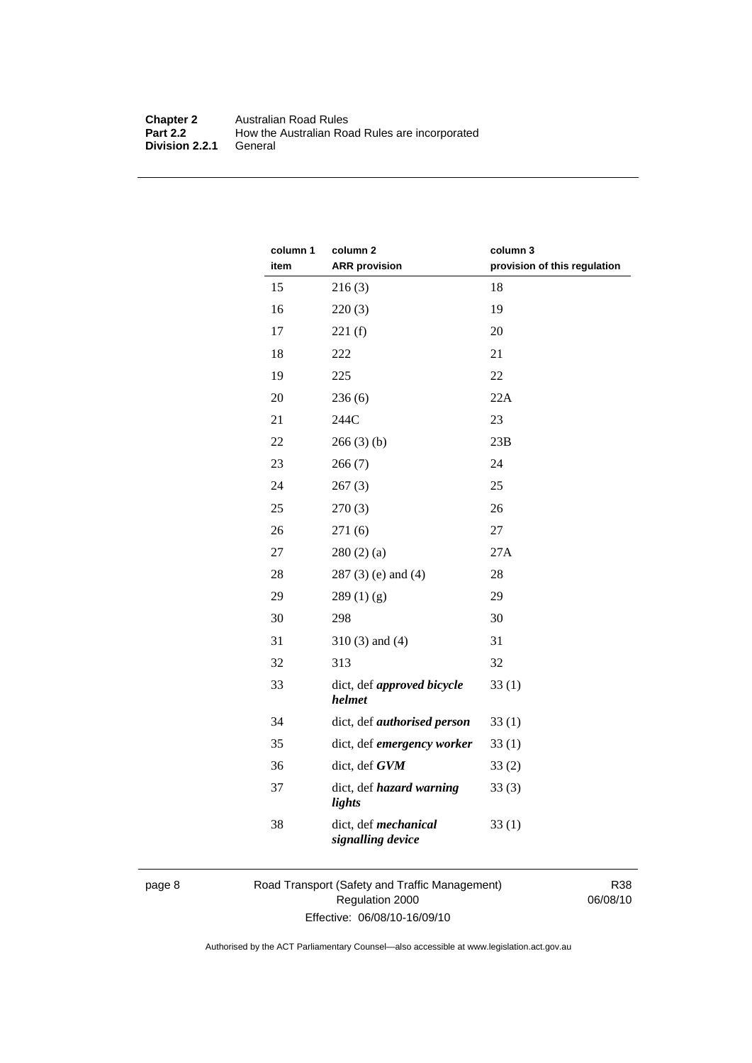| column 1 item | column 2 ARR provision | column 3 provision of this regulation |
| --- | --- | --- |
| 15 | 216 (3) | 18 |
| 16 | 220 (3) | 19 |
| 17 | 221 (f) | 20 |
| 18 | 222 | 21 |
| 19 | 225 | 22 |
| 20 | 236 (6) | 22A |
| 21 | 244C | 23 |
| 22 | 266 (3) (b) | 23B |
| 23 | 266 (7) | 24 |
| 24 | 267 (3) | 25 |
| 25 | 270 (3) | 26 |
| 26 | 271 (6) | 27 |
| 27 | 280 (2) (a) | 27A |
| 28 | 287 (3) (e) and (4) | 28 |
| 29 | 289 (1) (g) | 29 |
| 30 | 298 | 30 |
| 31 | 310 (3) and (4) | 31 |
| 32 | 313 | 32 |
| 33 | dict, def ***approved bicycle helmet*** | 33 (1) |
| 34 | dict, def ***authorised person*** | 33 (1) |
| 35 | dict, def ***emergency worker*** | 33 (1) |
| 36 | dict, def ***GVM*** | 33 (2) |
| 37 | dict, def ***hazard warning lights*** | 33 (3) |
| 38 | dict, def ***mechanical signalling device*** | 33 (1) |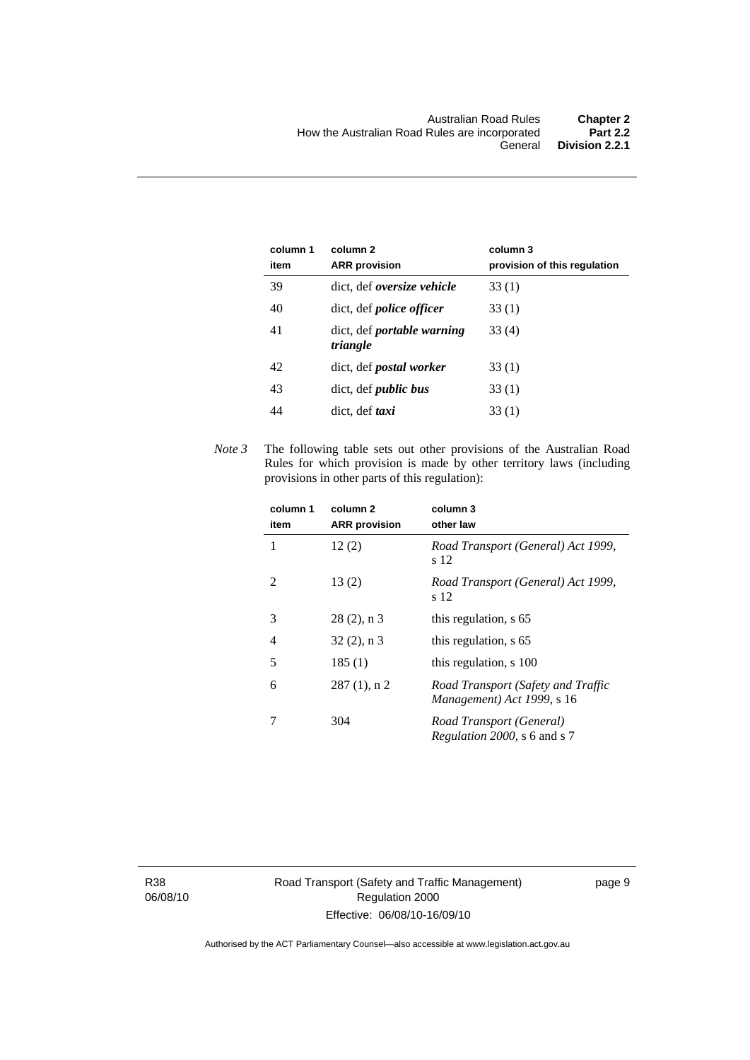| column 1 item | column 2 ARR provision | column 3 provision of this regulation |
|---|---|---|
| 39 | dict, def ***oversize vehicle*** | 33 (1) |
| 40 | dict, def ***police officer*** | 33 (1) |
| 41 | dict, def ***portable warning triangle*** | 33 (4) |
| 42 | dict, def ***postal worker*** | 33 (1) |
| 43 | dict, def ***public bus*** | 33 (1) |
| 44 | dict, def ***taxi*** | 33 (1) |

*Note 3* The following table sets out other provisions of the Australian Road Rules for which provision is made by other territory laws (including provisions in other parts of this regulation):

| column 1 item | column 2 ARR provision | column 3 other law |
|---|---|---|
| 1 | 12 (2) | *Road Transport (General) Act 1999*, s 12 |
| 2 | 13 (2) | *Road Transport (General) Act 1999*, s 12 |
| 3 | 28 (2), n 3 | this regulation, s 65 |
| 4 | 32 (2), n 3 | this regulation, s 65 |
| 5 | 185 (1) | this regulation, s 100 |
| 6 | 287 (1), n 2 | *Road Transport (Safety and Traffic Management) Act 1999*, s 16 |
| 7 | 304 | *Road Transport (General) Regulation 2000*, s 6 and s 7 |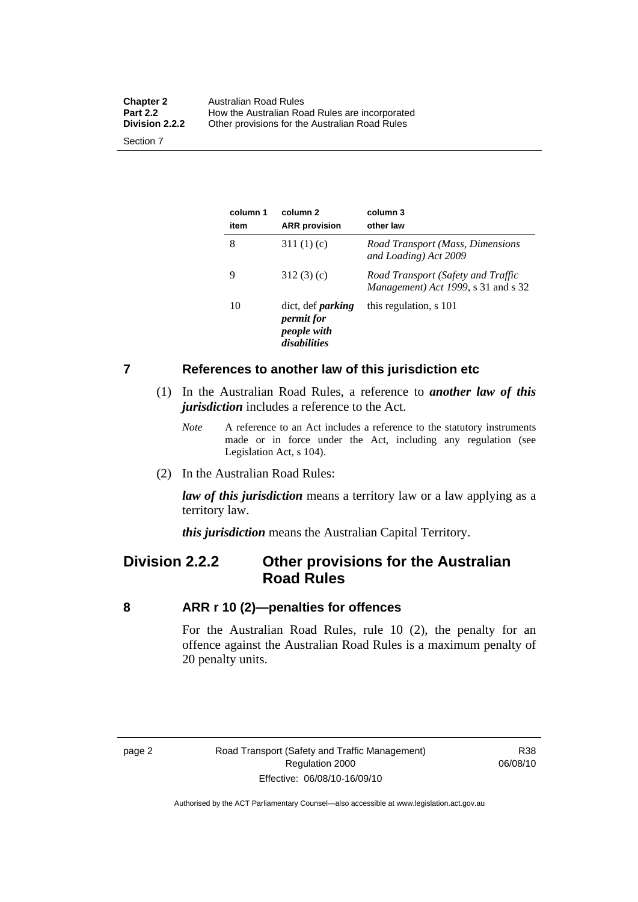| column 1 item | column 2 ARR provision | column 3 other law |
|---|---|---|
| 8 | 311 (1) (c) | *Road Transport (Mass, Dimensions and Loading) Act 2009* |
| 9 | 312 (3) (c) | *Road Transport (Safety and Traffic Management) Act 1999*, s 31 and s 32 |
| 10 | dict, def ***parking permit for people with disabilities*** | this regulation, s 101 |

## 7 References to another law of this jurisdiction etc

(1) In the Australian Road Rules, a reference to ***another law of this jurisdiction*** includes a reference to the Act.

*Note* A reference to an Act includes a reference to the statutory instruments made or in force under the Act, including any regulation (see Legislation Act, s 104).

(2) In the Australian Road Rules:

***law of this jurisdiction*** means a territory law or a law applying as a territory law.

***this jurisdiction*** means the Australian Capital Territory.

# Division 2.2.2 Other provisions for the Australian Road Rules

## 8 ARR r 10 (2)—penalties for offences

For the Australian Road Rules, rule 10 (2), the penalty for an offence against the Australian Road Rules is a maximum penalty of 20 penalty units.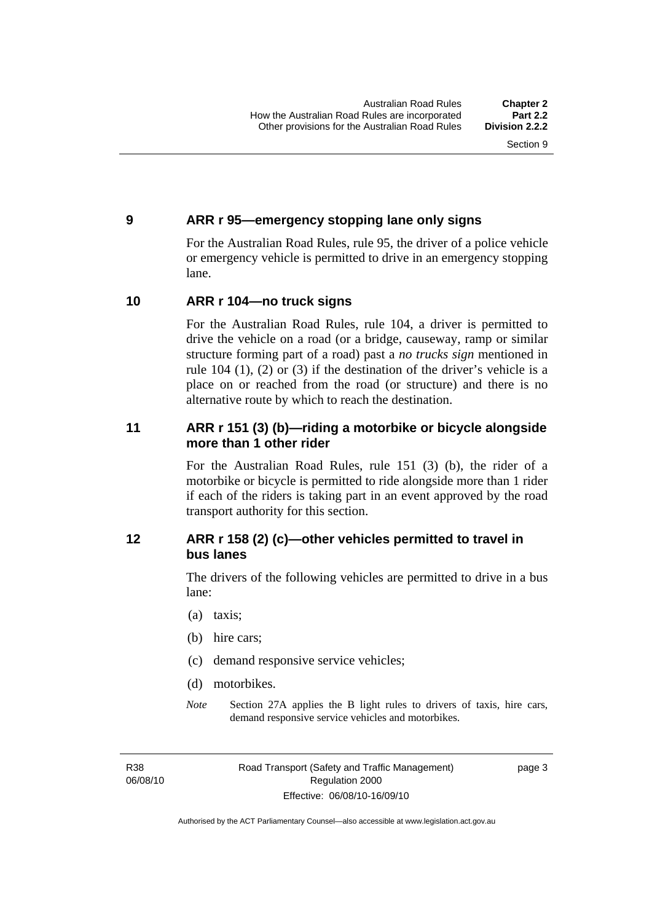## 9 ARR r 95—emergency stopping lane only signs

For the Australian Road Rules, rule 95, the driver of a police vehicle or emergency vehicle is permitted to drive in an emergency stopping lane.

## 10 ARR r 104—no truck signs

For the Australian Road Rules, rule 104, a driver is permitted to drive the vehicle on a road (or a bridge, causeway, ramp or similar structure forming part of a road) past a *no trucks sign* mentioned in rule 104 (1), (2) or (3) if the destination of the driver's vehicle is a place on or reached from the road (or structure) and there is no alternative route by which to reach the destination.

## 11 ARR r 151 (3) (b)—riding a motorbike or bicycle alongside more than 1 other rider

For the Australian Road Rules, rule 151 (3) (b), the rider of a motorbike or bicycle is permitted to ride alongside more than 1 rider if each of the riders is taking part in an event approved by the road transport authority for this section.

## 12 ARR r 158 (2) (c)—other vehicles permitted to travel in bus lanes

The drivers of the following vehicles are permitted to drive in a bus lane:

(a) taxis;

(b) hire cars;

(c) demand responsive service vehicles;

(d) motorbikes.

*Note* Section 27A applies the B light rules to drivers of taxis, hire cars, demand responsive service vehicles and motorbikes.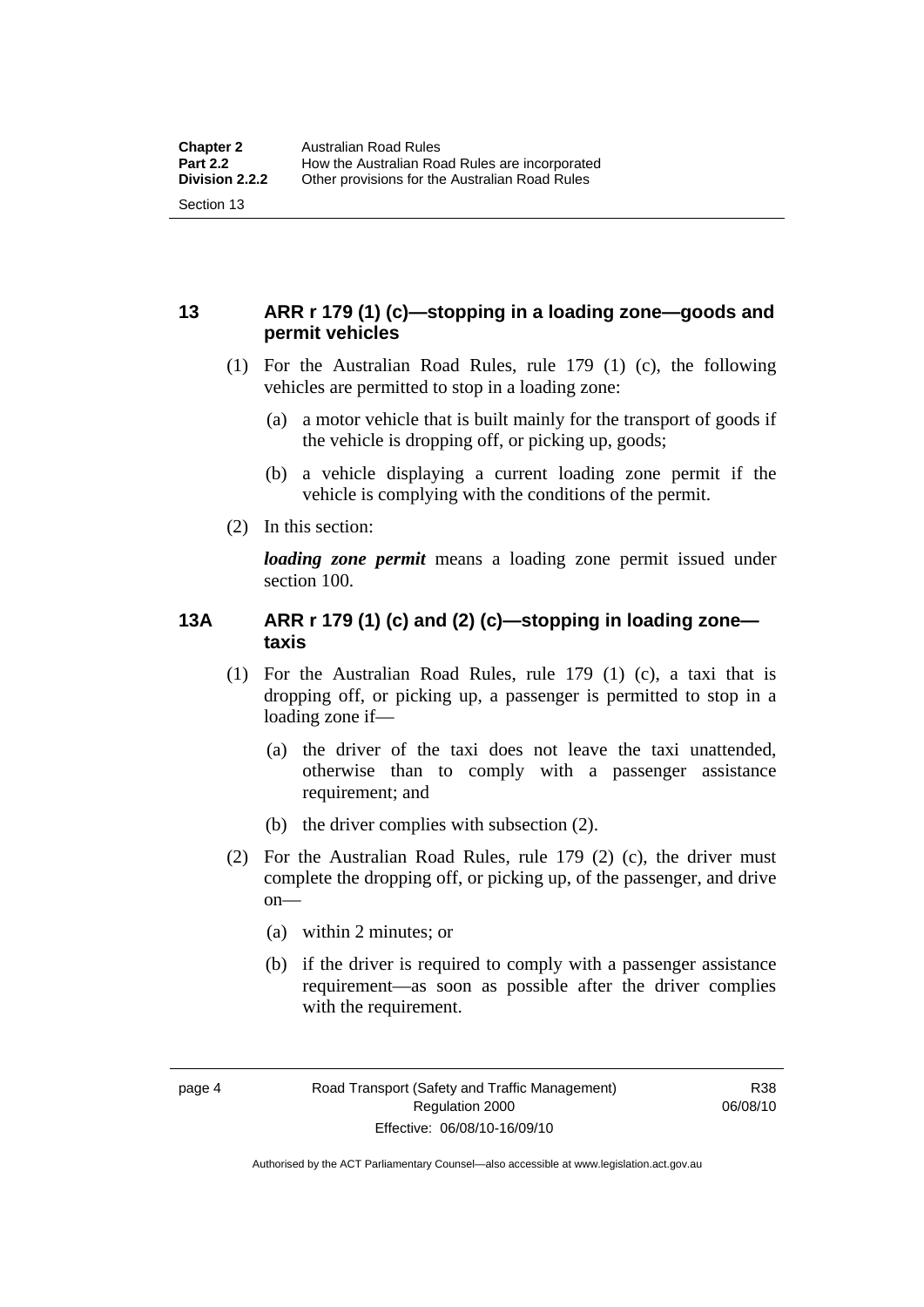## 13 ARR r 179 (1) (c)—stopping in a loading zone—goods and permit vehicles

(1) For the Australian Road Rules, rule 179 (1) (c), the following vehicles are permitted to stop in a loading zone:

(a) a motor vehicle that is built mainly for the transport of goods if the vehicle is dropping off, or picking up, goods;

(b) a vehicle displaying a current loading zone permit if the vehicle is complying with the conditions of the permit.

(2) In this section:

***loading zone permit*** means a loading zone permit issued under section 100.

## 13A ARR r 179 (1) (c) and (2) (c)—stopping in loading zone—taxis

(1) For the Australian Road Rules, rule 179 (1) (c), a taxi that is dropping off, or picking up, a passenger is permitted to stop in a loading zone if—

(a) the driver of the taxi does not leave the taxi unattended, otherwise than to comply with a passenger assistance requirement; and

(b) the driver complies with subsection (2).

(2) For the Australian Road Rules, rule 179 (2) (c), the driver must complete the dropping off, or picking up, of the passenger, and drive on—

(a) within 2 minutes; or

(b) if the driver is required to comply with a passenger assistance requirement—as soon as possible after the driver complies with the requirement.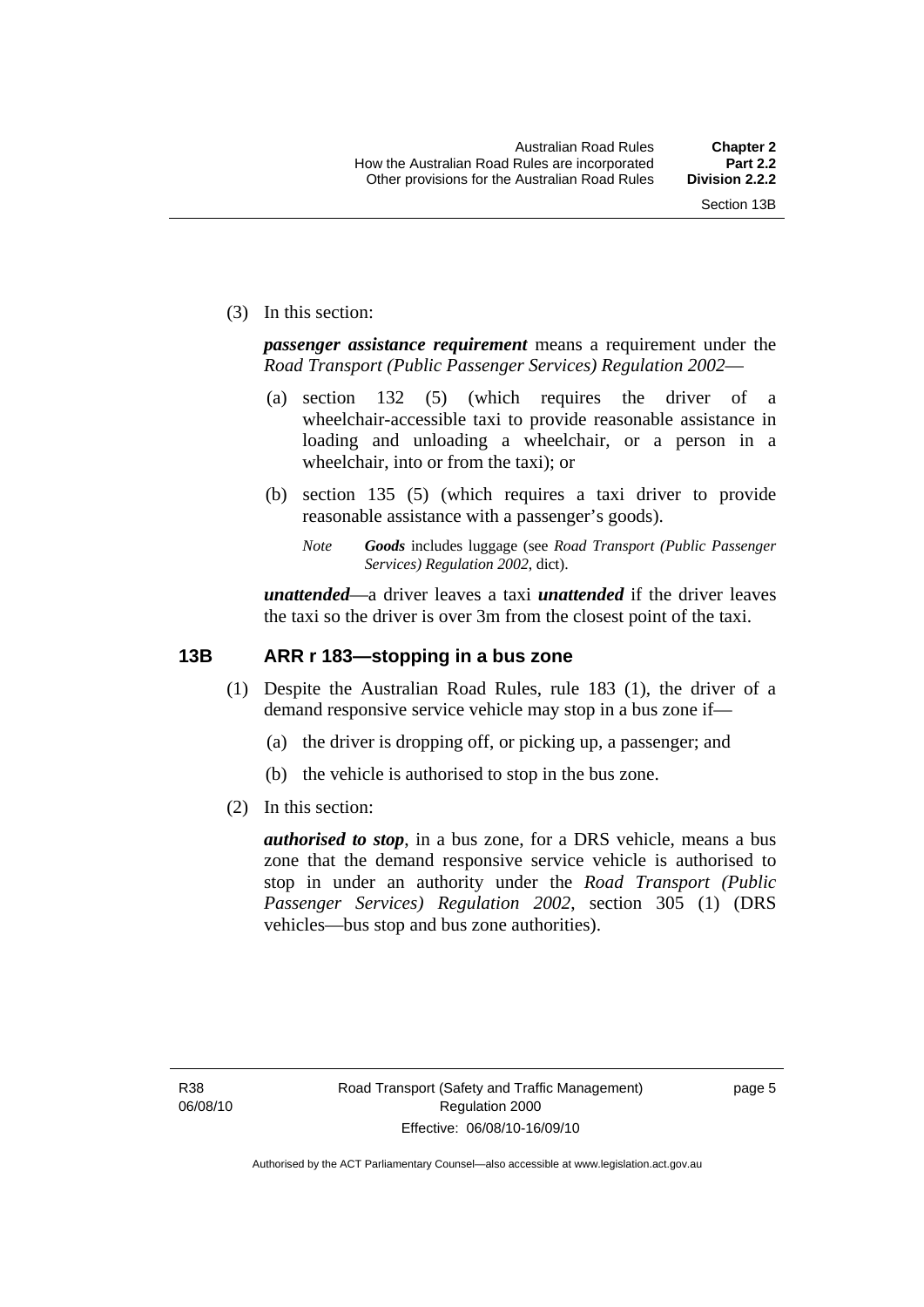(3) In this section:

***passenger assistance requirement*** means a requirement under the *Road Transport (Public Passenger Services) Regulation 2002*—

(a) section 132 (5) (which requires the driver of a wheelchair-accessible taxi to provide reasonable assistance in loading and unloading a wheelchair, or a person in a wheelchair, into or from the taxi); or

(b) section 135 (5) (which requires a taxi driver to provide reasonable assistance with a passenger's goods).

*Note* ***Goods*** includes luggage (see *Road Transport (Public Passenger Services) Regulation 2002*, dict).

***unattended***—a driver leaves a taxi ***unattended*** if the driver leaves the taxi so the driver is over 3m from the closest point of the taxi.

### 13B ARR r 183—stopping in a bus zone

(1) Despite the Australian Road Rules, rule 183 (1), the driver of a demand responsive service vehicle may stop in a bus zone if—

(a) the driver is dropping off, or picking up, a passenger; and

(b) the vehicle is authorised to stop in the bus zone.

(2) In this section:

***authorised to stop***, in a bus zone, for a DRS vehicle, means a bus zone that the demand responsive service vehicle is authorised to stop in under an authority under the *Road Transport (Public Passenger Services) Regulation 2002*, section 305 (1) (DRS vehicles—bus stop and bus zone authorities).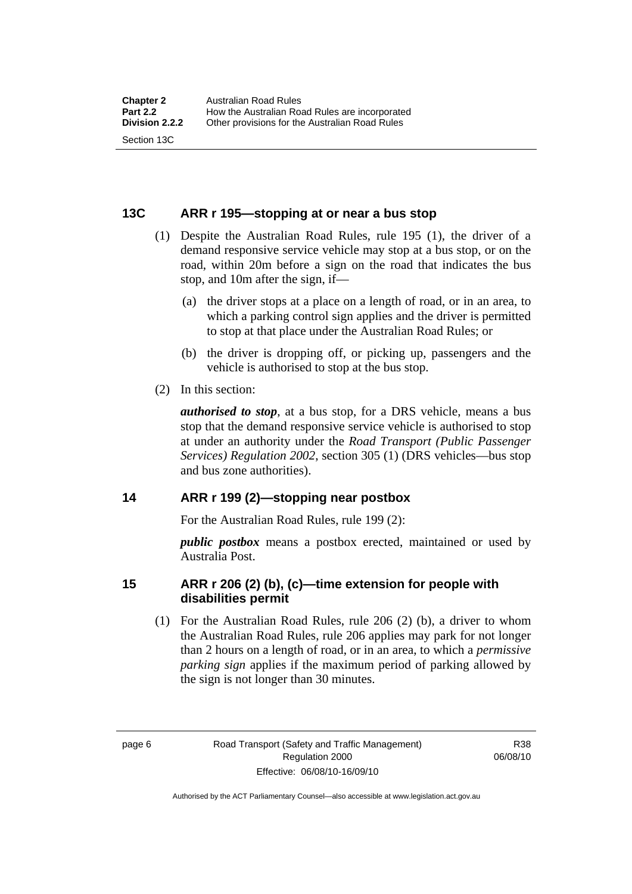## 13C ARR r 195—stopping at or near a bus stop

(1) Despite the Australian Road Rules, rule 195 (1), the driver of a demand responsive service vehicle may stop at a bus stop, or on the road, within 20m before a sign on the road that indicates the bus stop, and 10m after the sign, if—

(a) the driver stops at a place on a length of road, or in an area, to which a parking control sign applies and the driver is permitted to stop at that place under the Australian Road Rules; or

(b) the driver is dropping off, or picking up, passengers and the vehicle is authorised to stop at the bus stop.

(2) In this section:

***authorised to stop***, at a bus stop, for a DRS vehicle, means a bus stop that the demand responsive service vehicle is authorised to stop at under an authority under the *Road Transport (Public Passenger Services) Regulation 2002*, section 305 (1) (DRS vehicles—bus stop and bus zone authorities).

## 14 ARR r 199 (2)—stopping near postbox

For the Australian Road Rules, rule 199 (2):

***public postbox*** means a postbox erected, maintained or used by Australia Post.

## 15 ARR r 206 (2) (b), (c)—time extension for people with disabilities permit

(1) For the Australian Road Rules, rule 206 (2) (b), a driver to whom the Australian Road Rules, rule 206 applies may park for not longer than 2 hours on a length of road, or in an area, to which a *permissive parking sign* applies if the maximum period of parking allowed by the sign is not longer than 30 minutes.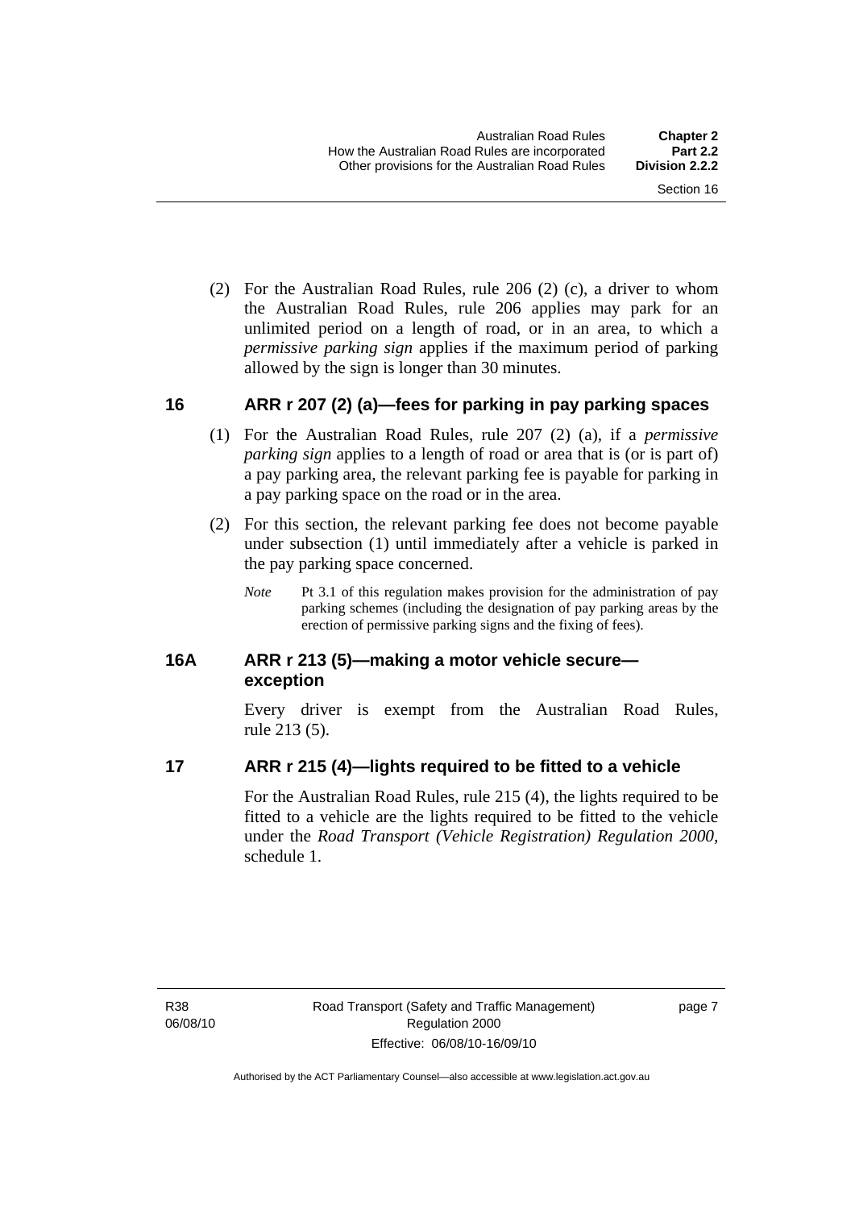(2) For the Australian Road Rules, rule 206 (2) (c), a driver to whom the Australian Road Rules, rule 206 applies may park for an unlimited period on a length of road, or in an area, to which a *permissive parking sign* applies if the maximum period of parking allowed by the sign is longer than 30 minutes.

## 16 ARR r 207 (2) (a)—fees for parking in pay parking spaces

(1) For the Australian Road Rules, rule 207 (2) (a), if a *permissive parking sign* applies to a length of road or area that is (or is part of) a pay parking area, the relevant parking fee is payable for parking in a pay parking space on the road or in the area.

(2) For this section, the relevant parking fee does not become payable under subsection (1) until immediately after a vehicle is parked in the pay parking space concerned.

*Note* Pt 3.1 of this regulation makes provision for the administration of pay parking schemes (including the designation of pay parking areas by the erection of permissive parking signs and the fixing of fees).

## 16A ARR r 213 (5)—making a motor vehicle secure—exception

Every driver is exempt from the Australian Road Rules, rule 213 (5).

## 17 ARR r 215 (4)—lights required to be fitted to a vehicle

For the Australian Road Rules, rule 215 (4), the lights required to be fitted to a vehicle are the lights required to be fitted to the vehicle under the *Road Transport (Vehicle Registration) Regulation 2000*, schedule 1.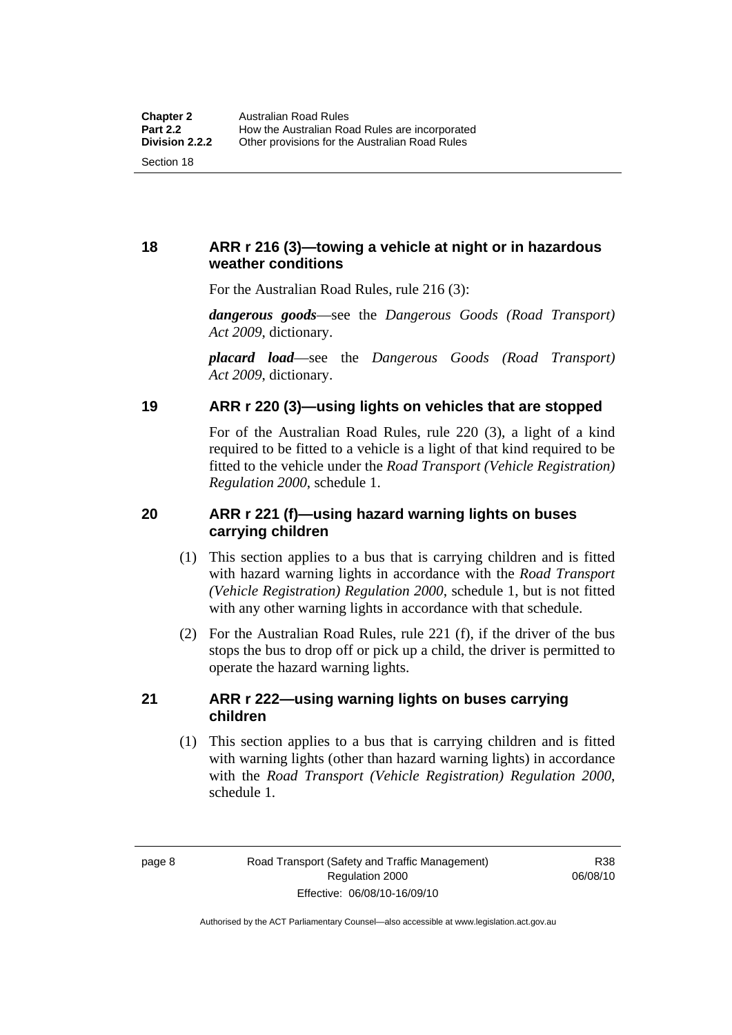## 18 ARR r 216 (3)—towing a vehicle at night or in hazardous weather conditions

For the Australian Road Rules, rule 216 (3):

***dangerous goods***—see the *Dangerous Goods (Road Transport) Act 2009*, dictionary.

***placard load***—see the *Dangerous Goods (Road Transport) Act 2009*, dictionary.

## 19 ARR r 220 (3)—using lights on vehicles that are stopped

For of the Australian Road Rules, rule 220 (3), a light of a kind required to be fitted to a vehicle is a light of that kind required to be fitted to the vehicle under the *Road Transport (Vehicle Registration) Regulation 2000*, schedule 1.

## 20 ARR r 221 (f)—using hazard warning lights on buses carrying children

(1) This section applies to a bus that is carrying children and is fitted with hazard warning lights in accordance with the *Road Transport (Vehicle Registration) Regulation 2000*, schedule 1, but is not fitted with any other warning lights in accordance with that schedule.

(2) For the Australian Road Rules, rule 221 (f), if the driver of the bus stops the bus to drop off or pick up a child, the driver is permitted to operate the hazard warning lights.

## 21 ARR r 222—using warning lights on buses carrying children

(1) This section applies to a bus that is carrying children and is fitted with warning lights (other than hazard warning lights) in accordance with the *Road Transport (Vehicle Registration) Regulation 2000*, schedule 1.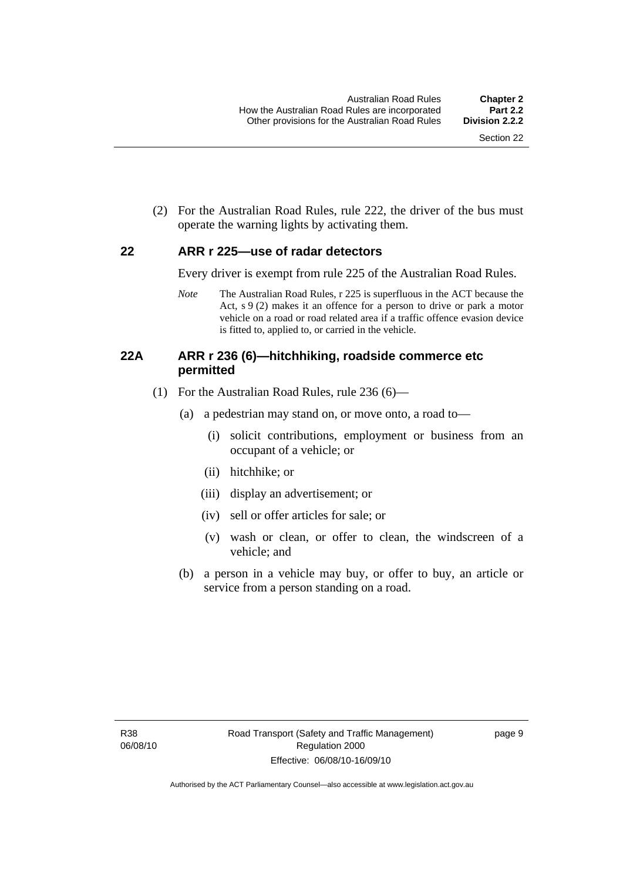(2) For the Australian Road Rules, rule 222, the driver of the bus must operate the warning lights by activating them.

## 22 ARR r 225—use of radar detectors

Every driver is exempt from rule 225 of the Australian Road Rules.

*Note* The Australian Road Rules, r 225 is superfluous in the ACT because the Act, s 9 (2) makes it an offence for a person to drive or park a motor vehicle on a road or road related area if a traffic offence evasion device is fitted to, applied to, or carried in the vehicle.

## 22A ARR r 236 (6)—hitchhiking, roadside commerce etc permitted

(1) For the Australian Road Rules, rule 236 (6)—

(a) a pedestrian may stand on, or move onto, a road to—

(i) solicit contributions, employment or business from an occupant of a vehicle; or

(ii) hitchhike; or

(iii) display an advertisement; or

(iv) sell or offer articles for sale; or

(v) wash or clean, or offer to clean, the windscreen of a vehicle; and

(b) a person in a vehicle may buy, or offer to buy, an article or service from a person standing on a road.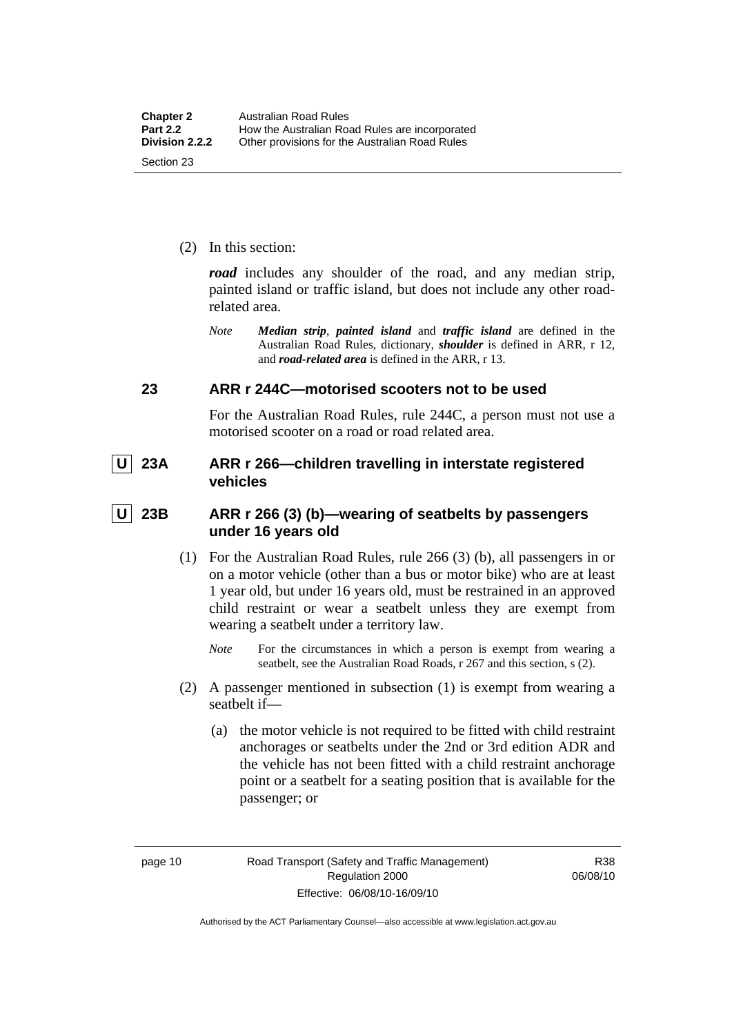(2) In this section:

***road*** includes any shoulder of the road, and any median strip, painted island or traffic island, but does not include any other road-related area.

*Note* ***Median strip***, ***painted island*** and ***traffic island*** are defined in the Australian Road Rules, dictionary, ***shoulder*** is defined in ARR, r 12, and ***road-related area*** is defined in the ARR, r 13.

### 23 ARR r 244C—motorised scooters not to be used

For the Australian Road Rules, rule 244C, a person must not use a motorised scooter on a road or road related area.

### U 23A ARR r 266—children travelling in interstate registered vehicles

### U 23B ARR r 266 (3) (b)—wearing of seatbelts by passengers under 16 years old

(1) For the Australian Road Rules, rule 266 (3) (b), all passengers in or on a motor vehicle (other than a bus or motor bike) who are at least 1 year old, but under 16 years old, must be restrained in an approved child restraint or wear a seatbelt unless they are exempt from wearing a seatbelt under a territory law.

*Note* For the circumstances in which a person is exempt from wearing a seatbelt, see the Australian Road Roads, r 267 and this section, s (2).

(2) A passenger mentioned in subsection (1) is exempt from wearing a seatbelt if—

(a) the motor vehicle is not required to be fitted with child restraint anchorages or seatbelts under the 2nd or 3rd edition ADR and the vehicle has not been fitted with a child restraint anchorage point or a seatbelt for a seating position that is available for the passenger; or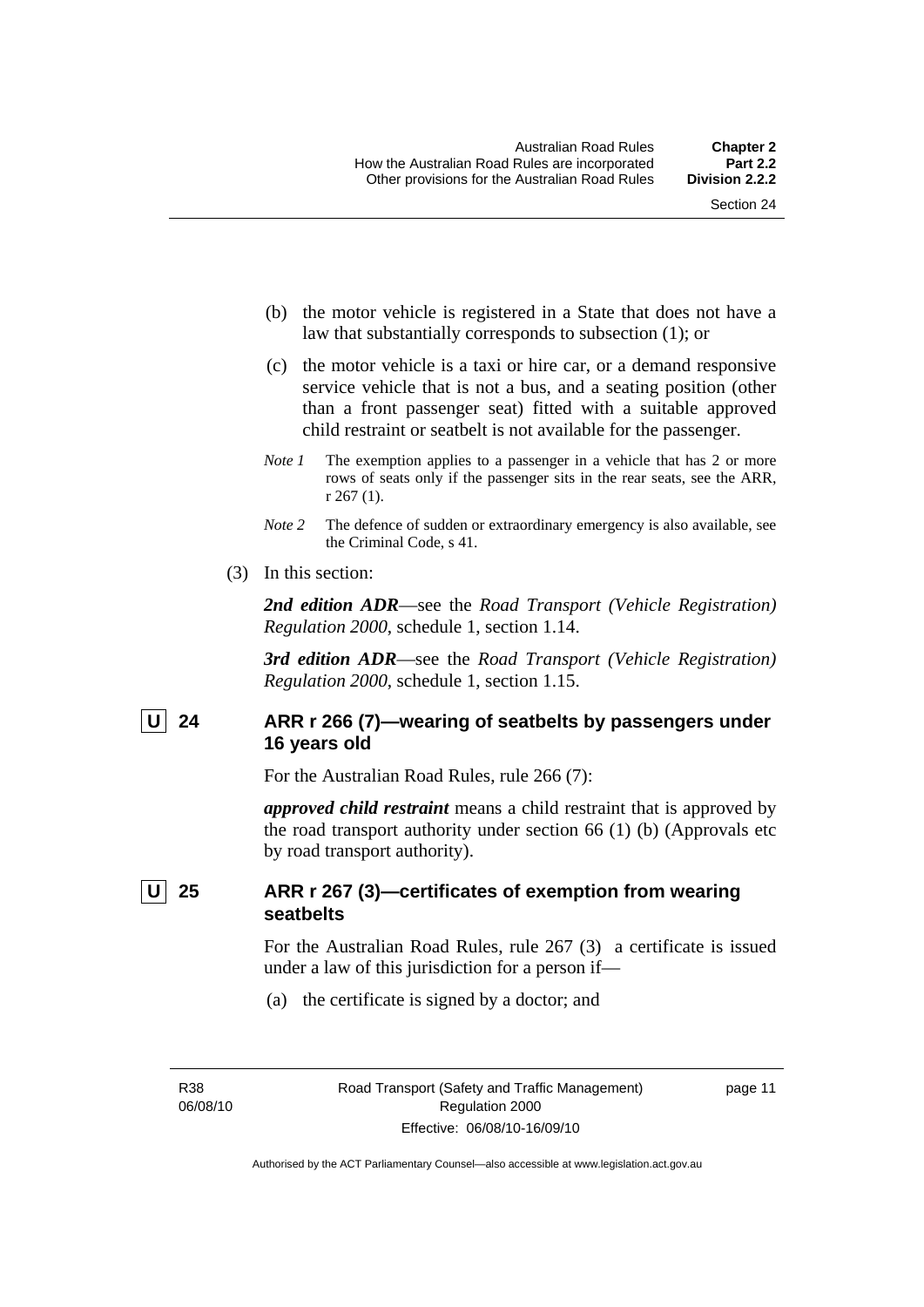(b) the motor vehicle is registered in a State that does not have a law that substantially corresponds to subsection (1); or

(c) the motor vehicle is a taxi or hire car, or a demand responsive service vehicle that is not a bus, and a seating position (other than a front passenger seat) fitted with a suitable approved child restraint or seatbelt is not available for the passenger.

*Note 1* The exemption applies to a passenger in a vehicle that has 2 or more rows of seats only if the passenger sits in the rear seats, see the ARR, r 267 (1).

*Note 2* The defence of sudden or extraordinary emergency is also available, see the Criminal Code, s 41.

(3) In this section:

***2nd edition ADR***—see the *Road Transport (Vehicle Registration) Regulation 2000*, schedule 1, section 1.14.

***3rd edition ADR***—see the *Road Transport (Vehicle Registration) Regulation 2000*, schedule 1, section 1.15.

### U 24 ARR r 266 (7)—wearing of seatbelts by passengers under 16 years old

For the Australian Road Rules, rule 266 (7):

***approved child restraint*** means a child restraint that is approved by the road transport authority under section 66 (1) (b) (Approvals etc by road transport authority).

### U 25 ARR r 267 (3)—certificates of exemption from wearing seatbelts

For the Australian Road Rules, rule 267 (3) a certificate is issued under a law of this jurisdiction for a person if—

(a) the certificate is signed by a doctor; and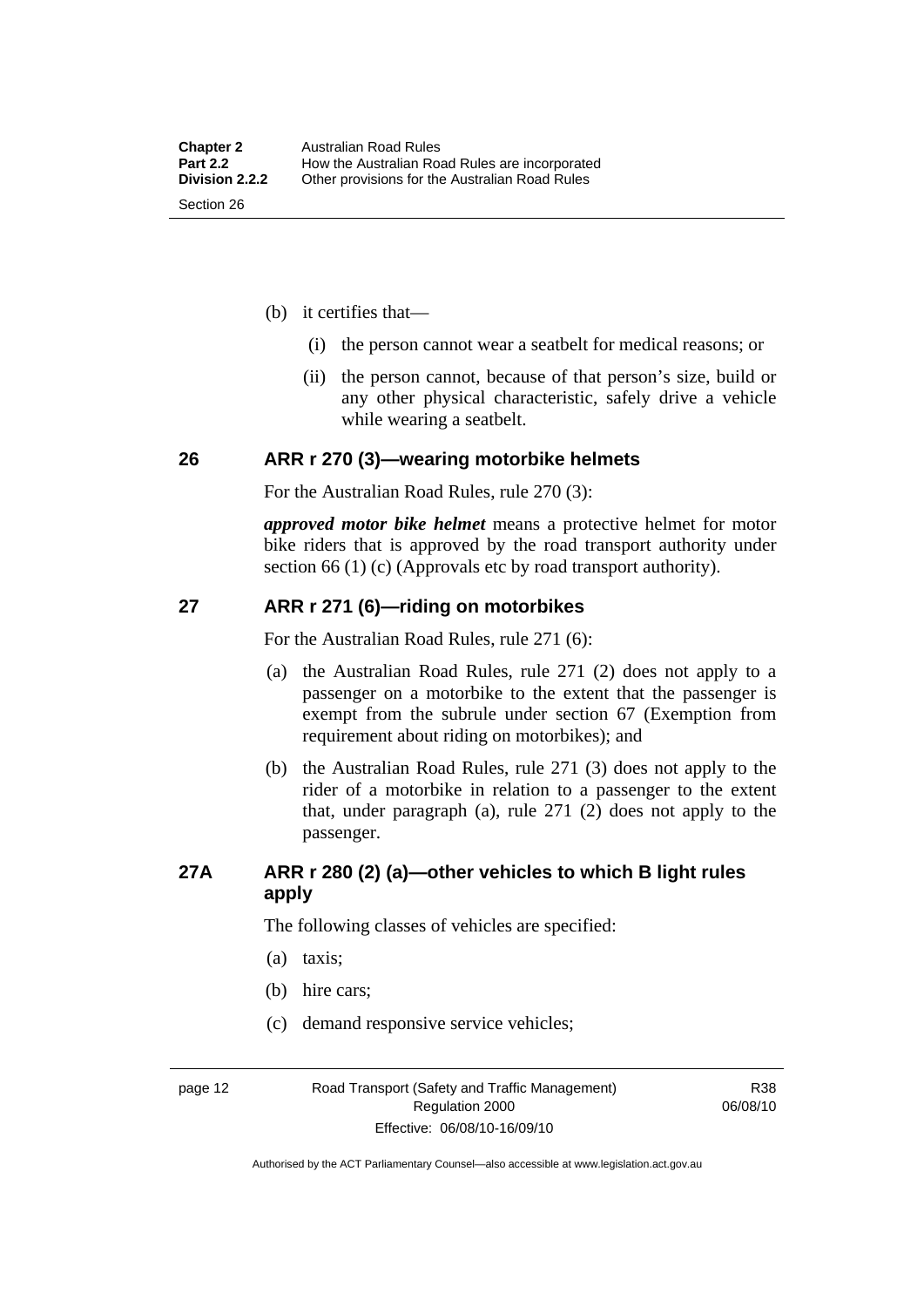(b) it certifies that—

   (i) the person cannot wear a seatbelt for medical reasons; or

   (ii) the person cannot, because of that person's size, build or any other physical characteristic, safely drive a vehicle while wearing a seatbelt.

## 26 ARR r 270 (3)—wearing motorbike helmets

For the Australian Road Rules, rule 270 (3):

***approved motor bike helmet*** means a protective helmet for motor bike riders that is approved by the road transport authority under section 66 (1) (c) (Approvals etc by road transport authority).

## 27 ARR r 271 (6)—riding on motorbikes

For the Australian Road Rules, rule 271 (6):

(a) the Australian Road Rules, rule 271 (2) does not apply to a passenger on a motorbike to the extent that the passenger is exempt from the subrule under section 67 (Exemption from requirement about riding on motorbikes); and

(b) the Australian Road Rules, rule 271 (3) does not apply to the rider of a motorbike in relation to a passenger to the extent that, under paragraph (a), rule 271 (2) does not apply to the passenger.

## 27A ARR r 280 (2) (a)—other vehicles to which B light rules apply

The following classes of vehicles are specified:

(a) taxis;

(b) hire cars;

(c) demand responsive service vehicles;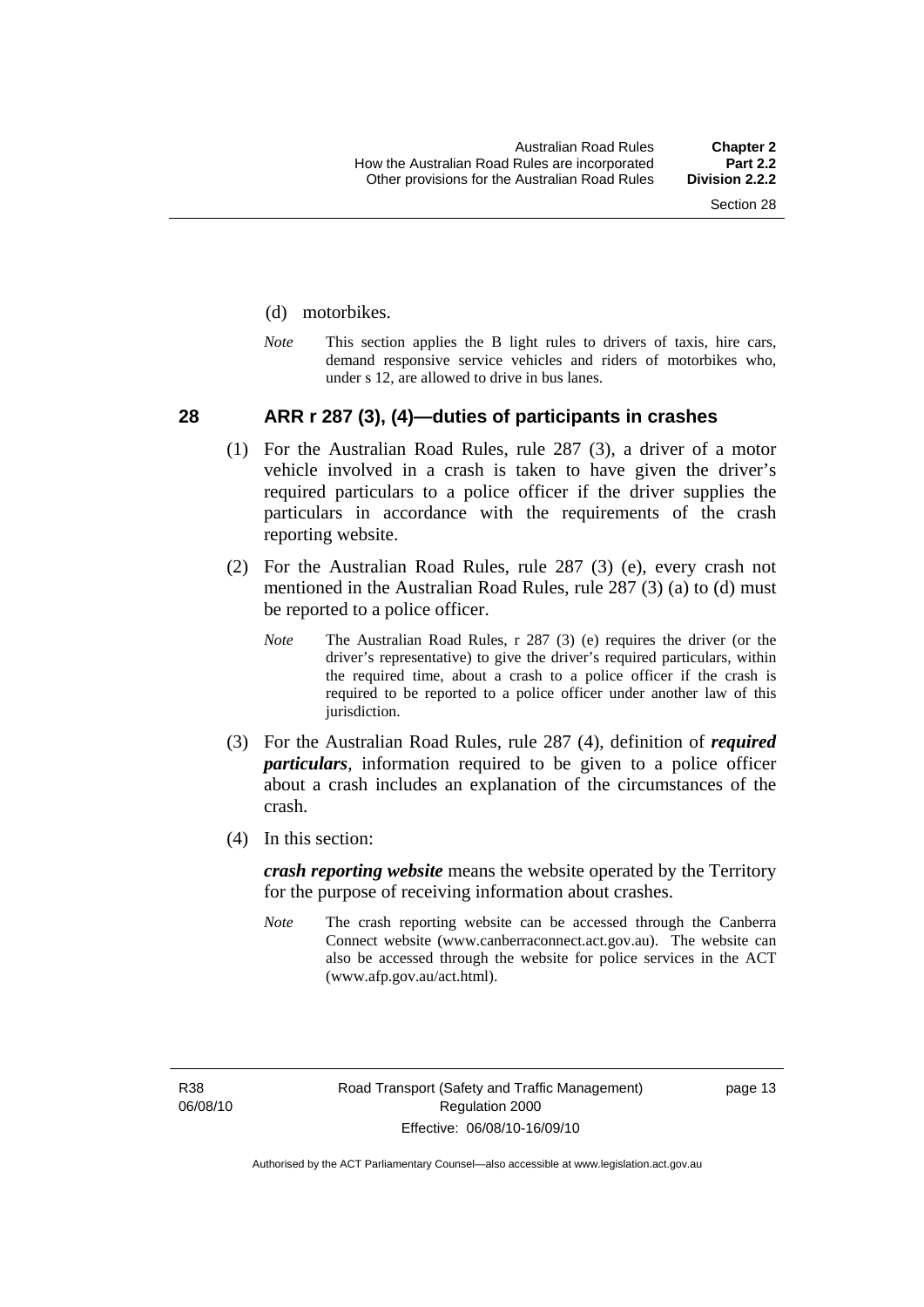(d) motorbikes.

*Note* This section applies the B light rules to drivers of taxis, hire cars, demand responsive service vehicles and riders of motorbikes who, under s 12, are allowed to drive in bus lanes.

## 28 ARR r 287 (3), (4)—duties of participants in crashes

(1) For the Australian Road Rules, rule 287 (3), a driver of a motor vehicle involved in a crash is taken to have given the driver's required particulars to a police officer if the driver supplies the particulars in accordance with the requirements of the crash reporting website.

(2) For the Australian Road Rules, rule 287 (3) (e), every crash not mentioned in the Australian Road Rules, rule 287 (3) (a) to (d) must be reported to a police officer.

*Note* The Australian Road Rules, r 287 (3) (e) requires the driver (or the driver's representative) to give the driver's required particulars, within the required time, about a crash to a police officer if the crash is required to be reported to a police officer under another law of this jurisdiction.

(3) For the Australian Road Rules, rule 287 (4), definition of ***required particulars***, information required to be given to a police officer about a crash includes an explanation of the circumstances of the crash.

(4) In this section:

***crash reporting website*** means the website operated by the Territory for the purpose of receiving information about crashes.

*Note* The crash reporting website can be accessed through the Canberra Connect website (www.canberraconnect.act.gov.au). The website can also be accessed through the website for police services in the ACT (www.afp.gov.au/act.html).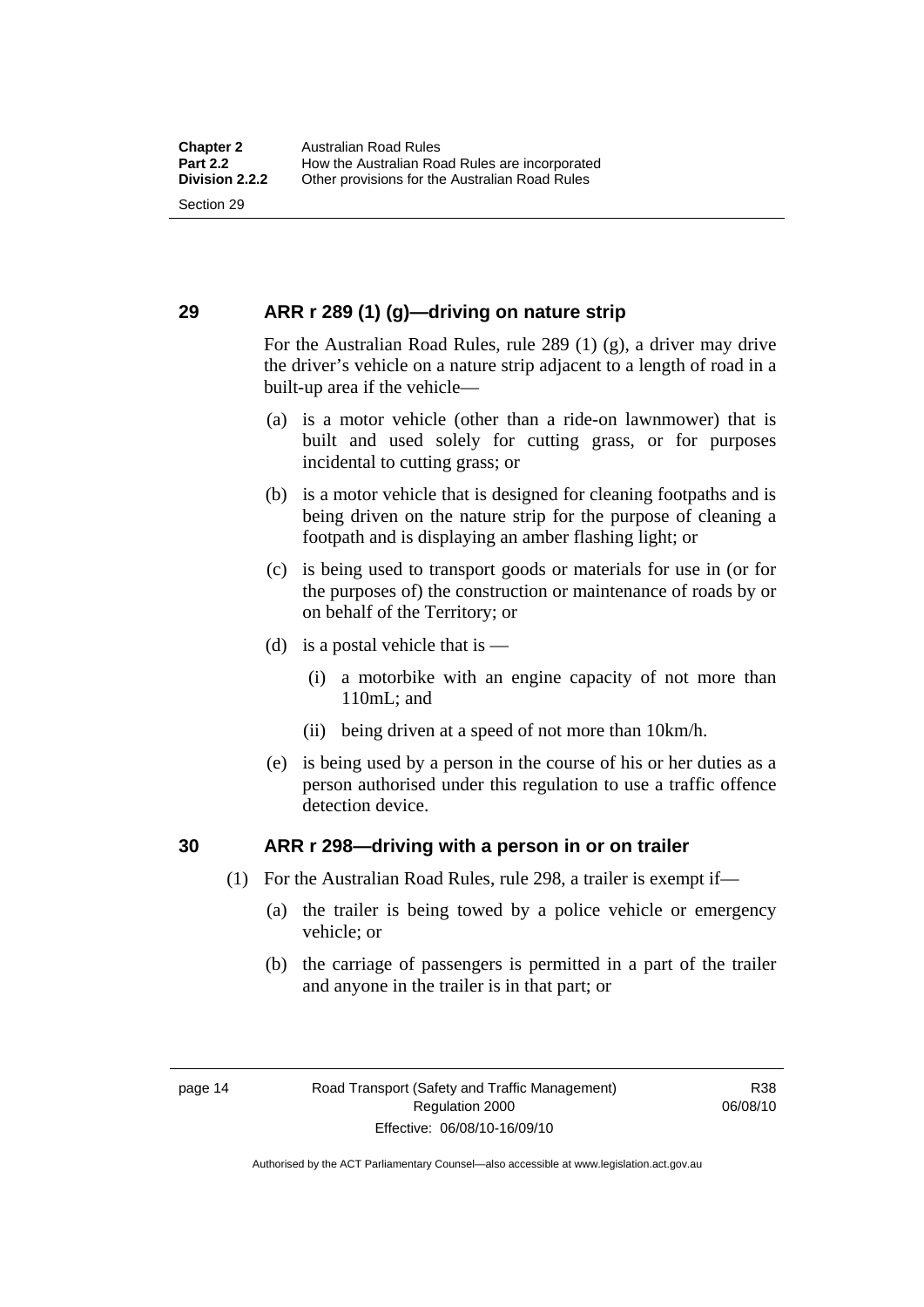## 29 ARR r 289 (1) (g)—driving on nature strip

For the Australian Road Rules, rule 289 (1) (g), a driver may drive the driver's vehicle on a nature strip adjacent to a length of road in a built-up area if the vehicle—

(a) is a motor vehicle (other than a ride-on lawnmower) that is built and used solely for cutting grass, or for purposes incidental to cutting grass; or

(b) is a motor vehicle that is designed for cleaning footpaths and is being driven on the nature strip for the purpose of cleaning a footpath and is displaying an amber flashing light; or

(c) is being used to transport goods or materials for use in (or for the purposes of) the construction or maintenance of roads by or on behalf of the Territory; or

(d) is a postal vehicle that is —

 (i) a motorbike with an engine capacity of not more than 110mL; and

 (ii) being driven at a speed of not more than 10km/h.

(e) is being used by a person in the course of his or her duties as a person authorised under this regulation to use a traffic offence detection device.

## 30 ARR r 298—driving with a person in or on trailer

(1) For the Australian Road Rules, rule 298, a trailer is exempt if—

 (a) the trailer is being towed by a police vehicle or emergency vehicle; or

 (b) the carriage of passengers is permitted in a part of the trailer and anyone in the trailer is in that part; or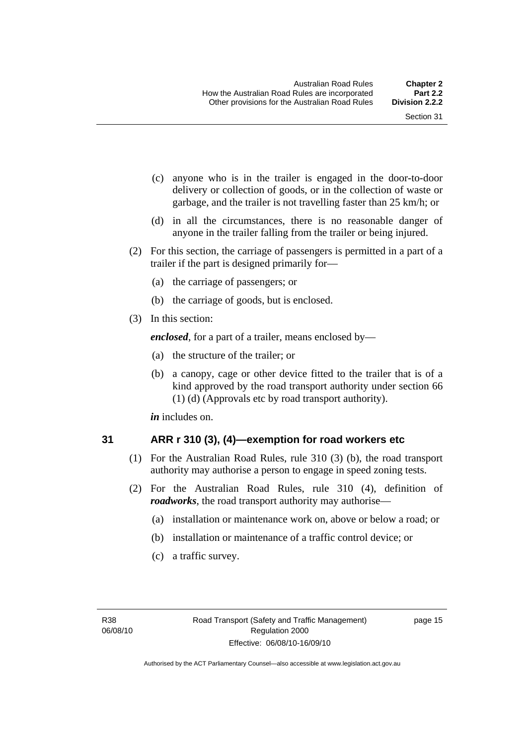(c) anyone who is in the trailer is engaged in the door-to-door delivery or collection of goods, or in the collection of waste or garbage, and the trailer is not travelling faster than 25 km/h; or

(d) in all the circumstances, there is no reasonable danger of anyone in the trailer falling from the trailer or being injured.

(2) For this section, the carriage of passengers is permitted in a part of a trailer if the part is designed primarily for—

(a) the carriage of passengers; or

(b) the carriage of goods, but is enclosed.

(3) In this section:

***enclosed***, for a part of a trailer, means enclosed by—

(a) the structure of the trailer; or

(b) a canopy, cage or other device fitted to the trailer that is of a kind approved by the road transport authority under section 66 (1) (d) (Approvals etc by road transport authority).

***in*** includes on.

## 31 ARR r 310 (3), (4)—exemption for road workers etc

(1) For the Australian Road Rules, rule 310 (3) (b), the road transport authority may authorise a person to engage in speed zoning tests.

(2) For the Australian Road Rules, rule 310 (4), definition of ***roadworks***, the road transport authority may authorise—

(a) installation or maintenance work on, above or below a road; or

(b) installation or maintenance of a traffic control device; or

(c) a traffic survey.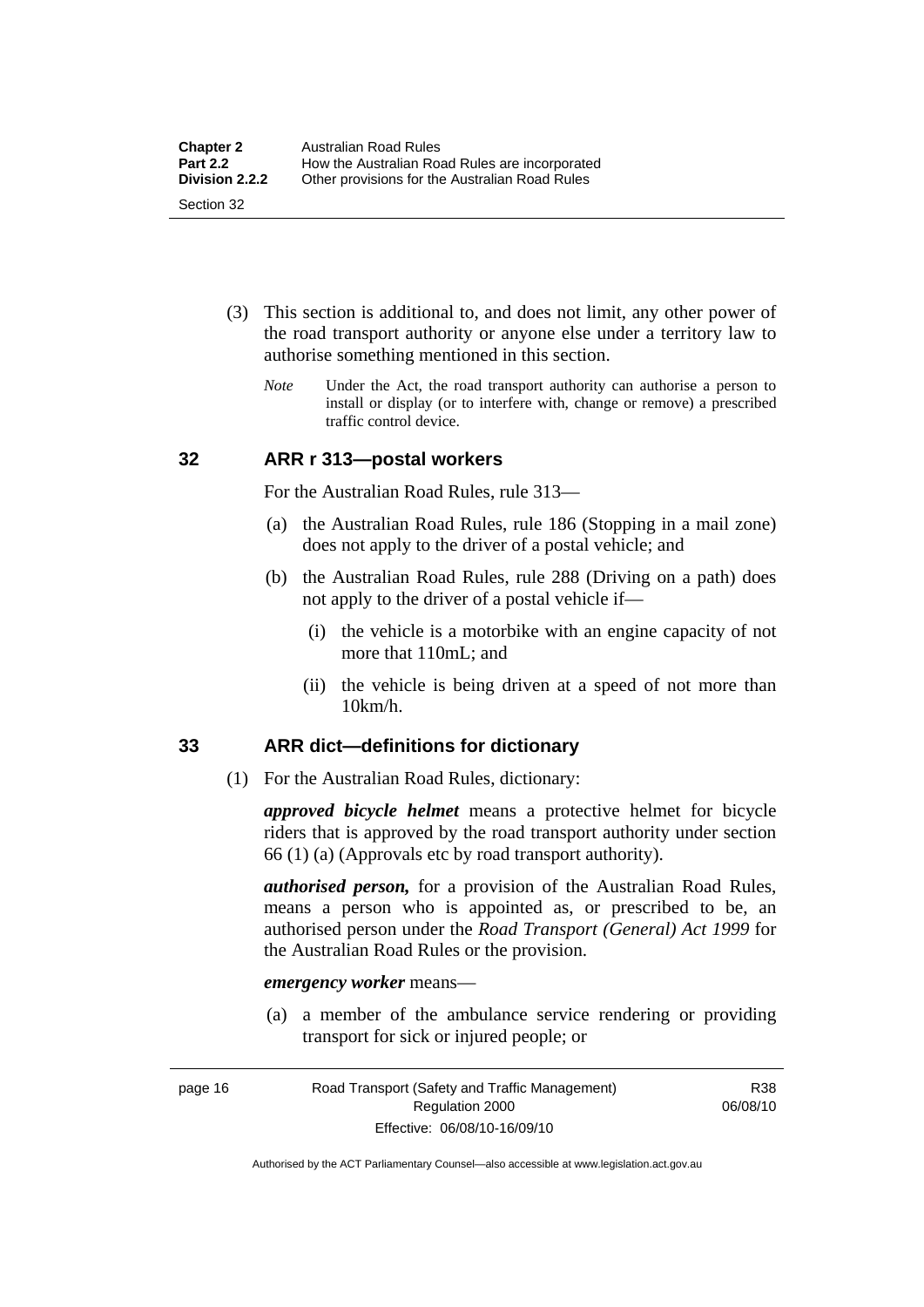(3) This section is additional to, and does not limit, any other power of the road transport authority or anyone else under a territory law to authorise something mentioned in this section.

*Note* Under the Act, the road transport authority can authorise a person to install or display (or to interfere with, change or remove) a prescribed traffic control device.

## 32 ARR r 313—postal workers

For the Australian Road Rules, rule 313—

(a) the Australian Road Rules, rule 186 (Stopping in a mail zone) does not apply to the driver of a postal vehicle; and

(b) the Australian Road Rules, rule 288 (Driving on a path) does not apply to the driver of a postal vehicle if—

  (i) the vehicle is a motorbike with an engine capacity of not more that 110mL; and

  (ii) the vehicle is being driven at a speed of not more than 10km/h.

## 33 ARR dict—definitions for dictionary

(1) For the Australian Road Rules, dictionary:

***approved bicycle helmet*** means a protective helmet for bicycle riders that is approved by the road transport authority under section 66 (1) (a) (Approvals etc by road transport authority).

***authorised person,*** for a provision of the Australian Road Rules, means a person who is appointed as, or prescribed to be, an authorised person under the *Road Transport (General) Act 1999* for the Australian Road Rules or the provision.

***emergency worker*** means—

(a) a member of the ambulance service rendering or providing transport for sick or injured people; or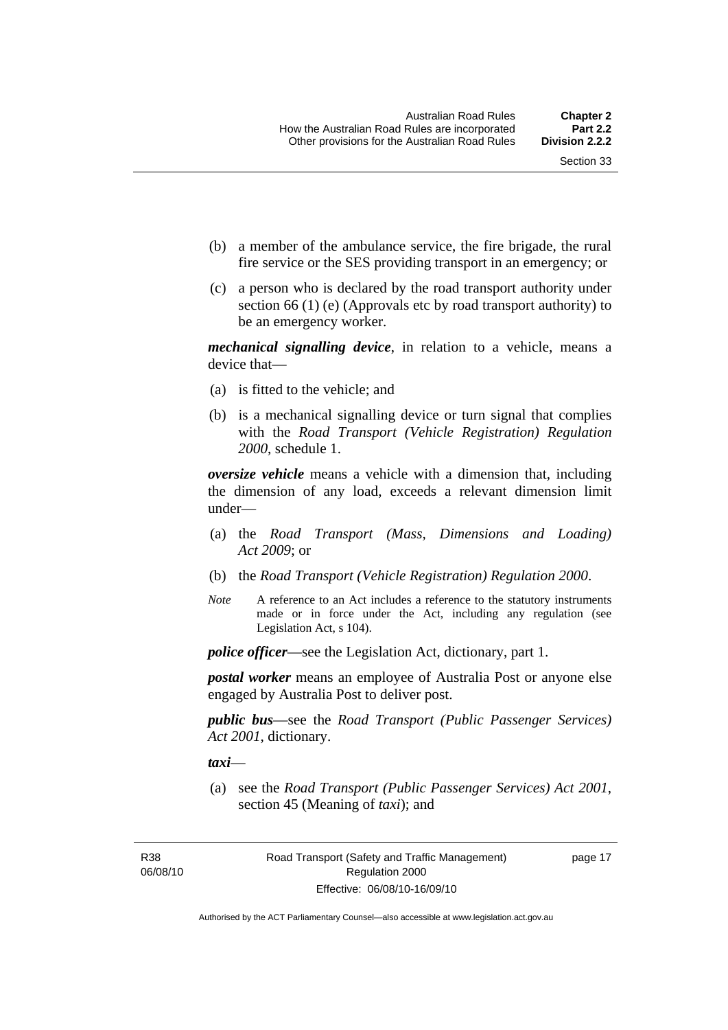(b) a member of the ambulance service, the fire brigade, the rural fire service or the SES providing transport in an emergency; or

(c) a person who is declared by the road transport authority under section 66 (1) (e) (Approvals etc by road transport authority) to be an emergency worker.

***mechanical signalling device***, in relation to a vehicle, means a device that—

(a) is fitted to the vehicle; and

(b) is a mechanical signalling device or turn signal that complies with the *Road Transport (Vehicle Registration) Regulation 2000*, schedule 1.

***oversize vehicle*** means a vehicle with a dimension that, including the dimension of any load, exceeds a relevant dimension limit under—

(a) the *Road Transport (Mass, Dimensions and Loading) Act 2009*; or

(b) the *Road Transport (Vehicle Registration) Regulation 2000*.

*Note* A reference to an Act includes a reference to the statutory instruments made or in force under the Act, including any regulation (see Legislation Act, s 104).

***police officer***—see the Legislation Act, dictionary, part 1.

***postal worker*** means an employee of Australia Post or anyone else engaged by Australia Post to deliver post.

***public bus***—see the *Road Transport (Public Passenger Services) Act 2001*, dictionary.

***taxi***—

(a) see the *Road Transport (Public Passenger Services) Act 2001*, section 45 (Meaning of *taxi*); and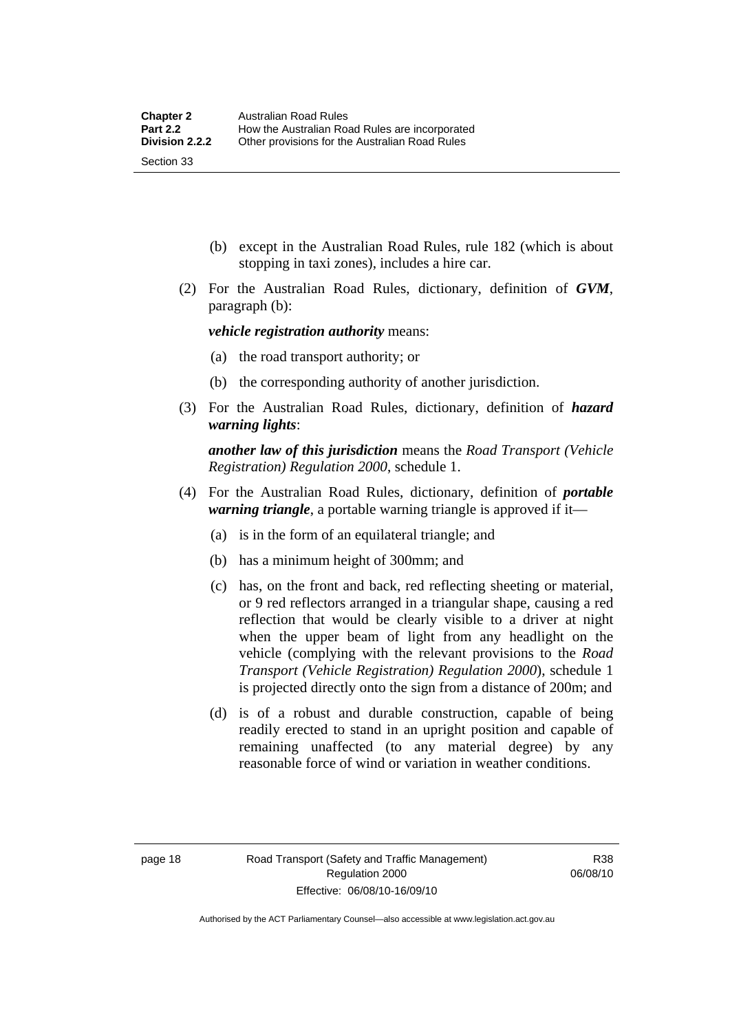(b) except in the Australian Road Rules, rule 182 (which is about stopping in taxi zones), includes a hire car.

(2) For the Australian Road Rules, dictionary, definition of ***GVM***, paragraph (b):

***vehicle registration authority*** means:

(a) the road transport authority; or

(b) the corresponding authority of another jurisdiction.

(3) For the Australian Road Rules, dictionary, definition of ***hazard warning lights***:

***another law of this jurisdiction*** means the *Road Transport (Vehicle Registration) Regulation 2000*, schedule 1.

(4) For the Australian Road Rules, dictionary, definition of ***portable warning triangle***, a portable warning triangle is approved if it—

(a) is in the form of an equilateral triangle; and

(b) has a minimum height of 300mm; and

(c) has, on the front and back, red reflecting sheeting or material, or 9 red reflectors arranged in a triangular shape, causing a red reflection that would be clearly visible to a driver at night when the upper beam of light from any headlight on the vehicle (complying with the relevant provisions to the *Road Transport (Vehicle Registration) Regulation 2000*), schedule 1 is projected directly onto the sign from a distance of 200m; and

(d) is of a robust and durable construction, capable of being readily erected to stand in an upright position and capable of remaining unaffected (to any material degree) by any reasonable force of wind or variation in weather conditions.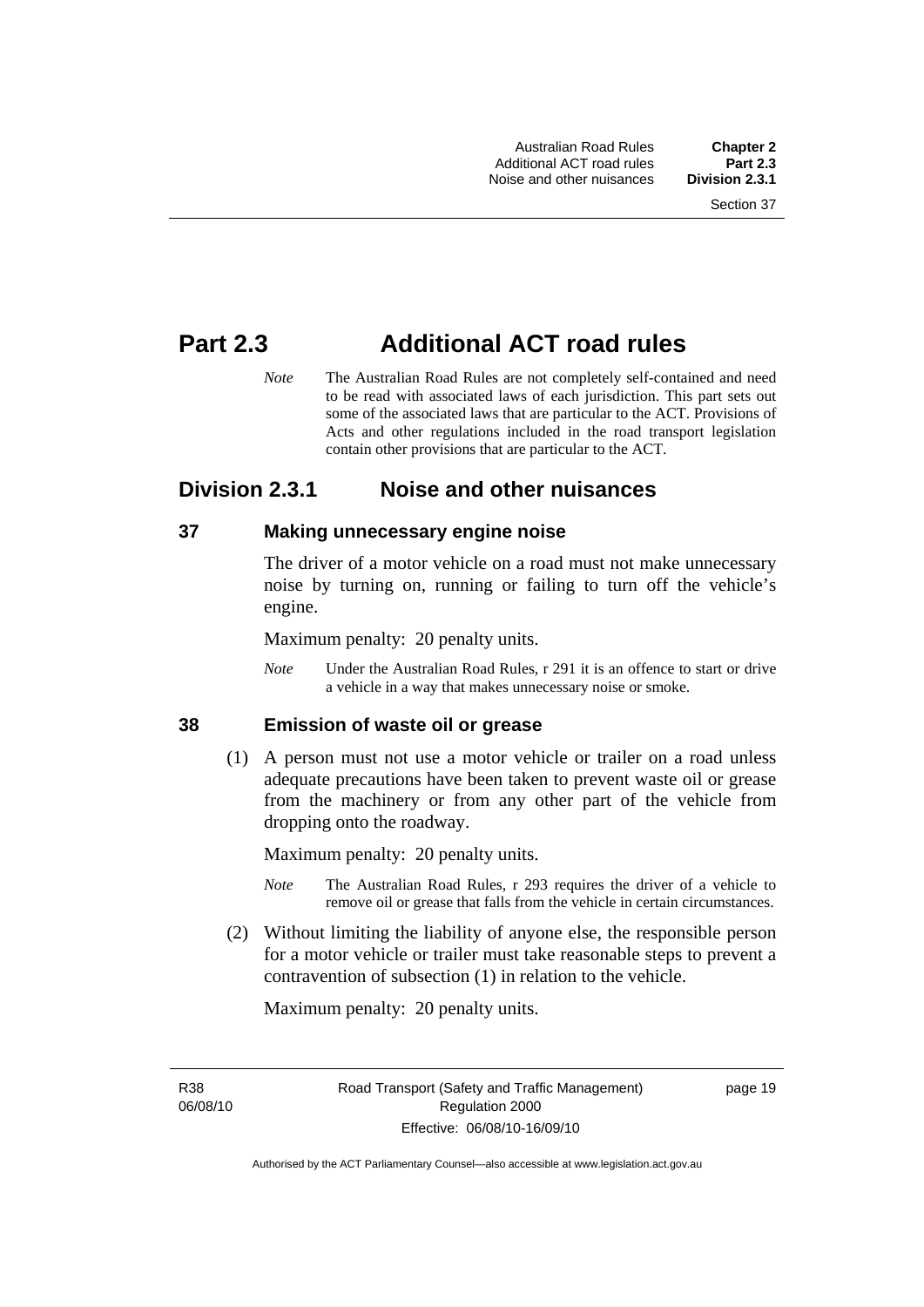# Part 2.3 Additional ACT road rules

*Note* The Australian Road Rules are not completely self-contained and need to be read with associated laws of each jurisdiction. This part sets out some of the associated laws that are particular to the ACT. Provisions of Acts and other regulations included in the road transport legislation contain other provisions that are particular to the ACT.

## Division 2.3.1 Noise and other nuisances

### 37 Making unnecessary engine noise

The driver of a motor vehicle on a road must not make unnecessary noise by turning on, running or failing to turn off the vehicle's engine.

Maximum penalty: 20 penalty units.

*Note* Under the Australian Road Rules, r 291 it is an offence to start or drive a vehicle in a way that makes unnecessary noise or smoke.

### 38 Emission of waste oil or grease

(1) A person must not use a motor vehicle or trailer on a road unless adequate precautions have been taken to prevent waste oil or grease from the machinery or from any other part of the vehicle from dropping onto the roadway.

Maximum penalty: 20 penalty units.

*Note* The Australian Road Rules, r 293 requires the driver of a vehicle to remove oil or grease that falls from the vehicle in certain circumstances.

(2) Without limiting the liability of anyone else, the responsible person for a motor vehicle or trailer must take reasonable steps to prevent a contravention of subsection (1) in relation to the vehicle.

Maximum penalty: 20 penalty units.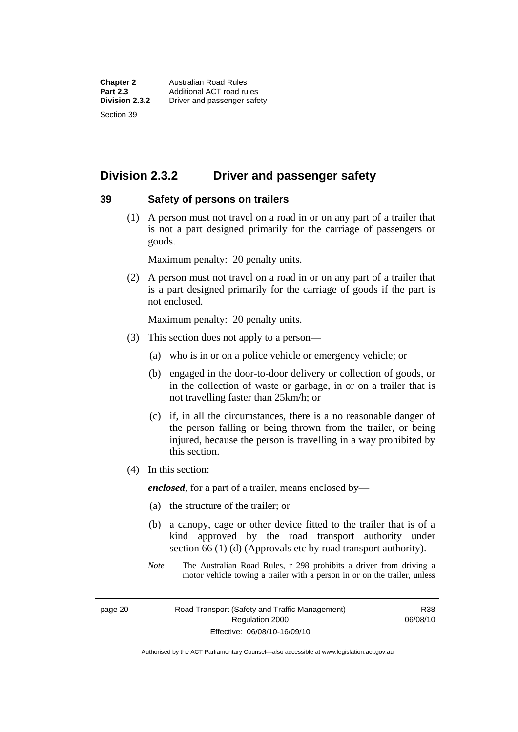## Division 2.3.2 Driver and passenger safety

### 39 Safety of persons on trailers

(1) A person must not travel on a road in or on any part of a trailer that is not a part designed primarily for the carriage of passengers or goods.

Maximum penalty: 20 penalty units.

(2) A person must not travel on a road in or on any part of a trailer that is a part designed primarily for the carriage of goods if the part is not enclosed.

Maximum penalty: 20 penalty units.

(3) This section does not apply to a person—

(a) who is in or on a police vehicle or emergency vehicle; or

(b) engaged in the door-to-door delivery or collection of goods, or in the collection of waste or garbage, in or on a trailer that is not travelling faster than 25km/h; or

(c) if, in all the circumstances, there is a no reasonable danger of the person falling or being thrown from the trailer, or being injured, because the person is travelling in a way prohibited by this section.

(4) In this section:

***enclosed***, for a part of a trailer, means enclosed by—

(a) the structure of the trailer; or

(b) a canopy, cage or other device fitted to the trailer that is of a kind approved by the road transport authority under section 66 (1) (d) (Approvals etc by road transport authority).

*Note* The Australian Road Rules, r 298 prohibits a driver from driving a motor vehicle towing a trailer with a person in or on the trailer, unless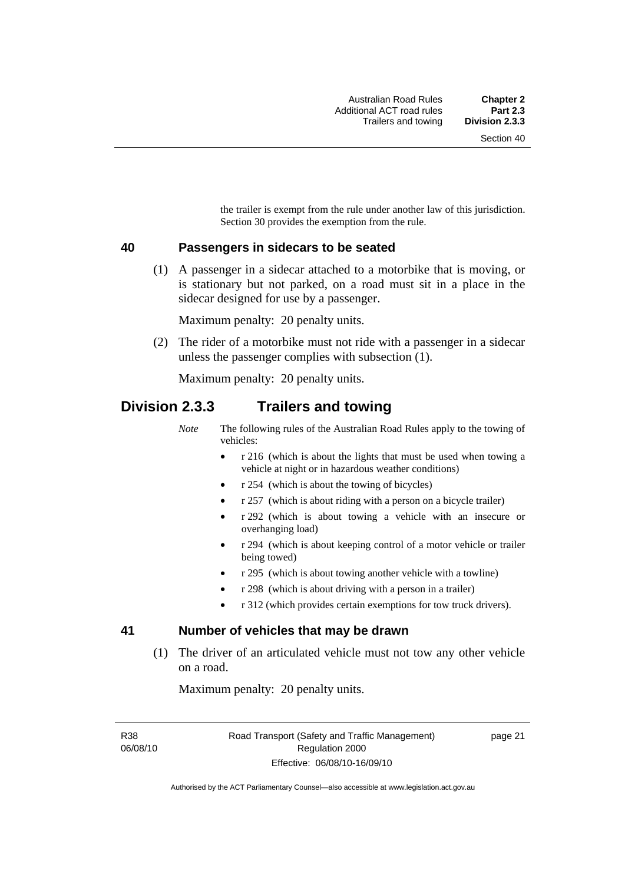the trailer is exempt from the rule under another law of this jurisdiction. Section 30 provides the exemption from the rule.

### 40 Passengers in sidecars to be seated

(1) A passenger in a sidecar attached to a motorbike that is moving, or is stationary but not parked, on a road must sit in a place in the sidecar designed for use by a passenger.

Maximum penalty: 20 penalty units.

(2) The rider of a motorbike must not ride with a passenger in a sidecar unless the passenger complies with subsection (1).

Maximum penalty: 20 penalty units.

## Division 2.3.3 Trailers and towing

*Note* The following rules of the Australian Road Rules apply to the towing of vehicles:

- r 216 (which is about the lights that must be used when towing a vehicle at night or in hazardous weather conditions)
- r 254 (which is about the towing of bicycles)
- r 257 (which is about riding with a person on a bicycle trailer)
- r 292 (which is about towing a vehicle with an insecure or overhanging load)
- r 294 (which is about keeping control of a motor vehicle or trailer being towed)
- r 295 (which is about towing another vehicle with a towline)
- r 298 (which is about driving with a person in a trailer)
- r 312 (which provides certain exemptions for tow truck drivers).

### 41 Number of vehicles that may be drawn

(1) The driver of an articulated vehicle must not tow any other vehicle on a road.

Maximum penalty: 20 penalty units.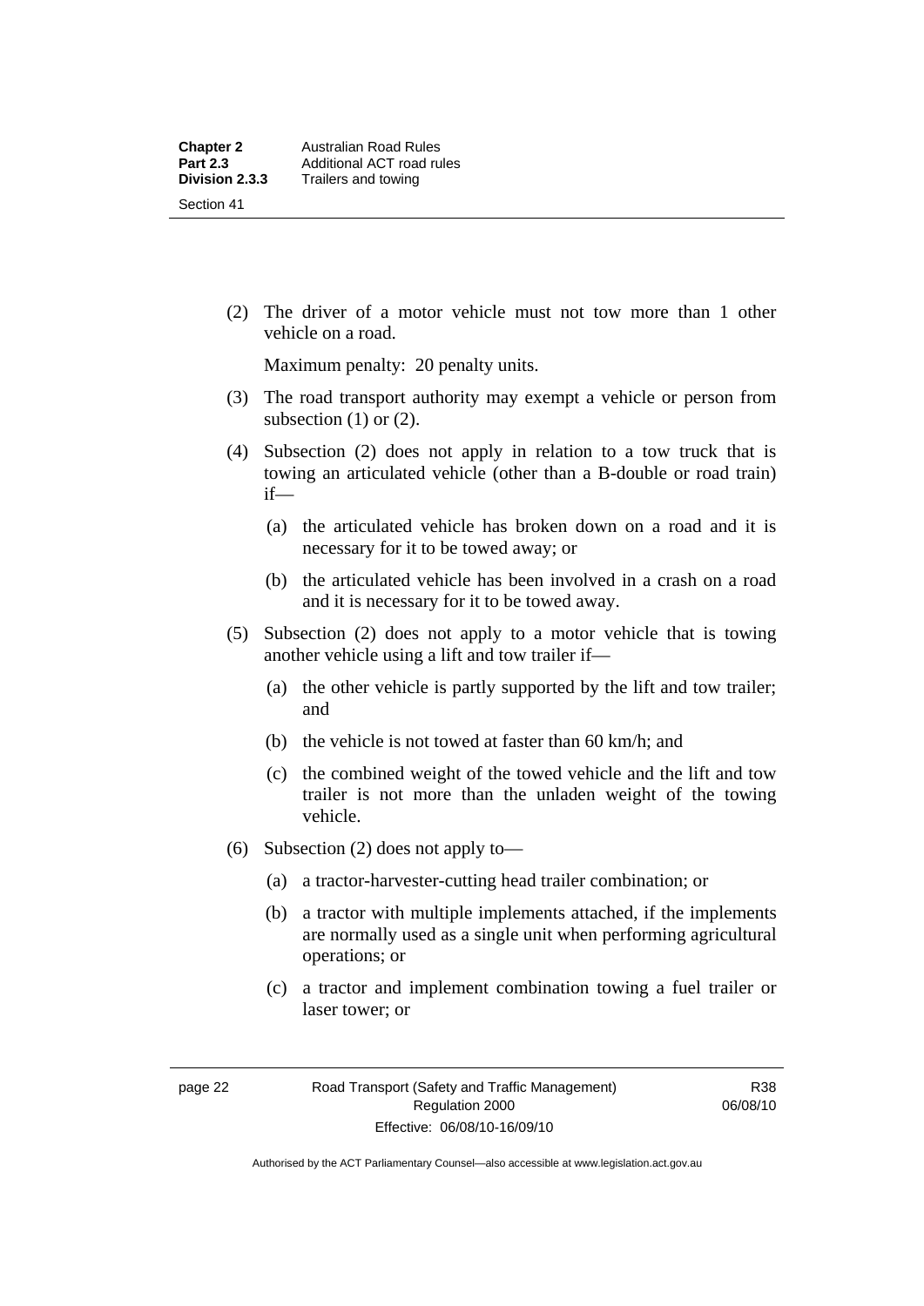(2) The driver of a motor vehicle must not tow more than 1 other vehicle on a road.

Maximum penalty: 20 penalty units.

(3) The road transport authority may exempt a vehicle or person from subsection (1) or (2).

(4) Subsection (2) does not apply in relation to a tow truck that is towing an articulated vehicle (other than a B-double or road train) if—

(a) the articulated vehicle has broken down on a road and it is necessary for it to be towed away; or

(b) the articulated vehicle has been involved in a crash on a road and it is necessary for it to be towed away.

(5) Subsection (2) does not apply to a motor vehicle that is towing another vehicle using a lift and tow trailer if—

(a) the other vehicle is partly supported by the lift and tow trailer; and

(b) the vehicle is not towed at faster than 60 km/h; and

(c) the combined weight of the towed vehicle and the lift and tow trailer is not more than the unladen weight of the towing vehicle.

(6) Subsection (2) does not apply to—

(a) a tractor-harvester-cutting head trailer combination; or

(b) a tractor with multiple implements attached, if the implements are normally used as a single unit when performing agricultural operations; or

(c) a tractor and implement combination towing a fuel trailer or laser tower; or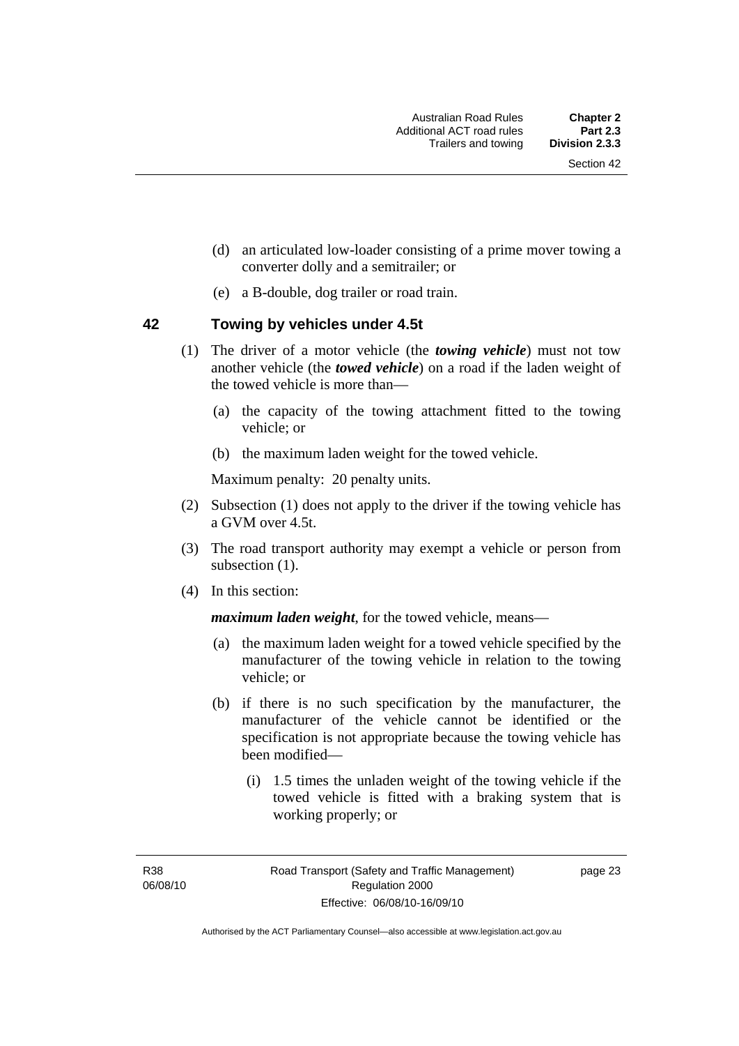(d) an articulated low-loader consisting of a prime mover towing a converter dolly and a semitrailer; or

(e) a B-double, dog trailer or road train.

## 42 Towing by vehicles under 4.5t

(1) The driver of a motor vehicle (the ***towing vehicle***) must not tow another vehicle (the ***towed vehicle***) on a road if the laden weight of the towed vehicle is more than—

(a) the capacity of the towing attachment fitted to the towing vehicle; or

(b) the maximum laden weight for the towed vehicle.

Maximum penalty: 20 penalty units.

(2) Subsection (1) does not apply to the driver if the towing vehicle has a GVM over 4.5t.

(3) The road transport authority may exempt a vehicle or person from subsection (1).

(4) In this section:

***maximum laden weight***, for the towed vehicle, means—

(a) the maximum laden weight for a towed vehicle specified by the manufacturer of the towing vehicle in relation to the towing vehicle; or

(b) if there is no such specification by the manufacturer, the manufacturer of the vehicle cannot be identified or the specification is not appropriate because the towing vehicle has been modified—

(i) 1.5 times the unladen weight of the towing vehicle if the towed vehicle is fitted with a braking system that is working properly; or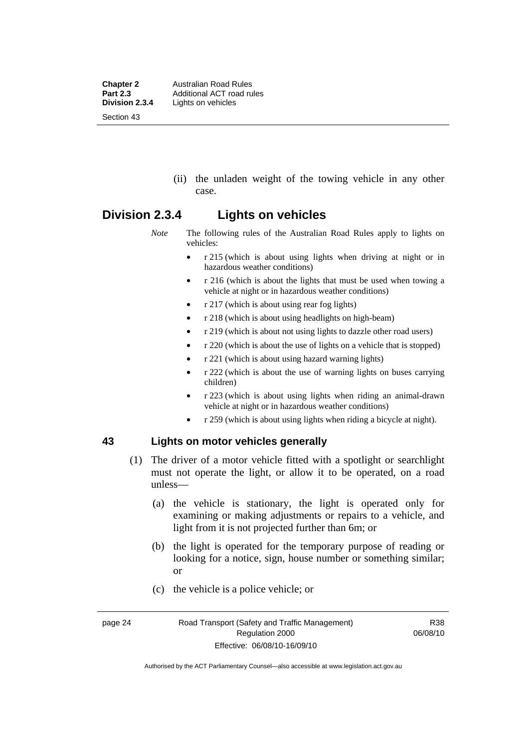(ii) the unladen weight of the towing vehicle in any other case.

## Division 2.3.4 Lights on vehicles

*Note* The following rules of the Australian Road Rules apply to lights on vehicles:

- r 215 (which is about using lights when driving at night or in hazardous weather conditions)
- r 216 (which is about the lights that must be used when towing a vehicle at night or in hazardous weather conditions)
- r 217 (which is about using rear fog lights)
- r 218 (which is about using headlights on high-beam)
- r 219 (which is about not using lights to dazzle other road users)
- r 220 (which is about the use of lights on a vehicle that is stopped)
- r 221 (which is about using hazard warning lights)
- r 222 (which is about the use of warning lights on buses carrying children)
- r 223 (which is about using lights when riding an animal-drawn vehicle at night or in hazardous weather conditions)
- r 259 (which is about using lights when riding a bicycle at night).

### 43 Lights on motor vehicles generally

(1) The driver of a motor vehicle fitted with a spotlight or searchlight must not operate the light, or allow it to be operated, on a road unless—

(a) the vehicle is stationary, the light is operated only for examining or making adjustments or repairs to a vehicle, and light from it is not projected further than 6m; or

(b) the light is operated for the temporary purpose of reading or looking for a notice, sign, house number or something similar; or

(c) the vehicle is a police vehicle; or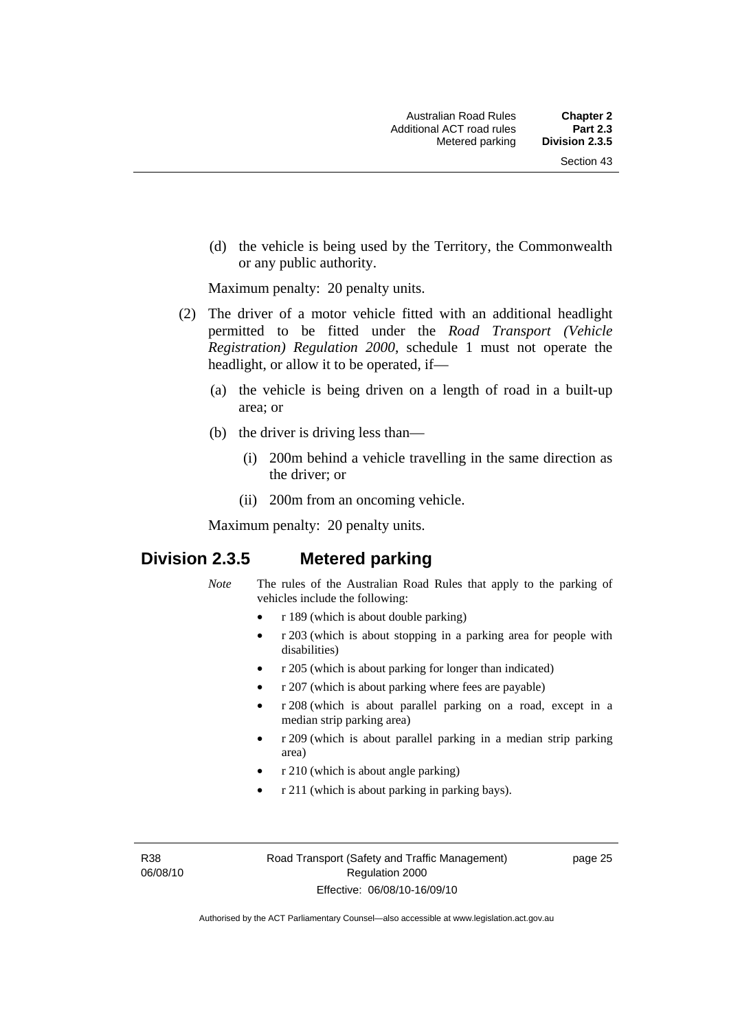(d) the vehicle is being used by the Territory, the Commonwealth or any public authority.

Maximum penalty: 20 penalty units.

(2) The driver of a motor vehicle fitted with an additional headlight permitted to be fitted under the *Road Transport (Vehicle Registration) Regulation 2000*, schedule 1 must not operate the headlight, or allow it to be operated, if—

(a) the vehicle is being driven on a length of road in a built-up area; or

(b) the driver is driving less than—

(i) 200m behind a vehicle travelling in the same direction as the driver; or

(ii) 200m from an oncoming vehicle.

Maximum penalty: 20 penalty units.

## Division 2.3.5 Metered parking

*Note* The rules of the Australian Road Rules that apply to the parking of vehicles include the following:

- r 189 (which is about double parking)
- r 203 (which is about stopping in a parking area for people with disabilities)
- r 205 (which is about parking for longer than indicated)
- r 207 (which is about parking where fees are payable)
- r 208 (which is about parallel parking on a road, except in a median strip parking area)
- r 209 (which is about parallel parking in a median strip parking area)
- r 210 (which is about angle parking)
- r 211 (which is about parking in parking bays).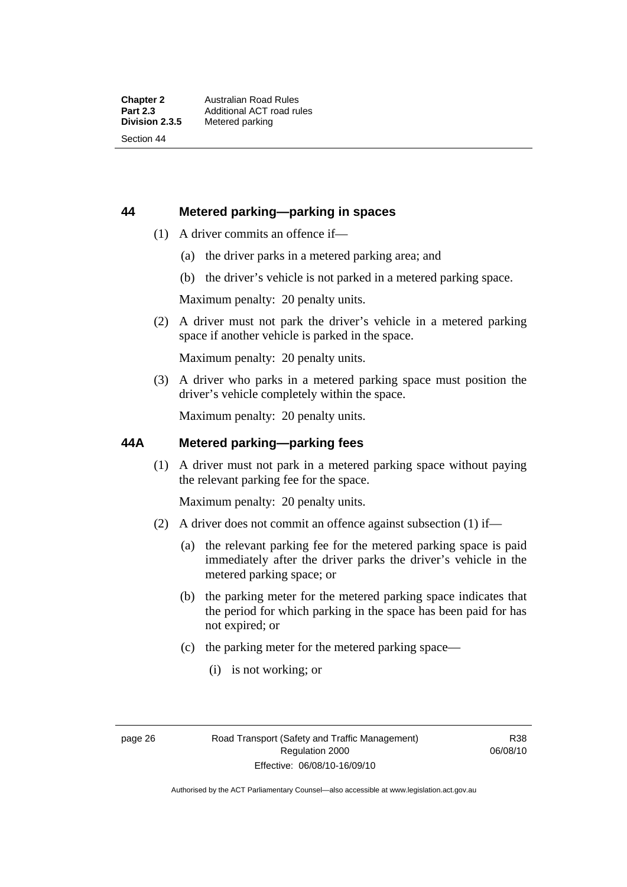## 44 Metered parking—parking in spaces

(1) A driver commits an offence if—

(a) the driver parks in a metered parking area; and

(b) the driver's vehicle is not parked in a metered parking space.

Maximum penalty: 20 penalty units.

(2) A driver must not park the driver's vehicle in a metered parking space if another vehicle is parked in the space.

Maximum penalty: 20 penalty units.

(3) A driver who parks in a metered parking space must position the driver's vehicle completely within the space.

Maximum penalty: 20 penalty units.

## 44A Metered parking—parking fees

(1) A driver must not park in a metered parking space without paying the relevant parking fee for the space.

Maximum penalty: 20 penalty units.

(2) A driver does not commit an offence against subsection (1) if—

(a) the relevant parking fee for the metered parking space is paid immediately after the driver parks the driver's vehicle in the metered parking space; or

(b) the parking meter for the metered parking space indicates that the period for which parking in the space has been paid for has not expired; or

(c) the parking meter for the metered parking space—

(i) is not working; or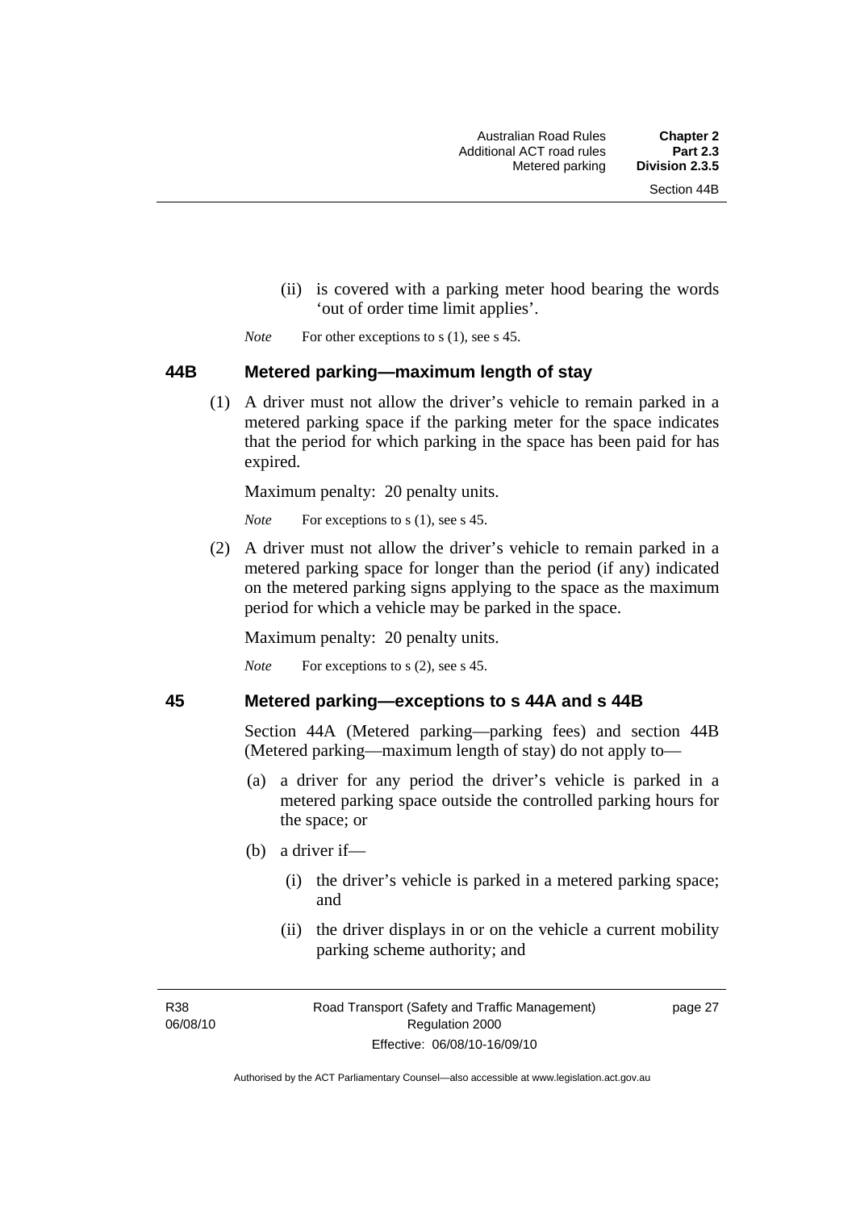(ii) is covered with a parking meter hood bearing the words 'out of order time limit applies'.

*Note* For other exceptions to s (1), see s 45.

### 44B Metered parking—maximum length of stay

(1) A driver must not allow the driver's vehicle to remain parked in a metered parking space if the parking meter for the space indicates that the period for which parking in the space has been paid for has expired.

Maximum penalty: 20 penalty units.

*Note* For exceptions to s (1), see s 45.

(2) A driver must not allow the driver's vehicle to remain parked in a metered parking space for longer than the period (if any) indicated on the metered parking signs applying to the space as the maximum period for which a vehicle may be parked in the space.

Maximum penalty: 20 penalty units.

*Note* For exceptions to s (2), see s 45.

### 45 Metered parking—exceptions to s 44A and s 44B

Section 44A (Metered parking—parking fees) and section 44B (Metered parking—maximum length of stay) do not apply to—

(a) a driver for any period the driver's vehicle is parked in a metered parking space outside the controlled parking hours for the space; or

(b) a driver if—

(i) the driver's vehicle is parked in a metered parking space; and

(ii) the driver displays in or on the vehicle a current mobility parking scheme authority; and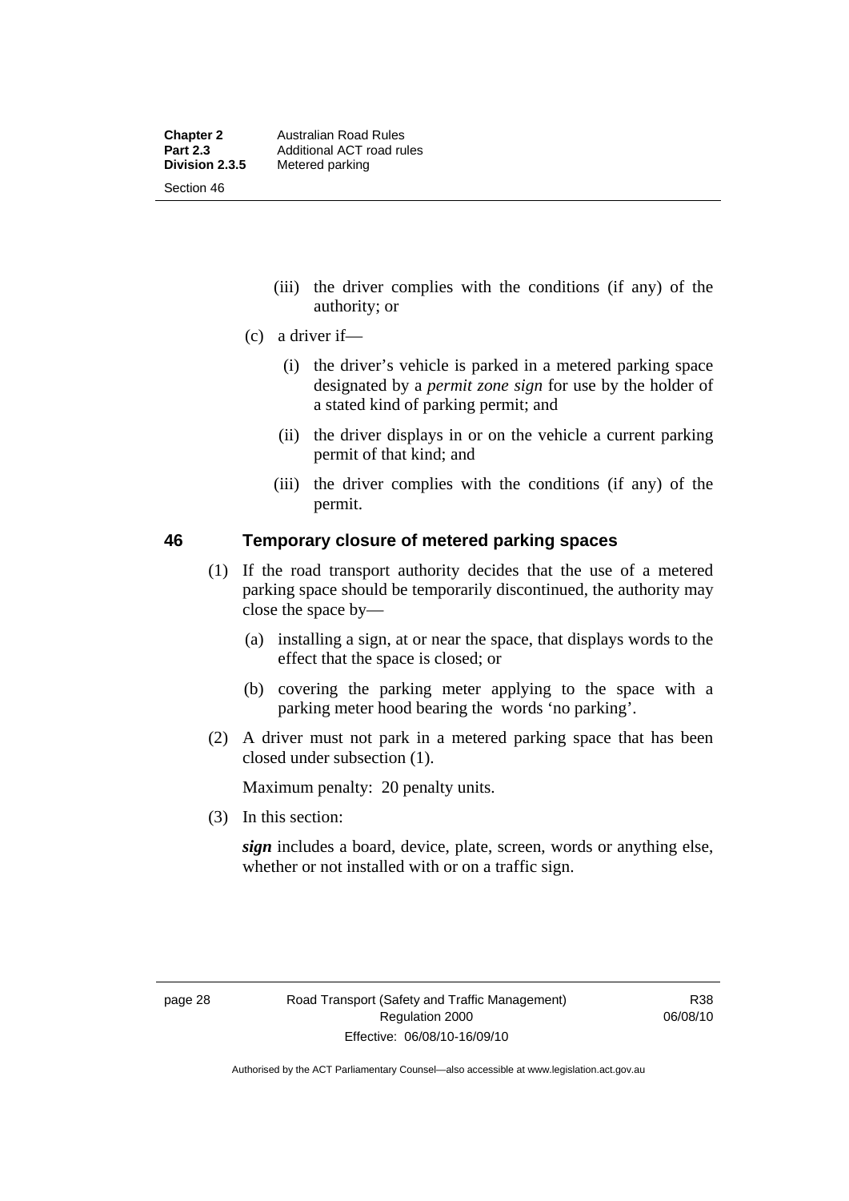(iii) the driver complies with the conditions (if any) of the authority; or

(c) a driver if—

(i) the driver's vehicle is parked in a metered parking space designated by a *permit zone sign* for use by the holder of a stated kind of parking permit; and

(ii) the driver displays in or on the vehicle a current parking permit of that kind; and

(iii) the driver complies with the conditions (if any) of the permit.

## 46 Temporary closure of metered parking spaces

(1) If the road transport authority decides that the use of a metered parking space should be temporarily discontinued, the authority may close the space by—

(a) installing a sign, at or near the space, that displays words to the effect that the space is closed; or

(b) covering the parking meter applying to the space with a parking meter hood bearing the words 'no parking'.

(2) A driver must not park in a metered parking space that has been closed under subsection (1).

Maximum penalty: 20 penalty units.

(3) In this section:

***sign*** includes a board, device, plate, screen, words or anything else, whether or not installed with or on a traffic sign.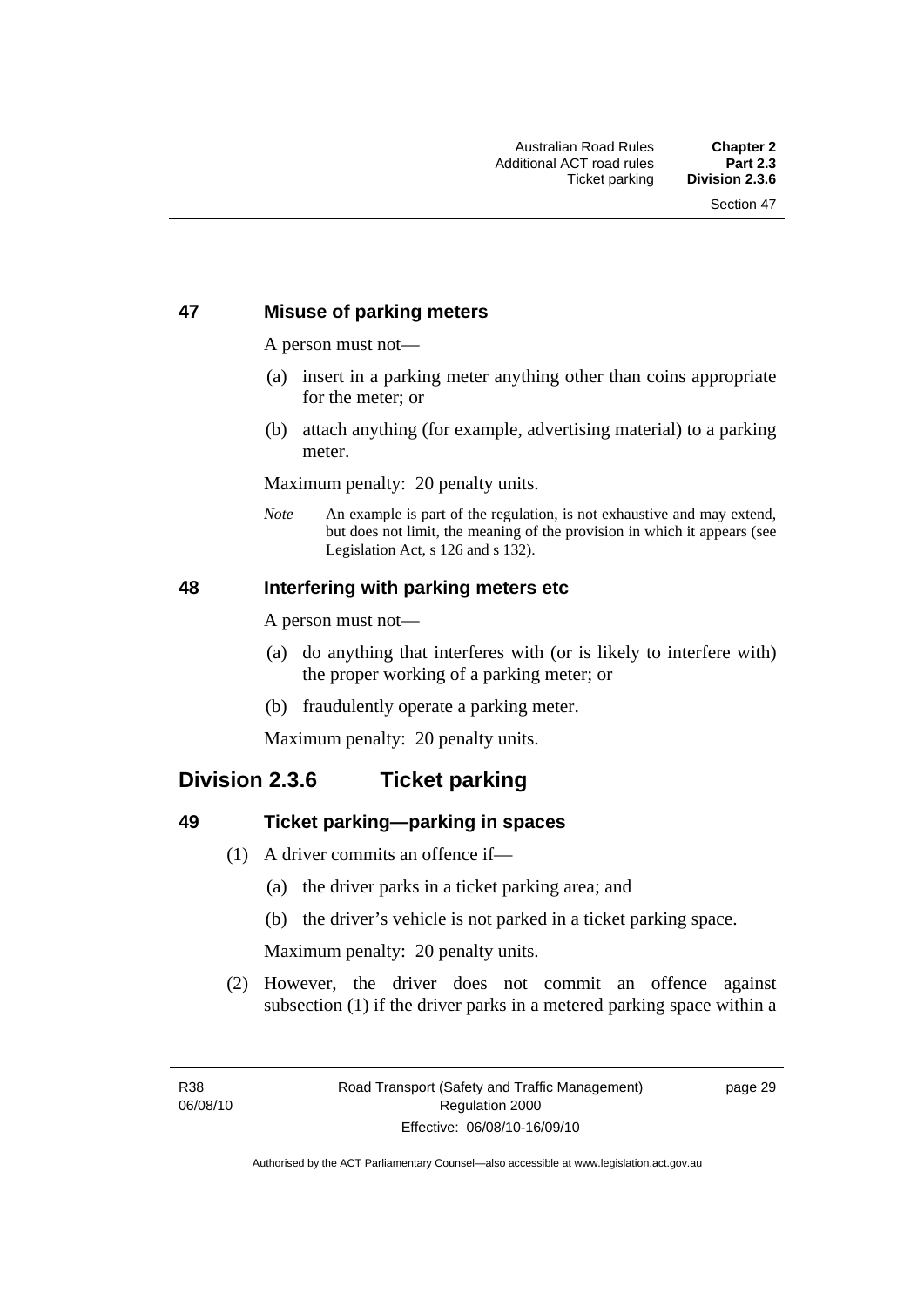### 47 Misuse of parking meters

A person must not—

(a) insert in a parking meter anything other than coins appropriate for the meter; or

(b) attach anything (for example, advertising material) to a parking meter.

Maximum penalty: 20 penalty units.

*Note* An example is part of the regulation, is not exhaustive and may extend, but does not limit, the meaning of the provision in which it appears (see Legislation Act, s 126 and s 132).

### 48 Interfering with parking meters etc

A person must not—

(a) do anything that interferes with (or is likely to interfere with) the proper working of a parking meter; or

(b) fraudulently operate a parking meter.

Maximum penalty: 20 penalty units.

## Division 2.3.6 Ticket parking

### 49 Ticket parking—parking in spaces

(1) A driver commits an offence if—

(a) the driver parks in a ticket parking area; and

(b) the driver's vehicle is not parked in a ticket parking space.

Maximum penalty: 20 penalty units.

(2) However, the driver does not commit an offence against subsection (1) if the driver parks in a metered parking space within a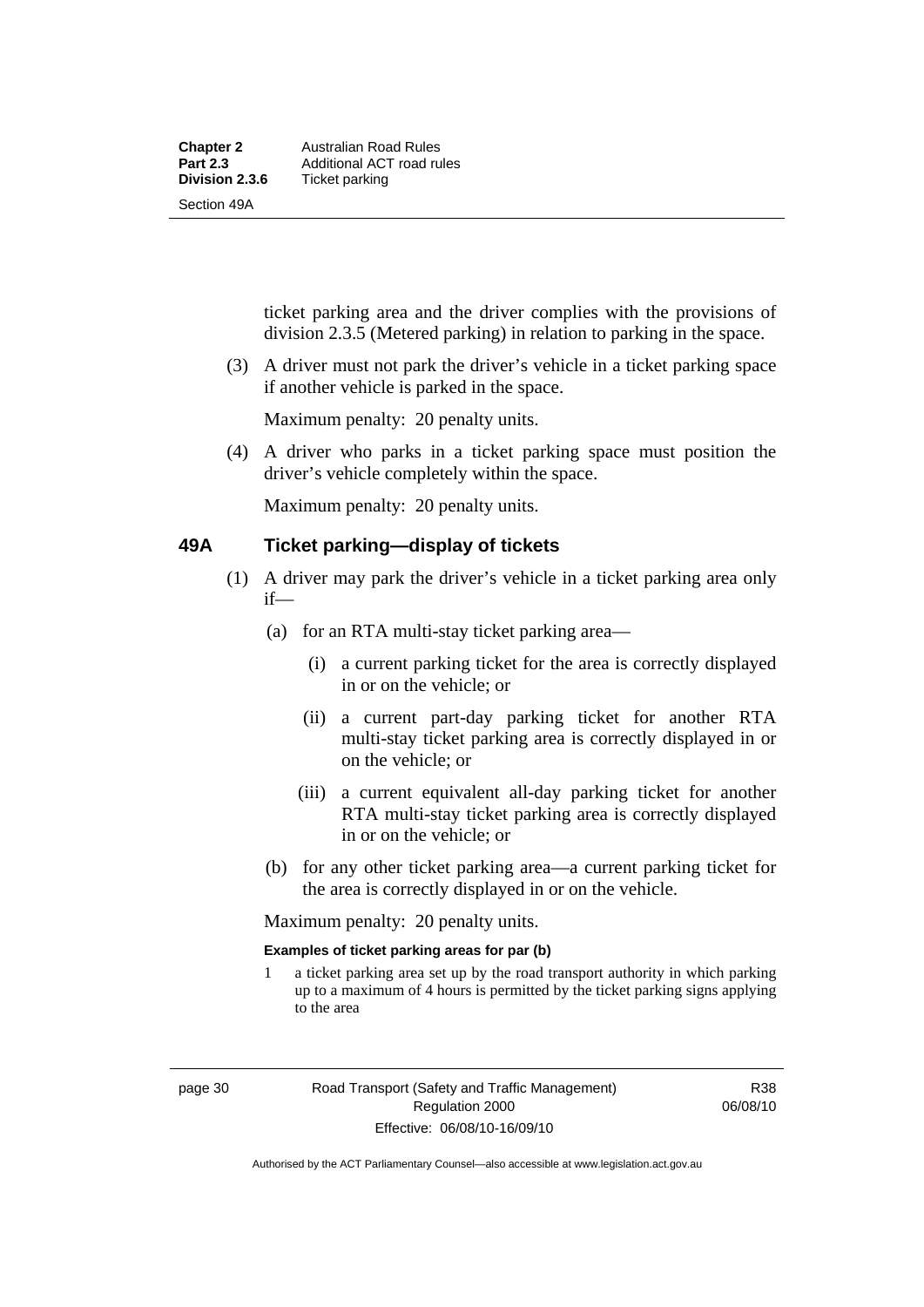ticket parking area and the driver complies with the provisions of division 2.3.5 (Metered parking) in relation to parking in the space.

(3) A driver must not park the driver's vehicle in a ticket parking space if another vehicle is parked in the space.

Maximum penalty: 20 penalty units.

(4) A driver who parks in a ticket parking space must position the driver's vehicle completely within the space.

Maximum penalty: 20 penalty units.

## 49A Ticket parking—display of tickets

(1) A driver may park the driver's vehicle in a ticket parking area only if—

(a) for an RTA multi-stay ticket parking area—

(i) a current parking ticket for the area is correctly displayed in or on the vehicle; or

(ii) a current part-day parking ticket for another RTA multi-stay ticket parking area is correctly displayed in or on the vehicle; or

(iii) a current equivalent all-day parking ticket for another RTA multi-stay ticket parking area is correctly displayed in or on the vehicle; or

(b) for any other ticket parking area—a current parking ticket for the area is correctly displayed in or on the vehicle.

Maximum penalty: 20 penalty units.

**Examples of ticket parking areas for par (b)**

1 a ticket parking area set up by the road transport authority in which parking up to a maximum of 4 hours is permitted by the ticket parking signs applying to the area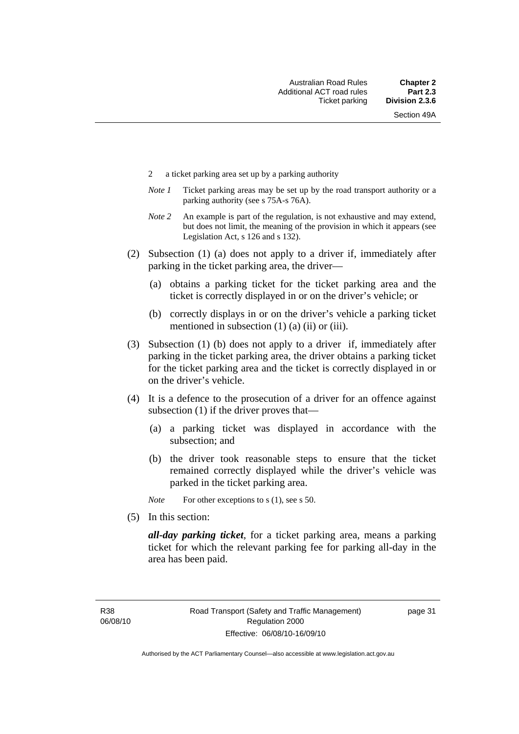2 a ticket parking area set up by a parking authority

*Note 1* Ticket parking areas may be set up by the road transport authority or a parking authority (see s 75A-s 76A).

*Note 2* An example is part of the regulation, is not exhaustive and may extend, but does not limit, the meaning of the provision in which it appears (see Legislation Act, s 126 and s 132).

(2) Subsection (1) (a) does not apply to a driver if, immediately after parking in the ticket parking area, the driver—

(a) obtains a parking ticket for the ticket parking area and the ticket is correctly displayed in or on the driver's vehicle; or

(b) correctly displays in or on the driver's vehicle a parking ticket mentioned in subsection (1) (a) (ii) or (iii).

(3) Subsection (1) (b) does not apply to a driver if, immediately after parking in the ticket parking area, the driver obtains a parking ticket for the ticket parking area and the ticket is correctly displayed in or on the driver's vehicle.

(4) It is a defence to the prosecution of a driver for an offence against subsection (1) if the driver proves that—

(a) a parking ticket was displayed in accordance with the subsection; and

(b) the driver took reasonable steps to ensure that the ticket remained correctly displayed while the driver's vehicle was parked in the ticket parking area.

*Note* For other exceptions to s (1), see s 50.

(5) In this section:

***all-day parking ticket***, for a ticket parking area, means a parking ticket for which the relevant parking fee for parking all-day in the area has been paid.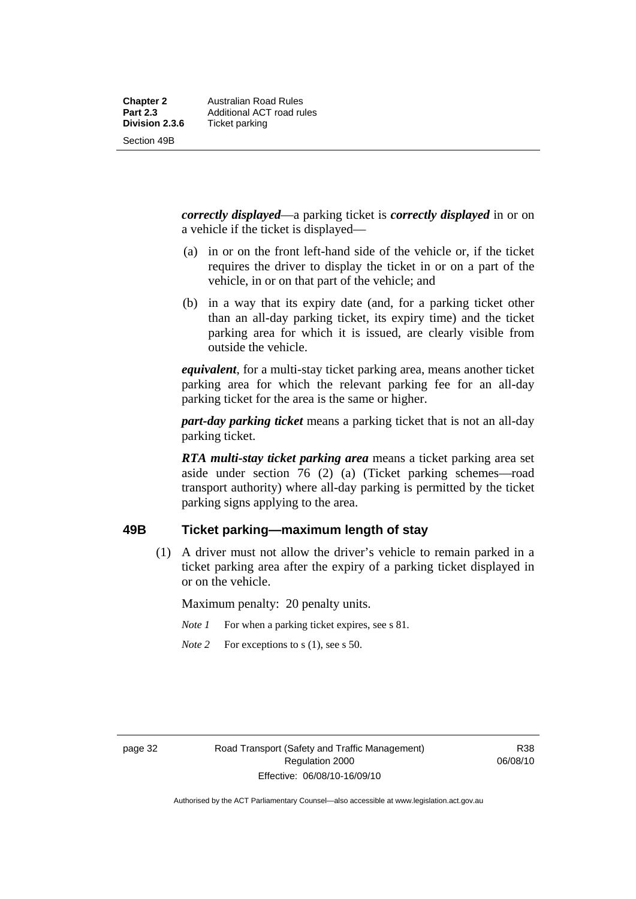***correctly displayed***—a parking ticket is ***correctly displayed*** in or on a vehicle if the ticket is displayed—

(a) in or on the front left-hand side of the vehicle or, if the ticket requires the driver to display the ticket in or on a part of the vehicle, in or on that part of the vehicle; and

(b) in a way that its expiry date (and, for a parking ticket other than an all-day parking ticket, its expiry time) and the ticket parking area for which it is issued, are clearly visible from outside the vehicle.

***equivalent***, for a multi-stay ticket parking area, means another ticket parking area for which the relevant parking fee for an all-day parking ticket for the area is the same or higher.

***part-day parking ticket*** means a parking ticket that is not an all-day parking ticket.

***RTA multi-stay ticket parking area*** means a ticket parking area set aside under section 76 (2) (a) (Ticket parking schemes—road transport authority) where all-day parking is permitted by the ticket parking signs applying to the area.

## 49B Ticket parking—maximum length of stay

(1) A driver must not allow the driver's vehicle to remain parked in a ticket parking area after the expiry of a parking ticket displayed in or on the vehicle.

Maximum penalty: 20 penalty units.

*Note 1* For when a parking ticket expires, see s 81.

*Note 2* For exceptions to s (1), see s 50.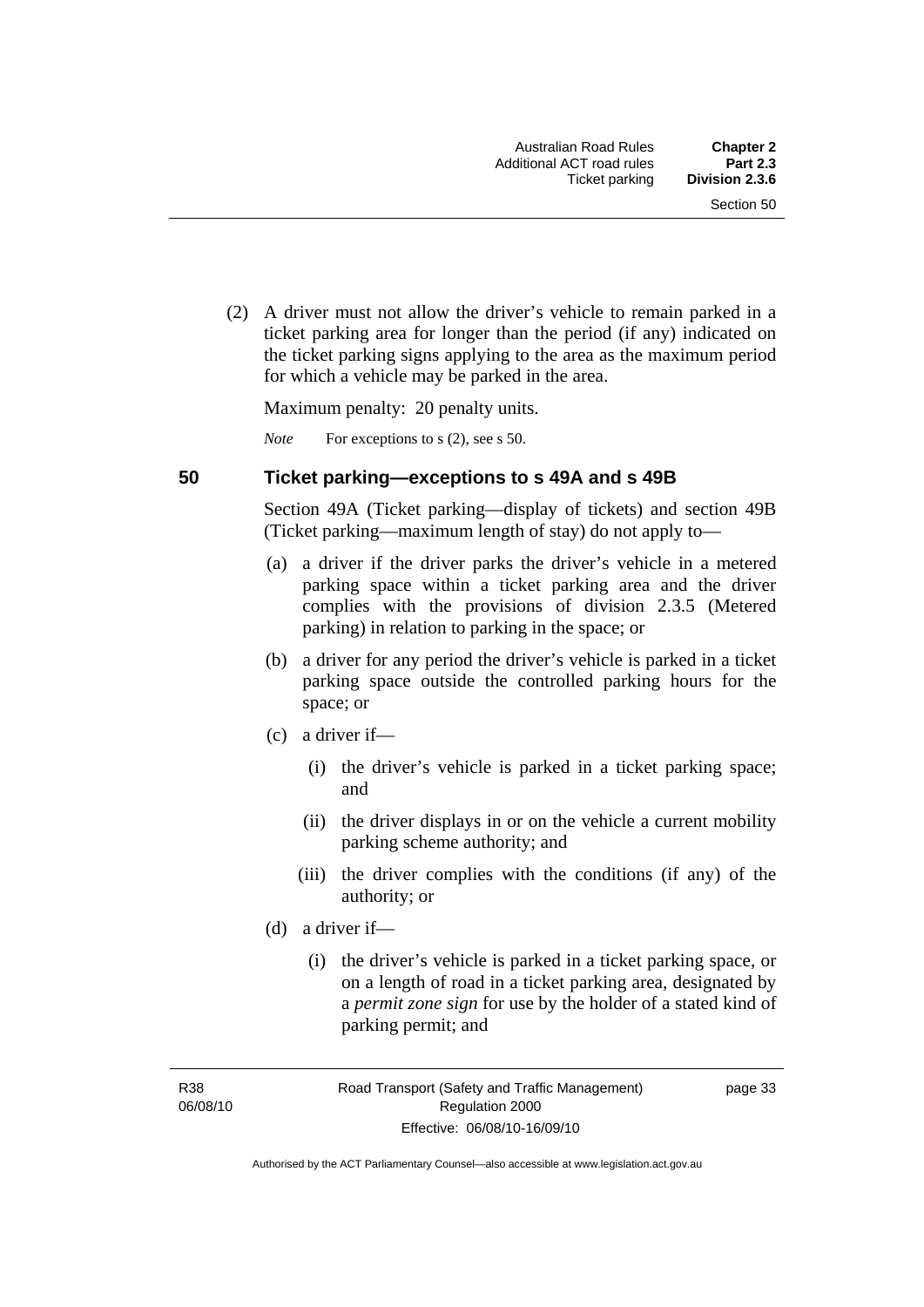(2) A driver must not allow the driver's vehicle to remain parked in a ticket parking area for longer than the period (if any) indicated on the ticket parking signs applying to the area as the maximum period for which a vehicle may be parked in the area.

Maximum penalty: 20 penalty units.

*Note* For exceptions to s (2), see s 50.

### 50 Ticket parking—exceptions to s 49A and s 49B

Section 49A (Ticket parking—display of tickets) and section 49B (Ticket parking—maximum length of stay) do not apply to—

(a) a driver if the driver parks the driver's vehicle in a metered parking space within a ticket parking area and the driver complies with the provisions of division 2.3.5 (Metered parking) in relation to parking in the space; or

(b) a driver for any period the driver's vehicle is parked in a ticket parking space outside the controlled parking hours for the space; or

(c) a driver if—

(i) the driver's vehicle is parked in a ticket parking space; and

(ii) the driver displays in or on the vehicle a current mobility parking scheme authority; and

(iii) the driver complies with the conditions (if any) of the authority; or

(d) a driver if—

(i) the driver's vehicle is parked in a ticket parking space, or on a length of road in a ticket parking area, designated by a ***permit zone sign*** for use by the holder of a stated kind of parking permit; and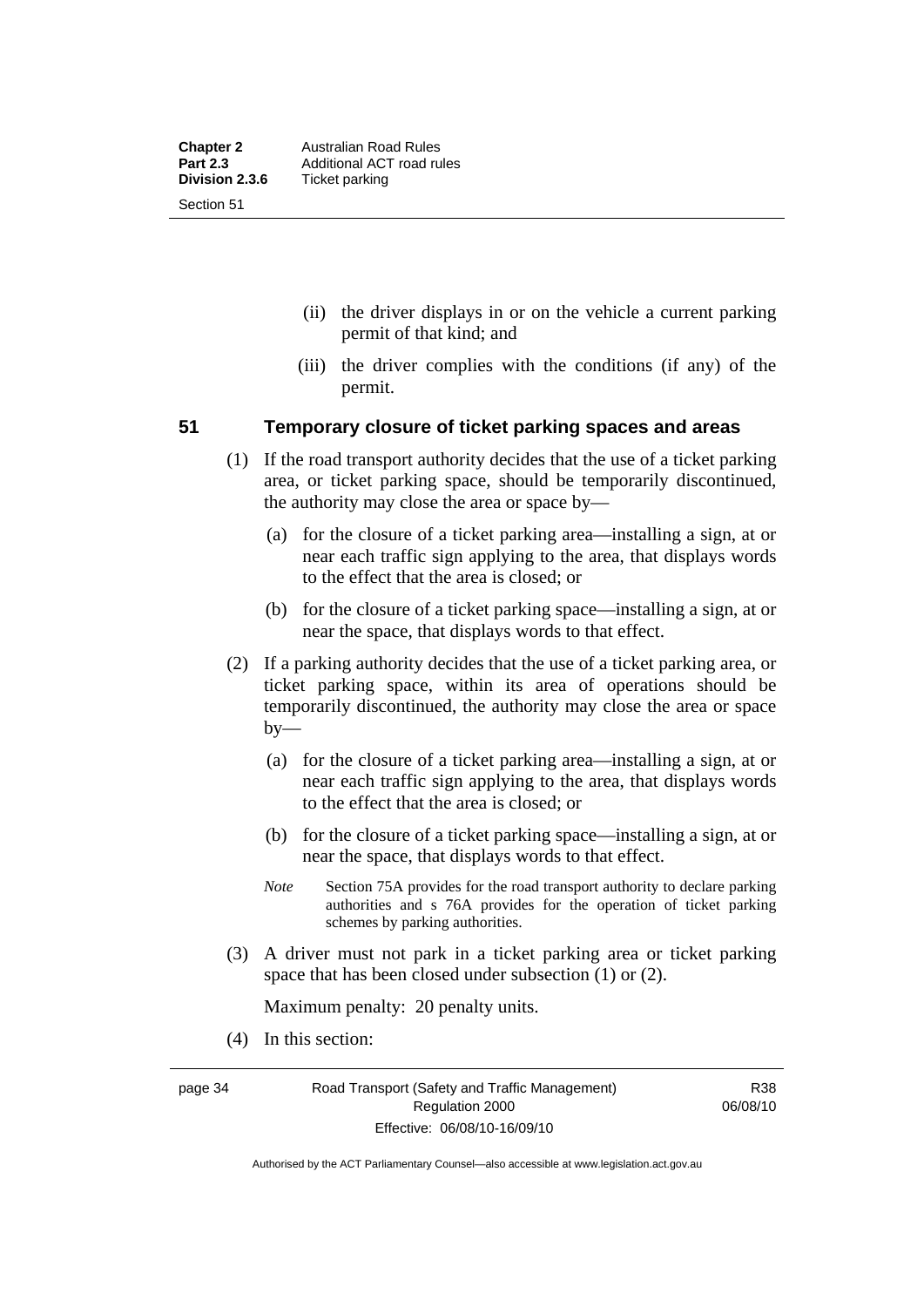(ii) the driver displays in or on the vehicle a current parking permit of that kind; and

(iii) the driver complies with the conditions (if any) of the permit.

## 51 Temporary closure of ticket parking spaces and areas

(1) If the road transport authority decides that the use of a ticket parking area, or ticket parking space, should be temporarily discontinued, the authority may close the area or space by—

(a) for the closure of a ticket parking area—installing a sign, at or near each traffic sign applying to the area, that displays words to the effect that the area is closed; or

(b) for the closure of a ticket parking space—installing a sign, at or near the space, that displays words to that effect.

(2) If a parking authority decides that the use of a ticket parking area, or ticket parking space, within its area of operations should be temporarily discontinued, the authority may close the area or space by—

(a) for the closure of a ticket parking area—installing a sign, at or near each traffic sign applying to the area, that displays words to the effect that the area is closed; or

(b) for the closure of a ticket parking space—installing a sign, at or near the space, that displays words to that effect.

*Note* Section 75A provides for the road transport authority to declare parking authorities and s 76A provides for the operation of ticket parking schemes by parking authorities.

(3) A driver must not park in a ticket parking area or ticket parking space that has been closed under subsection (1) or (2).

Maximum penalty: 20 penalty units.

(4) In this section: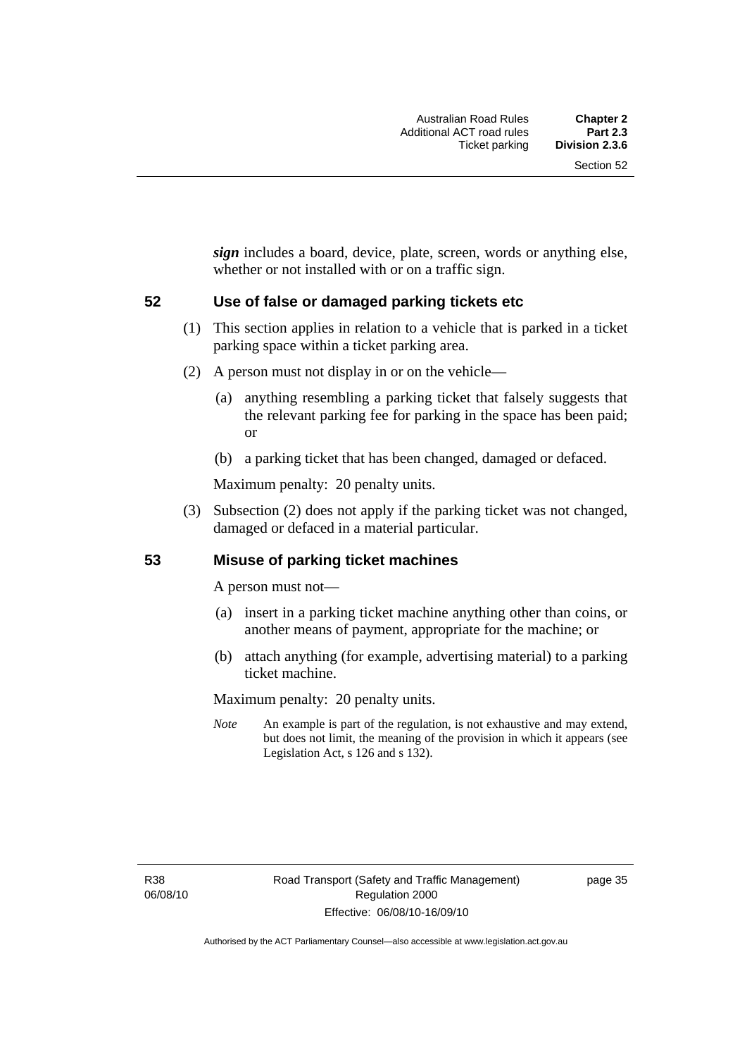***sign*** includes a board, device, plate, screen, words or anything else, whether or not installed with or on a traffic sign.

## 52 Use of false or damaged parking tickets etc

(1) This section applies in relation to a vehicle that is parked in a ticket parking space within a ticket parking area.

(2) A person must not display in or on the vehicle—

(a) anything resembling a parking ticket that falsely suggests that the relevant parking fee for parking in the space has been paid; or

(b) a parking ticket that has been changed, damaged or defaced.

Maximum penalty: 20 penalty units.

(3) Subsection (2) does not apply if the parking ticket was not changed, damaged or defaced in a material particular.

## 53 Misuse of parking ticket machines

A person must not—

(a) insert in a parking ticket machine anything other than coins, or another means of payment, appropriate for the machine; or

(b) attach anything (for example, advertising material) to a parking ticket machine.

Maximum penalty: 20 penalty units.

*Note* An example is part of the regulation, is not exhaustive and may extend, but does not limit, the meaning of the provision in which it appears (see Legislation Act, s 126 and s 132).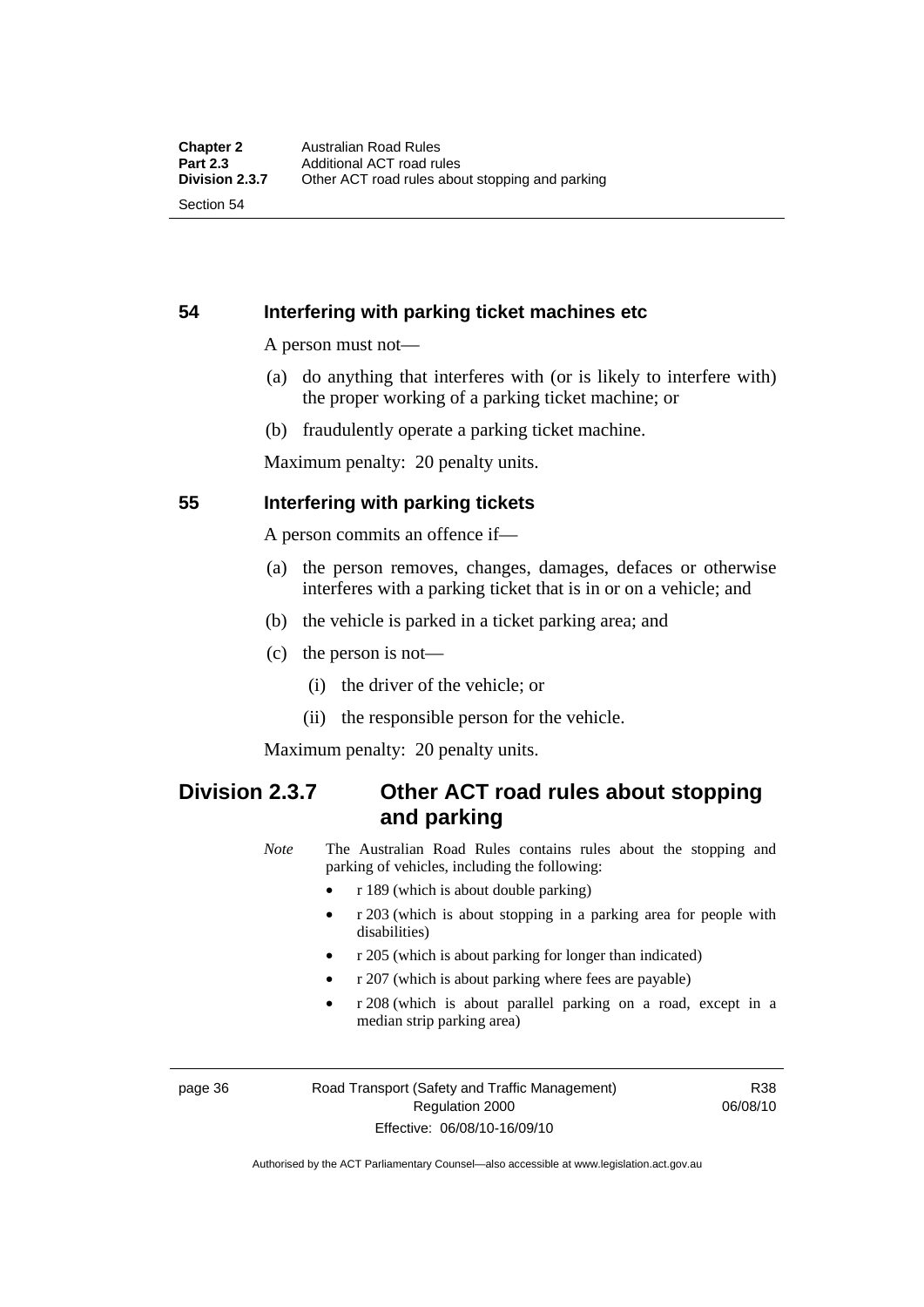## 54 Interfering with parking ticket machines etc

A person must not—

(a) do anything that interferes with (or is likely to interfere with) the proper working of a parking ticket machine; or

(b) fraudulently operate a parking ticket machine.

Maximum penalty: 20 penalty units.

## 55 Interfering with parking tickets

A person commits an offence if—

(a) the person removes, changes, damages, defaces or otherwise interferes with a parking ticket that is in or on a vehicle; and

(b) the vehicle is parked in a ticket parking area; and

(c) the person is not—

(i) the driver of the vehicle; or

(ii) the responsible person for the vehicle.

Maximum penalty: 20 penalty units.

# Division 2.3.7 Other ACT road rules about stopping and parking

*Note* The Australian Road Rules contains rules about the stopping and parking of vehicles, including the following:

- r 189 (which is about double parking)
- r 203 (which is about stopping in a parking area for people with disabilities)
- r 205 (which is about parking for longer than indicated)
- r 207 (which is about parking where fees are payable)
- r 208 (which is about parallel parking on a road, except in a median strip parking area)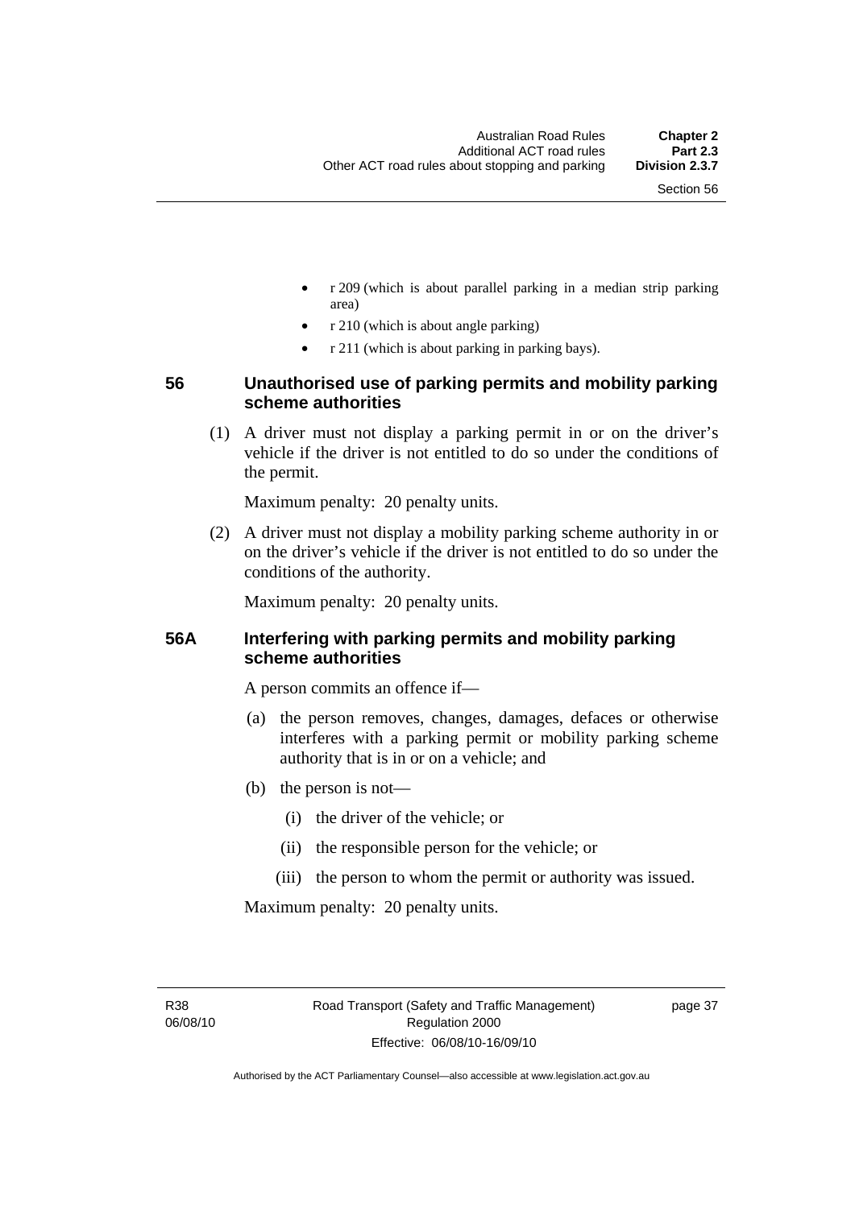- r 209 (which is about parallel parking in a median strip parking area)
- r 210 (which is about angle parking)
- r 211 (which is about parking in parking bays).

## 56 Unauthorised use of parking permits and mobility parking scheme authorities

(1) A driver must not display a parking permit in or on the driver's vehicle if the driver is not entitled to do so under the conditions of the permit.

Maximum penalty: 20 penalty units.

(2) A driver must not display a mobility parking scheme authority in or on the driver's vehicle if the driver is not entitled to do so under the conditions of the authority.

Maximum penalty: 20 penalty units.

## 56A Interfering with parking permits and mobility parking scheme authorities

A person commits an offence if—

(a) the person removes, changes, damages, defaces or otherwise interferes with a parking permit or mobility parking scheme authority that is in or on a vehicle; and

(b) the person is not—

(i) the driver of the vehicle; or

(ii) the responsible person for the vehicle; or

(iii) the person to whom the permit or authority was issued.

Maximum penalty: 20 penalty units.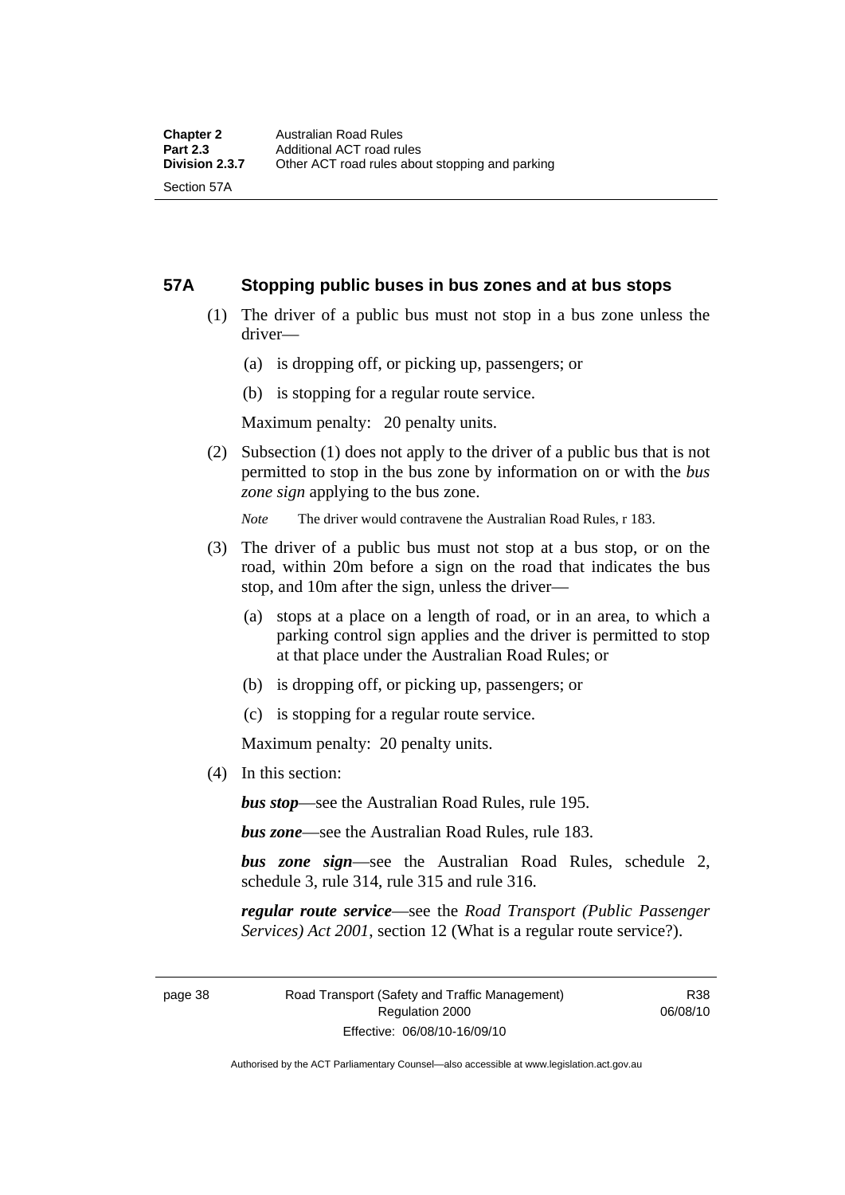## 57A Stopping public buses in bus zones and at bus stops

(1) The driver of a public bus must not stop in a bus zone unless the driver—

- (a) is dropping off, or picking up, passengers; or
- (b) is stopping for a regular route service.

Maximum penalty: 20 penalty units.

(2) Subsection (1) does not apply to the driver of a public bus that is not permitted to stop in the bus zone by information on or with the *bus zone sign* applying to the bus zone.

*Note* The driver would contravene the Australian Road Rules, r 183.

(3) The driver of a public bus must not stop at a bus stop, or on the road, within 20m before a sign on the road that indicates the bus stop, and 10m after the sign, unless the driver—

- (a) stops at a place on a length of road, or in an area, to which a parking control sign applies and the driver is permitted to stop at that place under the Australian Road Rules; or
- (b) is dropping off, or picking up, passengers; or
- (c) is stopping for a regular route service.

Maximum penalty: 20 penalty units.

(4) In this section:

***bus stop***—see the Australian Road Rules, rule 195.

***bus zone***—see the Australian Road Rules, rule 183.

***bus zone sign***—see the Australian Road Rules, schedule 2, schedule 3, rule 314, rule 315 and rule 316.

***regular route service***—see the *Road Transport (Public Passenger Services) Act 2001*, section 12 (What is a regular route service?).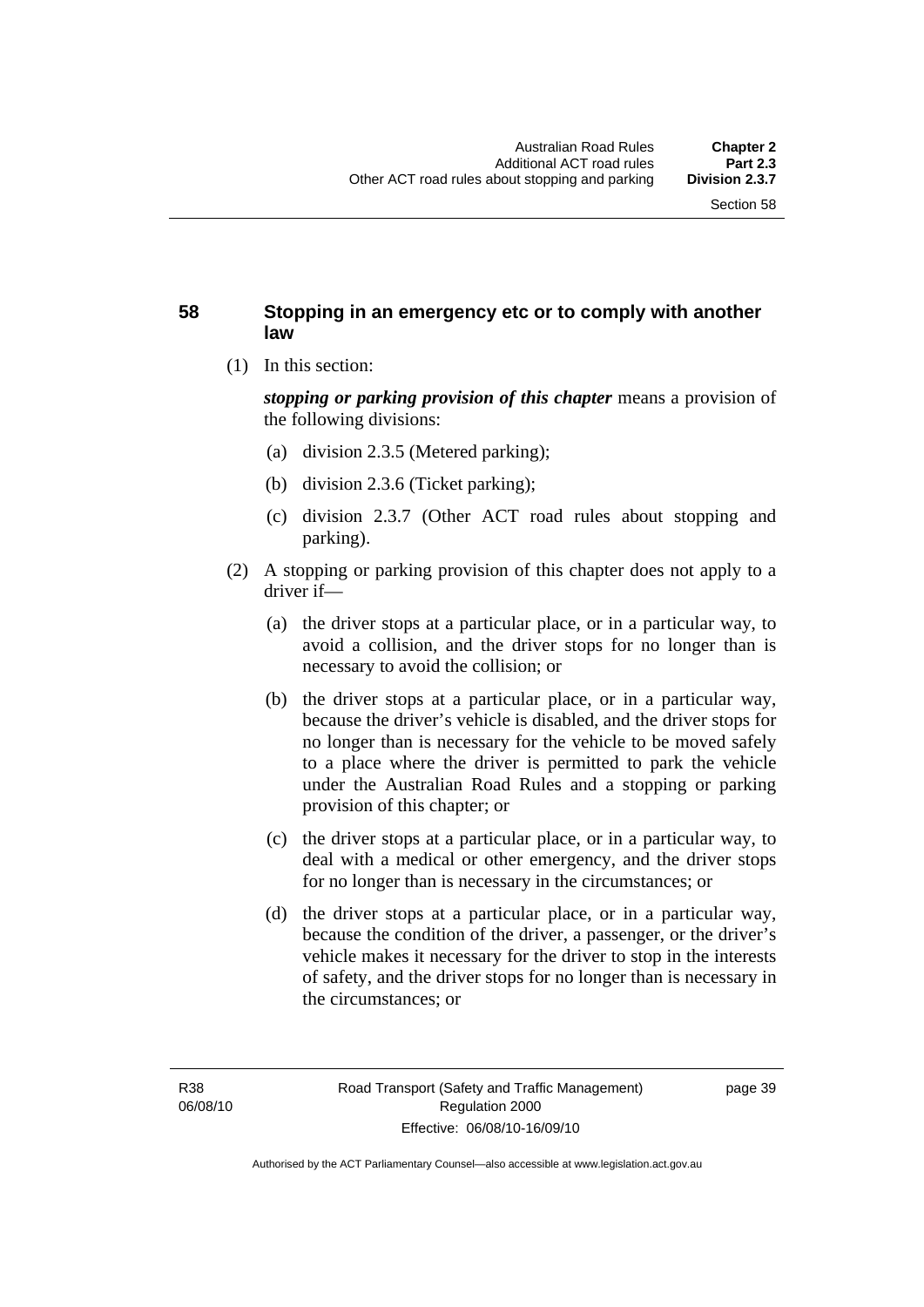## 58 Stopping in an emergency etc or to comply with another law

(1) In this section:

***stopping or parking provision of this chapter*** means a provision of the following divisions:

(a) division 2.3.5 (Metered parking);

(b) division 2.3.6 (Ticket parking);

(c) division 2.3.7 (Other ACT road rules about stopping and parking).

(2) A stopping or parking provision of this chapter does not apply to a driver if—

(a) the driver stops at a particular place, or in a particular way, to avoid a collision, and the driver stops for no longer than is necessary to avoid the collision; or

(b) the driver stops at a particular place, or in a particular way, because the driver's vehicle is disabled, and the driver stops for no longer than is necessary for the vehicle to be moved safely to a place where the driver is permitted to park the vehicle under the Australian Road Rules and a stopping or parking provision of this chapter; or

(c) the driver stops at a particular place, or in a particular way, to deal with a medical or other emergency, and the driver stops for no longer than is necessary in the circumstances; or

(d) the driver stops at a particular place, or in a particular way, because the condition of the driver, a passenger, or the driver's vehicle makes it necessary for the driver to stop in the interests of safety, and the driver stops for no longer than is necessary in the circumstances; or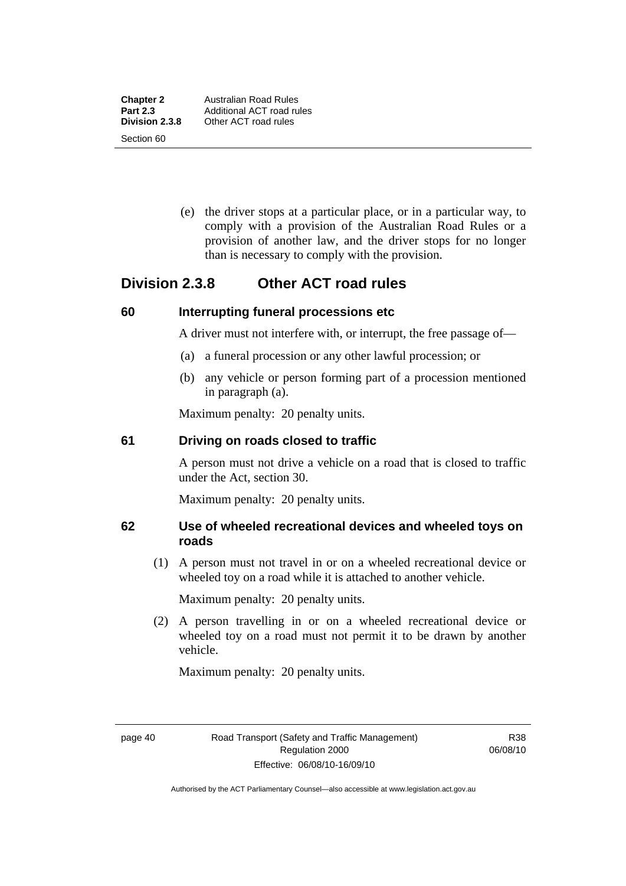(e) the driver stops at a particular place, or in a particular way, to comply with a provision of the Australian Road Rules or a provision of another law, and the driver stops for no longer than is necessary to comply with the provision.

## Division 2.3.8 Other ACT road rules

### 60 Interrupting funeral processions etc

A driver must not interfere with, or interrupt, the free passage of—

(a) a funeral procession or any other lawful procession; or

(b) any vehicle or person forming part of a procession mentioned in paragraph (a).

Maximum penalty: 20 penalty units.

### 61 Driving on roads closed to traffic

A person must not drive a vehicle on a road that is closed to traffic under the Act, section 30.

Maximum penalty: 20 penalty units.

### 62 Use of wheeled recreational devices and wheeled toys on roads

(1) A person must not travel in or on a wheeled recreational device or wheeled toy on a road while it is attached to another vehicle.

Maximum penalty: 20 penalty units.

(2) A person travelling in or on a wheeled recreational device or wheeled toy on a road must not permit it to be drawn by another vehicle.

Maximum penalty: 20 penalty units.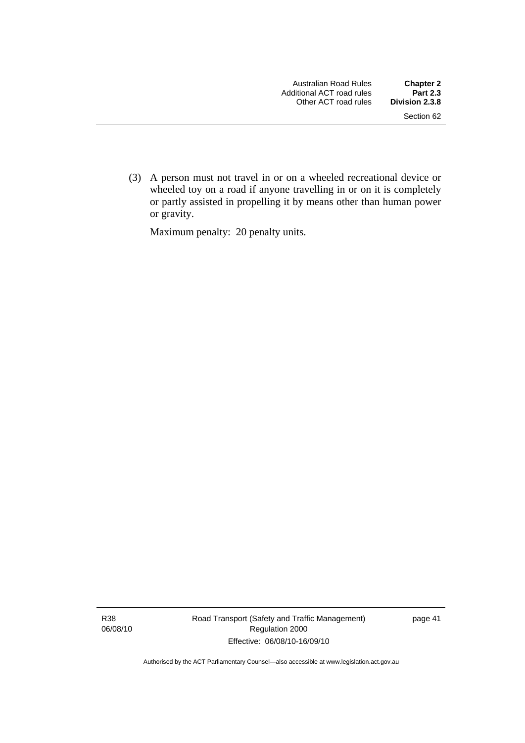(3) A person must not travel in or on a wheeled recreational device or wheeled toy on a road if anyone travelling in or on it is completely or partly assisted in propelling it by means other than human power or gravity.

Maximum penalty: 20 penalty units.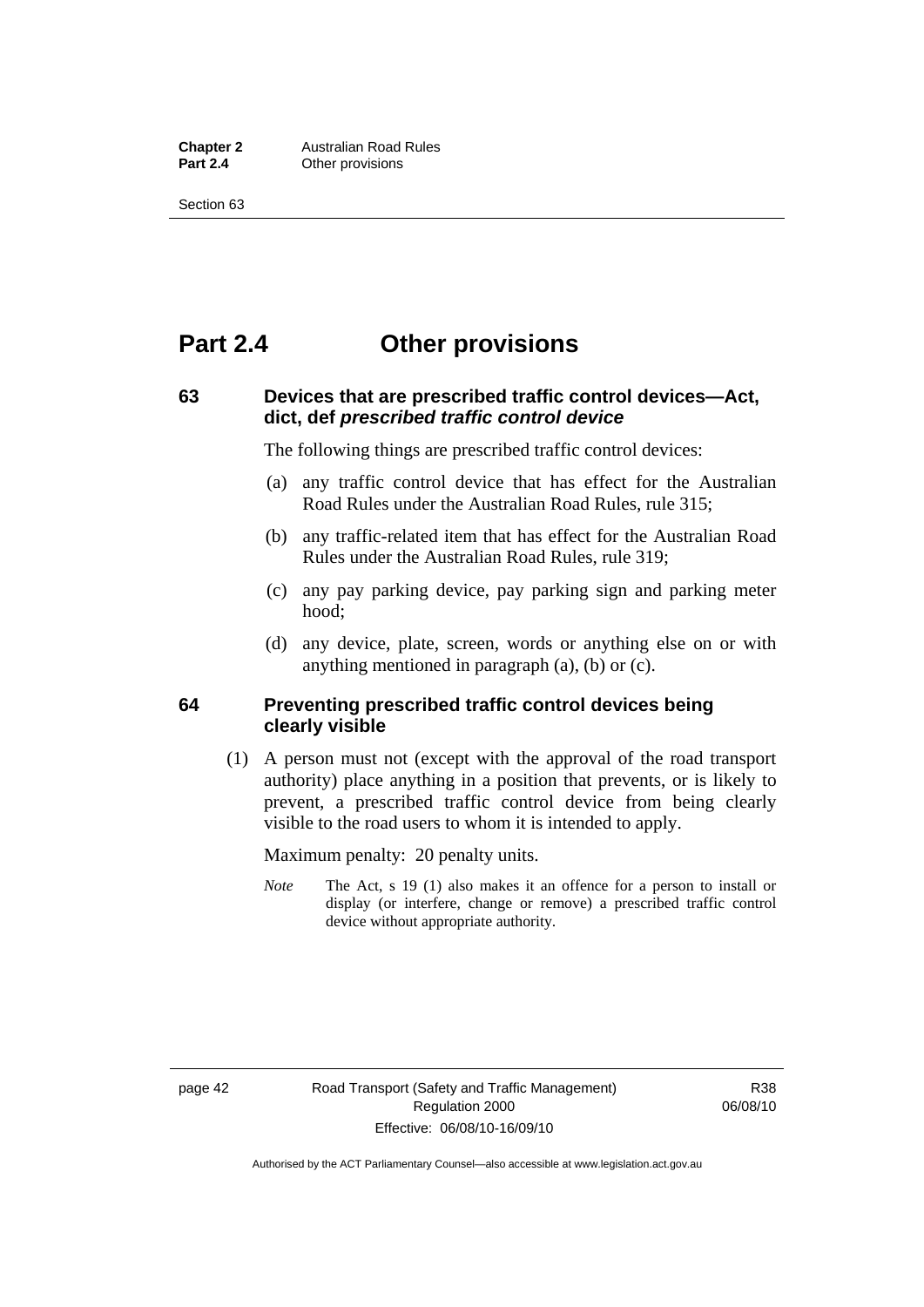# Part 2.4 Other provisions

### 63 Devices that are prescribed traffic control devices—Act, dict, def *prescribed traffic control device*

The following things are prescribed traffic control devices:

(a) any traffic control device that has effect for the Australian Road Rules under the Australian Road Rules, rule 315;

(b) any traffic-related item that has effect for the Australian Road Rules under the Australian Road Rules, rule 319;

(c) any pay parking device, pay parking sign and parking meter hood;

(d) any device, plate, screen, words or anything else on or with anything mentioned in paragraph (a), (b) or (c).

### 64 Preventing prescribed traffic control devices being clearly visible

(1) A person must not (except with the approval of the road transport authority) place anything in a position that prevents, or is likely to prevent, a prescribed traffic control device from being clearly visible to the road users to whom it is intended to apply.

Maximum penalty: 20 penalty units.

*Note* The Act, s 19 (1) also makes it an offence for a person to install or display (or interfere, change or remove) a prescribed traffic control device without appropriate authority.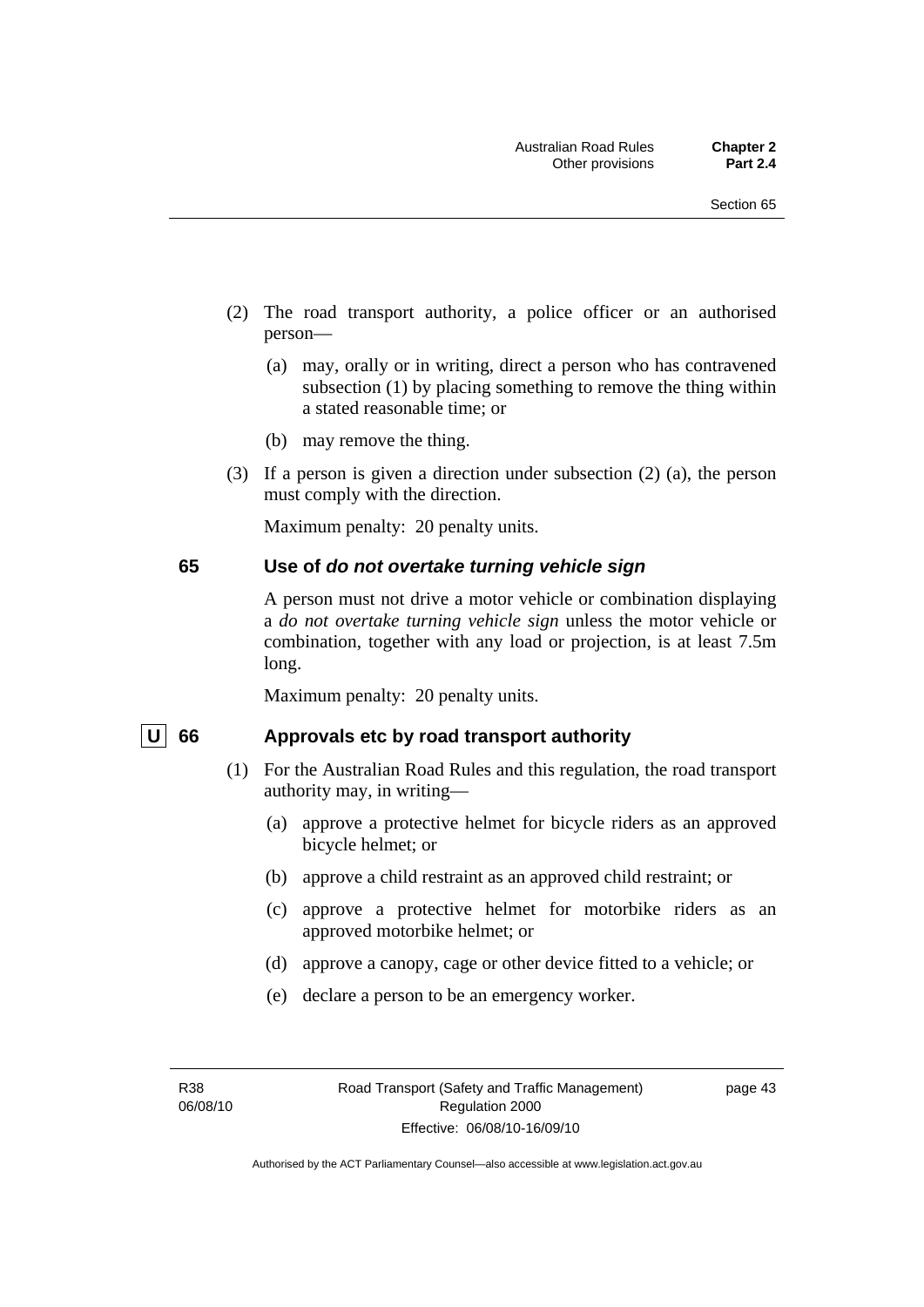(2) The road transport authority, a police officer or an authorised person—

(a) may, orally or in writing, direct a person who has contravened subsection (1) by placing something to remove the thing within a stated reasonable time; or

(b) may remove the thing.

(3) If a person is given a direction under subsection (2) (a), the person must comply with the direction.

Maximum penalty: 20 penalty units.

## 65 Use of *do not overtake turning vehicle sign*

A person must not drive a motor vehicle or combination displaying a *do not overtake turning vehicle sign* unless the motor vehicle or combination, together with any load or projection, is at least 7.5m long.

Maximum penalty: 20 penalty units.

## U 66 Approvals etc by road transport authority

(1) For the Australian Road Rules and this regulation, the road transport authority may, in writing—

(a) approve a protective helmet for bicycle riders as an approved bicycle helmet; or

(b) approve a child restraint as an approved child restraint; or

(c) approve a protective helmet for motorbike riders as an approved motorbike helmet; or

(d) approve a canopy, cage or other device fitted to a vehicle; or

(e) declare a person to be an emergency worker.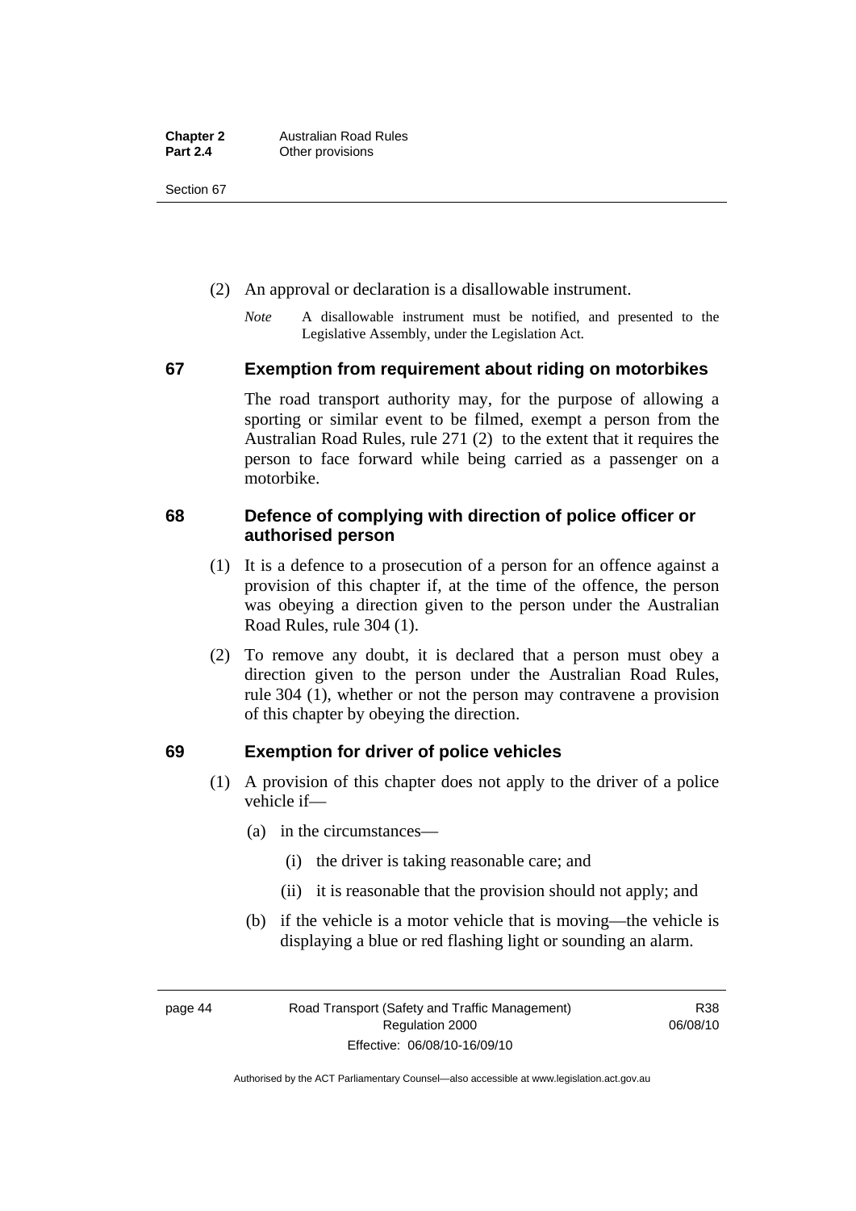(2) An approval or declaration is a disallowable instrument.

*Note* A disallowable instrument must be notified, and presented to the Legislative Assembly, under the Legislation Act.

## 67 Exemption from requirement about riding on motorbikes

The road transport authority may, for the purpose of allowing a sporting or similar event to be filmed, exempt a person from the Australian Road Rules, rule 271 (2) to the extent that it requires the person to face forward while being carried as a passenger on a motorbike.

## 68 Defence of complying with direction of police officer or authorised person

(1) It is a defence to a prosecution of a person for an offence against a provision of this chapter if, at the time of the offence, the person was obeying a direction given to the person under the Australian Road Rules, rule 304 (1).

(2) To remove any doubt, it is declared that a person must obey a direction given to the person under the Australian Road Rules, rule 304 (1), whether or not the person may contravene a provision of this chapter by obeying the direction.

## 69 Exemption for driver of police vehicles

(1) A provision of this chapter does not apply to the driver of a police vehicle if—

(a) in the circumstances—

(i) the driver is taking reasonable care; and

(ii) it is reasonable that the provision should not apply; and

(b) if the vehicle is a motor vehicle that is moving—the vehicle is displaying a blue or red flashing light or sounding an alarm.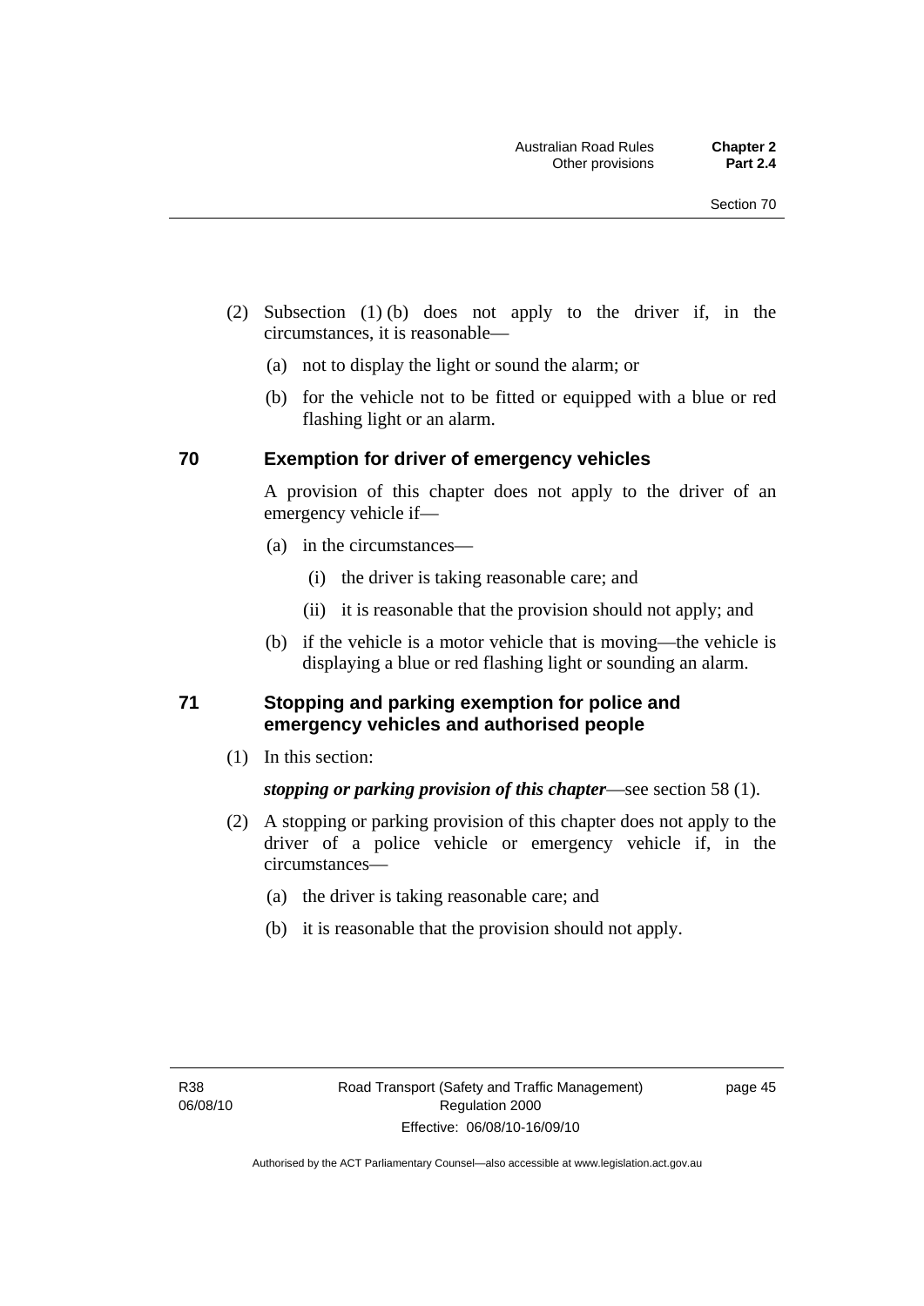(2) Subsection (1) (b) does not apply to the driver if, in the circumstances, it is reasonable—

(a) not to display the light or sound the alarm; or

(b) for the vehicle not to be fitted or equipped with a blue or red flashing light or an alarm.

## 70 Exemption for driver of emergency vehicles

A provision of this chapter does not apply to the driver of an emergency vehicle if—

(a) in the circumstances—

(i) the driver is taking reasonable care; and

(ii) it is reasonable that the provision should not apply; and

(b) if the vehicle is a motor vehicle that is moving—the vehicle is displaying a blue or red flashing light or sounding an alarm.

## 71 Stopping and parking exemption for police and emergency vehicles and authorised people

(1) In this section:

***stopping or parking provision of this chapter***—see section 58 (1).

(2) A stopping or parking provision of this chapter does not apply to the driver of a police vehicle or emergency vehicle if, in the circumstances—

(a) the driver is taking reasonable care; and

(b) it is reasonable that the provision should not apply.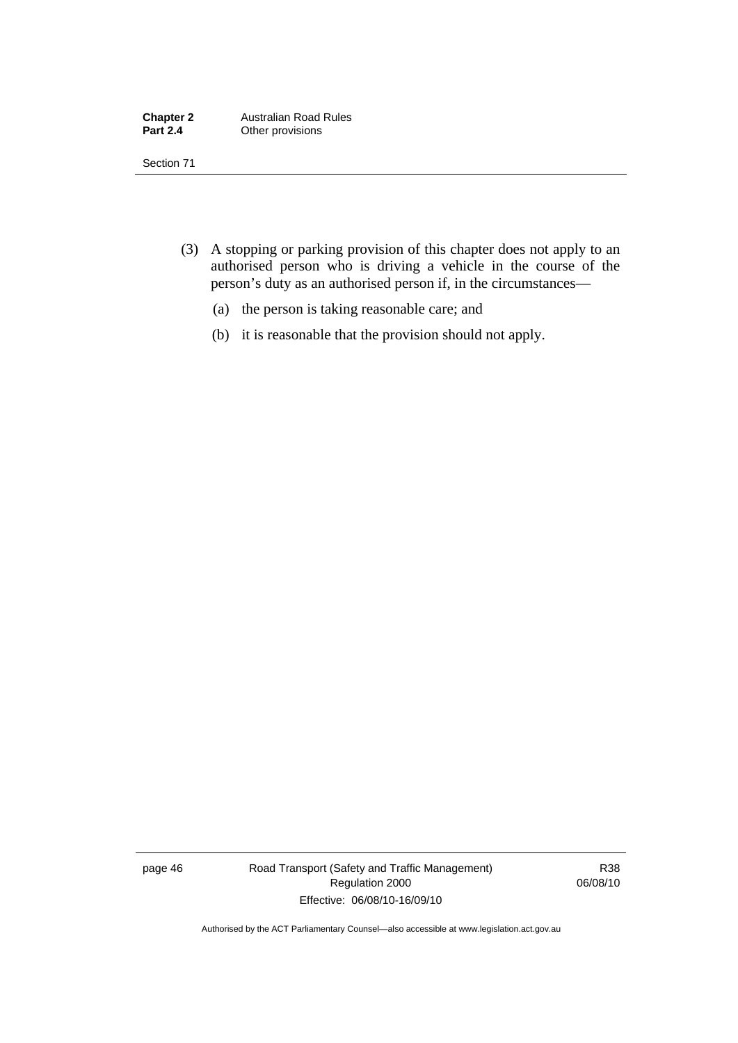(3) A stopping or parking provision of this chapter does not apply to an authorised person who is driving a vehicle in the course of the person's duty as an authorised person if, in the circumstances—

(a) the person is taking reasonable care; and

(b) it is reasonable that the provision should not apply.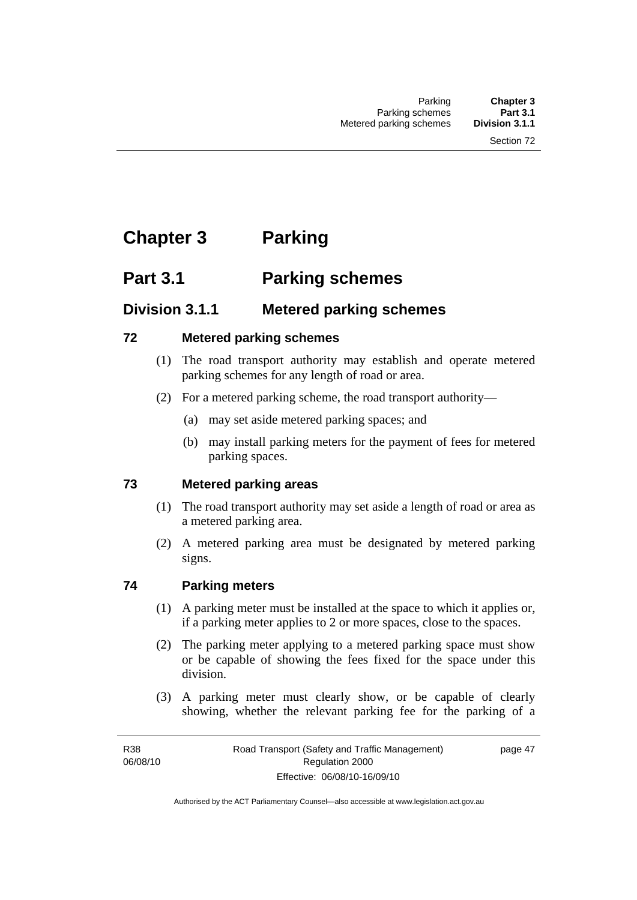# Chapter 3 Parking

## Part 3.1 Parking schemes

### Division 3.1.1 Metered parking schemes

#### 72 Metered parking schemes

(1) The road transport authority may establish and operate metered parking schemes for any length of road or area.

(2) For a metered parking scheme, the road transport authority—

- (a) may set aside metered parking spaces; and
- (b) may install parking meters for the payment of fees for metered parking spaces.

#### 73 Metered parking areas

(1) The road transport authority may set aside a length of road or area as a metered parking area.

(2) A metered parking area must be designated by metered parking signs.

#### 74 Parking meters

(1) A parking meter must be installed at the space to which it applies or, if a parking meter applies to 2 or more spaces, close to the spaces.

(2) The parking meter applying to a metered parking space must show or be capable of showing the fees fixed for the space under this division.

(3) A parking meter must clearly show, or be capable of clearly showing, whether the relevant parking fee for the parking of a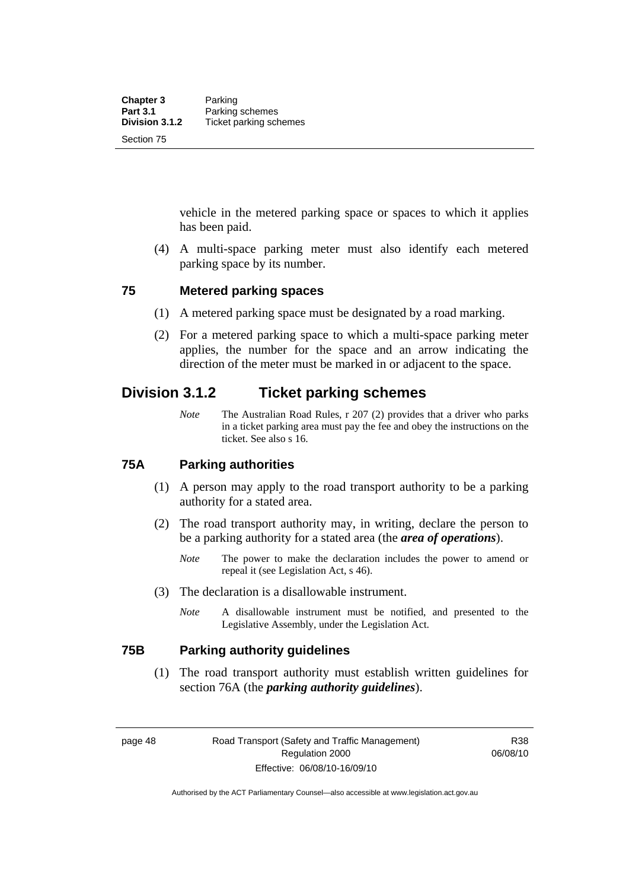vehicle in the metered parking space or spaces to which it applies has been paid.

(4) A multi-space parking meter must also identify each metered parking space by its number.

### 75 Metered parking spaces

(1) A metered parking space must be designated by a road marking.

(2) For a metered parking space to which a multi-space parking meter applies, the number for the space and an arrow indicating the direction of the meter must be marked in or adjacent to the space.

## Division 3.1.2 Ticket parking schemes

*Note* The Australian Road Rules, r 207 (2) provides that a driver who parks in a ticket parking area must pay the fee and obey the instructions on the ticket. See also s 16.

### 75A Parking authorities

(1) A person may apply to the road transport authority to be a parking authority for a stated area.

(2) The road transport authority may, in writing, declare the person to be a parking authority for a stated area (the ***area of operations***).

*Note* The power to make the declaration includes the power to amend or repeal it (see Legislation Act, s 46).

(3) The declaration is a disallowable instrument.

*Note* A disallowable instrument must be notified, and presented to the Legislative Assembly, under the Legislation Act.

### 75B Parking authority guidelines

(1) The road transport authority must establish written guidelines for section 76A (the ***parking authority guidelines***).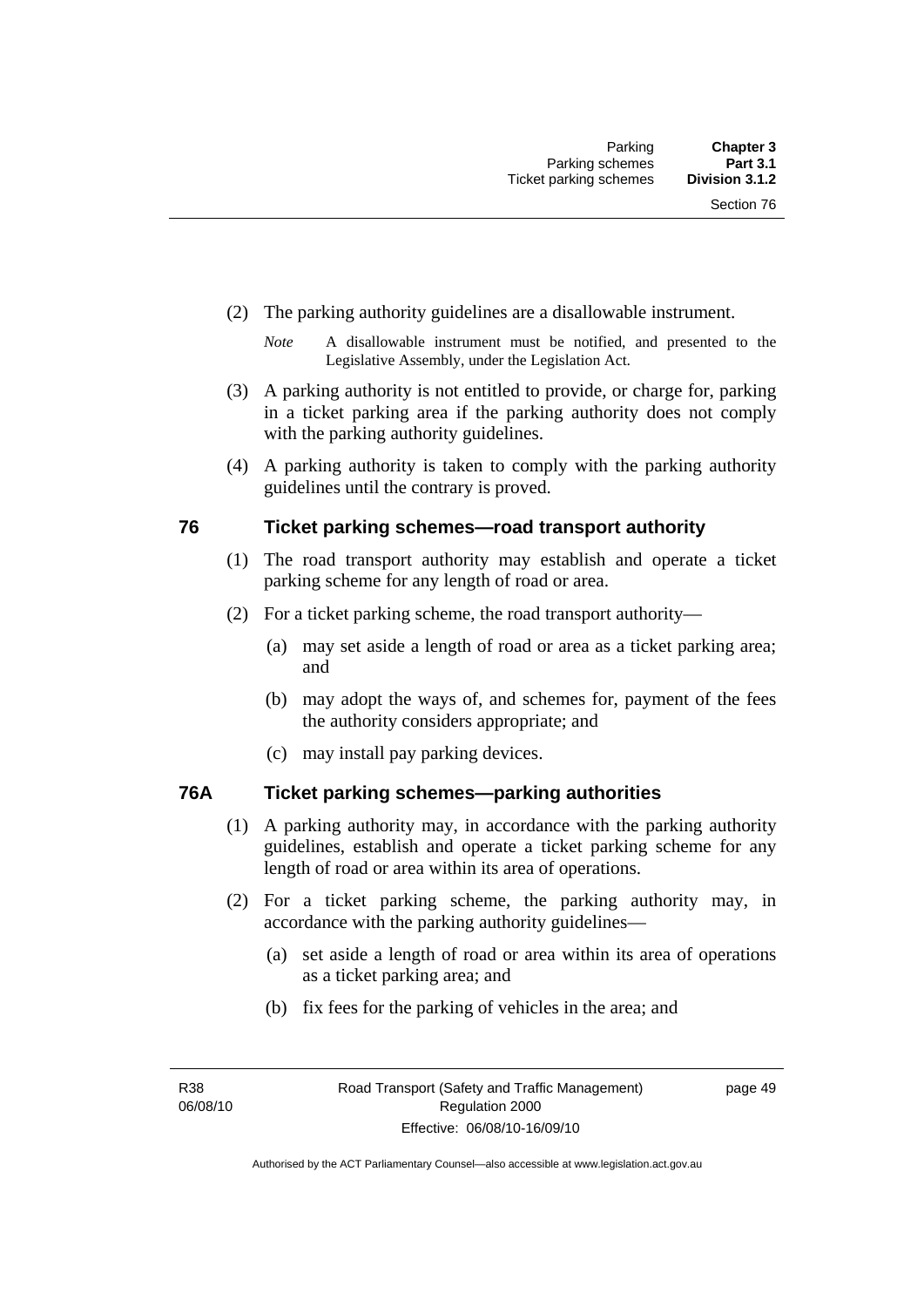(2) The parking authority guidelines are a disallowable instrument.

*Note* A disallowable instrument must be notified, and presented to the Legislative Assembly, under the Legislation Act.

(3) A parking authority is not entitled to provide, or charge for, parking in a ticket parking area if the parking authority does not comply with the parking authority guidelines.

(4) A parking authority is taken to comply with the parking authority guidelines until the contrary is proved.

## 76 Ticket parking schemes—road transport authority

(1) The road transport authority may establish and operate a ticket parking scheme for any length of road or area.

(2) For a ticket parking scheme, the road transport authority—

(a) may set aside a length of road or area as a ticket parking area; and

(b) may adopt the ways of, and schemes for, payment of the fees the authority considers appropriate; and

(c) may install pay parking devices.

## 76A Ticket parking schemes—parking authorities

(1) A parking authority may, in accordance with the parking authority guidelines, establish and operate a ticket parking scheme for any length of road or area within its area of operations.

(2) For a ticket parking scheme, the parking authority may, in accordance with the parking authority guidelines—

(a) set aside a length of road or area within its area of operations as a ticket parking area; and

(b) fix fees for the parking of vehicles in the area; and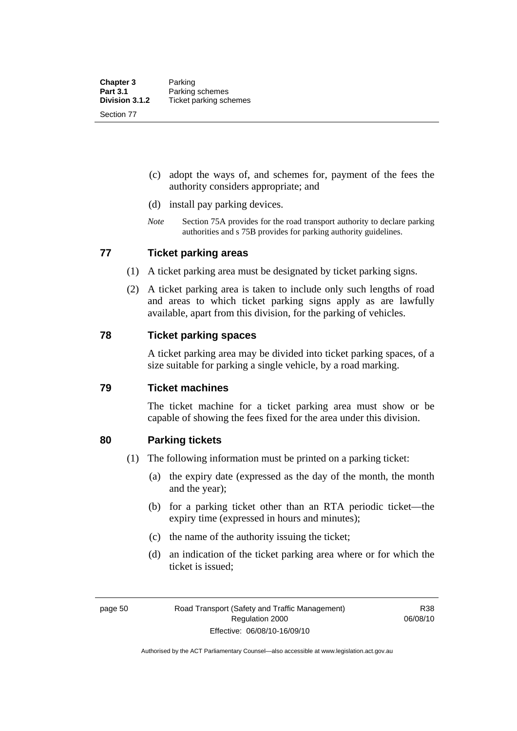(c) adopt the ways of, and schemes for, payment of the fees the authority considers appropriate; and

(d) install pay parking devices.

*Note* Section 75A provides for the road transport authority to declare parking authorities and s 75B provides for parking authority guidelines.

## 77 Ticket parking areas

(1) A ticket parking area must be designated by ticket parking signs.

(2) A ticket parking area is taken to include only such lengths of road and areas to which ticket parking signs apply as are lawfully available, apart from this division, for the parking of vehicles.

## 78 Ticket parking spaces

A ticket parking area may be divided into ticket parking spaces, of a size suitable for parking a single vehicle, by a road marking.

## 79 Ticket machines

The ticket machine for a ticket parking area must show or be capable of showing the fees fixed for the area under this division.

## 80 Parking tickets

(1) The following information must be printed on a parking ticket:

(a) the expiry date (expressed as the day of the month, the month and the year);

(b) for a parking ticket other than an RTA periodic ticket—the expiry time (expressed in hours and minutes);

(c) the name of the authority issuing the ticket;

(d) an indication of the ticket parking area where or for which the ticket is issued;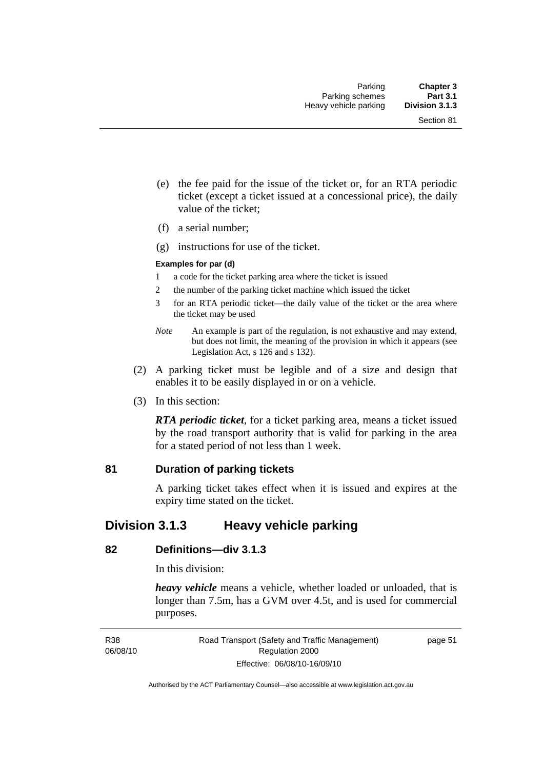(e) the fee paid for the issue of the ticket or, for an RTA periodic ticket (except a ticket issued at a concessional price), the daily value of the ticket;

(f) a serial number;

(g) instructions for use of the ticket.

**Examples for par (d)**

1 a code for the ticket parking area where the ticket is issued

2 the number of the parking ticket machine which issued the ticket

3 for an RTA periodic ticket—the daily value of the ticket or the area where the ticket may be used

*Note* An example is part of the regulation, is not exhaustive and may extend, but does not limit, the meaning of the provision in which it appears (see Legislation Act, s 126 and s 132).

(2) A parking ticket must be legible and of a size and design that enables it to be easily displayed in or on a vehicle.

(3) In this section:

***RTA periodic ticket***, for a ticket parking area, means a ticket issued by the road transport authority that is valid for parking in the area for a stated period of not less than 1 week.

### 81 Duration of parking tickets

A parking ticket takes effect when it is issued and expires at the expiry time stated on the ticket.

## Division 3.1.3 Heavy vehicle parking

### 82 Definitions—div 3.1.3

In this division:

***heavy vehicle*** means a vehicle, whether loaded or unloaded, that is longer than 7.5m, has a GVM over 4.5t, and is used for commercial purposes.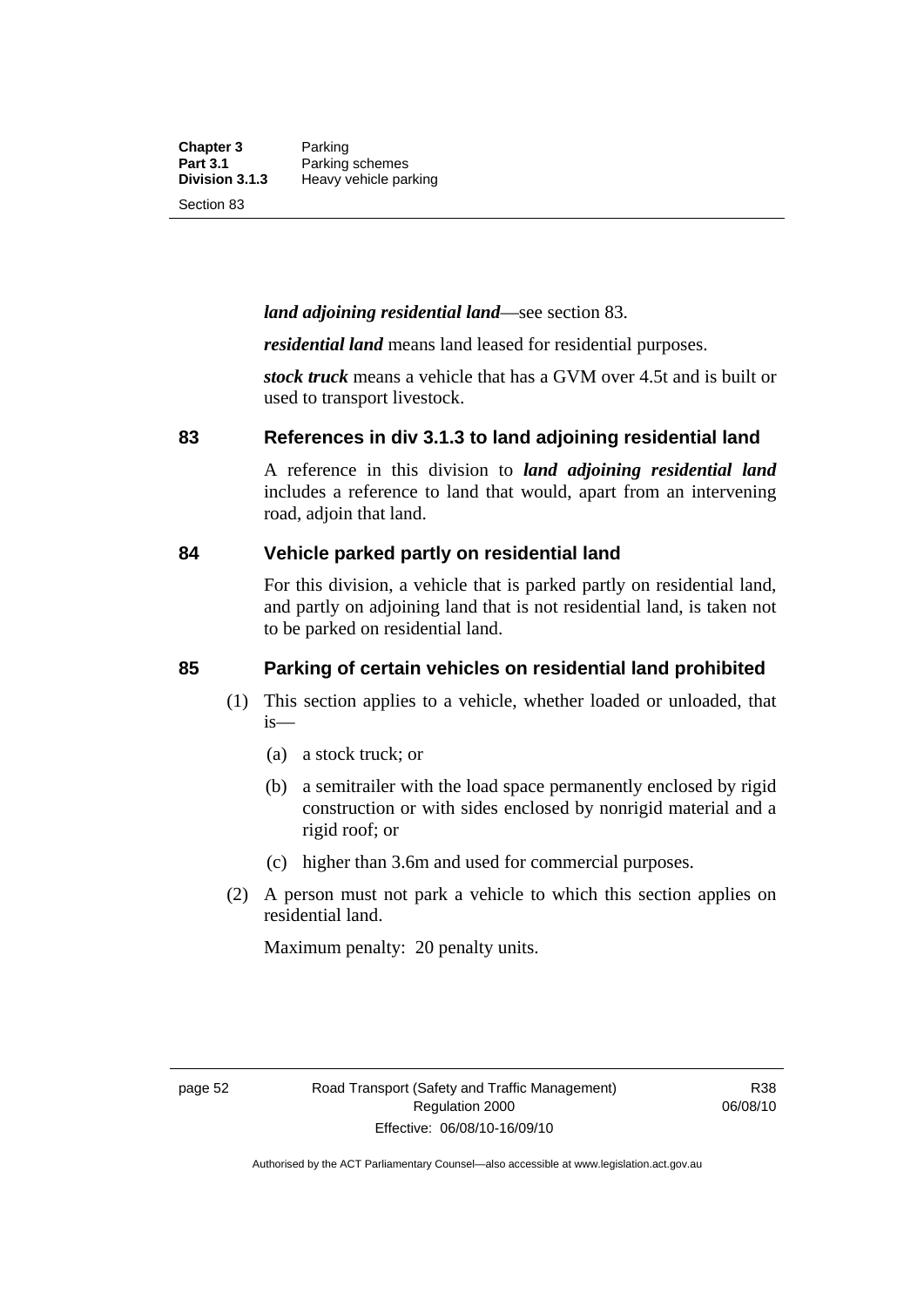***land adjoining residential land***—see section 83.

***residential land*** means land leased for residential purposes.

***stock truck*** means a vehicle that has a GVM over 4.5t and is built or used to transport livestock.

## 83 References in div 3.1.3 to land adjoining residential land

A reference in this division to ***land adjoining residential land*** includes a reference to land that would, apart from an intervening road, adjoin that land.

## 84 Vehicle parked partly on residential land

For this division, a vehicle that is parked partly on residential land, and partly on adjoining land that is not residential land, is taken not to be parked on residential land.

## 85 Parking of certain vehicles on residential land prohibited

(1) This section applies to a vehicle, whether loaded or unloaded, that is—

(a) a stock truck; or

(b) a semitrailer with the load space permanently enclosed by rigid construction or with sides enclosed by nonrigid material and a rigid roof; or

(c) higher than 3.6m and used for commercial purposes.

(2) A person must not park a vehicle to which this section applies on residential land.

Maximum penalty: 20 penalty units.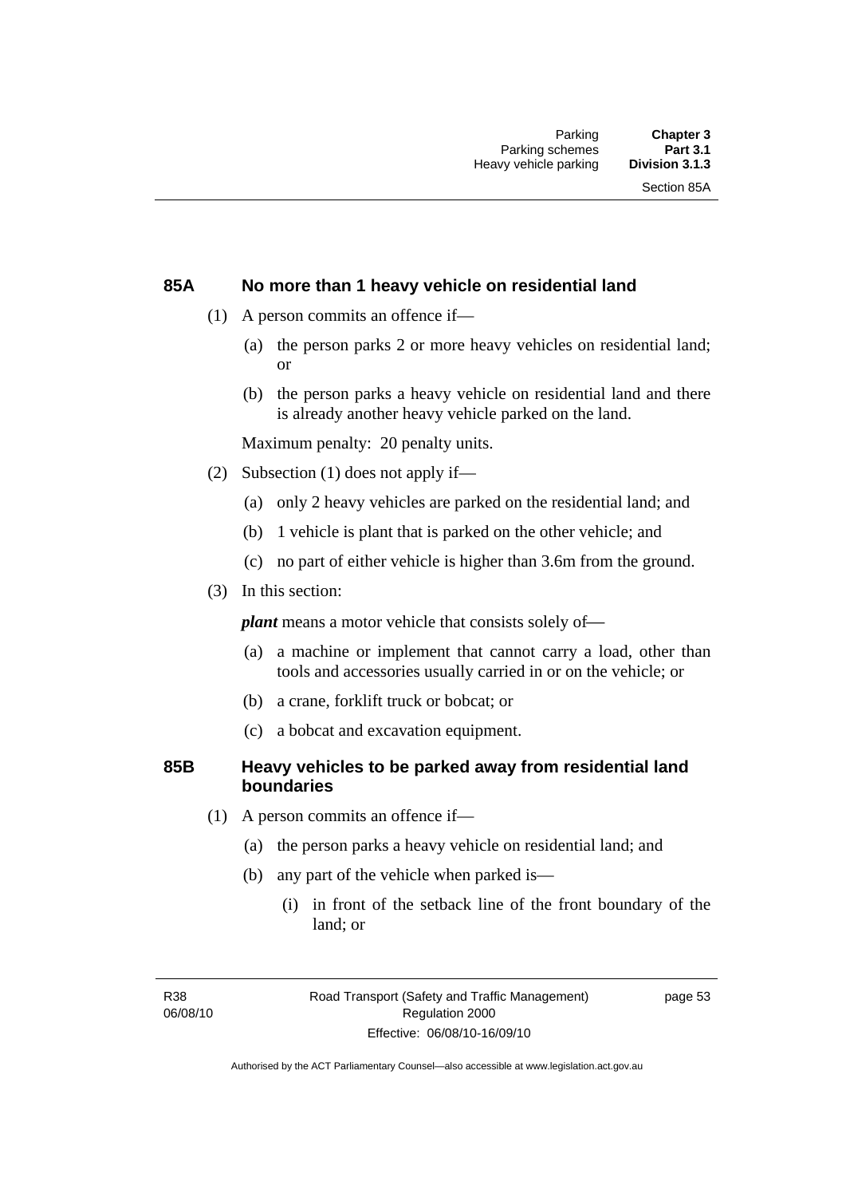## 85A No more than 1 heavy vehicle on residential land

(1) A person commits an offence if—

(a) the person parks 2 or more heavy vehicles on residential land; or

(b) the person parks a heavy vehicle on residential land and there is already another heavy vehicle parked on the land.

Maximum penalty: 20 penalty units.

(2) Subsection (1) does not apply if—

(a) only 2 heavy vehicles are parked on the residential land; and

(b) 1 vehicle is plant that is parked on the other vehicle; and

(c) no part of either vehicle is higher than 3.6m from the ground.

(3) In this section:

***plant*** means a motor vehicle that consists solely of—

(a) a machine or implement that cannot carry a load, other than tools and accessories usually carried in or on the vehicle; or

(b) a crane, forklift truck or bobcat; or

(c) a bobcat and excavation equipment.

## 85B Heavy vehicles to be parked away from residential land boundaries

(1) A person commits an offence if—

(a) the person parks a heavy vehicle on residential land; and

(b) any part of the vehicle when parked is—

(i) in front of the setback line of the front boundary of the land; or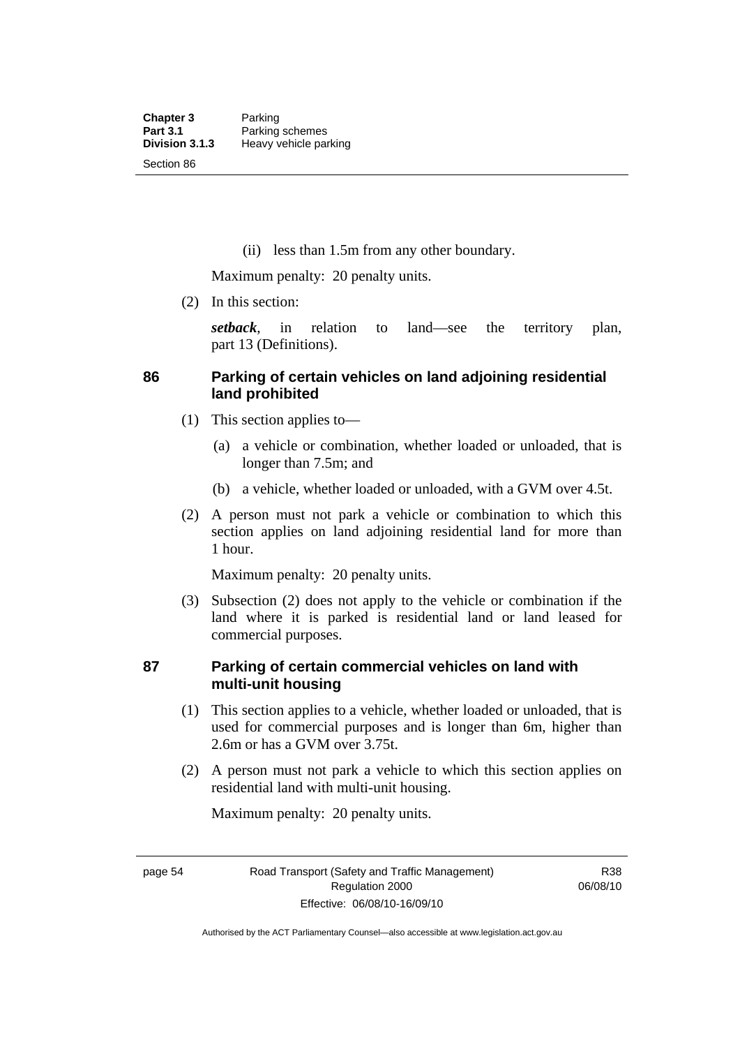(ii) less than 1.5m from any other boundary.

Maximum penalty: 20 penalty units.

(2) In this section:

***setback***, in relation to land—see the territory plan, part 13 (Definitions).

## 86 Parking of certain vehicles on land adjoining residential land prohibited

(1) This section applies to—

(a) a vehicle or combination, whether loaded or unloaded, that is longer than 7.5m; and

(b) a vehicle, whether loaded or unloaded, with a GVM over 4.5t.

(2) A person must not park a vehicle or combination to which this section applies on land adjoining residential land for more than 1 hour.

Maximum penalty: 20 penalty units.

(3) Subsection (2) does not apply to the vehicle or combination if the land where it is parked is residential land or land leased for commercial purposes.

## 87 Parking of certain commercial vehicles on land with multi-unit housing

(1) This section applies to a vehicle, whether loaded or unloaded, that is used for commercial purposes and is longer than 6m, higher than 2.6m or has a GVM over 3.75t.

(2) A person must not park a vehicle to which this section applies on residential land with multi-unit housing.

Maximum penalty: 20 penalty units.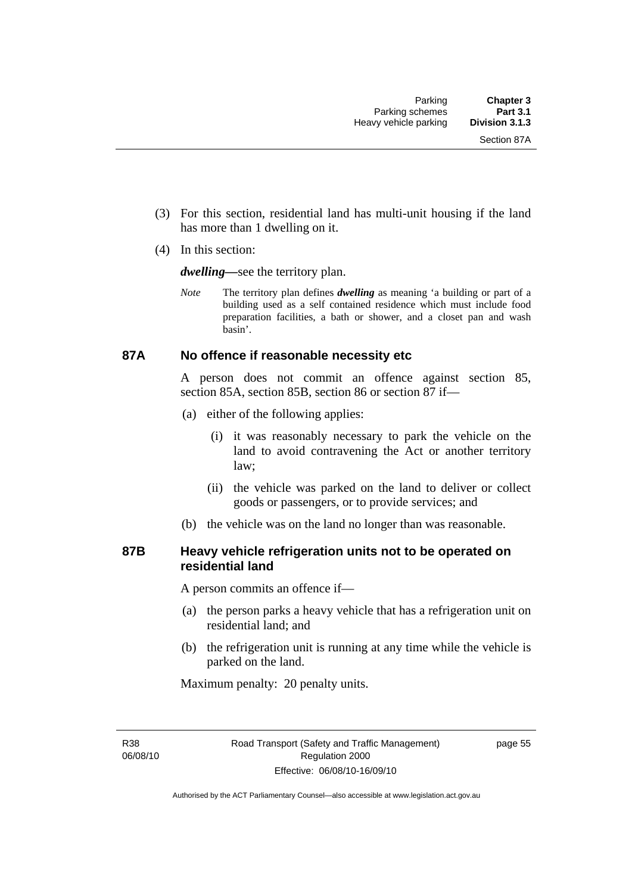(3) For this section, residential land has multi-unit housing if the land has more than 1 dwelling on it.

(4) In this section:

***dwelling***—see the territory plan.

*Note* The territory plan defines ***dwelling*** as meaning 'a building or part of a building used as a self contained residence which must include food preparation facilities, a bath or shower, and a closet pan and wash basin'.

### 87A No offence if reasonable necessity etc

A person does not commit an offence against section 85, section 85A, section 85B, section 86 or section 87 if—

(a) either of the following applies:

(i) it was reasonably necessary to park the vehicle on the land to avoid contravening the Act or another territory law;

(ii) the vehicle was parked on the land to deliver or collect goods or passengers, or to provide services; and

(b) the vehicle was on the land no longer than was reasonable.

### 87B Heavy vehicle refrigeration units not to be operated on residential land

A person commits an offence if—

(a) the person parks a heavy vehicle that has a refrigeration unit on residential land; and

(b) the refrigeration unit is running at any time while the vehicle is parked on the land.

Maximum penalty: 20 penalty units.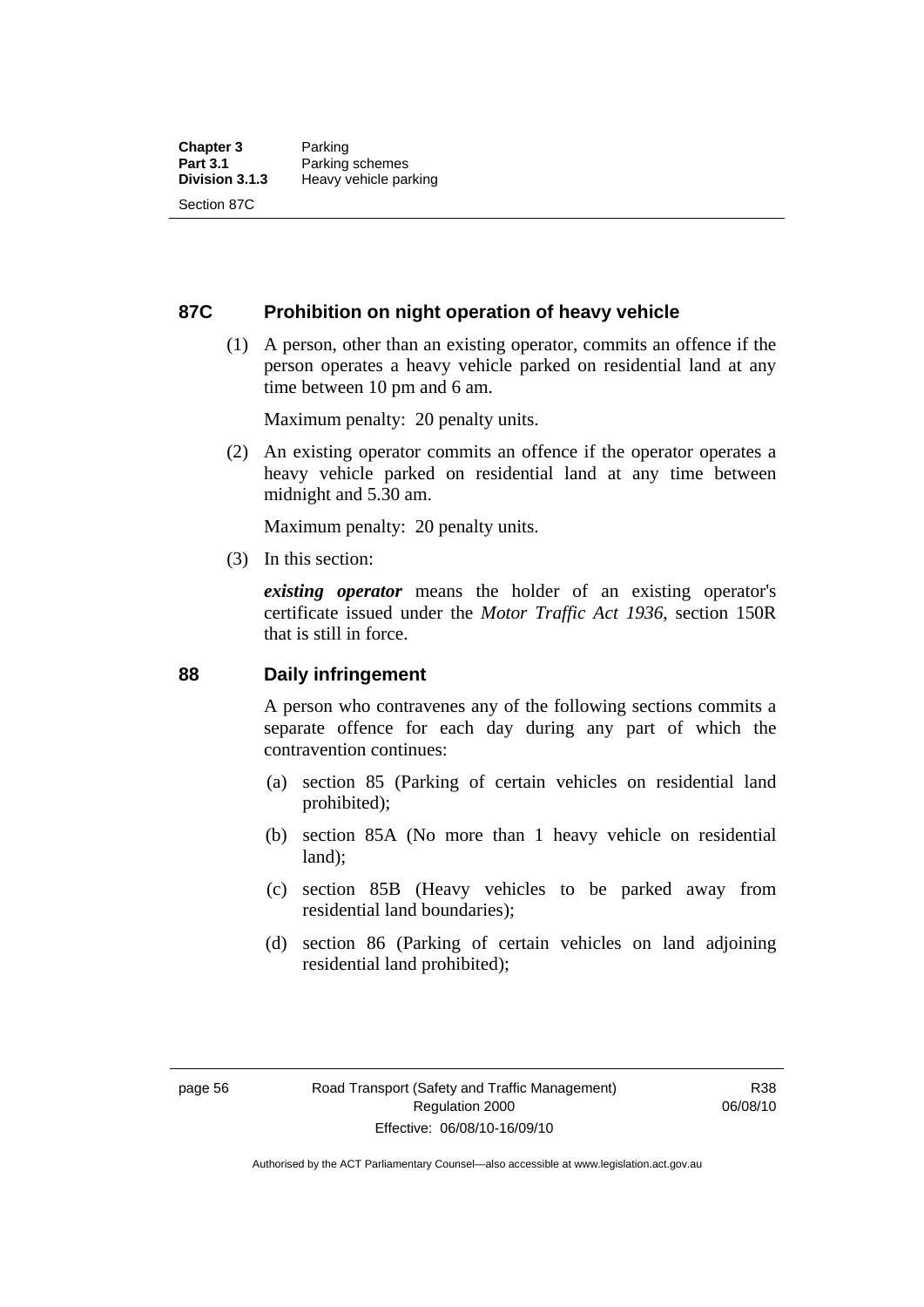## 87C Prohibition on night operation of heavy vehicle

(1) A person, other than an existing operator, commits an offence if the person operates a heavy vehicle parked on residential land at any time between 10 pm and 6 am.

Maximum penalty: 20 penalty units.

(2) An existing operator commits an offence if the operator operates a heavy vehicle parked on residential land at any time between midnight and 5.30 am.

Maximum penalty: 20 penalty units.

(3) In this section:

***existing operator*** means the holder of an existing operator's certificate issued under the *Motor Traffic Act 1936*, section 150R that is still in force.

## 88 Daily infringement

A person who contravenes any of the following sections commits a separate offence for each day during any part of which the contravention continues:

(a) section 85 (Parking of certain vehicles on residential land prohibited);

(b) section 85A (No more than 1 heavy vehicle on residential land);

(c) section 85B (Heavy vehicles to be parked away from residential land boundaries);

(d) section 86 (Parking of certain vehicles on land adjoining residential land prohibited);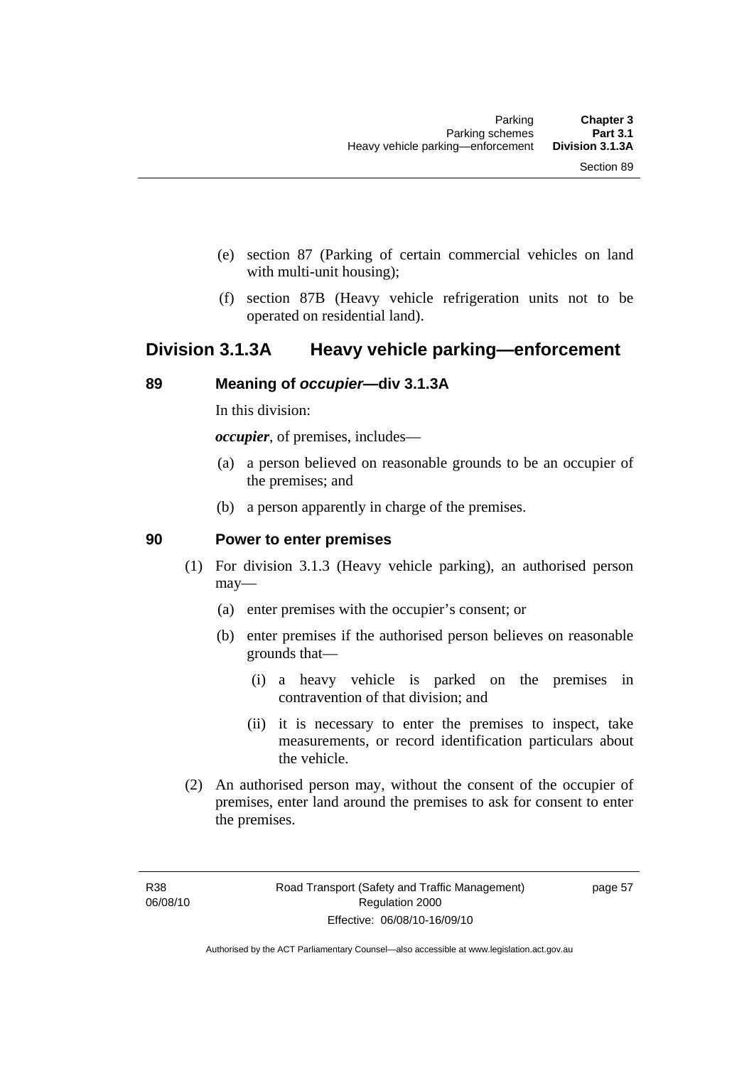(e) section 87 (Parking of certain commercial vehicles on land with multi-unit housing);

(f) section 87B (Heavy vehicle refrigeration units not to be operated on residential land).

## Division 3.1.3A Heavy vehicle parking—enforcement

### 89 Meaning of *occupier*—div 3.1.3A

In this division:

***occupier***, of premises, includes—

(a) a person believed on reasonable grounds to be an occupier of the premises; and

(b) a person apparently in charge of the premises.

### 90 Power to enter premises

(1) For division 3.1.3 (Heavy vehicle parking), an authorised person may—

(a) enter premises with the occupier's consent; or

(b) enter premises if the authorised person believes on reasonable grounds that—

(i) a heavy vehicle is parked on the premises in contravention of that division; and

(ii) it is necessary to enter the premises to inspect, take measurements, or record identification particulars about the vehicle.

(2) An authorised person may, without the consent of the occupier of premises, enter land around the premises to ask for consent to enter the premises.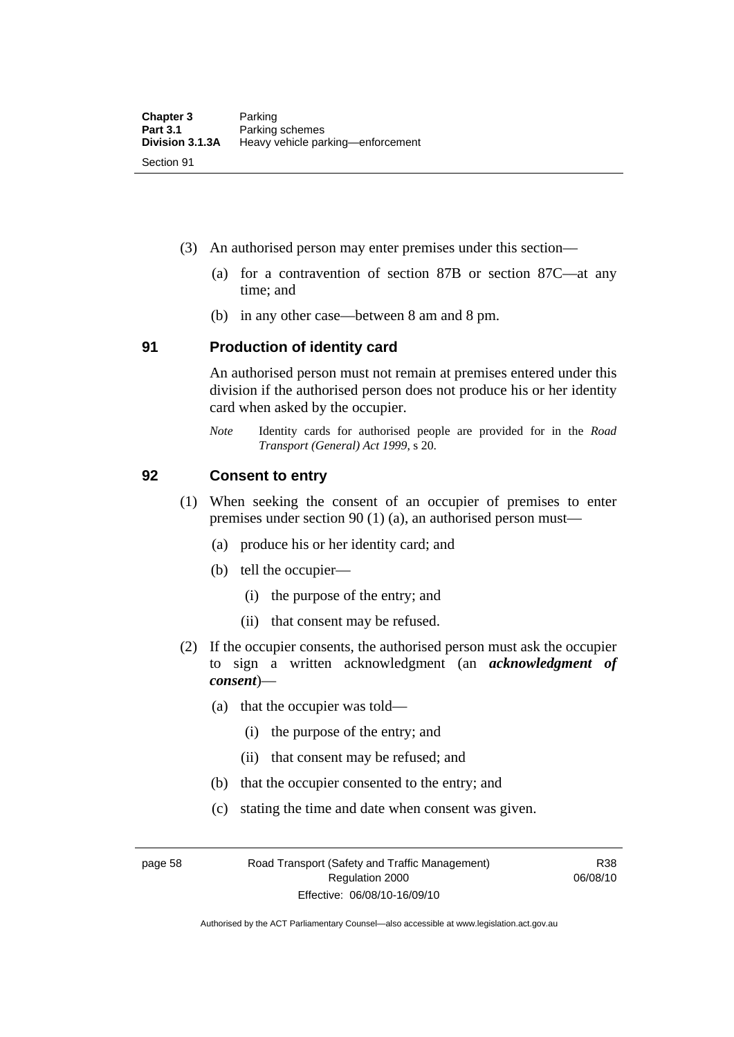(3) An authorised person may enter premises under this section—

(a) for a contravention of section 87B or section 87C—at any time; and

(b) in any other case—between 8 am and 8 pm.

## 91 Production of identity card

An authorised person must not remain at premises entered under this division if the authorised person does not produce his or her identity card when asked by the occupier.

*Note* Identity cards for authorised people are provided for in the *Road Transport (General) Act 1999*, s 20.

## 92 Consent to entry

(1) When seeking the consent of an occupier of premises to enter premises under section 90 (1) (a), an authorised person must—

(a) produce his or her identity card; and

(b) tell the occupier—

(i) the purpose of the entry; and

(ii) that consent may be refused.

(2) If the occupier consents, the authorised person must ask the occupier to sign a written acknowledgment (an ***acknowledgment of consent***)—

(a) that the occupier was told—

(i) the purpose of the entry; and

(ii) that consent may be refused; and

(b) that the occupier consented to the entry; and

(c) stating the time and date when consent was given.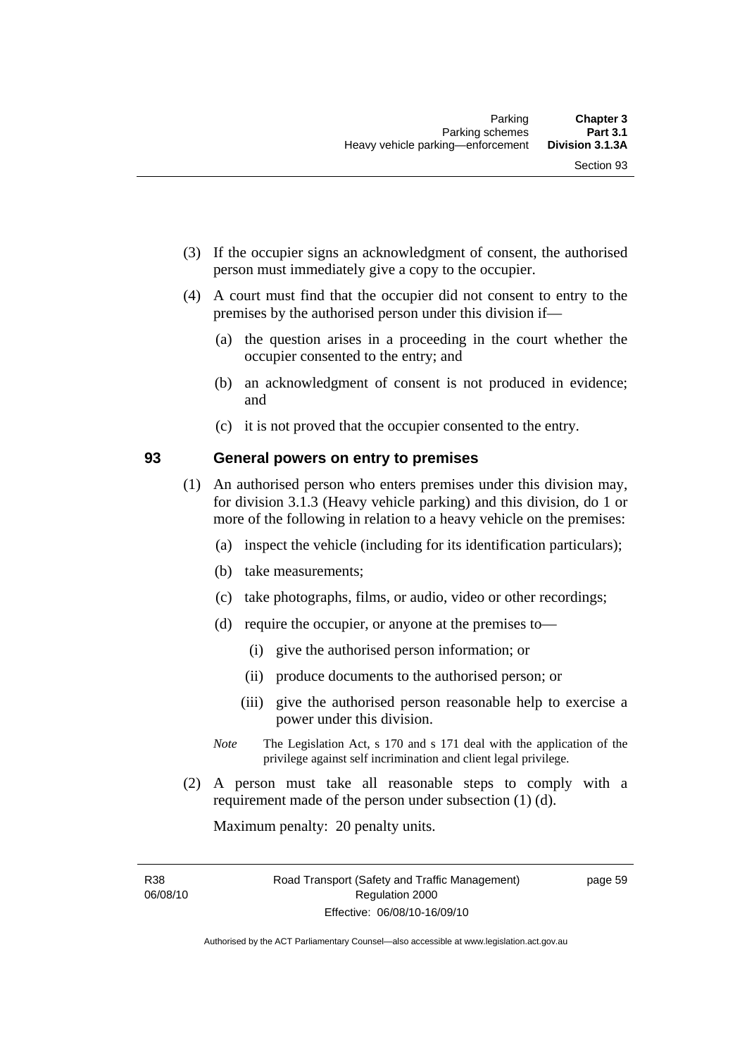(3) If the occupier signs an acknowledgment of consent, the authorised person must immediately give a copy to the occupier.

(4) A court must find that the occupier did not consent to entry to the premises by the authorised person under this division if—

(a) the question arises in a proceeding in the court whether the occupier consented to the entry; and

(b) an acknowledgment of consent is not produced in evidence; and

(c) it is not proved that the occupier consented to the entry.

## 93 General powers on entry to premises

(1) An authorised person who enters premises under this division may, for division 3.1.3 (Heavy vehicle parking) and this division, do 1 or more of the following in relation to a heavy vehicle on the premises:

(a) inspect the vehicle (including for its identification particulars);

(b) take measurements;

(c) take photographs, films, or audio, video or other recordings;

(d) require the occupier, or anyone at the premises to—

(i) give the authorised person information; or

(ii) produce documents to the authorised person; or

(iii) give the authorised person reasonable help to exercise a power under this division.

*Note* The Legislation Act, s 170 and s 171 deal with the application of the privilege against self incrimination and client legal privilege.

(2) A person must take all reasonable steps to comply with a requirement made of the person under subsection (1) (d).

Maximum penalty: 20 penalty units.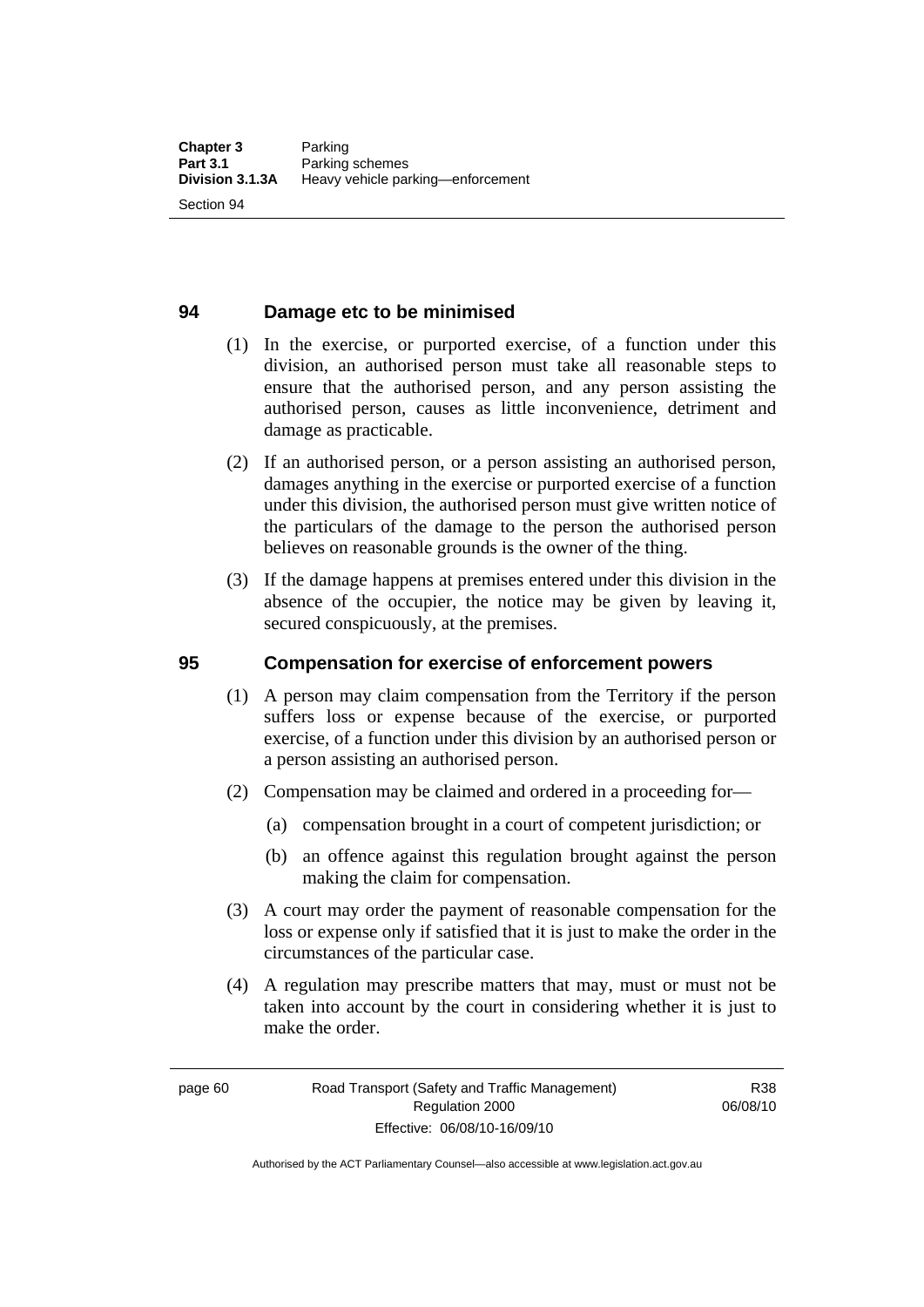## 94 Damage etc to be minimised

(1) In the exercise, or purported exercise, of a function under this division, an authorised person must take all reasonable steps to ensure that the authorised person, and any person assisting the authorised person, causes as little inconvenience, detriment and damage as practicable.

(2) If an authorised person, or a person assisting an authorised person, damages anything in the exercise or purported exercise of a function under this division, the authorised person must give written notice of the particulars of the damage to the person the authorised person believes on reasonable grounds is the owner of the thing.

(3) If the damage happens at premises entered under this division in the absence of the occupier, the notice may be given by leaving it, secured conspicuously, at the premises.

## 95 Compensation for exercise of enforcement powers

(1) A person may claim compensation from the Territory if the person suffers loss or expense because of the exercise, or purported exercise, of a function under this division by an authorised person or a person assisting an authorised person.

(2) Compensation may be claimed and ordered in a proceeding for—

- (a) compensation brought in a court of competent jurisdiction; or
- (b) an offence against this regulation brought against the person making the claim for compensation.

(3) A court may order the payment of reasonable compensation for the loss or expense only if satisfied that it is just to make the order in the circumstances of the particular case.

(4) A regulation may prescribe matters that may, must or must not be taken into account by the court in considering whether it is just to make the order.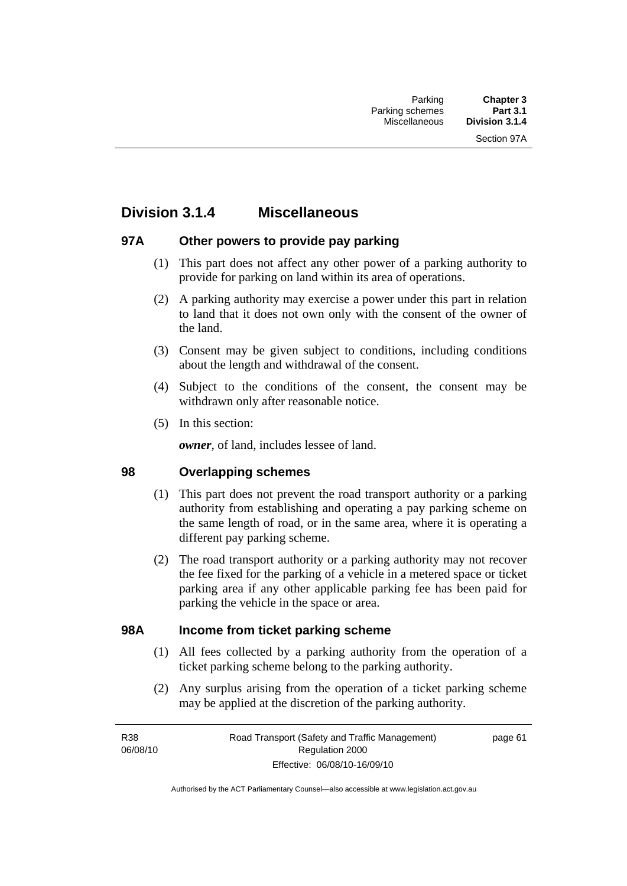## Division 3.1.4 Miscellaneous

### 97A Other powers to provide pay parking

(1) This part does not affect any other power of a parking authority to provide for parking on land within its area of operations.

(2) A parking authority may exercise a power under this part in relation to land that it does not own only with the consent of the owner of the land.

(3) Consent may be given subject to conditions, including conditions about the length and withdrawal of the consent.

(4) Subject to the conditions of the consent, the consent may be withdrawn only after reasonable notice.

(5) In this section:

***owner***, of land, includes lessee of land.

### 98 Overlapping schemes

(1) This part does not prevent the road transport authority or a parking authority from establishing and operating a pay parking scheme on the same length of road, or in the same area, where it is operating a different pay parking scheme.

(2) The road transport authority or a parking authority may not recover the fee fixed for the parking of a vehicle in a metered space or ticket parking area if any other applicable parking fee has been paid for parking the vehicle in the space or area.

### 98A Income from ticket parking scheme

(1) All fees collected by a parking authority from the operation of a ticket parking scheme belong to the parking authority.

(2) Any surplus arising from the operation of a ticket parking scheme may be applied at the discretion of the parking authority.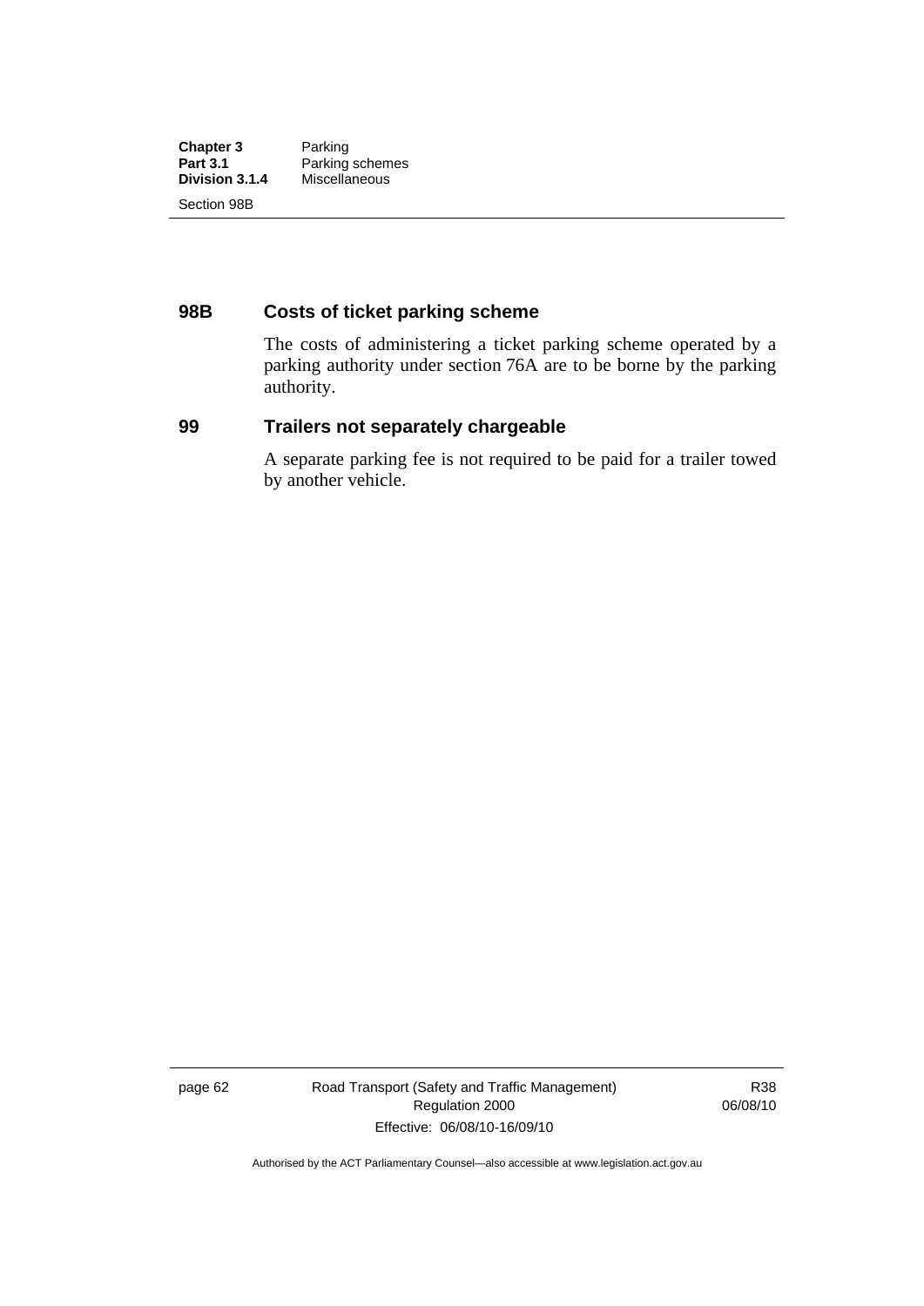## 98B Costs of ticket parking scheme

The costs of administering a ticket parking scheme operated by a parking authority under section 76A are to be borne by the parking authority.

## 99 Trailers not separately chargeable

A separate parking fee is not required to be paid for a trailer towed by another vehicle.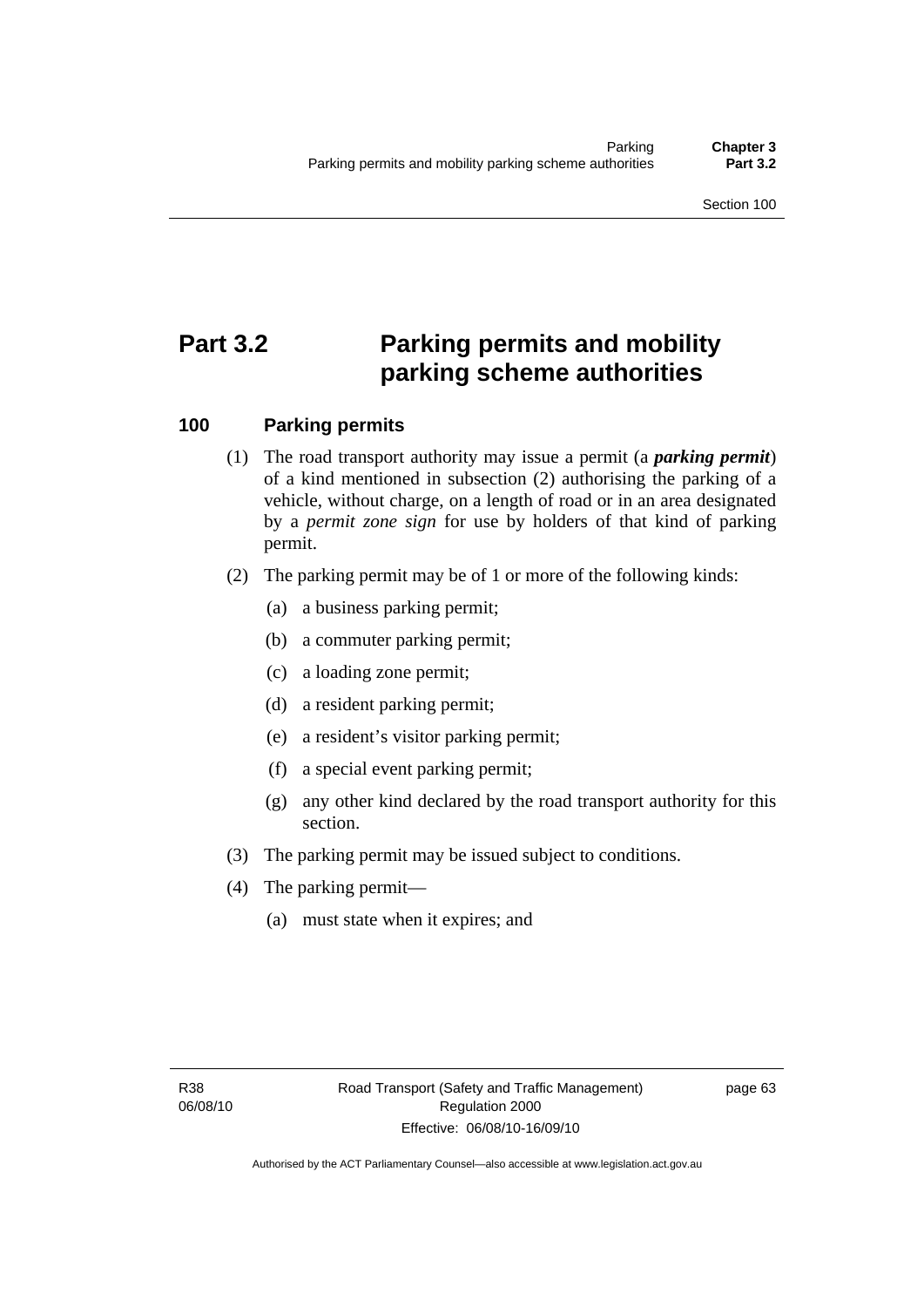# Part 3.2 Parking permits and mobility parking scheme authorities

## 100 Parking permits

(1) The road transport authority may issue a permit (a ***parking permit***) of a kind mentioned in subsection (2) authorising the parking of a vehicle, without charge, on a length of road or in an area designated by a *permit zone sign* for use by holders of that kind of parking permit.

(2) The parking permit may be of 1 or more of the following kinds:

- (a) a business parking permit;
- (b) a commuter parking permit;
- (c) a loading zone permit;
- (d) a resident parking permit;
- (e) a resident's visitor parking permit;
- (f) a special event parking permit;
- (g) any other kind declared by the road transport authority for this section.

(3) The parking permit may be issued subject to conditions.

(4) The parking permit—

- (a) must state when it expires; and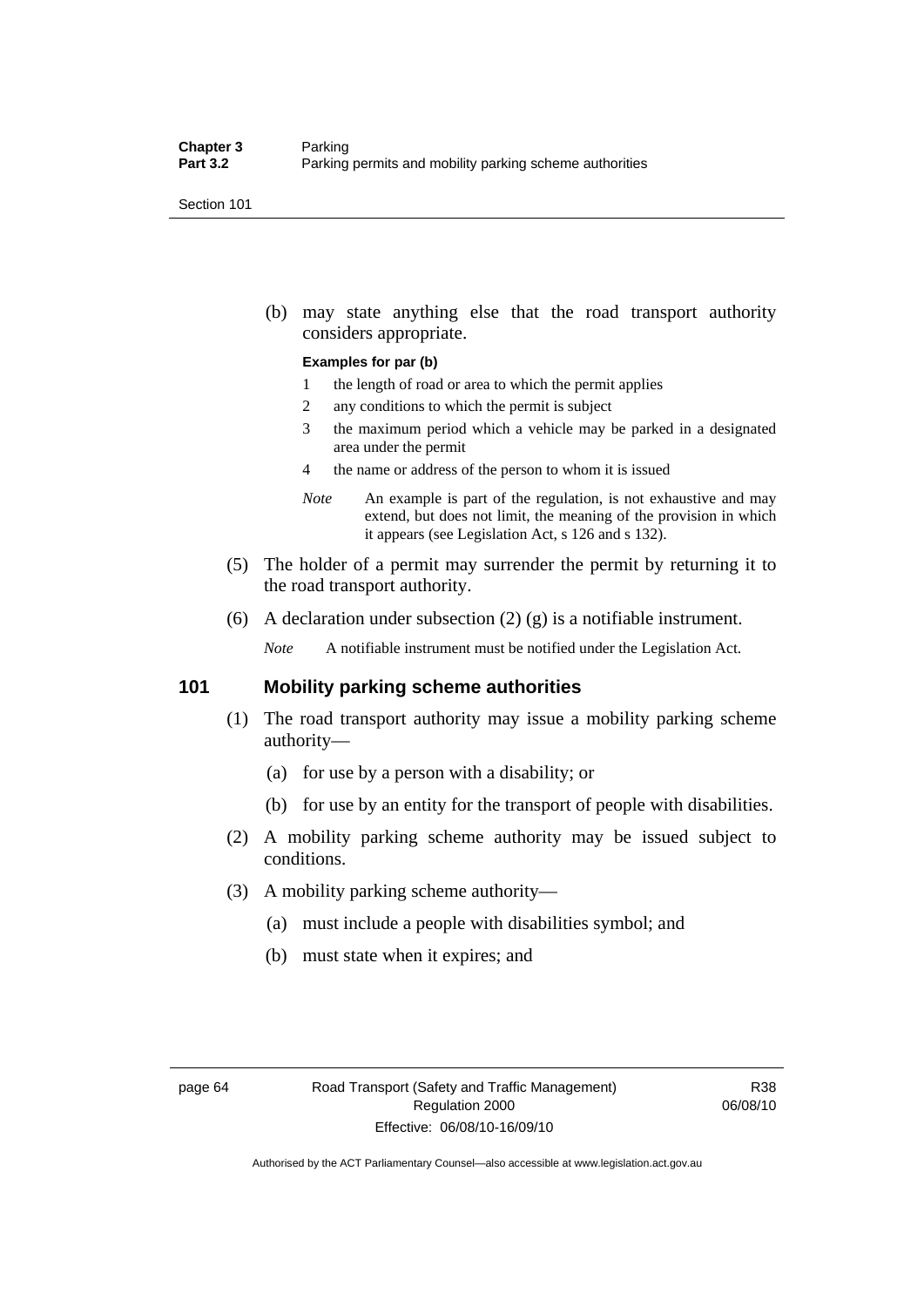(b) may state anything else that the road transport authority considers appropriate.

**Examples for par (b)**

1 the length of road or area to which the permit applies
2 any conditions to which the permit is subject
3 the maximum period which a vehicle may be parked in a designated area under the permit
4 the name or address of the person to whom it is issued

*Note* An example is part of the regulation, is not exhaustive and may extend, but does not limit, the meaning of the provision in which it appears (see Legislation Act, s 126 and s 132).

(5) The holder of a permit may surrender the permit by returning it to the road transport authority.

(6) A declaration under subsection (2) (g) is a notifiable instrument.

*Note* A notifiable instrument must be notified under the Legislation Act.

## 101 Mobility parking scheme authorities

(1) The road transport authority may issue a mobility parking scheme authority—

(a) for use by a person with a disability; or

(b) for use by an entity for the transport of people with disabilities.

(2) A mobility parking scheme authority may be issued subject to conditions.

(3) A mobility parking scheme authority—

(a) must include a people with disabilities symbol; and

(b) must state when it expires; and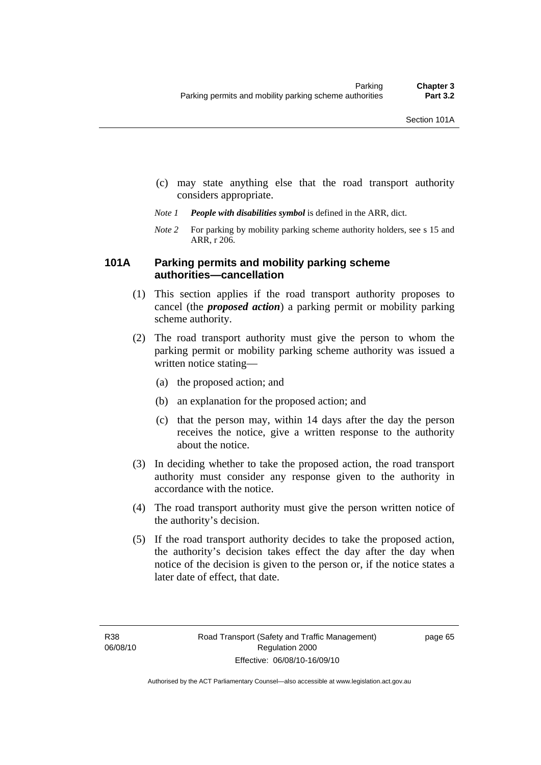(c) may state anything else that the road transport authority considers appropriate.

*Note 1* ***People with disabilities symbol*** is defined in the ARR, dict.

*Note 2* For parking by mobility parking scheme authority holders, see s 15 and ARR, r 206.

### 101A Parking permits and mobility parking scheme authorities—cancellation

(1) This section applies if the road transport authority proposes to cancel (the ***proposed action***) a parking permit or mobility parking scheme authority.

(2) The road transport authority must give the person to whom the parking permit or mobility parking scheme authority was issued a written notice stating—

(a) the proposed action; and

(b) an explanation for the proposed action; and

(c) that the person may, within 14 days after the day the person receives the notice, give a written response to the authority about the notice.

(3) In deciding whether to take the proposed action, the road transport authority must consider any response given to the authority in accordance with the notice.

(4) The road transport authority must give the person written notice of the authority's decision.

(5) If the road transport authority decides to take the proposed action, the authority's decision takes effect the day after the day when notice of the decision is given to the person or, if the notice states a later date of effect, that date.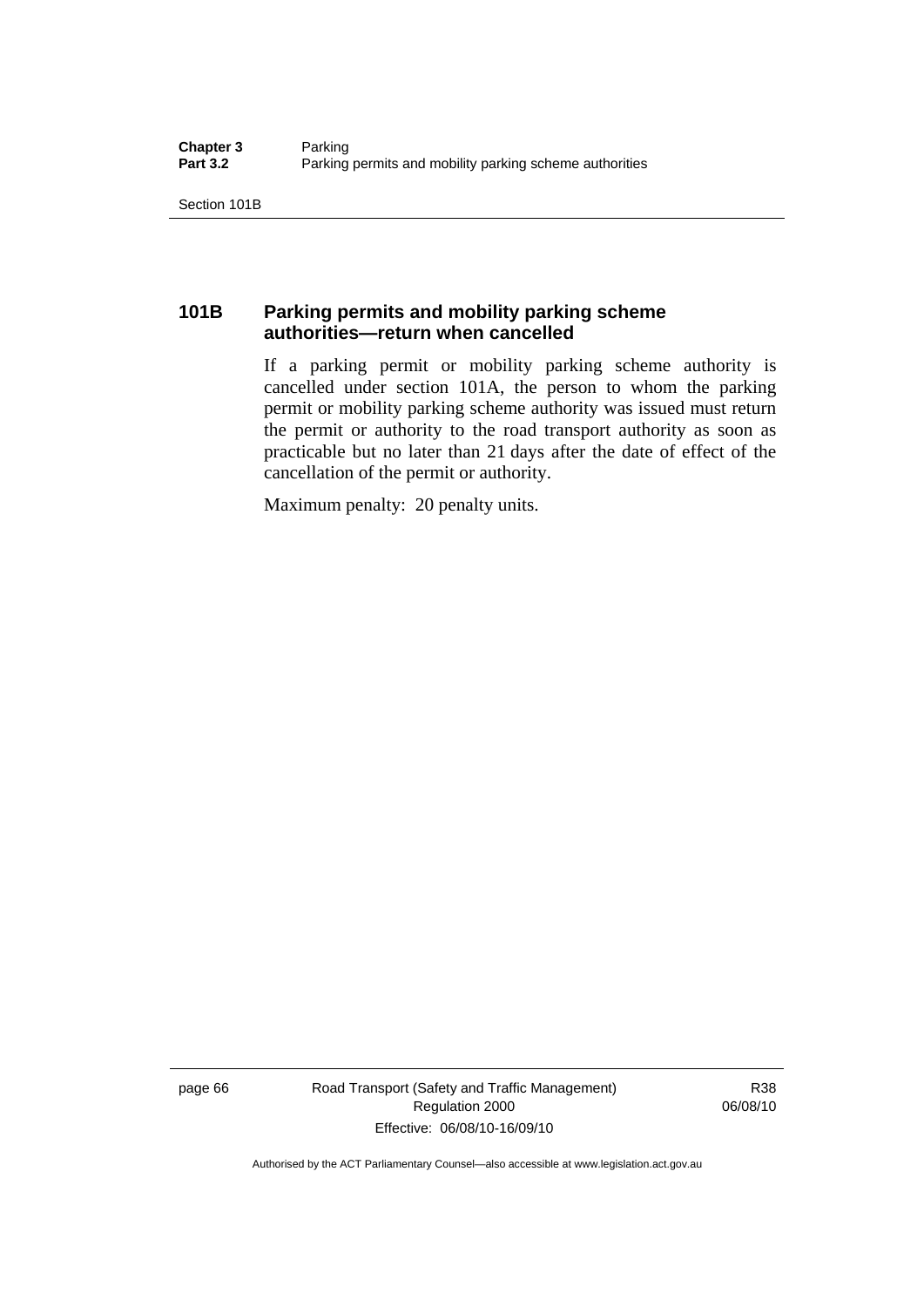## 101B Parking permits and mobility parking scheme authorities—return when cancelled

If a parking permit or mobility parking scheme authority is cancelled under section 101A, the person to whom the parking permit or mobility parking scheme authority was issued must return the permit or authority to the road transport authority as soon as practicable but no later than 21 days after the date of effect of the cancellation of the permit or authority.

Maximum penalty: 20 penalty units.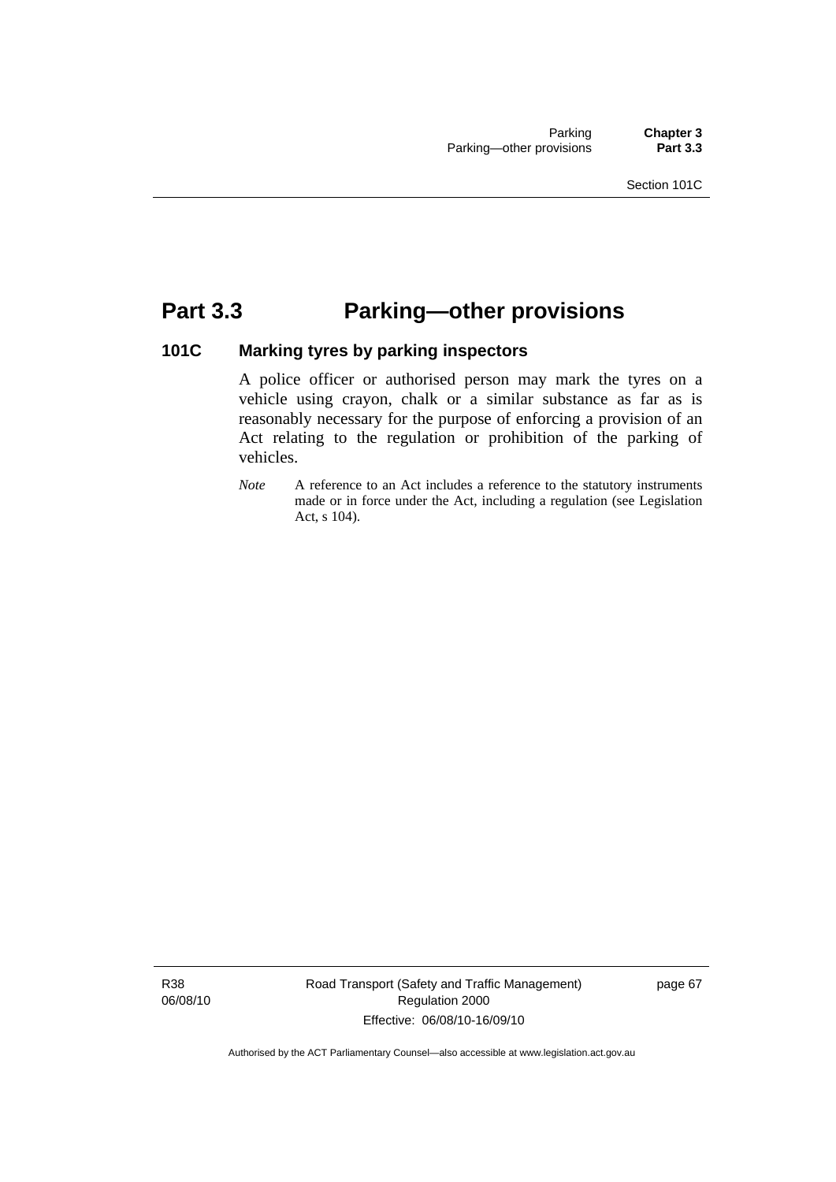# Part 3.3 Parking—other provisions

## 101C Marking tyres by parking inspectors

A police officer or authorised person may mark the tyres on a vehicle using crayon, chalk or a similar substance as far as is reasonably necessary for the purpose of enforcing a provision of an Act relating to the regulation or prohibition of the parking of vehicles.

*Note* A reference to an Act includes a reference to the statutory instruments made or in force under the Act, including a regulation (see Legislation Act, s 104).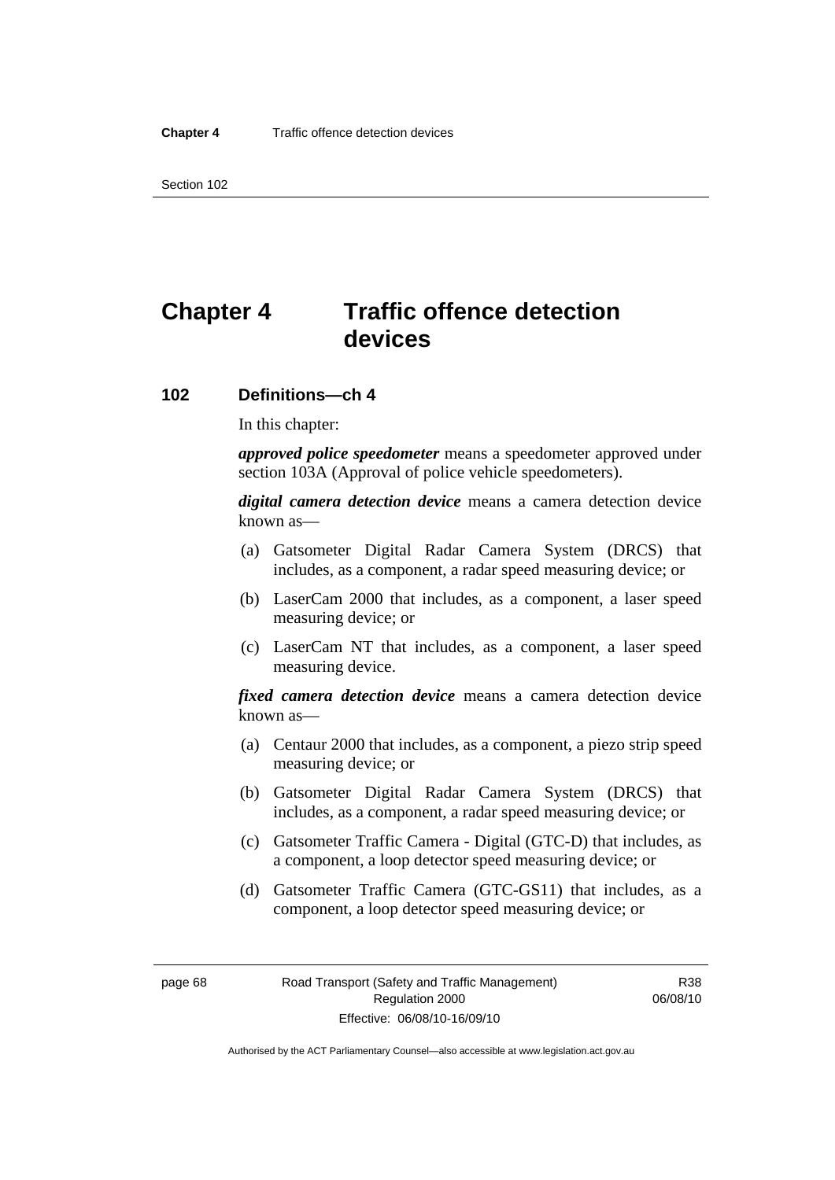# Chapter 4 Traffic offence detection devices

## 102 Definitions—ch 4

In this chapter:

***approved police speedometer*** means a speedometer approved under section 103A (Approval of police vehicle speedometers).

***digital camera detection device*** means a camera detection device known as—

(a) Gatsometer Digital Radar Camera System (DRCS) that includes, as a component, a radar speed measuring device; or

(b) LaserCam 2000 that includes, as a component, a laser speed measuring device; or

(c) LaserCam NT that includes, as a component, a laser speed measuring device.

***fixed camera detection device*** means a camera detection device known as—

(a) Centaur 2000 that includes, as a component, a piezo strip speed measuring device; or

(b) Gatsometer Digital Radar Camera System (DRCS) that includes, as a component, a radar speed measuring device; or

(c) Gatsometer Traffic Camera - Digital (GTC-D) that includes, as a component, a loop detector speed measuring device; or

(d) Gatsometer Traffic Camera (GTC-GS11) that includes, as a component, a loop detector speed measuring device; or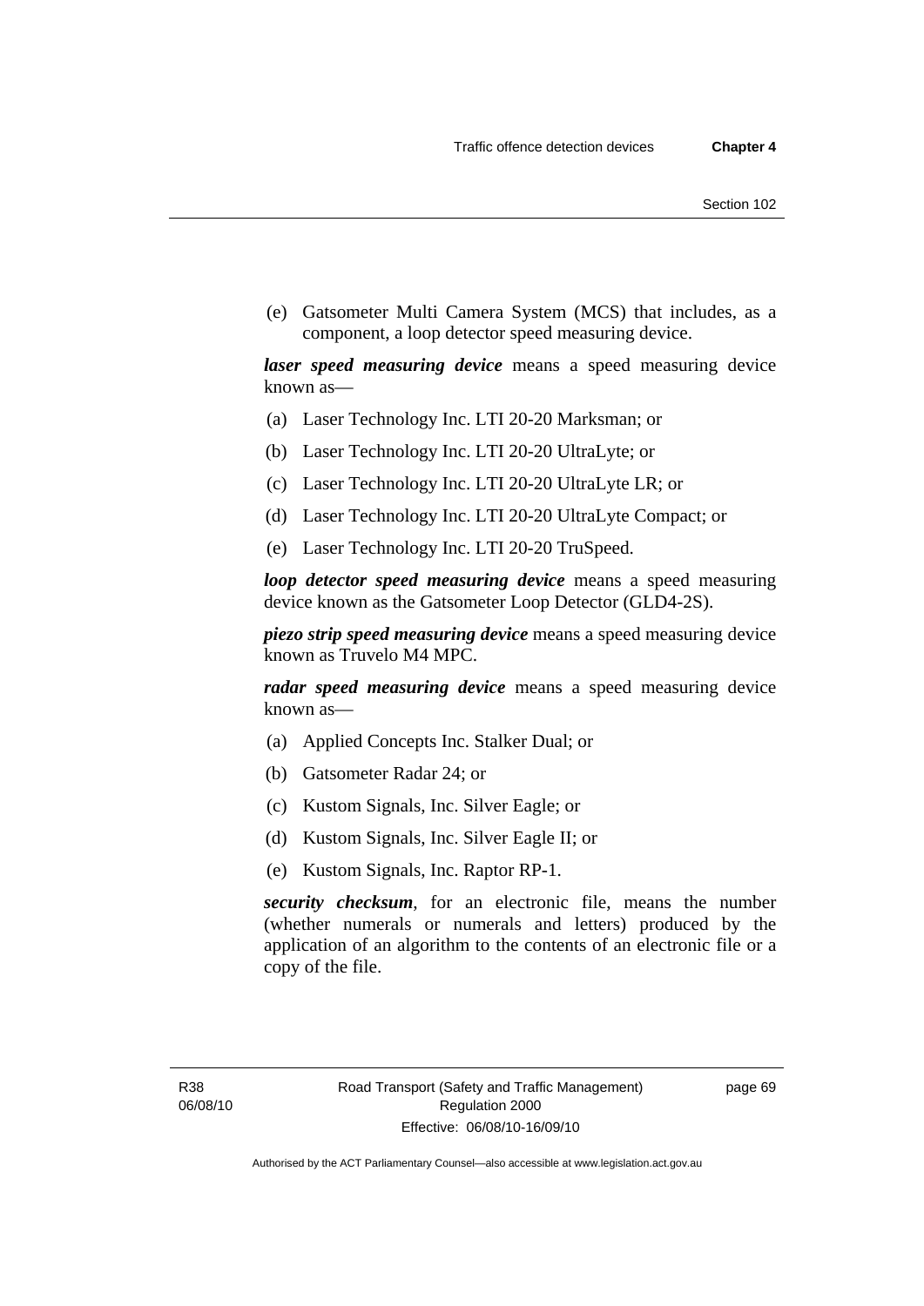(e) Gatsometer Multi Camera System (MCS) that includes, as a component, a loop detector speed measuring device.

***laser speed measuring device*** means a speed measuring device known as—

(a) Laser Technology Inc. LTI 20-20 Marksman; or

(b) Laser Technology Inc. LTI 20-20 UltraLyte; or

(c) Laser Technology Inc. LTI 20-20 UltraLyte LR; or

(d) Laser Technology Inc. LTI 20-20 UltraLyte Compact; or

(e) Laser Technology Inc. LTI 20-20 TruSpeed.

***loop detector speed measuring device*** means a speed measuring device known as the Gatsometer Loop Detector (GLD4-2S).

***piezo strip speed measuring device*** means a speed measuring device known as Truvelo M4 MPC.

***radar speed measuring device*** means a speed measuring device known as—

(a) Applied Concepts Inc. Stalker Dual; or

(b) Gatsometer Radar 24; or

(c) Kustom Signals, Inc. Silver Eagle; or

(d) Kustom Signals, Inc. Silver Eagle II; or

(e) Kustom Signals, Inc. Raptor RP-1.

***security checksum***, for an electronic file, means the number (whether numerals or numerals and letters) produced by the application of an algorithm to the contents of an electronic file or a copy of the file.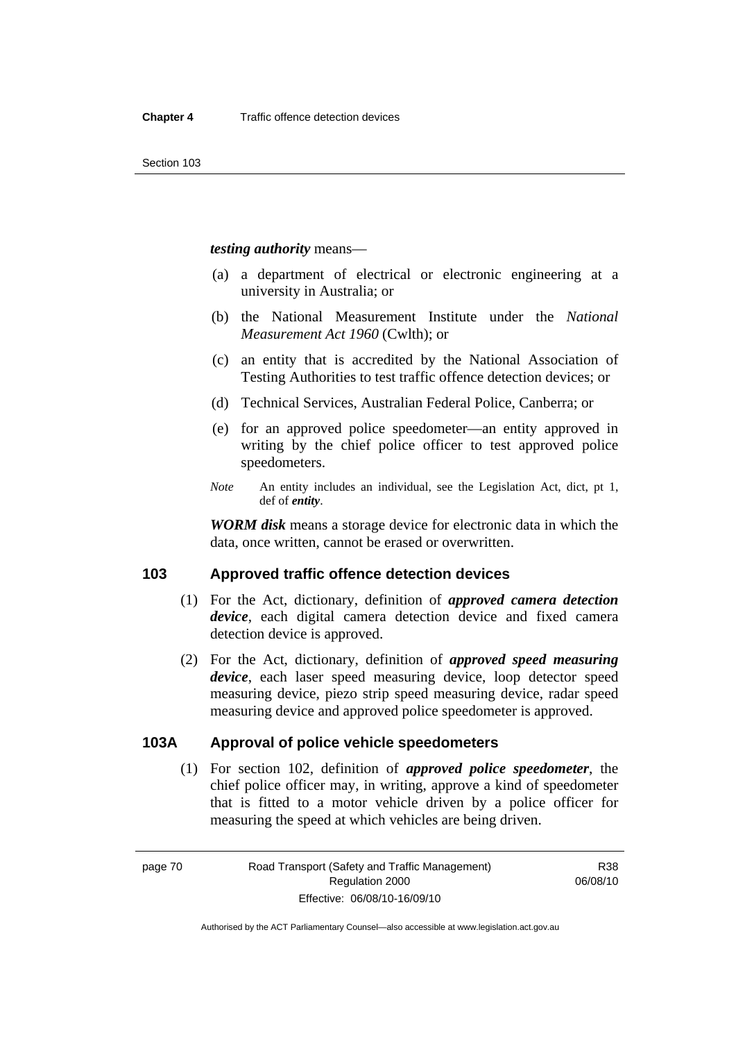***testing authority*** means—

(a) a department of electrical or electronic engineering at a university in Australia; or

(b) the National Measurement Institute under the *National Measurement Act 1960* (Cwlth); or

(c) an entity that is accredited by the National Association of Testing Authorities to test traffic offence detection devices; or

(d) Technical Services, Australian Federal Police, Canberra; or

(e) for an approved police speedometer—an entity approved in writing by the chief police officer to test approved police speedometers.

*Note* An entity includes an individual, see the Legislation Act, dict, pt 1, def of ***entity***.

***WORM disk*** means a storage device for electronic data in which the data, once written, cannot be erased or overwritten.

## 103 Approved traffic offence detection devices

(1) For the Act, dictionary, definition of ***approved camera detection device***, each digital camera detection device and fixed camera detection device is approved.

(2) For the Act, dictionary, definition of ***approved speed measuring device***, each laser speed measuring device, loop detector speed measuring device, piezo strip speed measuring device, radar speed measuring device and approved police speedometer is approved.

## 103A Approval of police vehicle speedometers

(1) For section 102, definition of ***approved police speedometer***, the chief police officer may, in writing, approve a kind of speedometer that is fitted to a motor vehicle driven by a police officer for measuring the speed at which vehicles are being driven.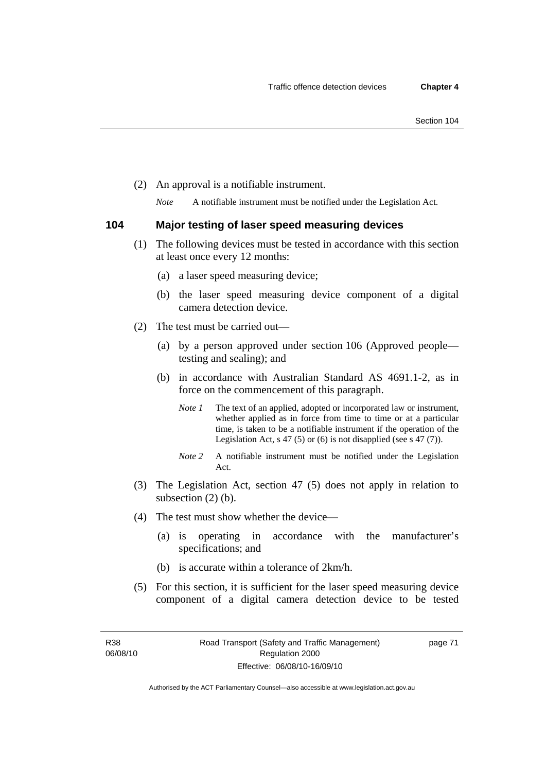(2) An approval is a notifiable instrument.

*Note* A notifiable instrument must be notified under the Legislation Act.

### 104 Major testing of laser speed measuring devices

(1) The following devices must be tested in accordance with this section at least once every 12 months:

- (a) a laser speed measuring device;
- (b) the laser speed measuring device component of a digital camera detection device.

(2) The test must be carried out—

- (a) by a person approved under section 106 (Approved people—testing and sealing); and
- (b) in accordance with Australian Standard AS 4691.1-2, as in force on the commencement of this paragraph.

  *Note 1* The text of an applied, adopted or incorporated law or instrument, whether applied as in force from time to time or at a particular time, is taken to be a notifiable instrument if the operation of the Legislation Act, s 47 (5) or (6) is not disapplied (see s 47 (7)).

  *Note 2* A notifiable instrument must be notified under the Legislation Act.

(3) The Legislation Act, section 47 (5) does not apply in relation to subsection (2) (b).

(4) The test must show whether the device—

- (a) is operating in accordance with the manufacturer's specifications; and
- (b) is accurate within a tolerance of 2km/h.

(5) For this section, it is sufficient for the laser speed measuring device component of a digital camera detection device to be tested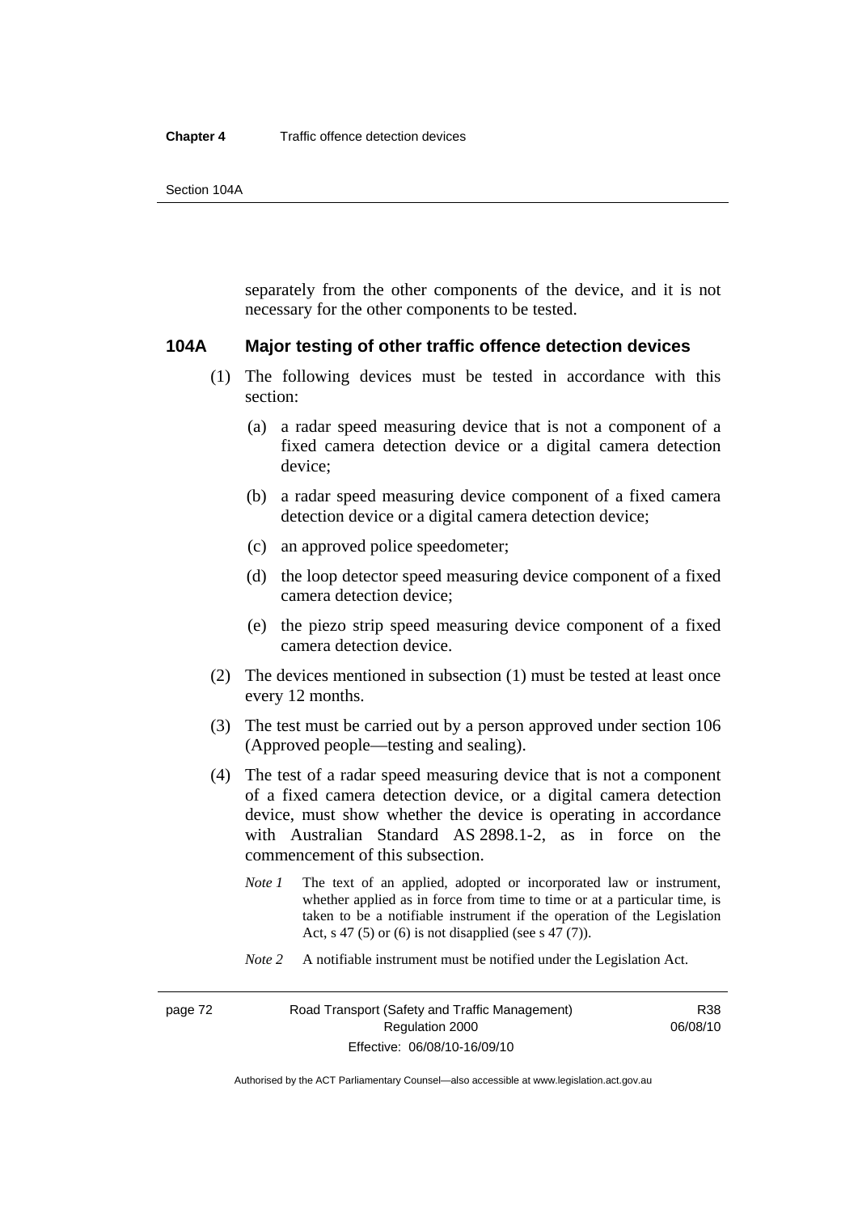separately from the other components of the device, and it is not necessary for the other components to be tested.

### 104A Major testing of other traffic offence detection devices

(1) The following devices must be tested in accordance with this section:

(a) a radar speed measuring device that is not a component of a fixed camera detection device or a digital camera detection device;

(b) a radar speed measuring device component of a fixed camera detection device or a digital camera detection device;

(c) an approved police speedometer;

(d) the loop detector speed measuring device component of a fixed camera detection device;

(e) the piezo strip speed measuring device component of a fixed camera detection device.

(2) The devices mentioned in subsection (1) must be tested at least once every 12 months.

(3) The test must be carried out by a person approved under section 106 (Approved people—testing and sealing).

(4) The test of a radar speed measuring device that is not a component of a fixed camera detection device, or a digital camera detection device, must show whether the device is operating in accordance with Australian Standard AS 2898.1-2, as in force on the commencement of this subsection.

*Note 1* The text of an applied, adopted or incorporated law or instrument, whether applied as in force from time to time or at a particular time, is taken to be a notifiable instrument if the operation of the Legislation Act, s 47 (5) or (6) is not disapplied (see s 47 (7)).

*Note 2* A notifiable instrument must be notified under the Legislation Act.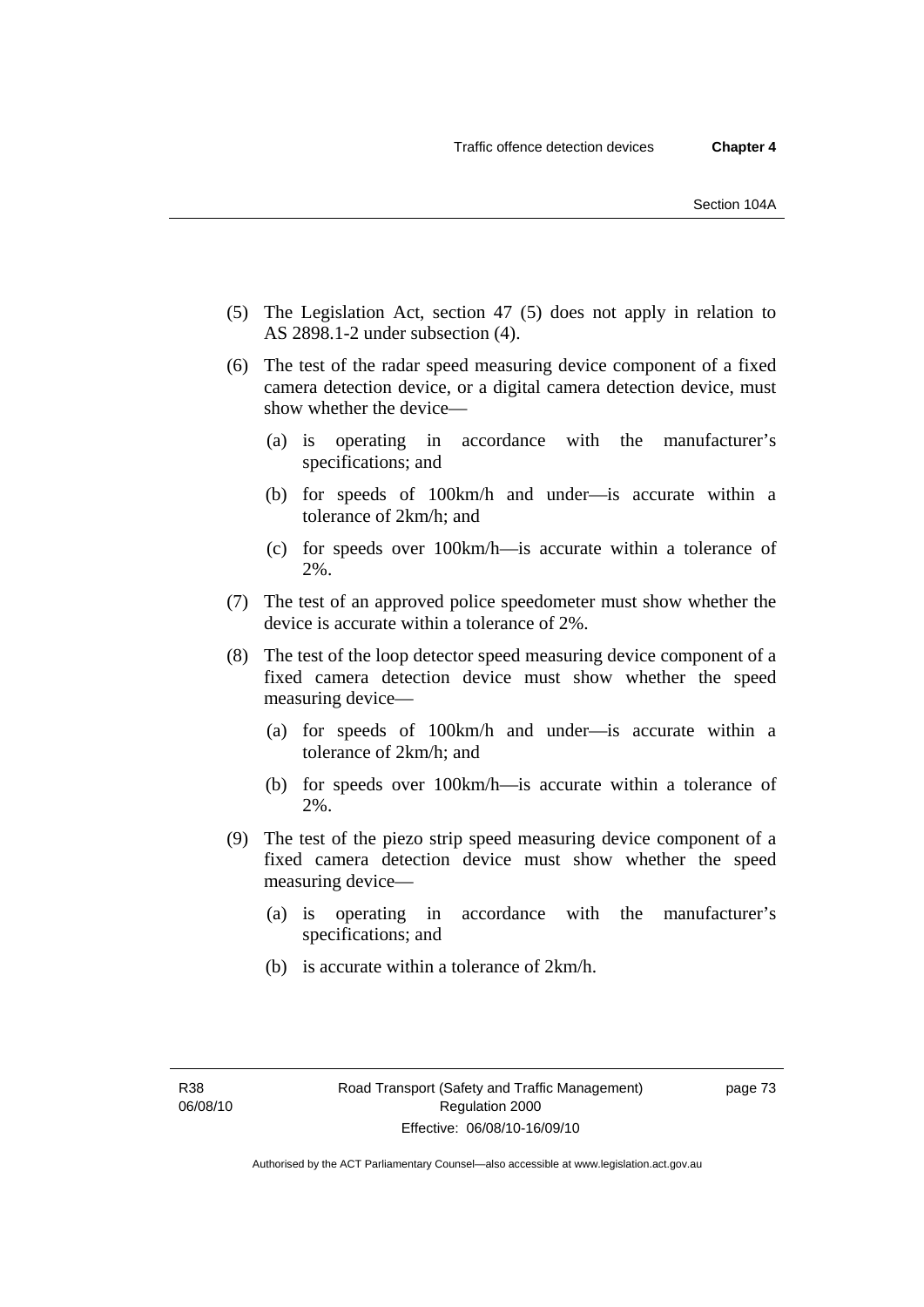(5) The Legislation Act, section 47 (5) does not apply in relation to AS 2898.1-2 under subsection (4).

(6) The test of the radar speed measuring device component of a fixed camera detection device, or a digital camera detection device, must show whether the device—

  (a) is operating in accordance with the manufacturer's specifications; and

  (b) for speeds of 100km/h and under—is accurate within a tolerance of 2km/h; and

  (c) for speeds over 100km/h—is accurate within a tolerance of 2%.

(7) The test of an approved police speedometer must show whether the device is accurate within a tolerance of 2%.

(8) The test of the loop detector speed measuring device component of a fixed camera detection device must show whether the speed measuring device—

  (a) for speeds of 100km/h and under—is accurate within a tolerance of 2km/h; and

  (b) for speeds over 100km/h—is accurate within a tolerance of 2%.

(9) The test of the piezo strip speed measuring device component of a fixed camera detection device must show whether the speed measuring device—

  (a) is operating in accordance with the manufacturer's specifications; and

  (b) is accurate within a tolerance of 2km/h.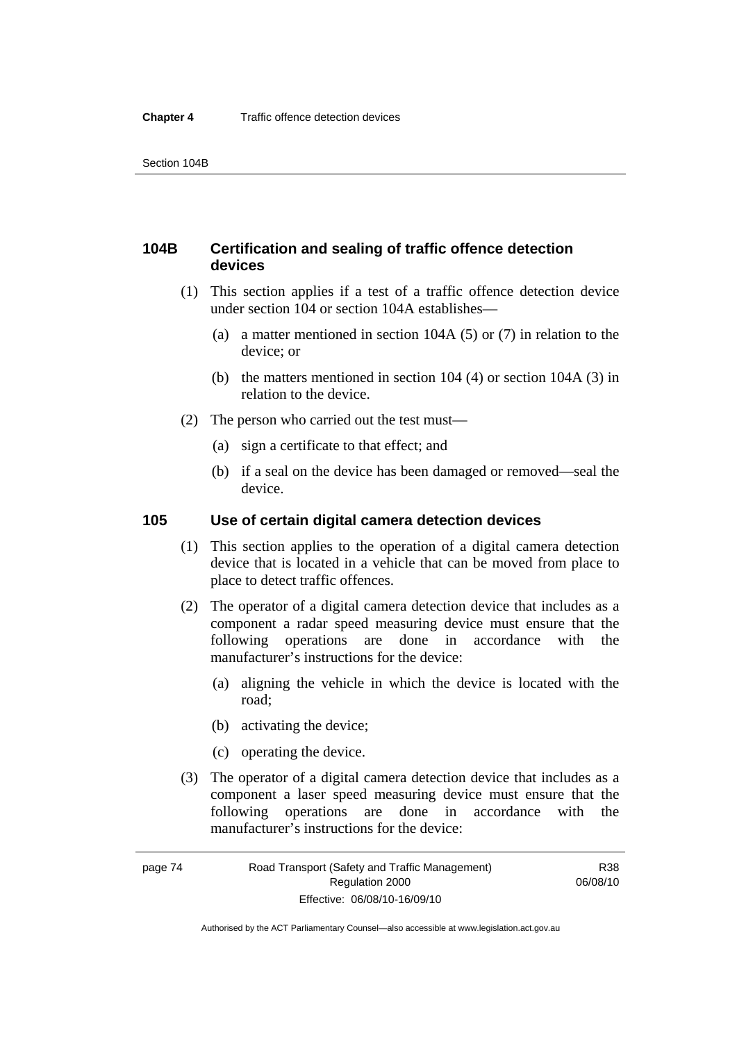### 104B Certification and sealing of traffic offence detection devices

(1) This section applies if a test of a traffic offence detection device under section 104 or section 104A establishes—

(a) a matter mentioned in section 104A (5) or (7) in relation to the device; or

(b) the matters mentioned in section 104 (4) or section 104A (3) in relation to the device.

(2) The person who carried out the test must—

(a) sign a certificate to that effect; and

(b) if a seal on the device has been damaged or removed—seal the device.

### 105 Use of certain digital camera detection devices

(1) This section applies to the operation of a digital camera detection device that is located in a vehicle that can be moved from place to place to detect traffic offences.

(2) The operator of a digital camera detection device that includes as a component a radar speed measuring device must ensure that the following operations are done in accordance with the manufacturer's instructions for the device:

(a) aligning the vehicle in which the device is located with the road;

(b) activating the device;

(c) operating the device.

(3) The operator of a digital camera detection device that includes as a component a laser speed measuring device must ensure that the following operations are done in accordance with the manufacturer's instructions for the device: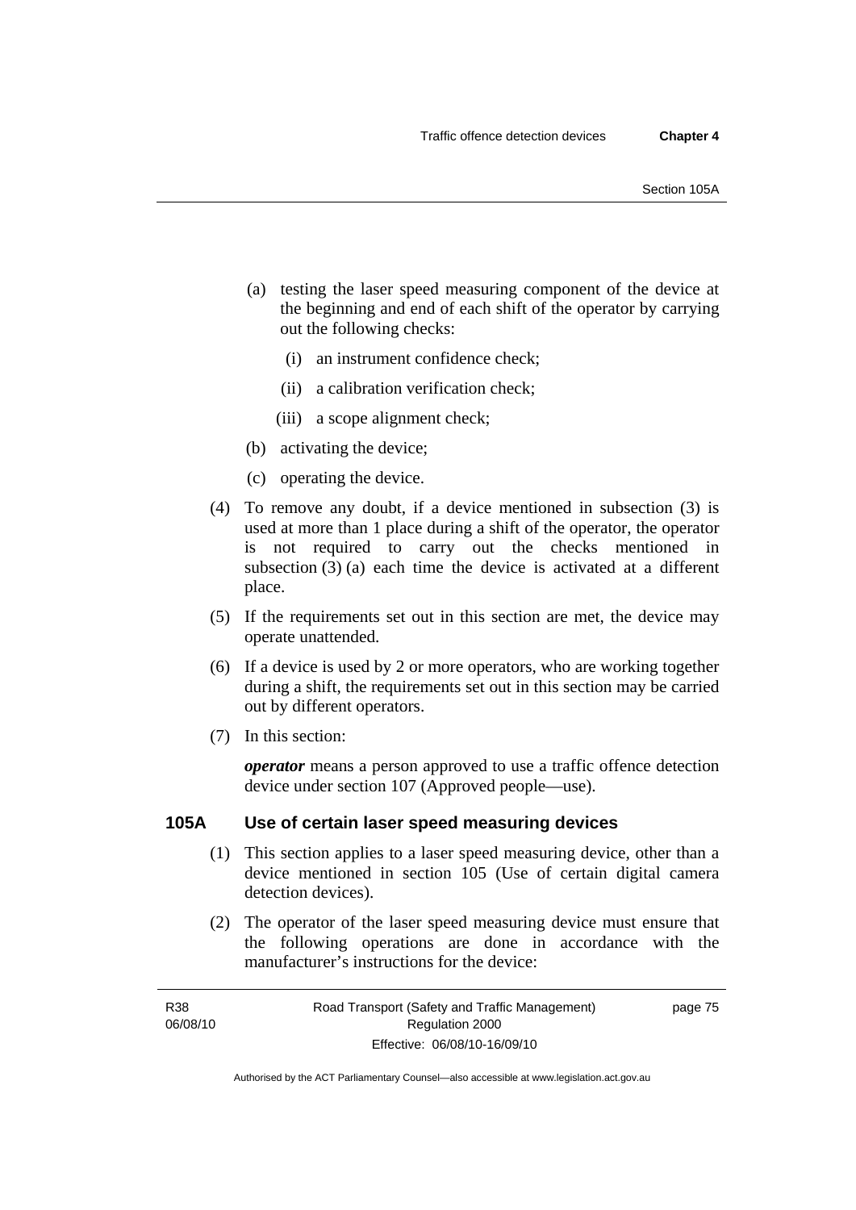(a) testing the laser speed measuring component of the device at the beginning and end of each shift of the operator by carrying out the following checks:

  (i) an instrument confidence check;

  (ii) a calibration verification check;

  (iii) a scope alignment check;

(b) activating the device;

(c) operating the device.

(4) To remove any doubt, if a device mentioned in subsection (3) is used at more than 1 place during a shift of the operator, the operator is not required to carry out the checks mentioned in subsection (3) (a) each time the device is activated at a different place.

(5) If the requirements set out in this section are met, the device may operate unattended.

(6) If a device is used by 2 or more operators, who are working together during a shift, the requirements set out in this section may be carried out by different operators.

(7) In this section:

***operator*** means a person approved to use a traffic offence detection device under section 107 (Approved people—use).

## 105A Use of certain laser speed measuring devices

(1) This section applies to a laser speed measuring device, other than a device mentioned in section 105 (Use of certain digital camera detection devices).

(2) The operator of the laser speed measuring device must ensure that the following operations are done in accordance with the manufacturer's instructions for the device: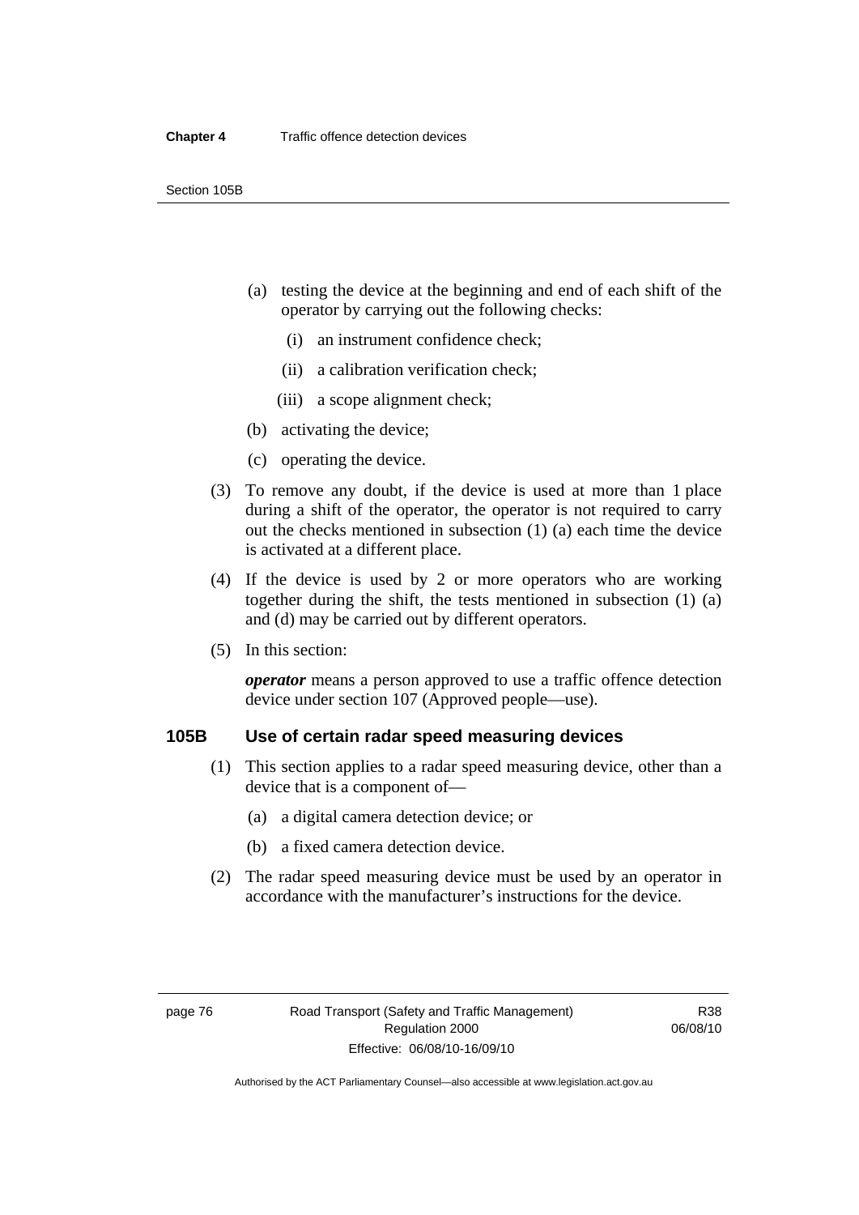(a) testing the device at the beginning and end of each shift of the operator by carrying out the following checks:

(i) an instrument confidence check;

(ii) a calibration verification check;

(iii) a scope alignment check;

(b) activating the device;

(c) operating the device.

(3) To remove any doubt, if the device is used at more than 1 place during a shift of the operator, the operator is not required to carry out the checks mentioned in subsection (1) (a) each time the device is activated at a different place.

(4) If the device is used by 2 or more operators who are working together during the shift, the tests mentioned in subsection (1) (a) and (d) may be carried out by different operators.

(5) In this section:

***operator*** means a person approved to use a traffic offence detection device under section 107 (Approved people—use).

### 105B Use of certain radar speed measuring devices

(1) This section applies to a radar speed measuring device, other than a device that is a component of—

(a) a digital camera detection device; or

(b) a fixed camera detection device.

(2) The radar speed measuring device must be used by an operator in accordance with the manufacturer's instructions for the device.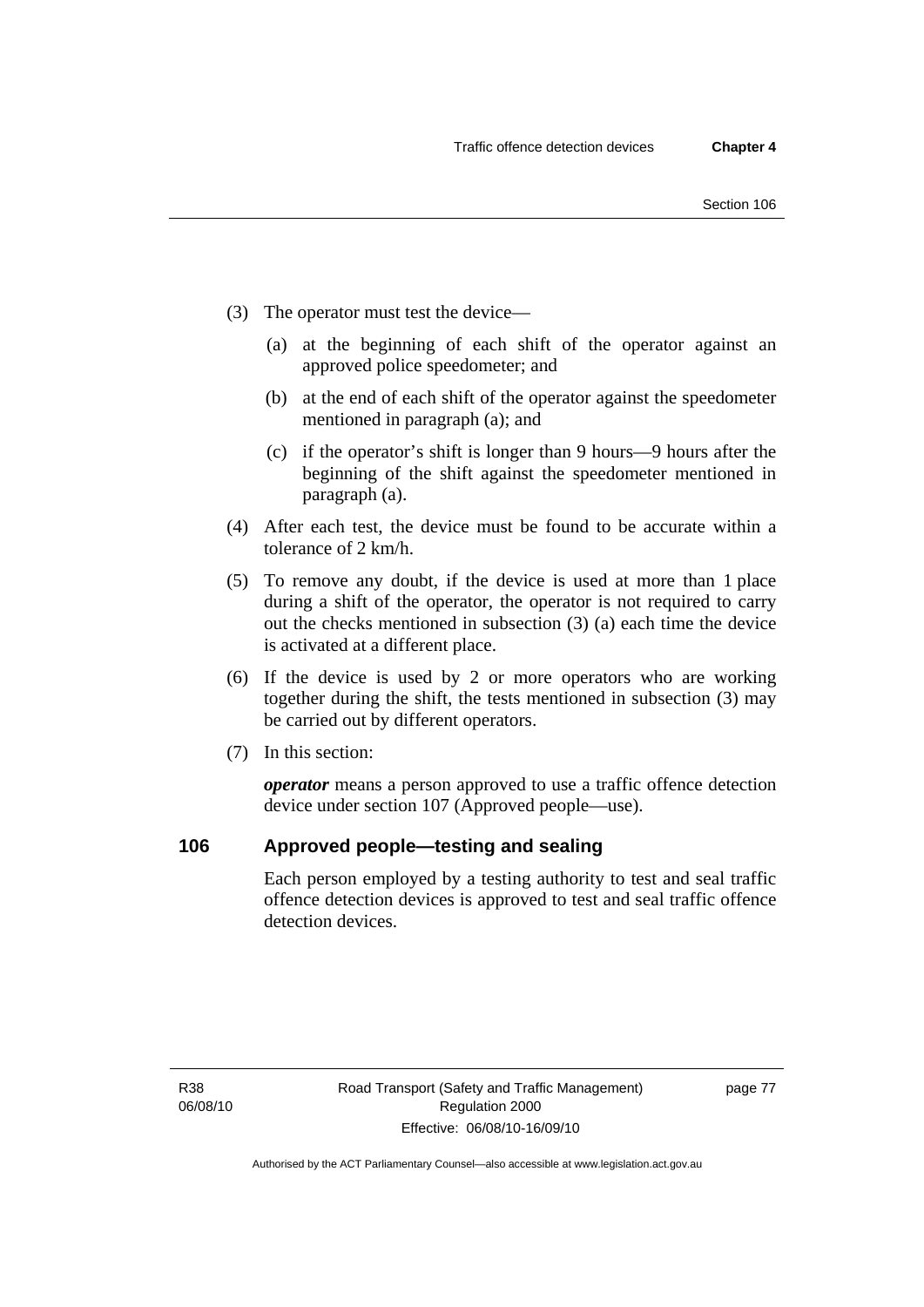(3) The operator must test the device—

(a) at the beginning of each shift of the operator against an approved police speedometer; and

(b) at the end of each shift of the operator against the speedometer mentioned in paragraph (a); and

(c) if the operator's shift is longer than 9 hours—9 hours after the beginning of the shift against the speedometer mentioned in paragraph (a).

(4) After each test, the device must be found to be accurate within a tolerance of 2 km/h.

(5) To remove any doubt, if the device is used at more than 1 place during a shift of the operator, the operator is not required to carry out the checks mentioned in subsection (3) (a) each time the device is activated at a different place.

(6) If the device is used by 2 or more operators who are working together during the shift, the tests mentioned in subsection (3) may be carried out by different operators.

(7) In this section:

***operator*** means a person approved to use a traffic offence detection device under section 107 (Approved people—use).

## 106 Approved people—testing and sealing

Each person employed by a testing authority to test and seal traffic offence detection devices is approved to test and seal traffic offence detection devices.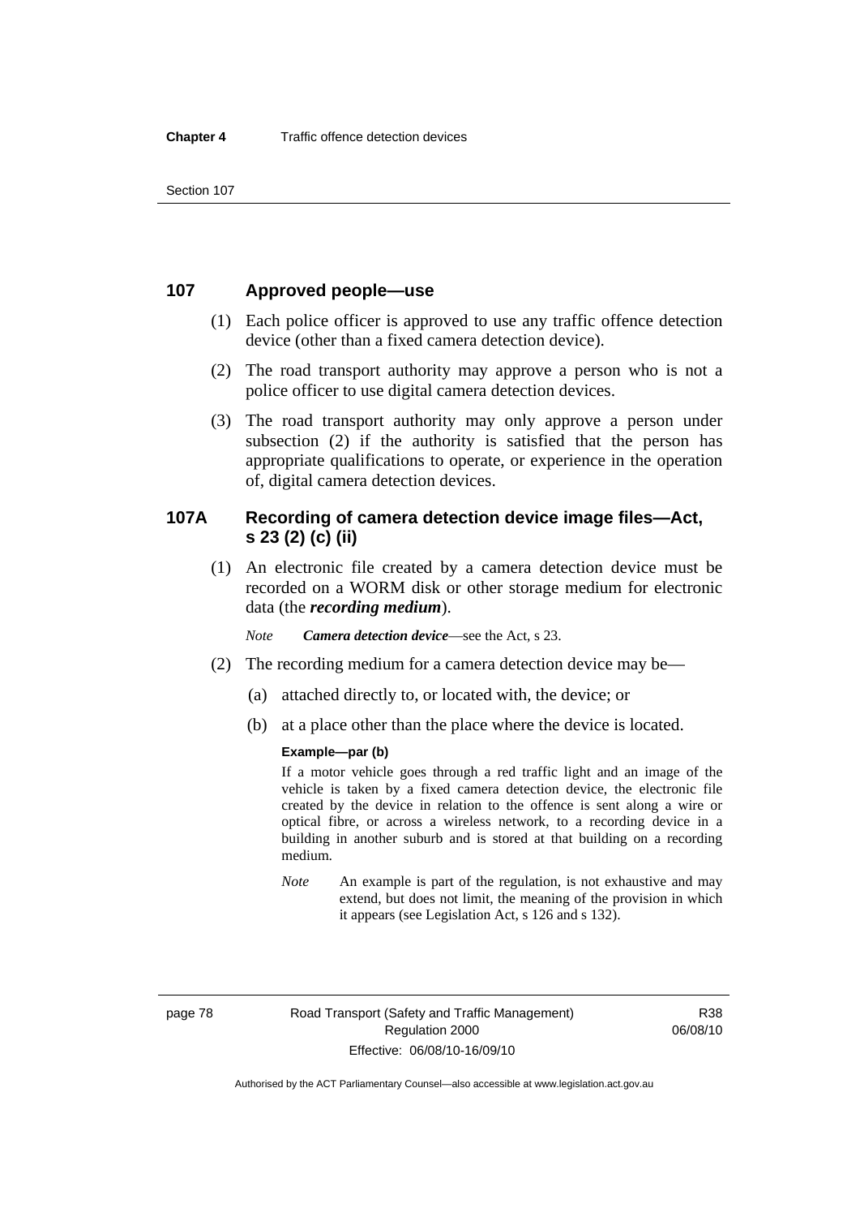## 107 Approved people—use

(1) Each police officer is approved to use any traffic offence detection device (other than a fixed camera detection device).

(2) The road transport authority may approve a person who is not a police officer to use digital camera detection devices.

(3) The road transport authority may only approve a person under subsection (2) if the authority is satisfied that the person has appropriate qualifications to operate, or experience in the operation of, digital camera detection devices.

## 107A Recording of camera detection device image files—Act, s 23 (2) (c) (ii)

(1) An electronic file created by a camera detection device must be recorded on a WORM disk or other storage medium for electronic data (the ***recording medium***).

*Note* ***Camera detection device***—see the Act, s 23.

(2) The recording medium for a camera detection device may be—

(a) attached directly to, or located with, the device; or

(b) at a place other than the place where the device is located.

**Example—par (b)**

If a motor vehicle goes through a red traffic light and an image of the vehicle is taken by a fixed camera detection device, the electronic file created by the device in relation to the offence is sent along a wire or optical fibre, or across a wireless network, to a recording device in a building in another suburb and is stored at that building on a recording medium.

*Note* An example is part of the regulation, is not exhaustive and may extend, but does not limit, the meaning of the provision in which it appears (see Legislation Act, s 126 and s 132).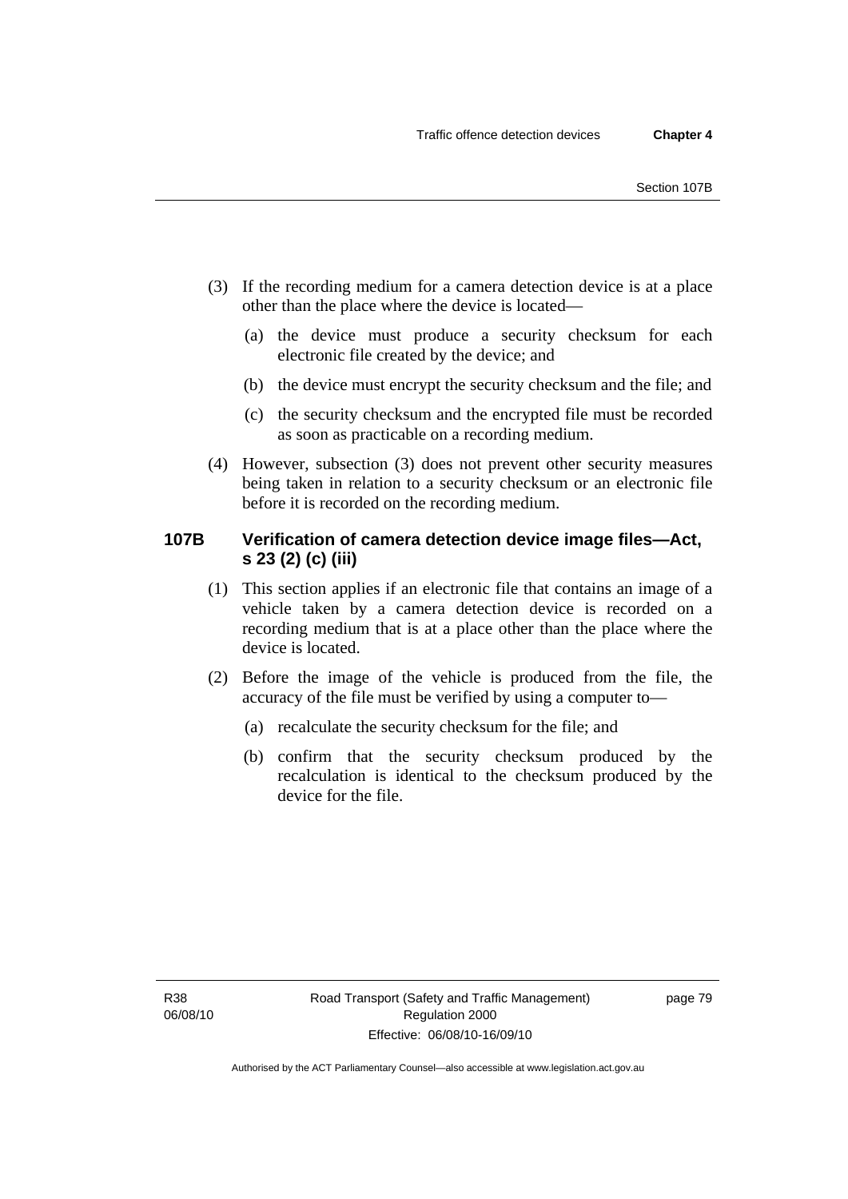(3) If the recording medium for a camera detection device is at a place other than the place where the device is located—

  (a) the device must produce a security checksum for each electronic file created by the device; and

  (b) the device must encrypt the security checksum and the file; and

  (c) the security checksum and the encrypted file must be recorded as soon as practicable on a recording medium.

(4) However, subsection (3) does not prevent other security measures being taken in relation to a security checksum or an electronic file before it is recorded on the recording medium.

### 107B Verification of camera detection device image files—Act, s 23 (2) (c) (iii)

(1) This section applies if an electronic file that contains an image of a vehicle taken by a camera detection device is recorded on a recording medium that is at a place other than the place where the device is located.

(2) Before the image of the vehicle is produced from the file, the accuracy of the file must be verified by using a computer to—

  (a) recalculate the security checksum for the file; and

  (b) confirm that the security checksum produced by the recalculation is identical to the checksum produced by the device for the file.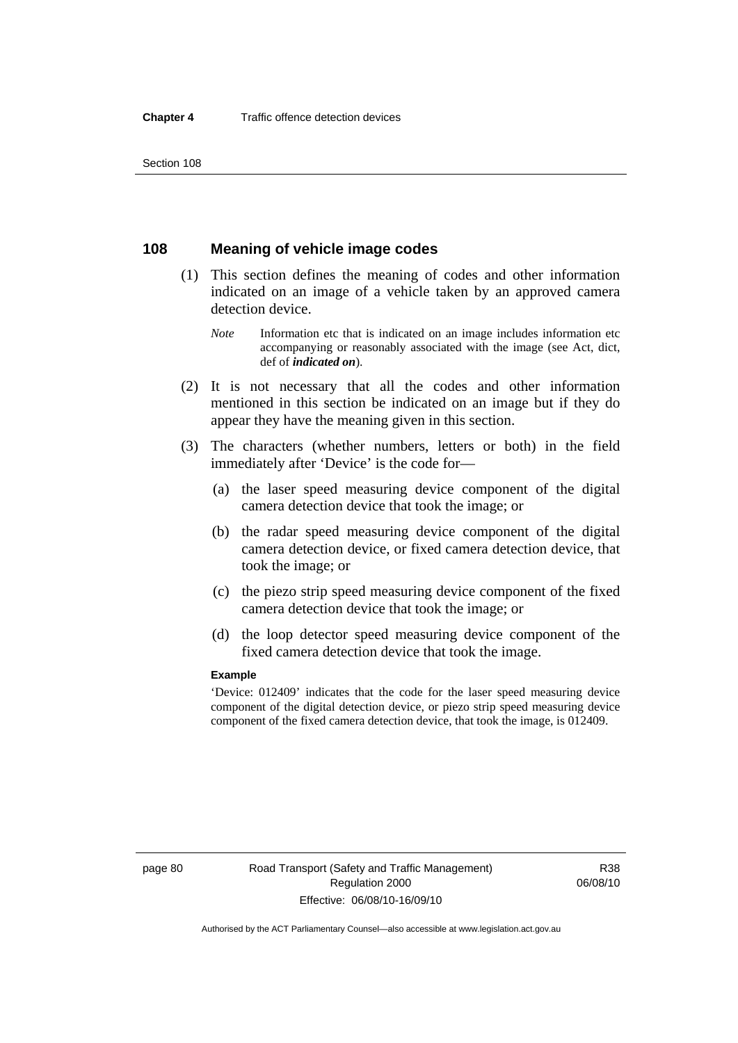## 108 Meaning of vehicle image codes

(1) This section defines the meaning of codes and other information indicated on an image of a vehicle taken by an approved camera detection device.

*Note* Information etc that is indicated on an image includes information etc accompanying or reasonably associated with the image (see Act, dict, def of ***indicated on***).

(2) It is not necessary that all the codes and other information mentioned in this section be indicated on an image but if they do appear they have the meaning given in this section.

(3) The characters (whether numbers, letters or both) in the field immediately after 'Device' is the code for—

(a) the laser speed measuring device component of the digital camera detection device that took the image; or

(b) the radar speed measuring device component of the digital camera detection device, or fixed camera detection device, that took the image; or

(c) the piezo strip speed measuring device component of the fixed camera detection device that took the image; or

(d) the loop detector speed measuring device component of the fixed camera detection device that took the image.

**Example**

'Device: 012409' indicates that the code for the laser speed measuring device component of the digital detection device, or piezo strip speed measuring device component of the fixed camera detection device, that took the image, is 012409.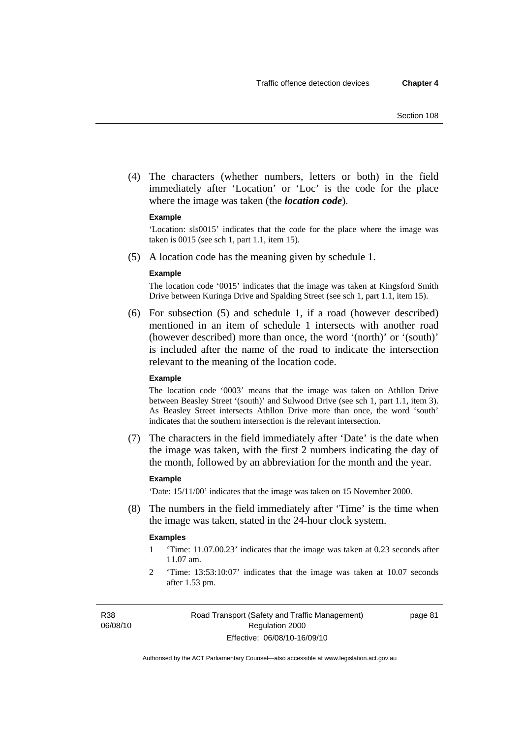(4) The characters (whether numbers, letters or both) in the field immediately after 'Location' or 'Loc' is the code for the place where the image was taken (the ***location code***).

**Example**

'Location: sls0015' indicates that the code for the place where the image was taken is 0015 (see sch 1, part 1.1, item 15).

(5) A location code has the meaning given by schedule 1.

**Example**

The location code '0015' indicates that the image was taken at Kingsford Smith Drive between Kuringa Drive and Spalding Street (see sch 1, part 1.1, item 15).

(6) For subsection (5) and schedule 1, if a road (however described) mentioned in an item of schedule 1 intersects with another road (however described) more than once, the word '(north)' or '(south)' is included after the name of the road to indicate the intersection relevant to the meaning of the location code.

**Example**

The location code '0003' means that the image was taken on Athllon Drive between Beasley Street '(south)' and Sulwood Drive (see sch 1, part 1.1, item 3). As Beasley Street intersects Athllon Drive more than once, the word 'south' indicates that the southern intersection is the relevant intersection.

(7) The characters in the field immediately after 'Date' is the date when the image was taken, with the first 2 numbers indicating the day of the month, followed by an abbreviation for the month and the year.

**Example**

'Date: 15/11/00' indicates that the image was taken on 15 November 2000.

(8) The numbers in the field immediately after 'Time' is the time when the image was taken, stated in the 24-hour clock system.

**Examples**

1 'Time: 11.07.00.23' indicates that the image was taken at 0.23 seconds after 11.07 am.

2 'Time: 13:53:10:07' indicates that the image was taken at 10.07 seconds after 1.53 pm.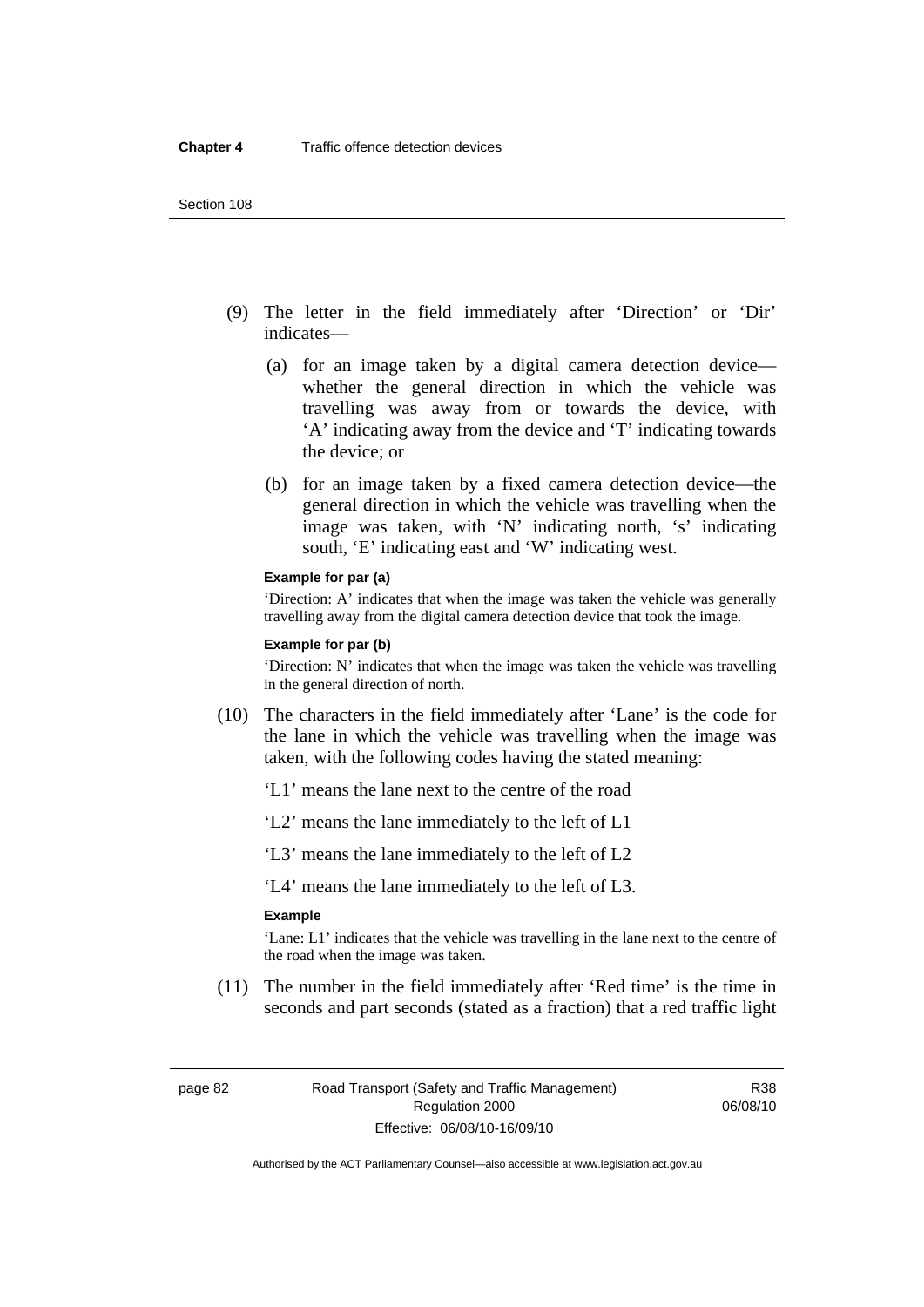(9) The letter in the field immediately after 'Direction' or 'Dir' indicates—

(a) for an image taken by a digital camera detection device—whether the general direction in which the vehicle was travelling was away from or towards the device, with 'A' indicating away from the device and 'T' indicating towards the device; or

(b) for an image taken by a fixed camera detection device—the general direction in which the vehicle was travelling when the image was taken, with 'N' indicating north, 's' indicating south, 'E' indicating east and 'W' indicating west.

**Example for par (a)**

'Direction: A' indicates that when the image was taken the vehicle was generally travelling away from the digital camera detection device that took the image.

**Example for par (b)**

'Direction: N' indicates that when the image was taken the vehicle was travelling in the general direction of north.

(10) The characters in the field immediately after 'Lane' is the code for the lane in which the vehicle was travelling when the image was taken, with the following codes having the stated meaning:

'L1' means the lane next to the centre of the road

'L2' means the lane immediately to the left of L1

'L3' means the lane immediately to the left of L2

'L4' means the lane immediately to the left of L3.

**Example**

'Lane: L1' indicates that the vehicle was travelling in the lane next to the centre of the road when the image was taken.

(11) The number in the field immediately after 'Red time' is the time in seconds and part seconds (stated as a fraction) that a red traffic light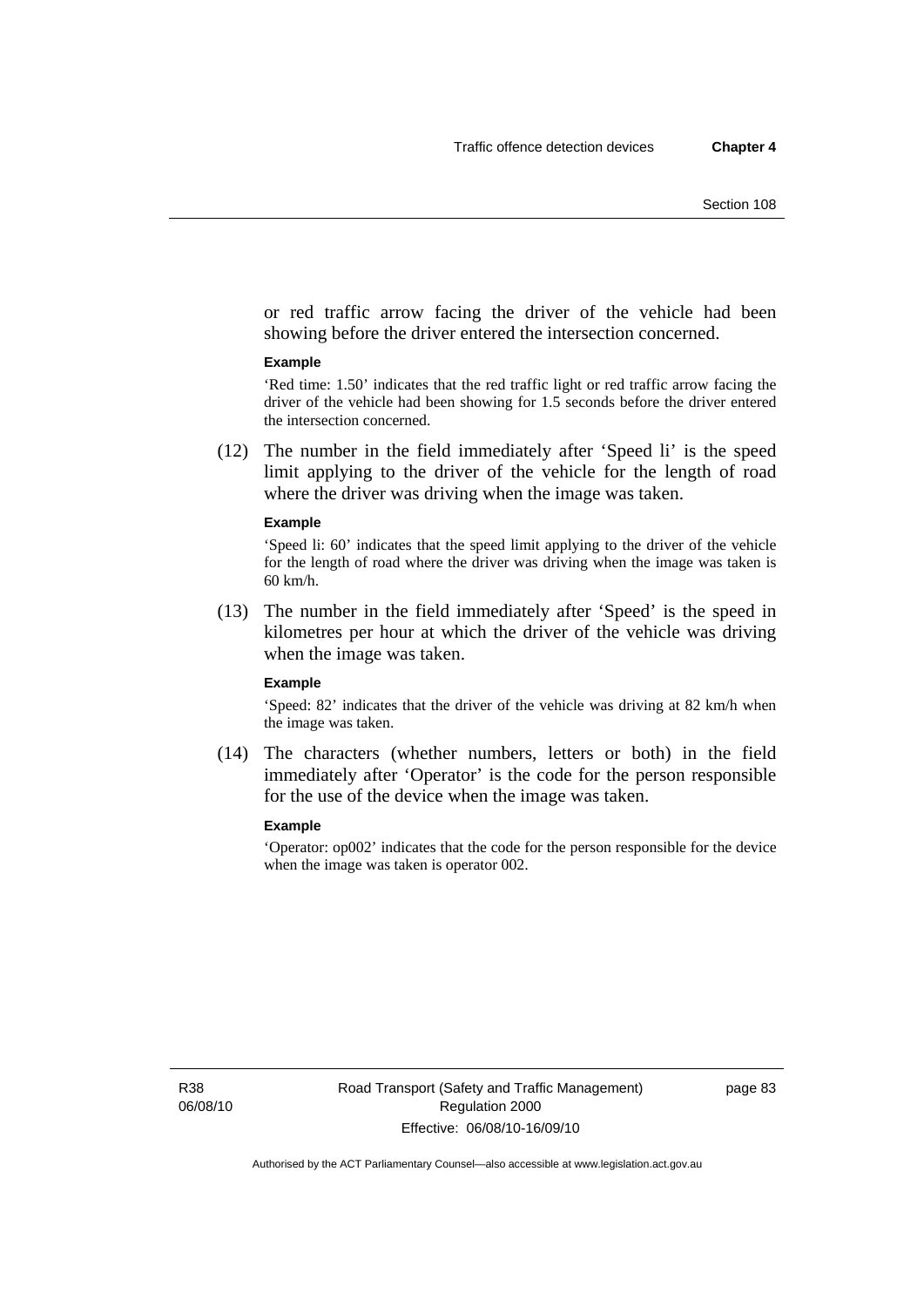or red traffic arrow facing the driver of the vehicle had been showing before the driver entered the intersection concerned.

**Example**

'Red time: 1.50' indicates that the red traffic light or red traffic arrow facing the driver of the vehicle had been showing for 1.5 seconds before the driver entered the intersection concerned.

(12) The number in the field immediately after 'Speed li' is the speed limit applying to the driver of the vehicle for the length of road where the driver was driving when the image was taken.

**Example**

'Speed li: 60' indicates that the speed limit applying to the driver of the vehicle for the length of road where the driver was driving when the image was taken is 60 km/h.

(13) The number in the field immediately after 'Speed' is the speed in kilometres per hour at which the driver of the vehicle was driving when the image was taken.

**Example**

'Speed: 82' indicates that the driver of the vehicle was driving at 82 km/h when the image was taken.

(14) The characters (whether numbers, letters or both) in the field immediately after 'Operator' is the code for the person responsible for the use of the device when the image was taken.

**Example**

'Operator: op002' indicates that the code for the person responsible for the device when the image was taken is operator 002.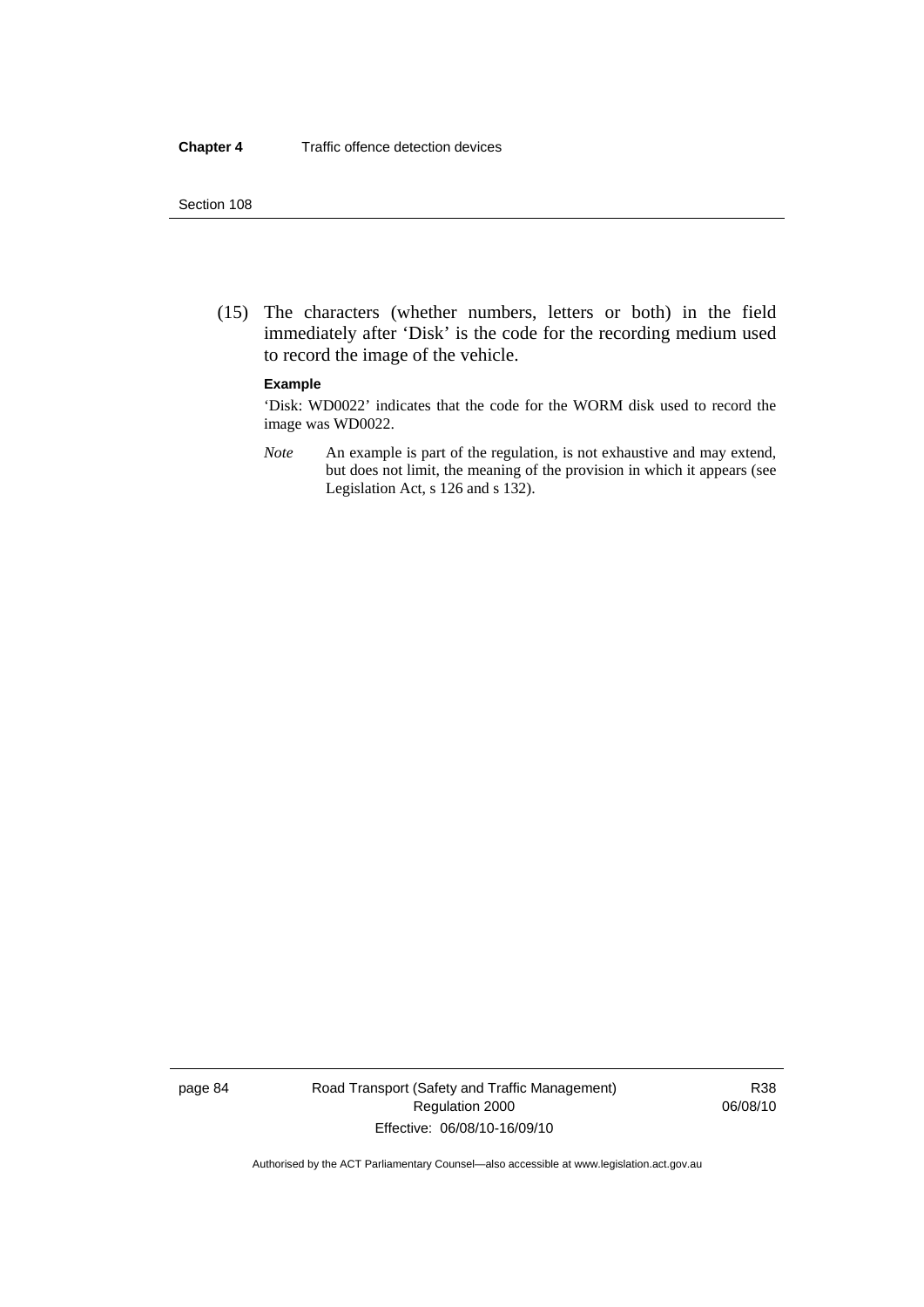(15) The characters (whether numbers, letters or both) in the field immediately after 'Disk' is the code for the recording medium used to record the image of the vehicle.

**Example**

'Disk: WD0022' indicates that the code for the WORM disk used to record the image was WD0022.

*Note* An example is part of the regulation, is not exhaustive and may extend, but does not limit, the meaning of the provision in which it appears (see Legislation Act, s 126 and s 132).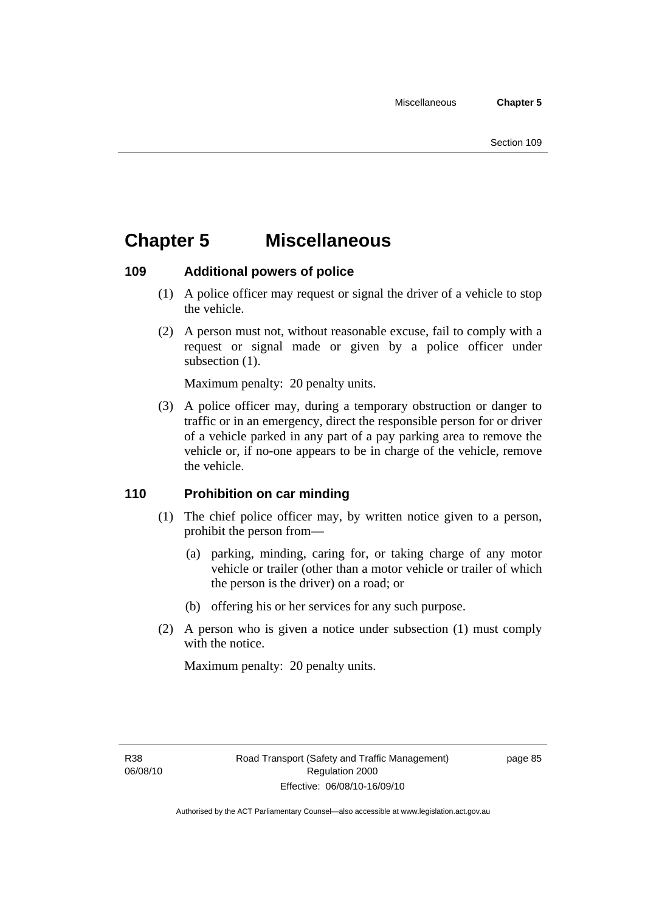# Chapter 5 Miscellaneous

### 109 Additional powers of police

(1) A police officer may request or signal the driver of a vehicle to stop the vehicle.

(2) A person must not, without reasonable excuse, fail to comply with a request or signal made or given by a police officer under subsection (1).

Maximum penalty: 20 penalty units.

(3) A police officer may, during a temporary obstruction or danger to traffic or in an emergency, direct the responsible person for or driver of a vehicle parked in any part of a pay parking area to remove the vehicle or, if no-one appears to be in charge of the vehicle, remove the vehicle.

### 110 Prohibition on car minding

(1) The chief police officer may, by written notice given to a person, prohibit the person from—

(a) parking, minding, caring for, or taking charge of any motor vehicle or trailer (other than a motor vehicle or trailer of which the person is the driver) on a road; or

(b) offering his or her services for any such purpose.

(2) A person who is given a notice under subsection (1) must comply with the notice.

Maximum penalty: 20 penalty units.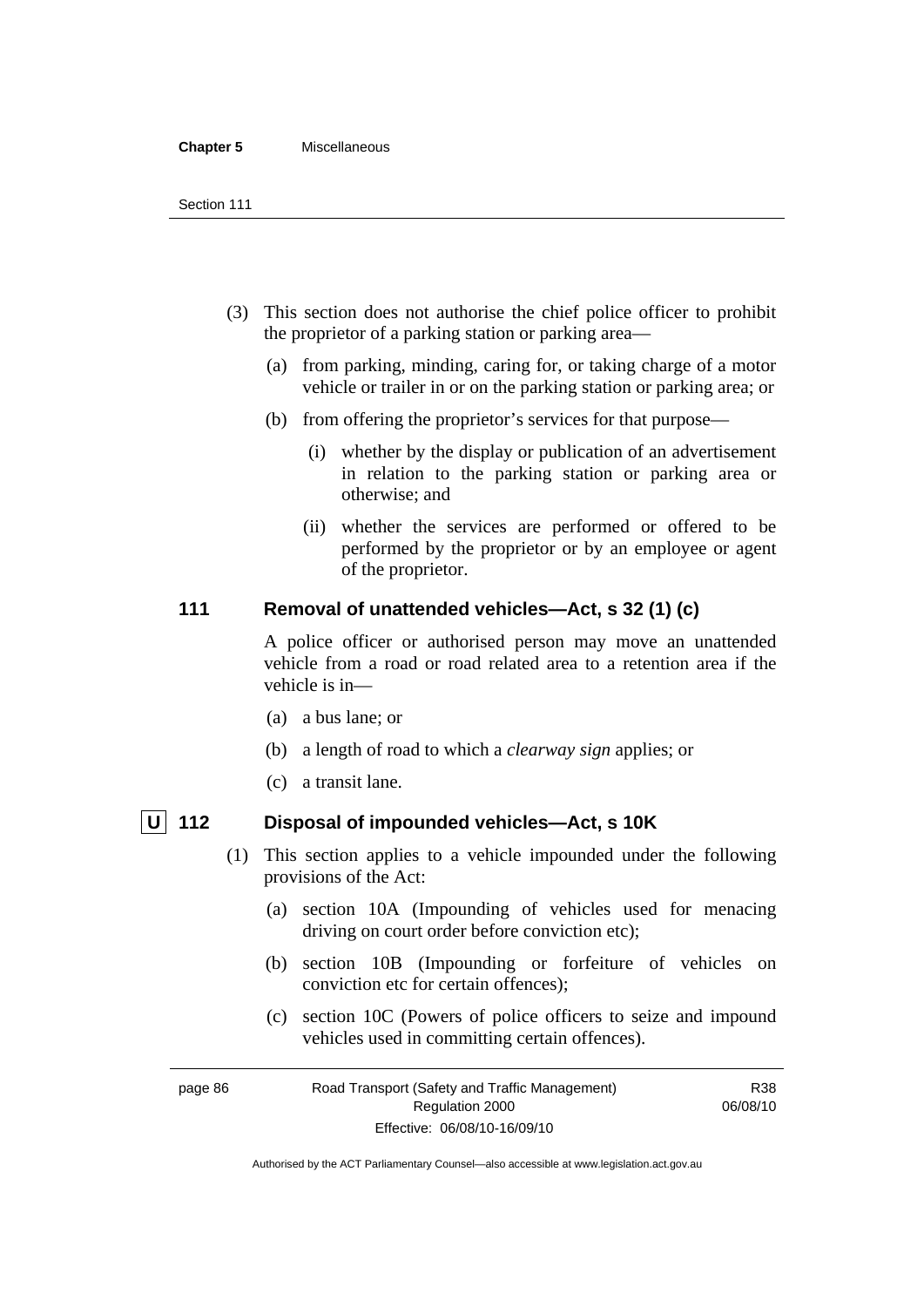(3) This section does not authorise the chief police officer to prohibit the proprietor of a parking station or parking area—

(a) from parking, minding, caring for, or taking charge of a motor vehicle or trailer in or on the parking station or parking area; or

(b) from offering the proprietor's services for that purpose—

(i) whether by the display or publication of an advertisement in relation to the parking station or parking area or otherwise; and

(ii) whether the services are performed or offered to be performed by the proprietor or by an employee or agent of the proprietor.

### 111 Removal of unattended vehicles—Act, s 32 (1) (c)

A police officer or authorised person may move an unattended vehicle from a road or road related area to a retention area if the vehicle is in—

(a) a bus lane; or

(b) a length of road to which a *clearway sign* applies; or

(c) a transit lane.

### U 112 Disposal of impounded vehicles—Act, s 10K

(1) This section applies to a vehicle impounded under the following provisions of the Act:

(a) section 10A (Impounding of vehicles used for menacing driving on court order before conviction etc);

(b) section 10B (Impounding or forfeiture of vehicles on conviction etc for certain offences);

(c) section 10C (Powers of police officers to seize and impound vehicles used in committing certain offences).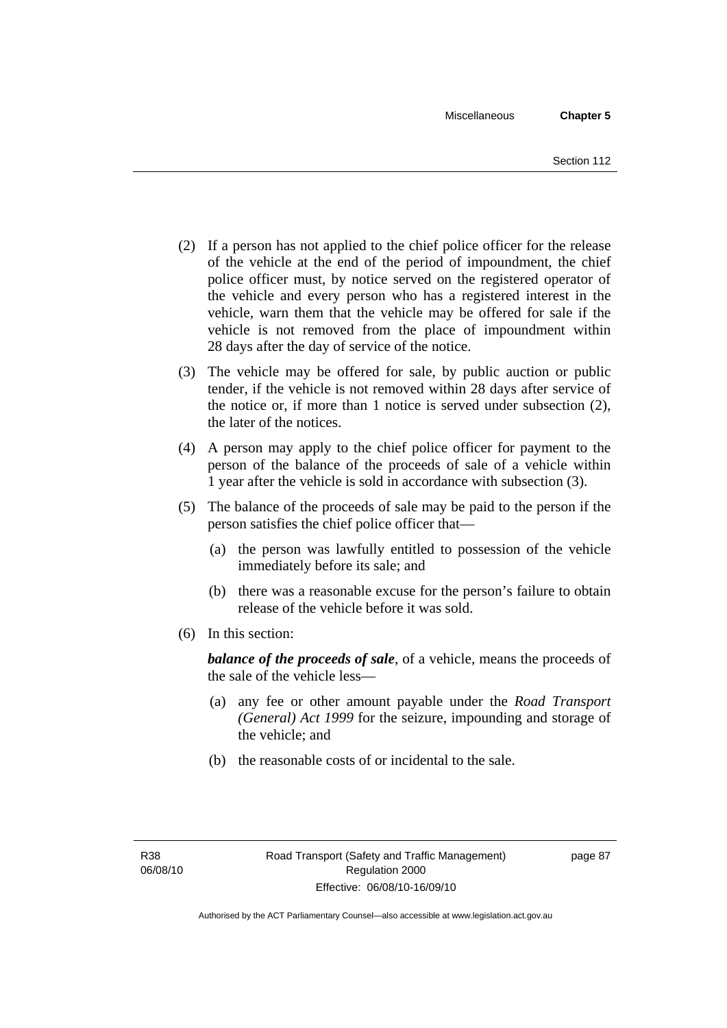(2) If a person has not applied to the chief police officer for the release of the vehicle at the end of the period of impoundment, the chief police officer must, by notice served on the registered operator of the vehicle and every person who has a registered interest in the vehicle, warn them that the vehicle may be offered for sale if the vehicle is not removed from the place of impoundment within 28 days after the day of service of the notice.

(3) The vehicle may be offered for sale, by public auction or public tender, if the vehicle is not removed within 28 days after service of the notice or, if more than 1 notice is served under subsection (2), the later of the notices.

(4) A person may apply to the chief police officer for payment to the person of the balance of the proceeds of sale of a vehicle within 1 year after the vehicle is sold in accordance with subsection (3).

(5) The balance of the proceeds of sale may be paid to the person if the person satisfies the chief police officer that—

(a) the person was lawfully entitled to possession of the vehicle immediately before its sale; and

(b) there was a reasonable excuse for the person's failure to obtain release of the vehicle before it was sold.

(6) In this section:

***balance of the proceeds of sale***, of a vehicle, means the proceeds of the sale of the vehicle less—

(a) any fee or other amount payable under the *Road Transport (General) Act 1999* for the seizure, impounding and storage of the vehicle; and

(b) the reasonable costs of or incidental to the sale.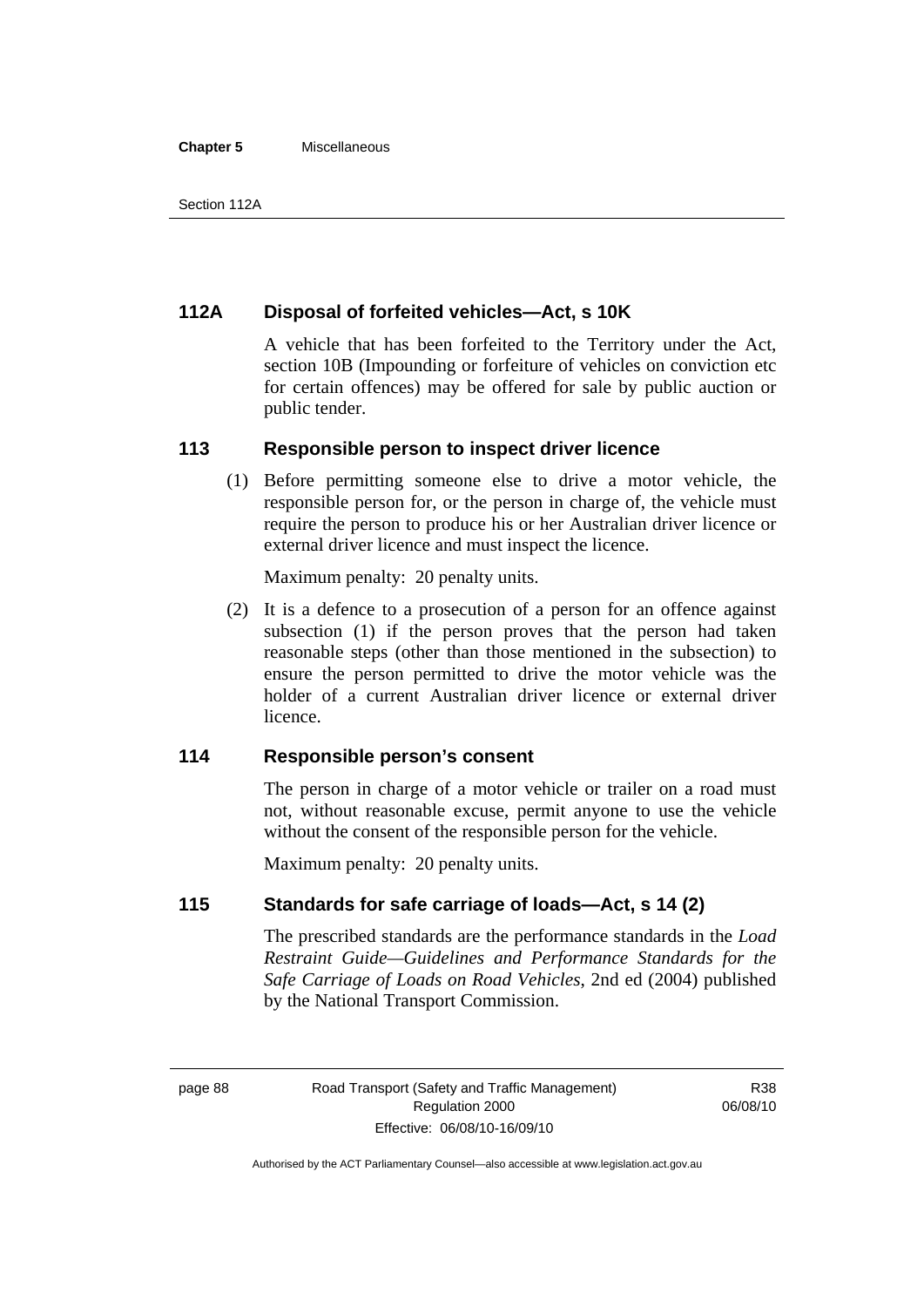## 112A Disposal of forfeited vehicles—Act, s 10K

A vehicle that has been forfeited to the Territory under the Act, section 10B (Impounding or forfeiture of vehicles on conviction etc for certain offences) may be offered for sale by public auction or public tender.

## 113 Responsible person to inspect driver licence

(1) Before permitting someone else to drive a motor vehicle, the responsible person for, or the person in charge of, the vehicle must require the person to produce his or her Australian driver licence or external driver licence and must inspect the licence.

Maximum penalty: 20 penalty units.

(2) It is a defence to a prosecution of a person for an offence against subsection (1) if the person proves that the person had taken reasonable steps (other than those mentioned in the subsection) to ensure the person permitted to drive the motor vehicle was the holder of a current Australian driver licence or external driver licence.

## 114 Responsible person's consent

The person in charge of a motor vehicle or trailer on a road must not, without reasonable excuse, permit anyone to use the vehicle without the consent of the responsible person for the vehicle.

Maximum penalty: 20 penalty units.

## 115 Standards for safe carriage of loads—Act, s 14 (2)

The prescribed standards are the performance standards in the *Load Restraint Guide—Guidelines and Performance Standards for the Safe Carriage of Loads on Road Vehicles*, 2nd ed (2004) published by the National Transport Commission.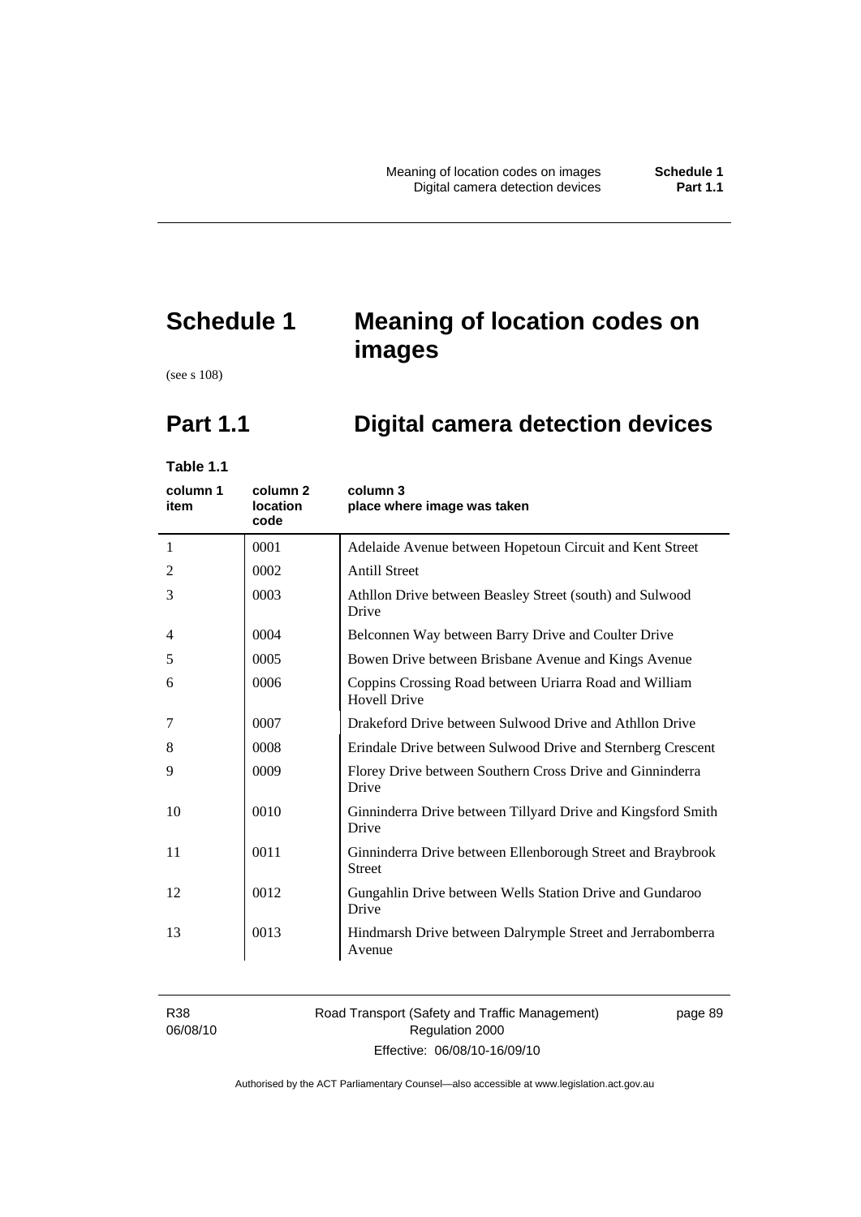# Schedule 1 Meaning of location codes on images

(see s 108)

## Part 1.1 Digital camera detection devices

**Table 1.1**

| column 1 item | column 2 location code | column 3 place where image was taken |
|---|---|---|
| 1 | 0001 | Adelaide Avenue between Hopetoun Circuit and Kent Street |
| 2 | 0002 | Antill Street |
| 3 | 0003 | Athllon Drive between Beasley Street (south) and Sulwood Drive |
| 4 | 0004 | Belconnen Way between Barry Drive and Coulter Drive |
| 5 | 0005 | Bowen Drive between Brisbane Avenue and Kings Avenue |
| 6 | 0006 | Coppins Crossing Road between Uriarra Road and William Hovell Drive |
| 7 | 0007 | Drakeford Drive between Sulwood Drive and Athllon Drive |
| 8 | 0008 | Erindale Drive between Sulwood Drive and Sternberg Crescent |
| 9 | 0009 | Florey Drive between Southern Cross Drive and Ginninderra Drive |
| 10 | 0010 | Ginninderra Drive between Tillyard Drive and Kingsford Smith Drive |
| 11 | 0011 | Ginninderra Drive between Ellenborough Street and Braybrook Street |
| 12 | 0012 | Gungahlin Drive between Wells Station Drive and Gundaroo Drive |
| 13 | 0013 | Hindmarsh Drive between Dalrymple Street and Jerrabomberra Avenue |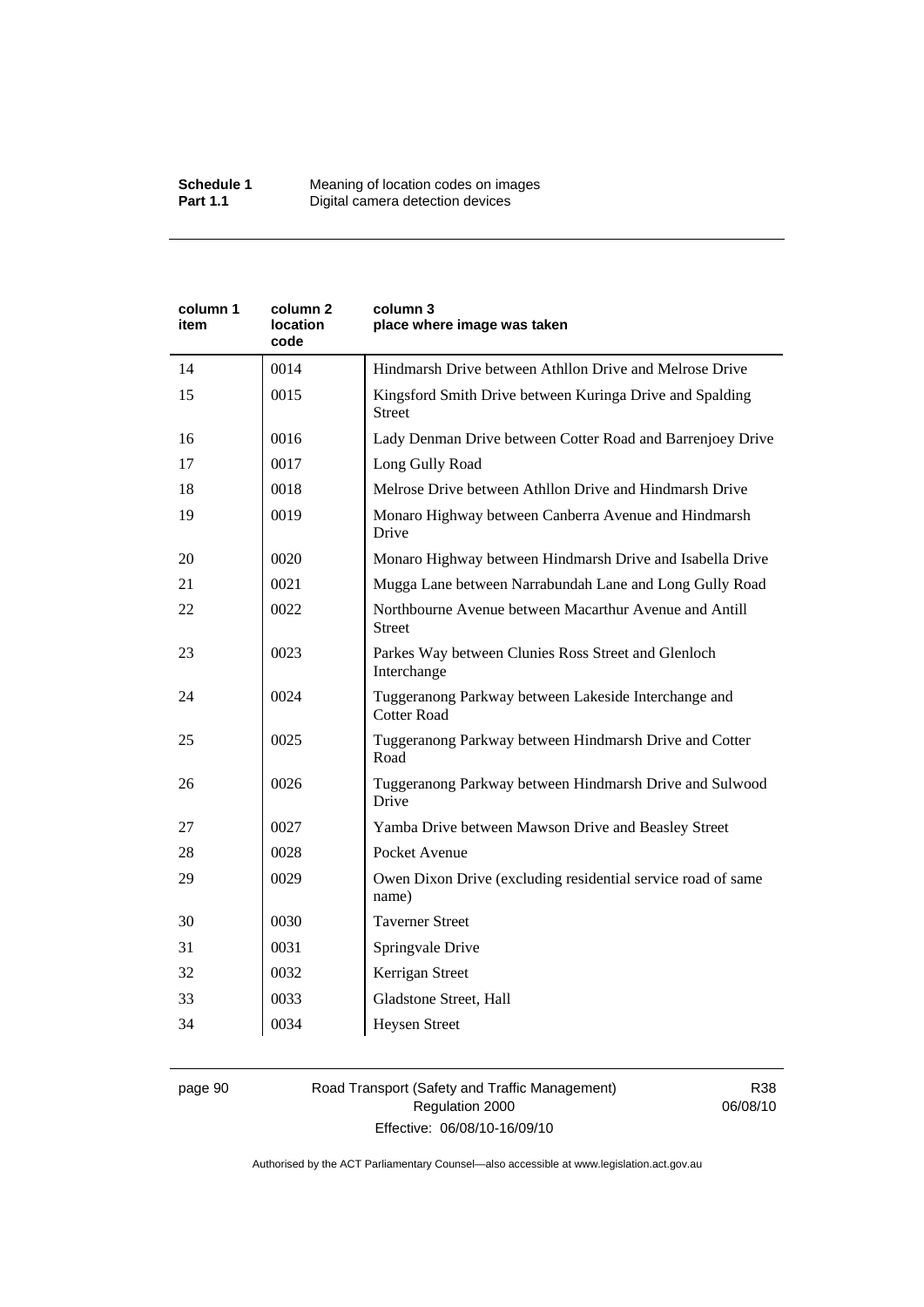| column 1 item | column 2 location code | column 3 place where image was taken |
|---|---|---|
| 14 | 0014 | Hindmarsh Drive between Athllon Drive and Melrose Drive |
| 15 | 0015 | Kingsford Smith Drive between Kuringa Drive and Spalding Street |
| 16 | 0016 | Lady Denman Drive between Cotter Road and Barrenjoey Drive |
| 17 | 0017 | Long Gully Road |
| 18 | 0018 | Melrose Drive between Athllon Drive and Hindmarsh Drive |
| 19 | 0019 | Monaro Highway between Canberra Avenue and Hindmarsh Drive |
| 20 | 0020 | Monaro Highway between Hindmarsh Drive and Isabella Drive |
| 21 | 0021 | Mugga Lane between Narrabundah Lane and Long Gully Road |
| 22 | 0022 | Northbourne Avenue between Macarthur Avenue and Antill Street |
| 23 | 0023 | Parkes Way between Clunies Ross Street and Glenloch Interchange |
| 24 | 0024 | Tuggeranong Parkway between Lakeside Interchange and Cotter Road |
| 25 | 0025 | Tuggeranong Parkway between Hindmarsh Drive and Cotter Road |
| 26 | 0026 | Tuggeranong Parkway between Hindmarsh Drive and Sulwood Drive |
| 27 | 0027 | Yamba Drive between Mawson Drive and Beasley Street |
| 28 | 0028 | Pocket Avenue |
| 29 | 0029 | Owen Dixon Drive (excluding residential service road of same name) |
| 30 | 0030 | Taverner Street |
| 31 | 0031 | Springvale Drive |
| 32 | 0032 | Kerrigan Street |
| 33 | 0033 | Gladstone Street, Hall |
| 34 | 0034 | Heysen Street |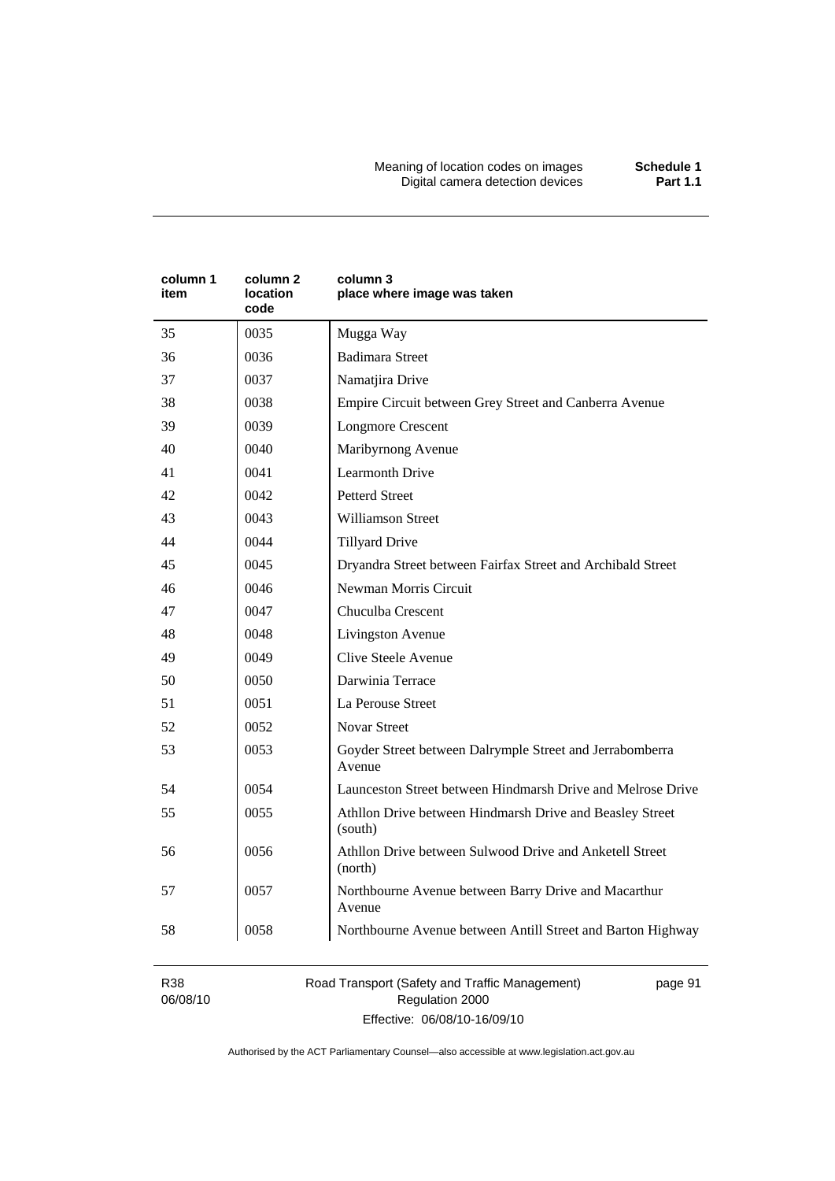| column 1 item | column 2 location code | column 3 place where image was taken |
|---|---|---|
| 35 | 0035 | Mugga Way |
| 36 | 0036 | Badimara Street |
| 37 | 0037 | Namatjira Drive |
| 38 | 0038 | Empire Circuit between Grey Street and Canberra Avenue |
| 39 | 0039 | Longmore Crescent |
| 40 | 0040 | Maribyrnong Avenue |
| 41 | 0041 | Learmonth Drive |
| 42 | 0042 | Petterd Street |
| 43 | 0043 | Williamson Street |
| 44 | 0044 | Tillyard Drive |
| 45 | 0045 | Dryandra Street between Fairfax Street and Archibald Street |
| 46 | 0046 | Newman Morris Circuit |
| 47 | 0047 | Chuculba Crescent |
| 48 | 0048 | Livingston Avenue |
| 49 | 0049 | Clive Steele Avenue |
| 50 | 0050 | Darwinia Terrace |
| 51 | 0051 | La Perouse Street |
| 52 | 0052 | Novar Street |
| 53 | 0053 | Goyder Street between Dalrymple Street and Jerrabomberra Avenue |
| 54 | 0054 | Launceston Street between Hindmarsh Drive and Melrose Drive |
| 55 | 0055 | Athllon Drive between Hindmarsh Drive and Beasley Street (south) |
| 56 | 0056 | Athllon Drive between Sulwood Drive and Anketell Street (north) |
| 57 | 0057 | Northbourne Avenue between Barry Drive and Macarthur Avenue |
| 58 | 0058 | Northbourne Avenue between Antill Street and Barton Highway |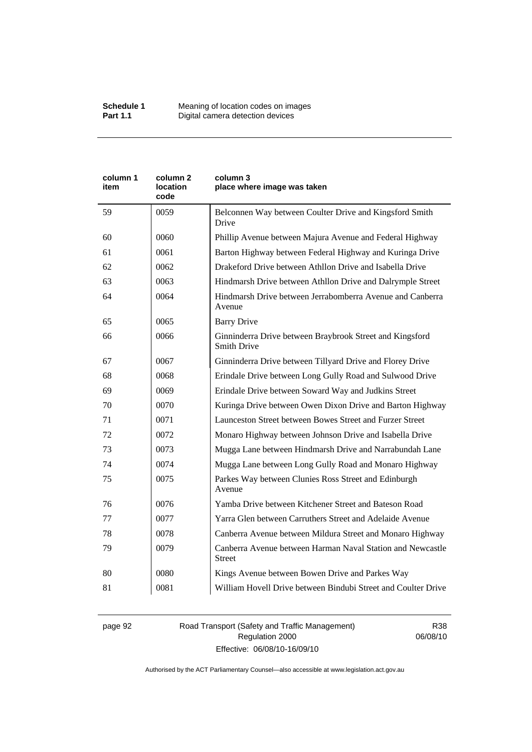| column 1 item | column 2 location code | column 3 place where image was taken |
|---|---|---|
| 59 | 0059 | Belconnen Way between Coulter Drive and Kingsford Smith Drive |
| 60 | 0060 | Phillip Avenue between Majura Avenue and Federal Highway |
| 61 | 0061 | Barton Highway between Federal Highway and Kuringa Drive |
| 62 | 0062 | Drakeford Drive between Athllon Drive and Isabella Drive |
| 63 | 0063 | Hindmarsh Drive between Athllon Drive and Dalrymple Street |
| 64 | 0064 | Hindmarsh Drive between Jerrabomberra Avenue and Canberra Avenue |
| 65 | 0065 | Barry Drive |
| 66 | 0066 | Ginninderra Drive between Braybrook Street and Kingsford Smith Drive |
| 67 | 0067 | Ginninderra Drive between Tillyard Drive and Florey Drive |
| 68 | 0068 | Erindale Drive between Long Gully Road and Sulwood Drive |
| 69 | 0069 | Erindale Drive between Soward Way and Judkins Street |
| 70 | 0070 | Kuringa Drive between Owen Dixon Drive and Barton Highway |
| 71 | 0071 | Launceston Street between Bowes Street and Furzer Street |
| 72 | 0072 | Monaro Highway between Johnson Drive and Isabella Drive |
| 73 | 0073 | Mugga Lane between Hindmarsh Drive and Narrabundah Lane |
| 74 | 0074 | Mugga Lane between Long Gully Road and Monaro Highway |
| 75 | 0075 | Parkes Way between Clunies Ross Street and Edinburgh Avenue |
| 76 | 0076 | Yamba Drive between Kitchener Street and Bateson Road |
| 77 | 0077 | Yarra Glen between Carruthers Street and Adelaide Avenue |
| 78 | 0078 | Canberra Avenue between Mildura Street and Monaro Highway |
| 79 | 0079 | Canberra Avenue between Harman Naval Station and Newcastle Street |
| 80 | 0080 | Kings Avenue between Bowen Drive and Parkes Way |
| 81 | 0081 | William Hovell Drive between Bindubi Street and Coulter Drive |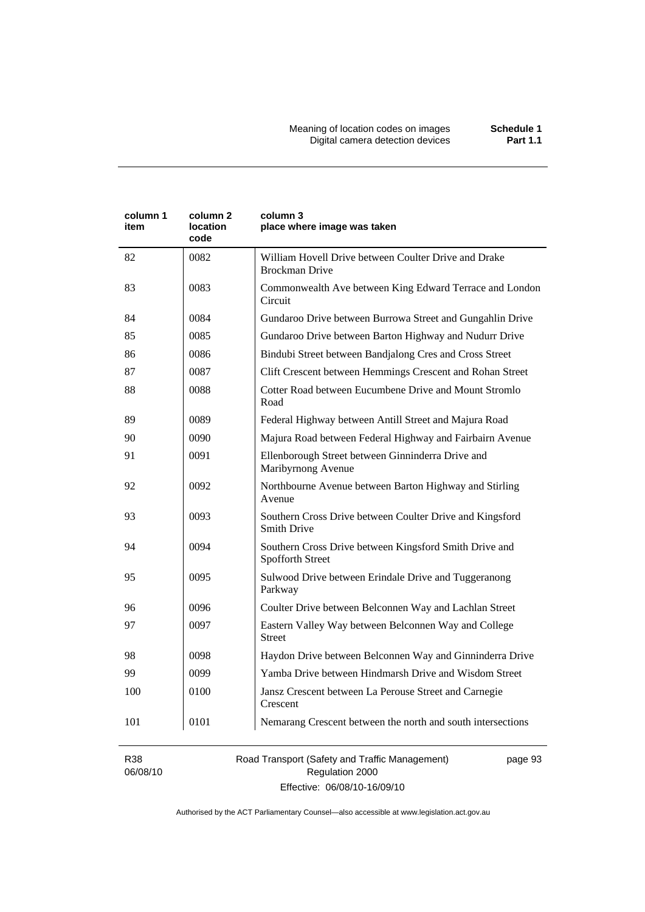| column 1 item | column 2 location code | column 3 place where image was taken |
|---|---|---|
| 82 | 0082 | William Hovell Drive between Coulter Drive and Drake Brockman Drive |
| 83 | 0083 | Commonwealth Ave between King Edward Terrace and London Circuit |
| 84 | 0084 | Gundaroo Drive between Burrowa Street and Gungahlin Drive |
| 85 | 0085 | Gundaroo Drive between Barton Highway and Nudurr Drive |
| 86 | 0086 | Bindubi Street between Bandjalong Cres and Cross Street |
| 87 | 0087 | Clift Crescent between Hemmings Crescent and Rohan Street |
| 88 | 0088 | Cotter Road between Eucumbene Drive and Mount Stromlo Road |
| 89 | 0089 | Federal Highway between Antill Street and Majura Road |
| 90 | 0090 | Majura Road between Federal Highway and Fairbairn Avenue |
| 91 | 0091 | Ellenborough Street between Ginninderra Drive and Maribyrnong Avenue |
| 92 | 0092 | Northbourne Avenue between Barton Highway and Stirling Avenue |
| 93 | 0093 | Southern Cross Drive between Coulter Drive and Kingsford Smith Drive |
| 94 | 0094 | Southern Cross Drive between Kingsford Smith Drive and Spofforth Street |
| 95 | 0095 | Sulwood Drive between Erindale Drive and Tuggeranong Parkway |
| 96 | 0096 | Coulter Drive between Belconnen Way and Lachlan Street |
| 97 | 0097 | Eastern Valley Way between Belconnen Way and College Street |
| 98 | 0098 | Haydon Drive between Belconnen Way and Ginninderra Drive |
| 99 | 0099 | Yamba Drive between Hindmarsh Drive and Wisdom Street |
| 100 | 0100 | Jansz Crescent between La Perouse Street and Carnegie Crescent |
| 101 | 0101 | Nemarang Crescent between the north and south intersections |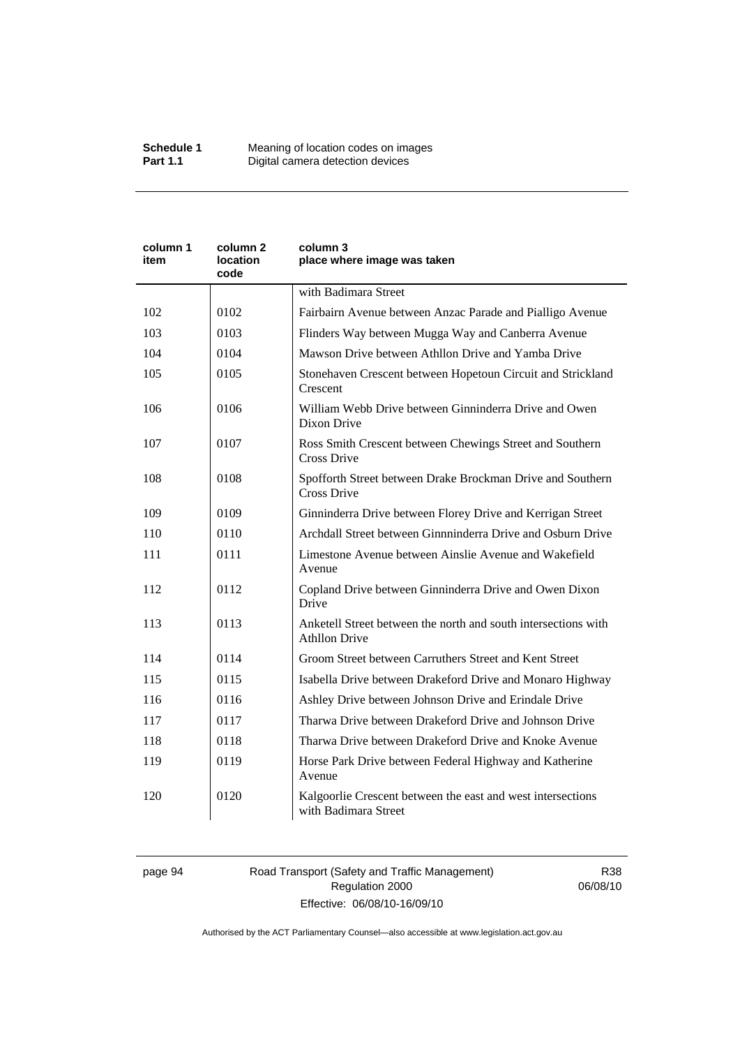| column 1 item | column 2 location code | column 3 place where image was taken |
|---|---|---|
| | | with Badimara Street |
| 102 | 0102 | Fairbairn Avenue between Anzac Parade and Pialligo Avenue |
| 103 | 0103 | Flinders Way between Mugga Way and Canberra Avenue |
| 104 | 0104 | Mawson Drive between Athllon Drive and Yamba Drive |
| 105 | 0105 | Stonehaven Crescent between Hopetoun Circuit and Strickland Crescent |
| 106 | 0106 | William Webb Drive between Ginninderra Drive and Owen Dixon Drive |
| 107 | 0107 | Ross Smith Crescent between Chewings Street and Southern Cross Drive |
| 108 | 0108 | Spofforth Street between Drake Brockman Drive and Southern Cross Drive |
| 109 | 0109 | Ginninderra Drive between Florey Drive and Kerrigan Street |
| 110 | 0110 | Archdall Street between Ginnninderra Drive and Osburn Drive |
| 111 | 0111 | Limestone Avenue between Ainslie Avenue and Wakefield Avenue |
| 112 | 0112 | Copland Drive between Ginninderra Drive and Owen Dixon Drive |
| 113 | 0113 | Anketell Street between the north and south intersections with Athllon Drive |
| 114 | 0114 | Groom Street between Carruthers Street and Kent Street |
| 115 | 0115 | Isabella Drive between Drakeford Drive and Monaro Highway |
| 116 | 0116 | Ashley Drive between Johnson Drive and Erindale Drive |
| 117 | 0117 | Tharwa Drive between Drakeford Drive and Johnson Drive |
| 118 | 0118 | Tharwa Drive between Drakeford Drive and Knoke Avenue |
| 119 | 0119 | Horse Park Drive between Federal Highway and Katherine Avenue |
| 120 | 0120 | Kalgoorlie Crescent between the east and west intersections with Badimara Street |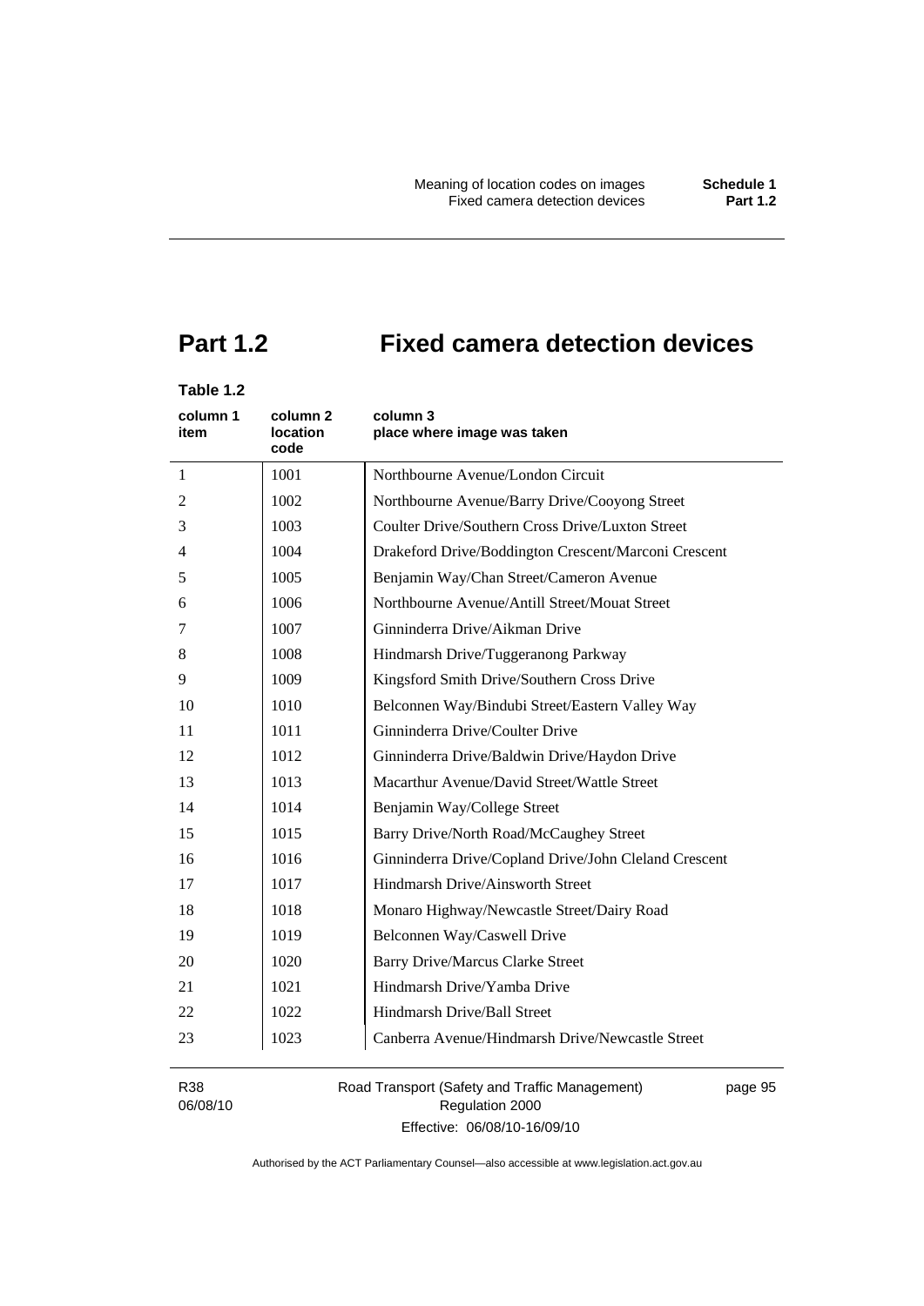# Part 1.2 Fixed camera detection devices

**Table 1.2**

| column 1 item | column 2 location code | column 3 place where image was taken |
|---|---|---|
| 1 | 1001 | Northbourne Avenue/London Circuit |
| 2 | 1002 | Northbourne Avenue/Barry Drive/Cooyong Street |
| 3 | 1003 | Coulter Drive/Southern Cross Drive/Luxton Street |
| 4 | 1004 | Drakeford Drive/Boddington Crescent/Marconi Crescent |
| 5 | 1005 | Benjamin Way/Chan Street/Cameron Avenue |
| 6 | 1006 | Northbourne Avenue/Antill Street/Mouat Street |
| 7 | 1007 | Ginninderra Drive/Aikman Drive |
| 8 | 1008 | Hindmarsh Drive/Tuggeranong Parkway |
| 9 | 1009 | Kingsford Smith Drive/Southern Cross Drive |
| 10 | 1010 | Belconnen Way/Bindubi Street/Eastern Valley Way |
| 11 | 1011 | Ginninderra Drive/Coulter Drive |
| 12 | 1012 | Ginninderra Drive/Baldwin Drive/Haydon Drive |
| 13 | 1013 | Macarthur Avenue/David Street/Wattle Street |
| 14 | 1014 | Benjamin Way/College Street |
| 15 | 1015 | Barry Drive/North Road/McCaughey Street |
| 16 | 1016 | Ginninderra Drive/Copland Drive/John Cleland Crescent |
| 17 | 1017 | Hindmarsh Drive/Ainsworth Street |
| 18 | 1018 | Monaro Highway/Newcastle Street/Dairy Road |
| 19 | 1019 | Belconnen Way/Caswell Drive |
| 20 | 1020 | Barry Drive/Marcus Clarke Street |
| 21 | 1021 | Hindmarsh Drive/Yamba Drive |
| 22 | 1022 | Hindmarsh Drive/Ball Street |
| 23 | 1023 | Canberra Avenue/Hindmarsh Drive/Newcastle Street |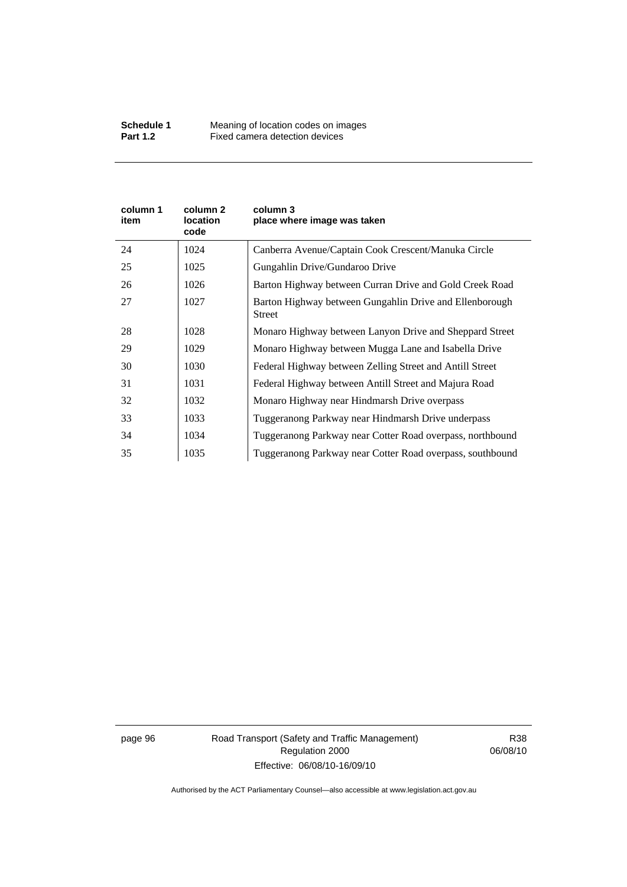| column 1 item | column 2 location code | column 3 place where image was taken |
|---|---|---|
| 24 | 1024 | Canberra Avenue/Captain Cook Crescent/Manuka Circle |
| 25 | 1025 | Gungahlin Drive/Gundaroo Drive |
| 26 | 1026 | Barton Highway between Curran Drive and Gold Creek Road |
| 27 | 1027 | Barton Highway between Gungahlin Drive and Ellenborough Street |
| 28 | 1028 | Monaro Highway between Lanyon Drive and Sheppard Street |
| 29 | 1029 | Monaro Highway between Mugga Lane and Isabella Drive |
| 30 | 1030 | Federal Highway between Zelling Street and Antill Street |
| 31 | 1031 | Federal Highway between Antill Street and Majura Road |
| 32 | 1032 | Monaro Highway near Hindmarsh Drive overpass |
| 33 | 1033 | Tuggeranong Parkway near Hindmarsh Drive underpass |
| 34 | 1034 | Tuggeranong Parkway near Cotter Road overpass, northbound |
| 35 | 1035 | Tuggeranong Parkway near Cotter Road overpass, southbound |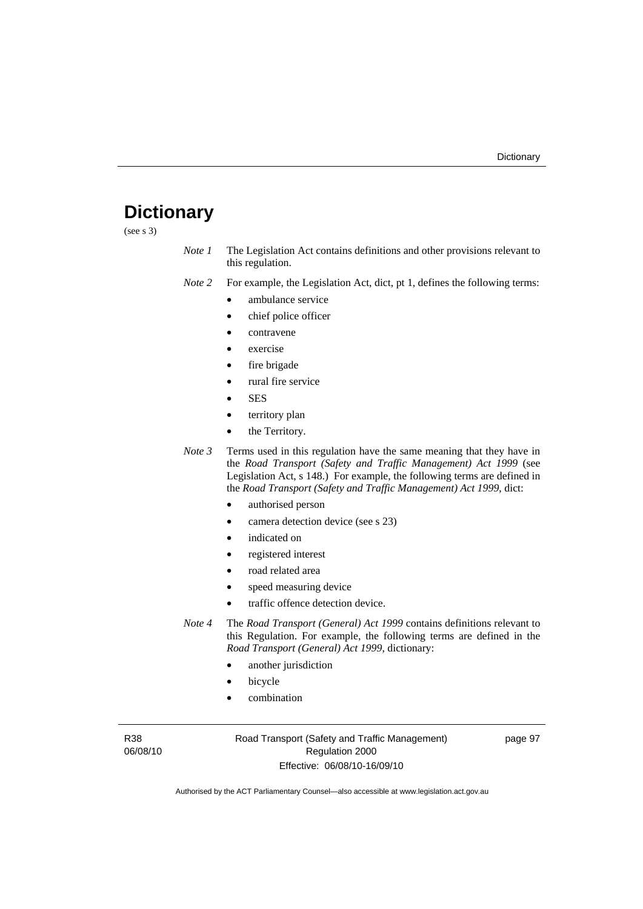# Dictionary

(see s 3)

*Note 1* The Legislation Act contains definitions and other provisions relevant to this regulation.

*Note 2* For example, the Legislation Act, dict, pt 1, defines the following terms:

- ambulance service
- chief police officer
- contravene
- exercise
- fire brigade
- rural fire service
- SES
- territory plan
- the Territory.

*Note 3* Terms used in this regulation have the same meaning that they have in the *Road Transport (Safety and Traffic Management) Act 1999* (see Legislation Act, s 148.) For example, the following terms are defined in the *Road Transport (Safety and Traffic Management) Act 1999*, dict:

- authorised person
- camera detection device (see s 23)
- indicated on
- registered interest
- road related area
- speed measuring device
- traffic offence detection device.

*Note 4* The *Road Transport (General) Act 1999* contains definitions relevant to this Regulation. For example, the following terms are defined in the *Road Transport (General) Act 1999*, dictionary:

- another jurisdiction
- bicycle
- combination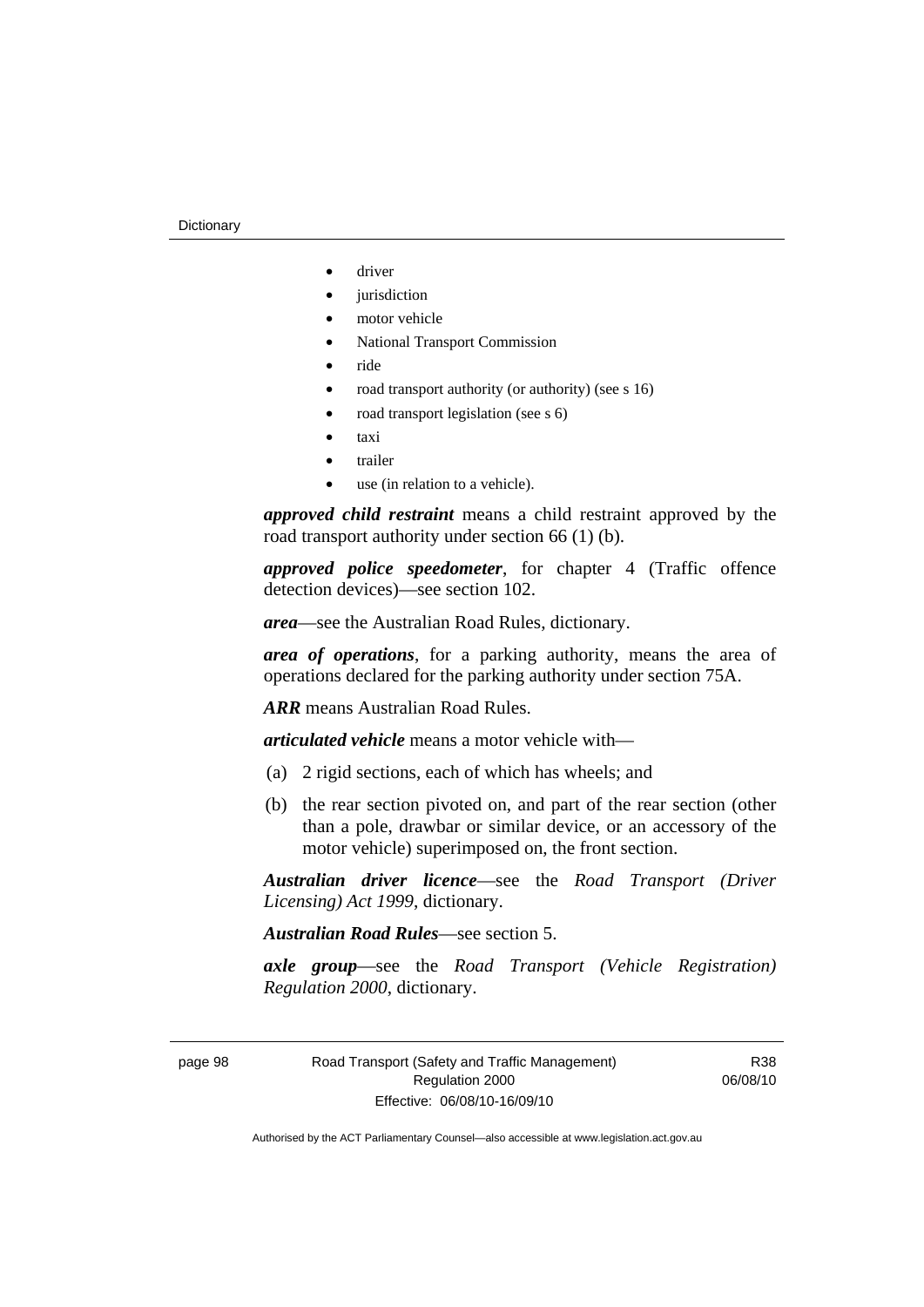- driver
- jurisdiction
- motor vehicle
- National Transport Commission
- ride
- road transport authority (or authority) (see s 16)
- road transport legislation (see s 6)
- taxi
- trailer
- use (in relation to a vehicle).

***approved child restraint*** means a child restraint approved by the road transport authority under section 66 (1) (b).

***approved police speedometer***, for chapter 4 (Traffic offence detection devices)—see section 102.

***area***—see the Australian Road Rules, dictionary.

***area of operations***, for a parking authority, means the area of operations declared for the parking authority under section 75A.

***ARR*** means Australian Road Rules.

***articulated vehicle*** means a motor vehicle with—

(a) 2 rigid sections, each of which has wheels; and

(b) the rear section pivoted on, and part of the rear section (other than a pole, drawbar or similar device, or an accessory of the motor vehicle) superimposed on, the front section.

***Australian driver licence***—see the *Road Transport (Driver Licensing) Act 1999*, dictionary.

***Australian Road Rules***—see section 5.

***axle group***—see the *Road Transport (Vehicle Registration) Regulation 2000*, dictionary.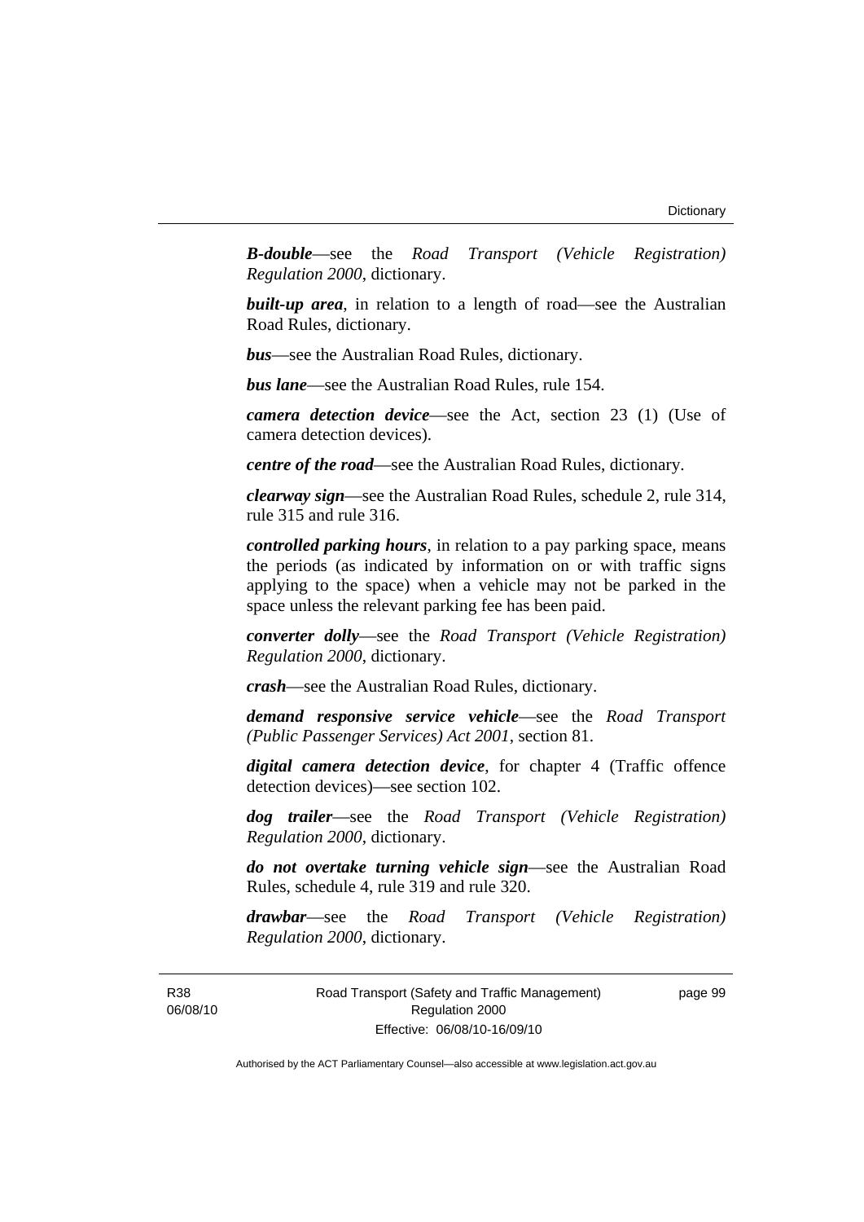***B-double***—see the *Road Transport (Vehicle Registration) Regulation 2000*, dictionary.

***built-up area***, in relation to a length of road—see the Australian Road Rules, dictionary.

***bus***—see the Australian Road Rules, dictionary.

***bus lane***—see the Australian Road Rules, rule 154.

***camera detection device***—see the Act, section 23 (1) (Use of camera detection devices).

***centre of the road***—see the Australian Road Rules, dictionary.

***clearway sign***—see the Australian Road Rules, schedule 2, rule 314, rule 315 and rule 316.

***controlled parking hours***, in relation to a pay parking space, means the periods (as indicated by information on or with traffic signs applying to the space) when a vehicle may not be parked in the space unless the relevant parking fee has been paid.

***converter dolly***—see the *Road Transport (Vehicle Registration) Regulation 2000*, dictionary.

***crash***—see the Australian Road Rules, dictionary.

***demand responsive service vehicle***—see the *Road Transport (Public Passenger Services) Act 2001*, section 81.

***digital camera detection device***, for chapter 4 (Traffic offence detection devices)—see section 102.

***dog trailer***—see the *Road Transport (Vehicle Registration) Regulation 2000*, dictionary.

***do not overtake turning vehicle sign***—see the Australian Road Rules, schedule 4, rule 319 and rule 320.

***drawbar***—see the *Road Transport (Vehicle Registration) Regulation 2000*, dictionary.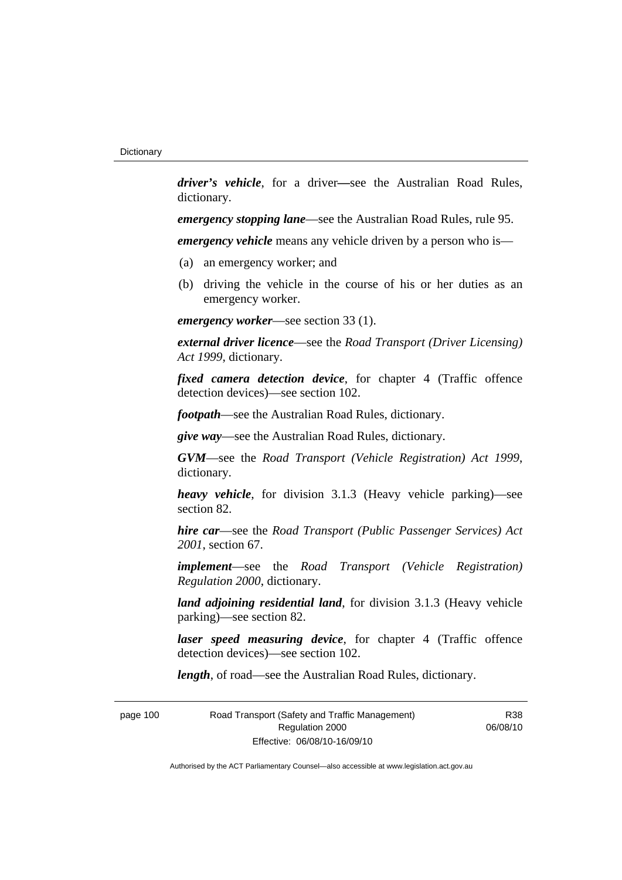***driver's vehicle***, for a driver—see the Australian Road Rules, dictionary.

***emergency stopping lane***—see the Australian Road Rules, rule 95.

***emergency vehicle*** means any vehicle driven by a person who is—

(a) an emergency worker; and

(b) driving the vehicle in the course of his or her duties as an emergency worker.

***emergency worker***—see section 33 (1).

***external driver licence***—see the *Road Transport (Driver Licensing) Act 1999*, dictionary.

***fixed camera detection device***, for chapter 4 (Traffic offence detection devices)—see section 102.

***footpath***—see the Australian Road Rules, dictionary.

***give way***—see the Australian Road Rules, dictionary.

***GVM***—see the *Road Transport (Vehicle Registration) Act 1999*, dictionary.

***heavy vehicle***, for division 3.1.3 (Heavy vehicle parking)—see section 82.

***hire car***—see the *Road Transport (Public Passenger Services) Act 2001*, section 67.

***implement***—see the *Road Transport (Vehicle Registration) Regulation 2000*, dictionary.

***land adjoining residential land***, for division 3.1.3 (Heavy vehicle parking)—see section 82.

***laser speed measuring device***, for chapter 4 (Traffic offence detection devices)—see section 102.

***length***, of road—see the Australian Road Rules, dictionary.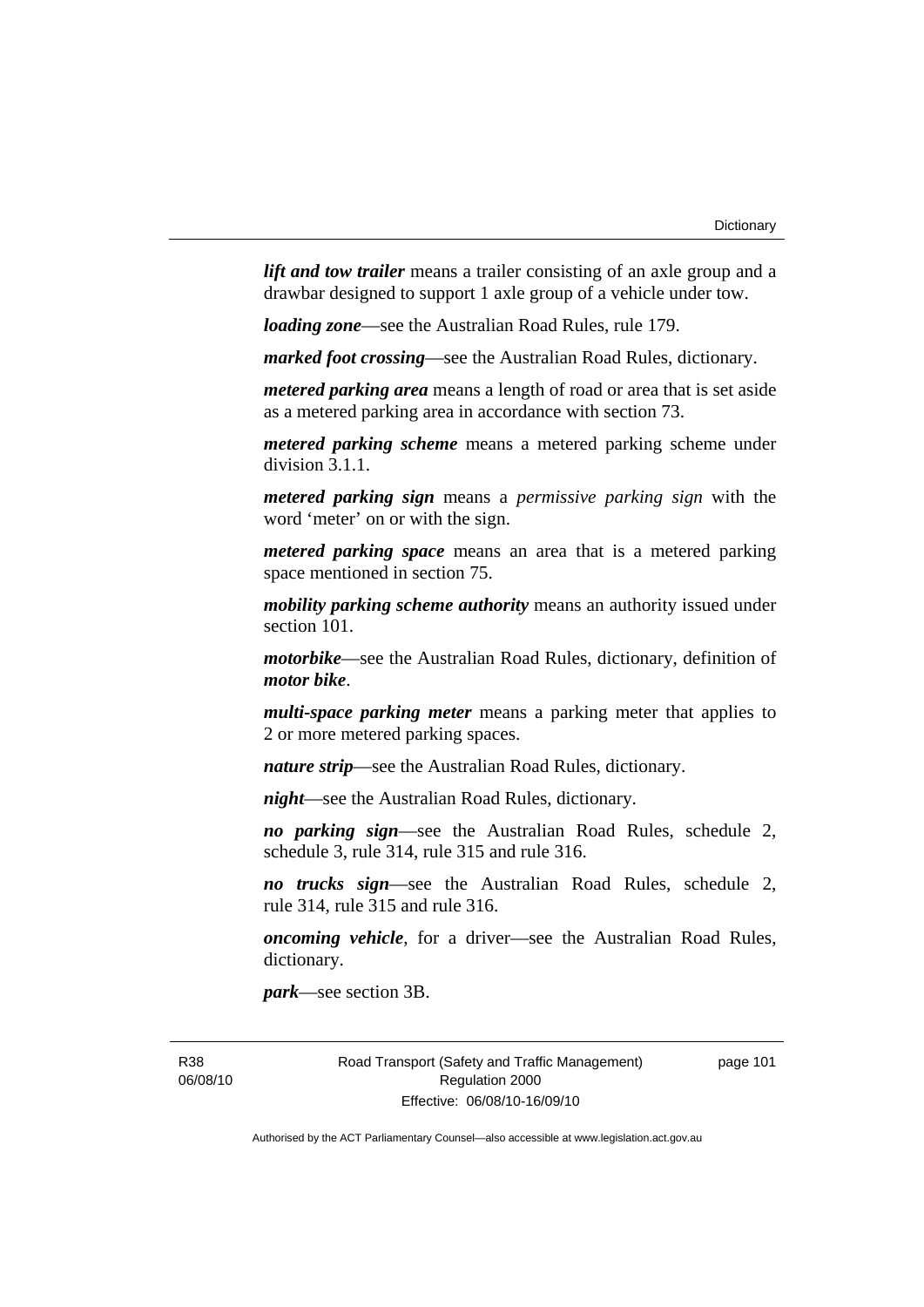***lift and tow trailer*** means a trailer consisting of an axle group and a drawbar designed to support 1 axle group of a vehicle under tow.

***loading zone***—see the Australian Road Rules, rule 179.

***marked foot crossing***—see the Australian Road Rules, dictionary.

***metered parking area*** means a length of road or area that is set aside as a metered parking area in accordance with section 73.

***metered parking scheme*** means a metered parking scheme under division 3.1.1.

***metered parking sign*** means a *permissive parking sign* with the word 'meter' on or with the sign.

***metered parking space*** means an area that is a metered parking space mentioned in section 75.

***mobility parking scheme authority*** means an authority issued under section 101.

***motorbike***—see the Australian Road Rules, dictionary, definition of ***motor bike***.

***multi-space parking meter*** means a parking meter that applies to 2 or more metered parking spaces.

***nature strip***—see the Australian Road Rules, dictionary.

***night***—see the Australian Road Rules, dictionary.

***no parking sign***—see the Australian Road Rules, schedule 2, schedule 3, rule 314, rule 315 and rule 316.

***no trucks sign***—see the Australian Road Rules, schedule 2, rule 314, rule 315 and rule 316.

***oncoming vehicle***, for a driver—see the Australian Road Rules, dictionary.

***park***—see section 3B.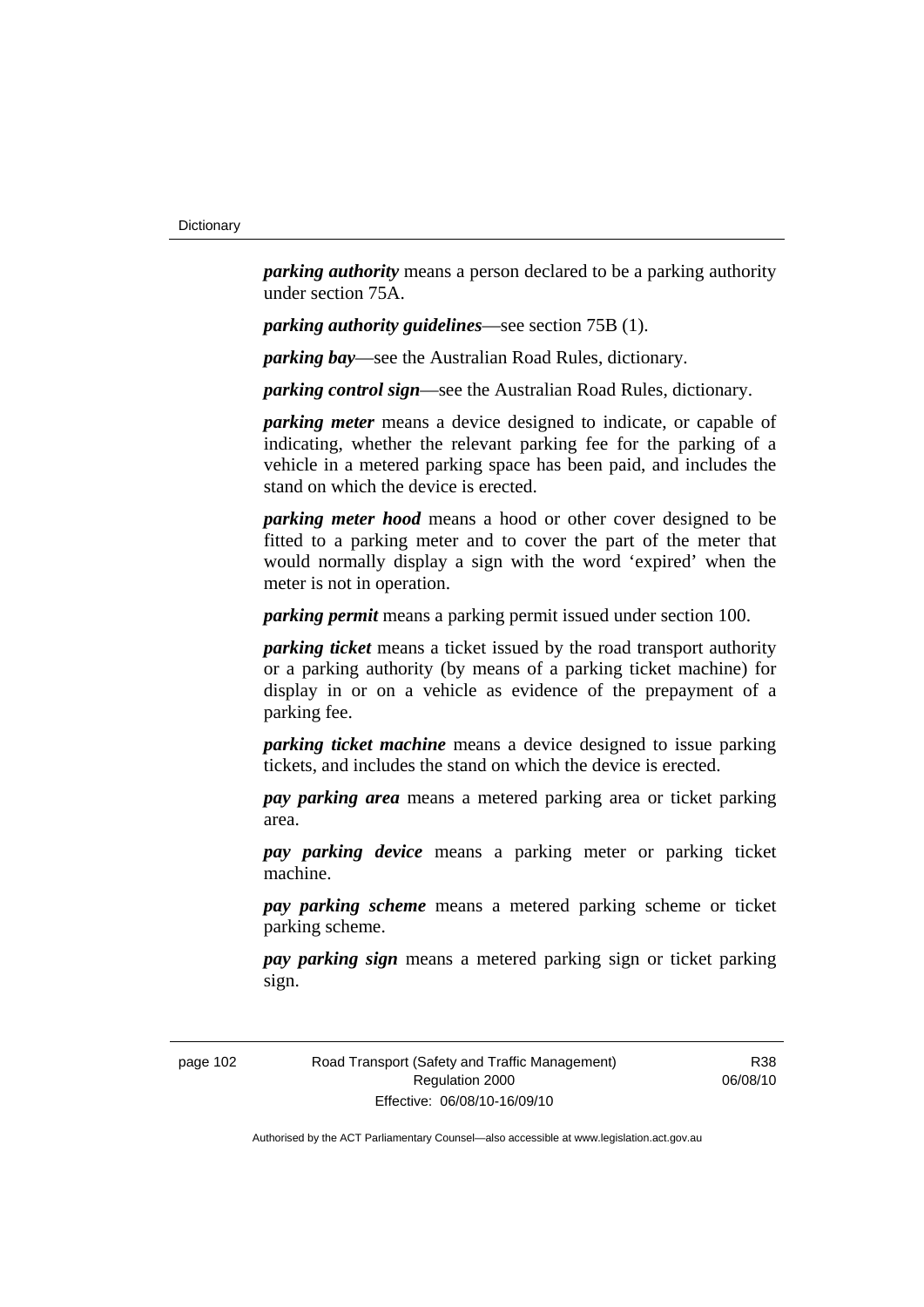***parking authority*** means a person declared to be a parking authority under section 75A.

***parking authority guidelines***—see section 75B (1).

***parking bay***—see the Australian Road Rules, dictionary.

***parking control sign***—see the Australian Road Rules, dictionary.

***parking meter*** means a device designed to indicate, or capable of indicating, whether the relevant parking fee for the parking of a vehicle in a metered parking space has been paid, and includes the stand on which the device is erected.

***parking meter hood*** means a hood or other cover designed to be fitted to a parking meter and to cover the part of the meter that would normally display a sign with the word 'expired' when the meter is not in operation.

***parking permit*** means a parking permit issued under section 100.

***parking ticket*** means a ticket issued by the road transport authority or a parking authority (by means of a parking ticket machine) for display in or on a vehicle as evidence of the prepayment of a parking fee.

***parking ticket machine*** means a device designed to issue parking tickets, and includes the stand on which the device is erected.

***pay parking area*** means a metered parking area or ticket parking area.

***pay parking device*** means a parking meter or parking ticket machine.

***pay parking scheme*** means a metered parking scheme or ticket parking scheme.

***pay parking sign*** means a metered parking sign or ticket parking sign.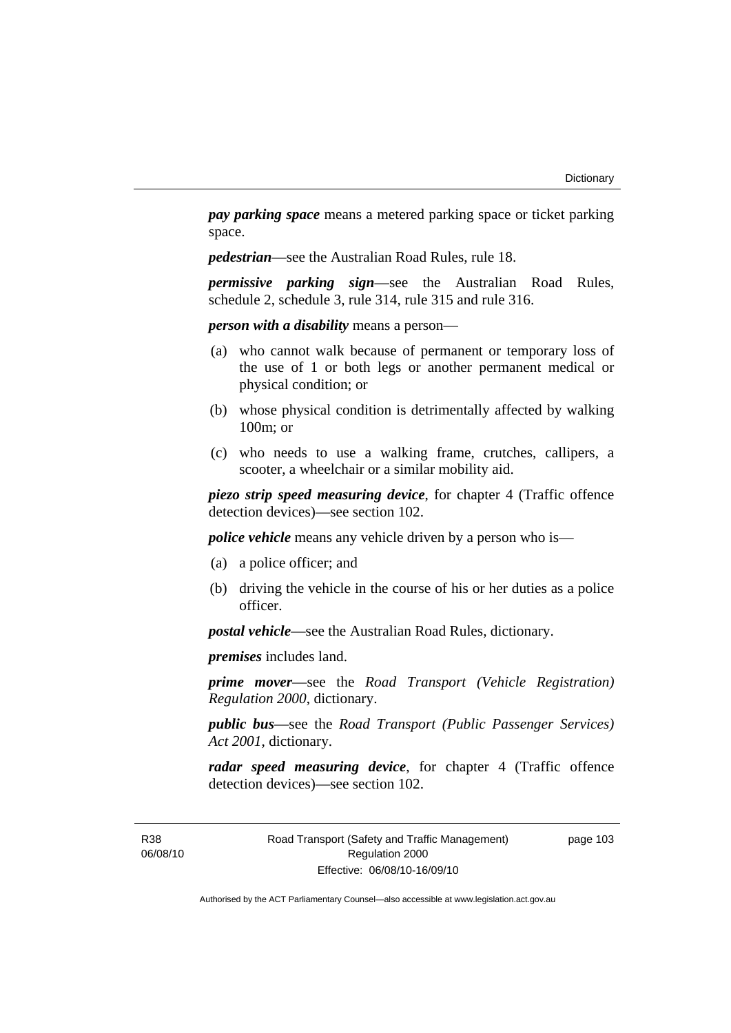***pay parking space*** means a metered parking space or ticket parking space.

***pedestrian***—see the Australian Road Rules, rule 18.

***permissive parking sign***—see the Australian Road Rules, schedule 2, schedule 3, rule 314, rule 315 and rule 316.

***person with a disability*** means a person—

(a) who cannot walk because of permanent or temporary loss of the use of 1 or both legs or another permanent medical or physical condition; or

(b) whose physical condition is detrimentally affected by walking 100m; or

(c) who needs to use a walking frame, crutches, callipers, a scooter, a wheelchair or a similar mobility aid.

***piezo strip speed measuring device***, for chapter 4 (Traffic offence detection devices)—see section 102.

***police vehicle*** means any vehicle driven by a person who is—

(a) a police officer; and

(b) driving the vehicle in the course of his or her duties as a police officer.

***postal vehicle***—see the Australian Road Rules, dictionary.

***premises*** includes land.

***prime mover***—see the *Road Transport (Vehicle Registration) Regulation 2000*, dictionary.

***public bus***—see the *Road Transport (Public Passenger Services) Act 2001*, dictionary.

***radar speed measuring device***, for chapter 4 (Traffic offence detection devices)—see section 102.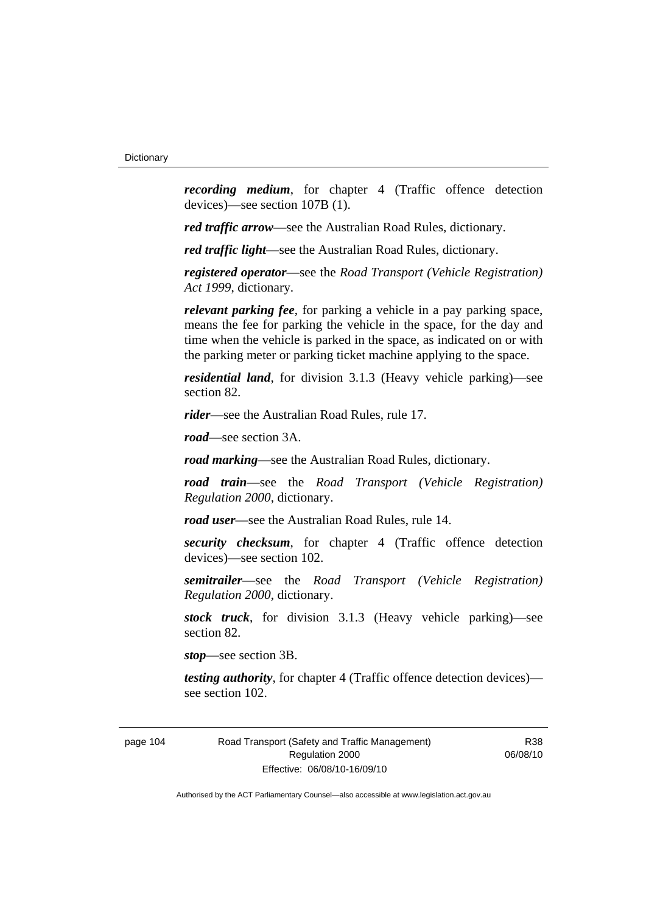***recording medium***, for chapter 4 (Traffic offence detection devices)—see section 107B (1).

***red traffic arrow***—see the Australian Road Rules, dictionary.

***red traffic light***—see the Australian Road Rules, dictionary.

***registered operator***—see the *Road Transport (Vehicle Registration) Act 1999*, dictionary.

***relevant parking fee***, for parking a vehicle in a pay parking space, means the fee for parking the vehicle in the space, for the day and time when the vehicle is parked in the space, as indicated on or with the parking meter or parking ticket machine applying to the space.

***residential land***, for division 3.1.3 (Heavy vehicle parking)—see section 82.

***rider***—see the Australian Road Rules, rule 17.

***road***—see section 3A.

***road marking***—see the Australian Road Rules, dictionary.

***road train***—see the *Road Transport (Vehicle Registration) Regulation 2000*, dictionary.

***road user***—see the Australian Road Rules, rule 14.

***security checksum***, for chapter 4 (Traffic offence detection devices)—see section 102.

***semitrailer***—see the *Road Transport (Vehicle Registration) Regulation 2000*, dictionary.

***stock truck***, for division 3.1.3 (Heavy vehicle parking)—see section 82.

***stop***—see section 3B.

***testing authority***, for chapter 4 (Traffic offence detection devices)—see section 102.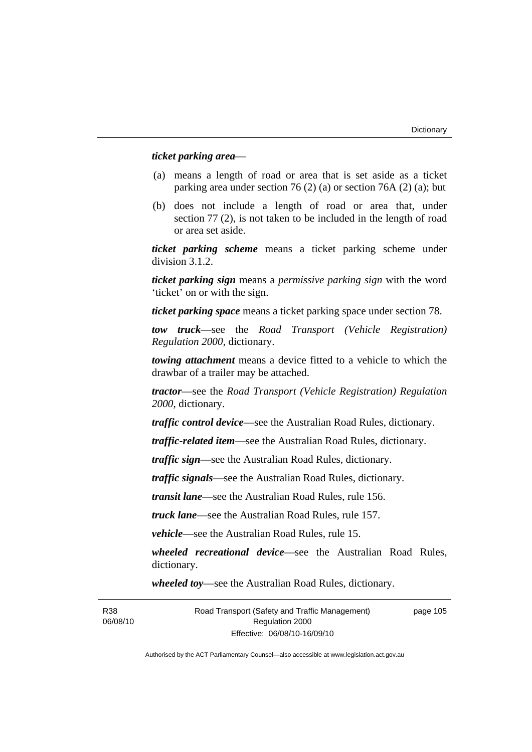***ticket parking area***—

(a) means a length of road or area that is set aside as a ticket parking area under section 76 (2) (a) or section 76A (2) (a); but

(b) does not include a length of road or area that, under section 77 (2), is not taken to be included in the length of road or area set aside.

***ticket parking scheme*** means a ticket parking scheme under division 3.1.2.

***ticket parking sign*** means a *permissive parking sign* with the word 'ticket' on or with the sign.

***ticket parking space*** means a ticket parking space under section 78.

***tow truck***—see the *Road Transport (Vehicle Registration) Regulation 2000*, dictionary.

***towing attachment*** means a device fitted to a vehicle to which the drawbar of a trailer may be attached.

***tractor***—see the *Road Transport (Vehicle Registration) Regulation 2000*, dictionary.

***traffic control device***—see the Australian Road Rules, dictionary.

***traffic-related item***—see the Australian Road Rules, dictionary.

***traffic sign***—see the Australian Road Rules, dictionary.

***traffic signals***—see the Australian Road Rules, dictionary.

***transit lane***—see the Australian Road Rules, rule 156.

***truck lane***—see the Australian Road Rules, rule 157.

***vehicle***—see the Australian Road Rules, rule 15.

***wheeled recreational device***—see the Australian Road Rules, dictionary.

***wheeled toy***—see the Australian Road Rules, dictionary.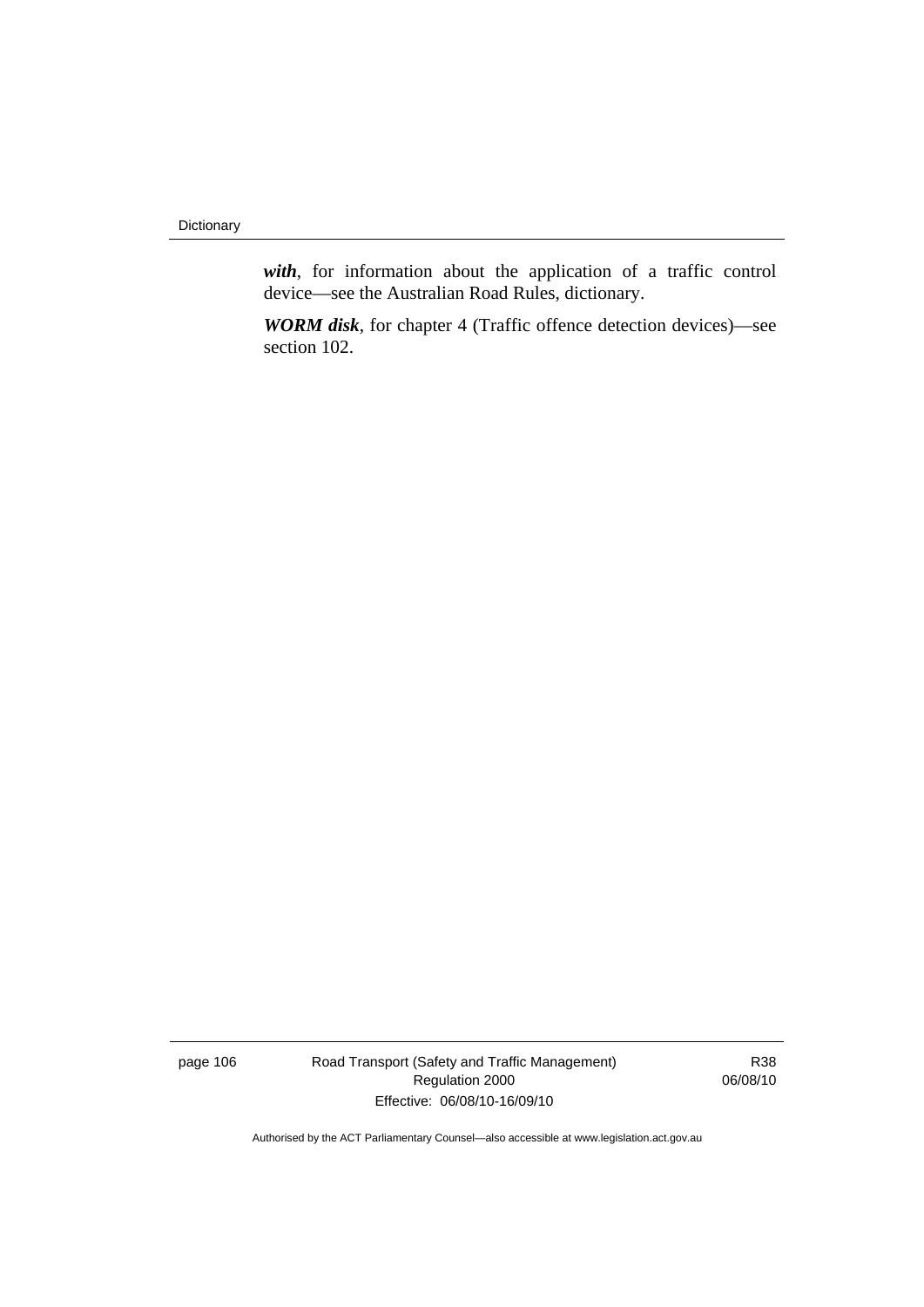***with***, for information about the application of a traffic control device—see the Australian Road Rules, dictionary.

***WORM disk***, for chapter 4 (Traffic offence detection devices)—see section 102.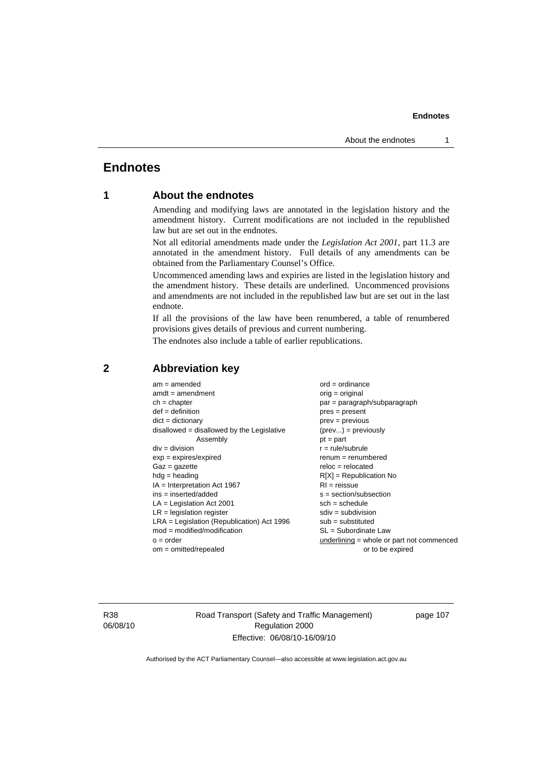# Endnotes

## 1 About the endnotes

Amending and modifying laws are annotated in the legislation history and the amendment history. Current modifications are not included in the republished law but are set out in the endnotes.

Not all editorial amendments made under the *Legislation Act 2001*, part 11.3 are annotated in the amendment history. Full details of any amendments can be obtained from the Parliamentary Counsel's Office.

Uncommenced amending laws and expiries are listed in the legislation history and the amendment history. These details are underlined. Uncommenced provisions and amendments are not included in the republished law but are set out in the last endnote.

If all the provisions of the law have been renumbered, a table of renumbered provisions gives details of previous and current numbering.

The endnotes also include a table of earlier republications.

## 2 Abbreviation key

am = amended
amdt = amendment
ch = chapter
def = definition
dict = dictionary
disallowed = disallowed by the Legislative Assembly
div = division
exp = expires/expired
Gaz = gazette
hdg = heading
IA = Interpretation Act 1967
ins = inserted/added
LA = Legislation Act 2001
LR = legislation register
LRA = Legislation (Republication) Act 1996
mod = modified/modification
o = order
om = omitted/repealed
ord = ordinance
orig = original
par = paragraph/subparagraph
pres = present
prev = previous
(prev...) = previously
pt = part
r = rule/subrule
renum = renumbered
reloc = relocated
R[X] = Republication No
RI = reissue
s = section/subsection
sch = schedule
sdiv = subdivision
sub = substituted
SL = Subordinate Law
<u>underlining</u> = whole or part not commenced or to be expired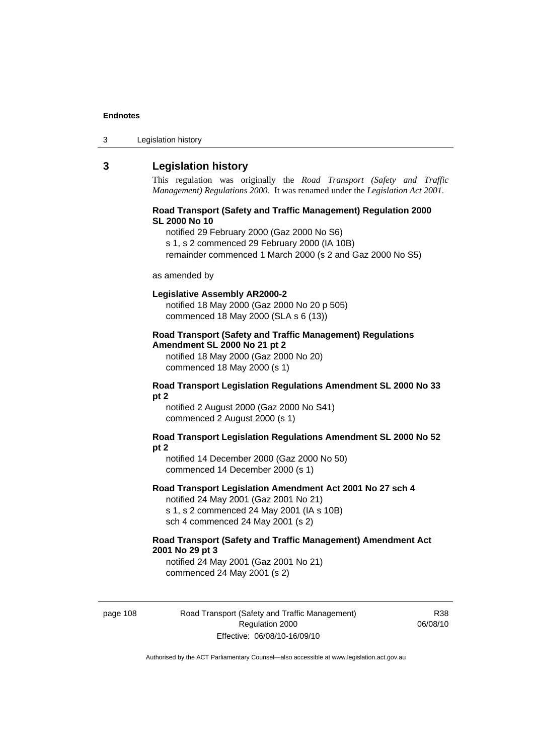## 3 Legislation history

This regulation was originally the *Road Transport (Safety and Traffic Management) Regulations 2000*. It was renamed under the *Legislation Act 2001*.

**Road Transport (Safety and Traffic Management) Regulation 2000 SL 2000 No 10**

notified 29 February 2000 (Gaz 2000 No S6)
s 1, s 2 commenced 29 February 2000 (IA 10B)
remainder commenced 1 March 2000 (s 2 and Gaz 2000 No S5)

as amended by

**Legislative Assembly AR2000-2**

notified 18 May 2000 (Gaz 2000 No 20 p 505)
commenced 18 May 2000 (SLA s 6 (13))

**Road Transport (Safety and Traffic Management) Regulations Amendment SL 2000 No 21 pt 2**

notified 18 May 2000 (Gaz 2000 No 20)
commenced 18 May 2000 (s 1)

**Road Transport Legislation Regulations Amendment SL 2000 No 33 pt 2**

notified 2 August 2000 (Gaz 2000 No S41)
commenced 2 August 2000 (s 1)

**Road Transport Legislation Regulations Amendment SL 2000 No 52 pt 2**

notified 14 December 2000 (Gaz 2000 No 50)
commenced 14 December 2000 (s 1)

**Road Transport Legislation Amendment Act 2001 No 27 sch 4**

notified 24 May 2001 (Gaz 2001 No 21)
s 1, s 2 commenced 24 May 2001 (IA s 10B)
sch 4 commenced 24 May 2001 (s 2)

**Road Transport (Safety and Traffic Management) Amendment Act 2001 No 29 pt 3**

notified 24 May 2001 (Gaz 2001 No 21)
commenced 24 May 2001 (s 2)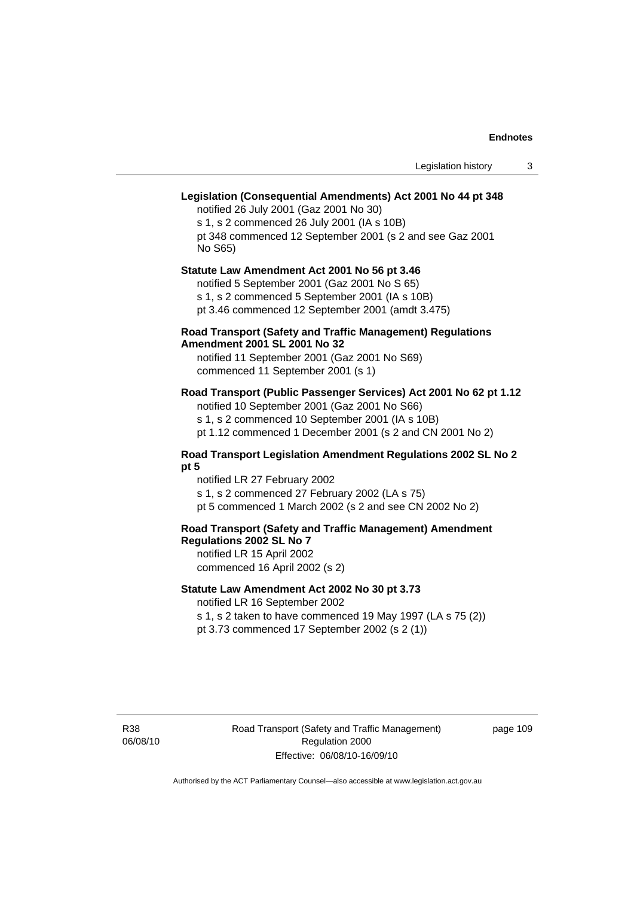**Legislation (Consequential Amendments) Act 2001 No 44 pt 348**

notified 26 July 2001 (Gaz 2001 No 30)

s 1, s 2 commenced 26 July 2001 (IA s 10B)

pt 348 commenced 12 September 2001 (s 2 and see Gaz 2001 No S65)

**Statute Law Amendment Act 2001 No 56 pt 3.46**

notified 5 September 2001 (Gaz 2001 No S 65)

s 1, s 2 commenced 5 September 2001 (IA s 10B)

pt 3.46 commenced 12 September 2001 (amdt 3.475)

**Road Transport (Safety and Traffic Management) Regulations Amendment 2001 SL 2001 No 32**

notified 11 September 2001 (Gaz 2001 No S69)

commenced 11 September 2001 (s 1)

**Road Transport (Public Passenger Services) Act 2001 No 62 pt 1.12**

notified 10 September 2001 (Gaz 2001 No S66)

s 1, s 2 commenced 10 September 2001 (IA s 10B)

pt 1.12 commenced 1 December 2001 (s 2 and CN 2001 No 2)

**Road Transport Legislation Amendment Regulations 2002 SL No 2 pt 5**

notified LR 27 February 2002

s 1, s 2 commenced 27 February 2002 (LA s 75)

pt 5 commenced 1 March 2002 (s 2 and see CN 2002 No 2)

**Road Transport (Safety and Traffic Management) Amendment Regulations 2002 SL No 7**

notified LR 15 April 2002

commenced 16 April 2002 (s 2)

**Statute Law Amendment Act 2002 No 30 pt 3.73**

notified LR 16 September 2002

s 1, s 2 taken to have commenced 19 May 1997 (LA s 75 (2))

pt 3.73 commenced 17 September 2002 (s 2 (1))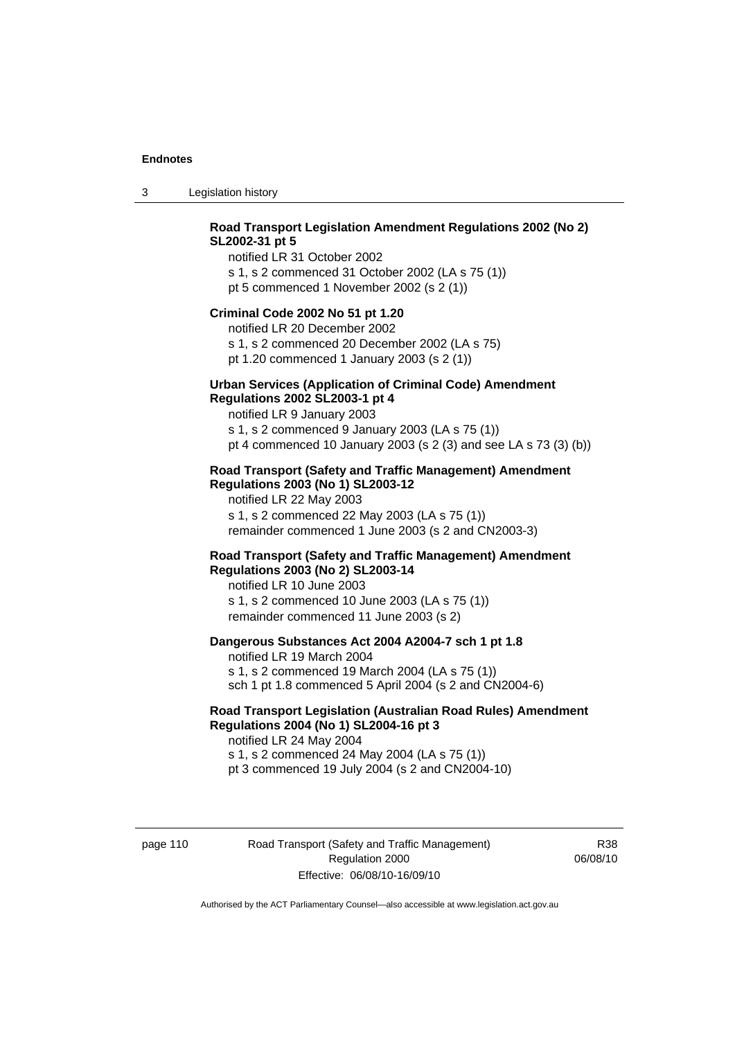**Road Transport Legislation Amendment Regulations 2002 (No 2) SL2002-31 pt 5**

notified LR 31 October 2002
s 1, s 2 commenced 31 October 2002 (LA s 75 (1))
pt 5 commenced 1 November 2002 (s 2 (1))

**Criminal Code 2002 No 51 pt 1.20**

notified LR 20 December 2002
s 1, s 2 commenced 20 December 2002 (LA s 75)
pt 1.20 commenced 1 January 2003 (s 2 (1))

**Urban Services (Application of Criminal Code) Amendment Regulations 2002 SL2003-1 pt 4**

notified LR 9 January 2003
s 1, s 2 commenced 9 January 2003 (LA s 75 (1))
pt 4 commenced 10 January 2003 (s 2 (3) and see LA s 73 (3) (b))

**Road Transport (Safety and Traffic Management) Amendment Regulations 2003 (No 1) SL2003-12**

notified LR 22 May 2003
s 1, s 2 commenced 22 May 2003 (LA s 75 (1))
remainder commenced 1 June 2003 (s 2 and CN2003-3)

**Road Transport (Safety and Traffic Management) Amendment Regulations 2003 (No 2) SL2003-14**

notified LR 10 June 2003
s 1, s 2 commenced 10 June 2003 (LA s 75 (1))
remainder commenced 11 June 2003 (s 2)

**Dangerous Substances Act 2004 A2004-7 sch 1 pt 1.8**

notified LR 19 March 2004
s 1, s 2 commenced 19 March 2004 (LA s 75 (1))
sch 1 pt 1.8 commenced 5 April 2004 (s 2 and CN2004-6)

**Road Transport Legislation (Australian Road Rules) Amendment Regulations 2004 (No 1) SL2004-16 pt 3**

notified LR 24 May 2004
s 1, s 2 commenced 24 May 2004 (LA s 75 (1))
pt 3 commenced 19 July 2004 (s 2 and CN2004-10)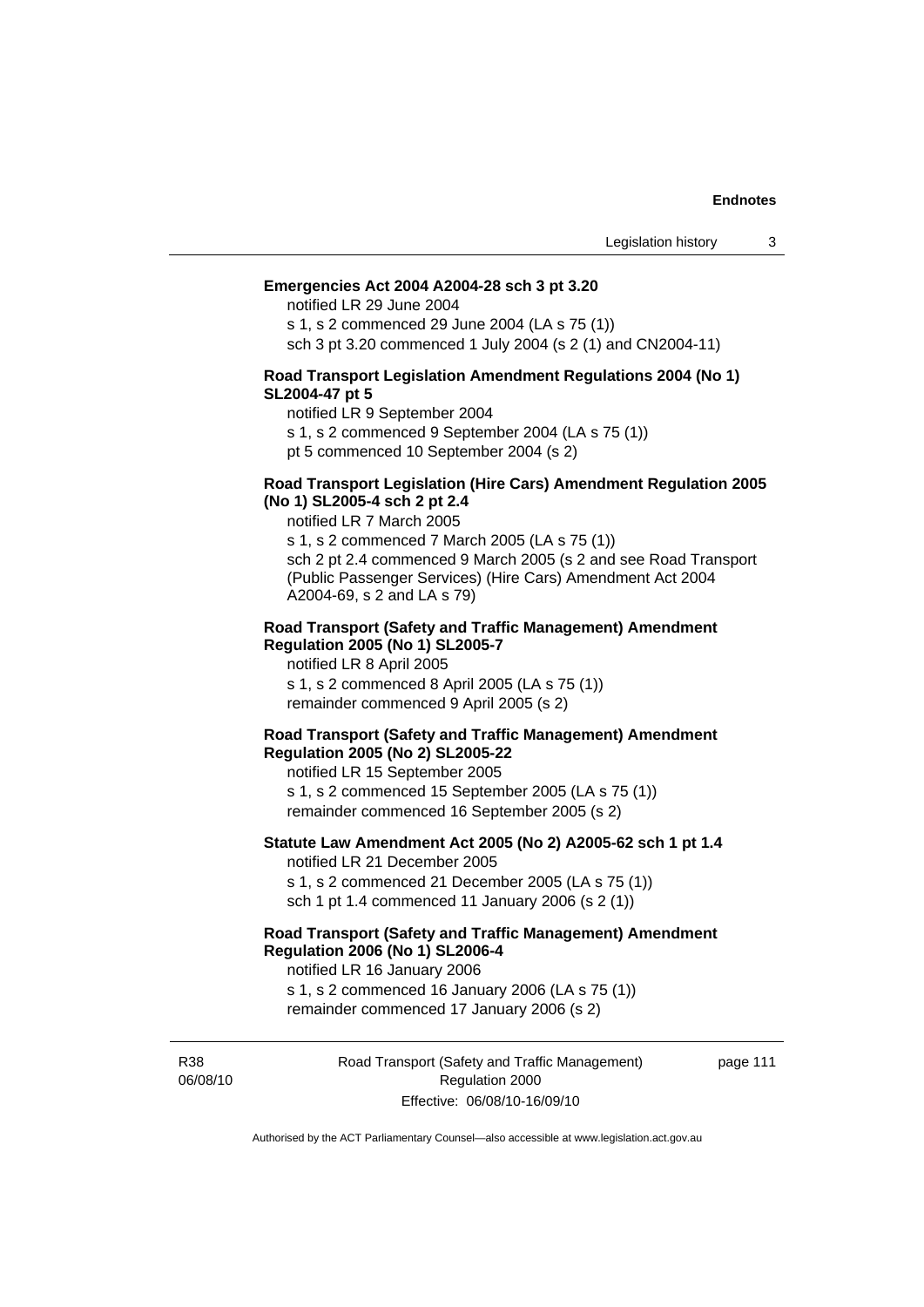**Emergencies Act 2004 A2004-28 sch 3 pt 3.20**

notified LR 29 June 2004

s 1, s 2 commenced 29 June 2004 (LA s 75 (1))

sch 3 pt 3.20 commenced 1 July 2004 (s 2 (1) and CN2004-11)

**Road Transport Legislation Amendment Regulations 2004 (No 1) SL2004-47 pt 5**

notified LR 9 September 2004

s 1, s 2 commenced 9 September 2004 (LA s 75 (1))

pt 5 commenced 10 September 2004 (s 2)

**Road Transport Legislation (Hire Cars) Amendment Regulation 2005 (No 1) SL2005-4 sch 2 pt 2.4**

notified LR 7 March 2005

s 1, s 2 commenced 7 March 2005 (LA s 75 (1))

sch 2 pt 2.4 commenced 9 March 2005 (s 2 and see Road Transport (Public Passenger Services) (Hire Cars) Amendment Act 2004 A2004-69, s 2 and LA s 79)

**Road Transport (Safety and Traffic Management) Amendment Regulation 2005 (No 1) SL2005-7**

notified LR 8 April 2005

s 1, s 2 commenced 8 April 2005 (LA s 75 (1))

remainder commenced 9 April 2005 (s 2)

**Road Transport (Safety and Traffic Management) Amendment Regulation 2005 (No 2) SL2005-22**

notified LR 15 September 2005

s 1, s 2 commenced 15 September 2005 (LA s 75 (1))

remainder commenced 16 September 2005 (s 2)

**Statute Law Amendment Act 2005 (No 2) A2005-62 sch 1 pt 1.4**

notified LR 21 December 2005

s 1, s 2 commenced 21 December 2005 (LA s 75 (1))

sch 1 pt 1.4 commenced 11 January 2006 (s 2 (1))

**Road Transport (Safety and Traffic Management) Amendment Regulation 2006 (No 1) SL2006-4**

notified LR 16 January 2006

s 1, s 2 commenced 16 January 2006 (LA s 75 (1))

remainder commenced 17 January 2006 (s 2)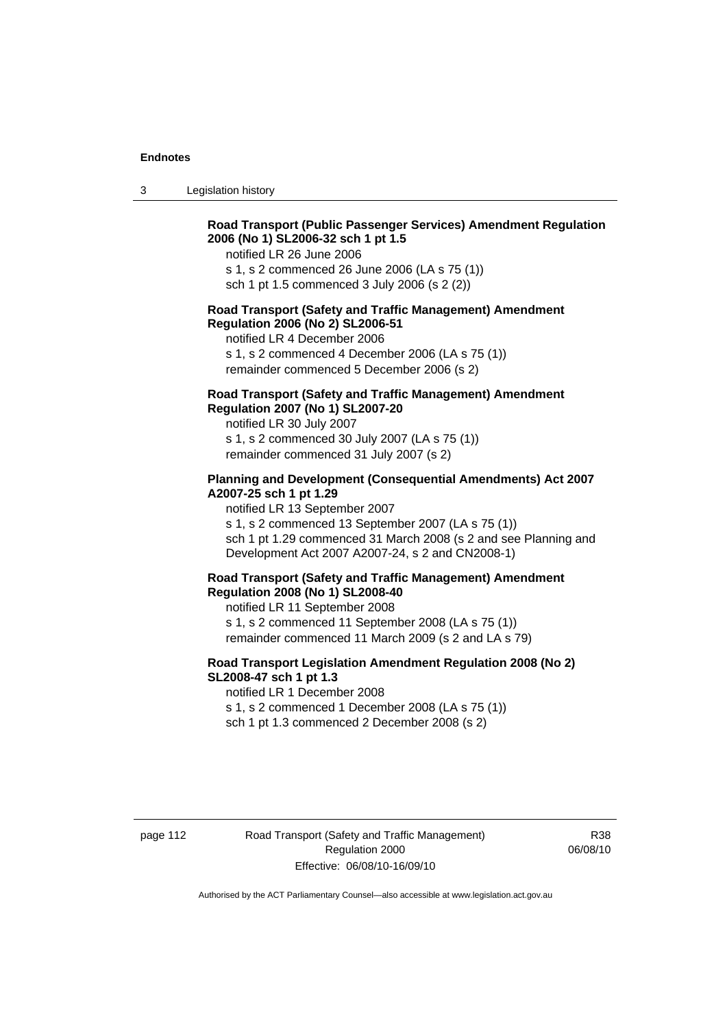**Road Transport (Public Passenger Services) Amendment Regulation 2006 (No 1) SL2006-32 sch 1 pt 1.5**

notified LR 26 June 2006
s 1, s 2 commenced 26 June 2006 (LA s 75 (1))
sch 1 pt 1.5 commenced 3 July 2006 (s 2 (2))

**Road Transport (Safety and Traffic Management) Amendment Regulation 2006 (No 2) SL2006-51**

notified LR 4 December 2006
s 1, s 2 commenced 4 December 2006 (LA s 75 (1))
remainder commenced 5 December 2006 (s 2)

**Road Transport (Safety and Traffic Management) Amendment Regulation 2007 (No 1) SL2007-20**

notified LR 30 July 2007
s 1, s 2 commenced 30 July 2007 (LA s 75 (1))
remainder commenced 31 July 2007 (s 2)

**Planning and Development (Consequential Amendments) Act 2007 A2007-25 sch 1 pt 1.29**

notified LR 13 September 2007
s 1, s 2 commenced 13 September 2007 (LA s 75 (1))
sch 1 pt 1.29 commenced 31 March 2008 (s 2 and see Planning and Development Act 2007 A2007-24, s 2 and CN2008-1)

**Road Transport (Safety and Traffic Management) Amendment Regulation 2008 (No 1) SL2008-40**

notified LR 11 September 2008
s 1, s 2 commenced 11 September 2008 (LA s 75 (1))
remainder commenced 11 March 2009 (s 2 and LA s 79)

**Road Transport Legislation Amendment Regulation 2008 (No 2) SL2008-47 sch 1 pt 1.3**

notified LR 1 December 2008
s 1, s 2 commenced 1 December 2008 (LA s 75 (1))
sch 1 pt 1.3 commenced 2 December 2008 (s 2)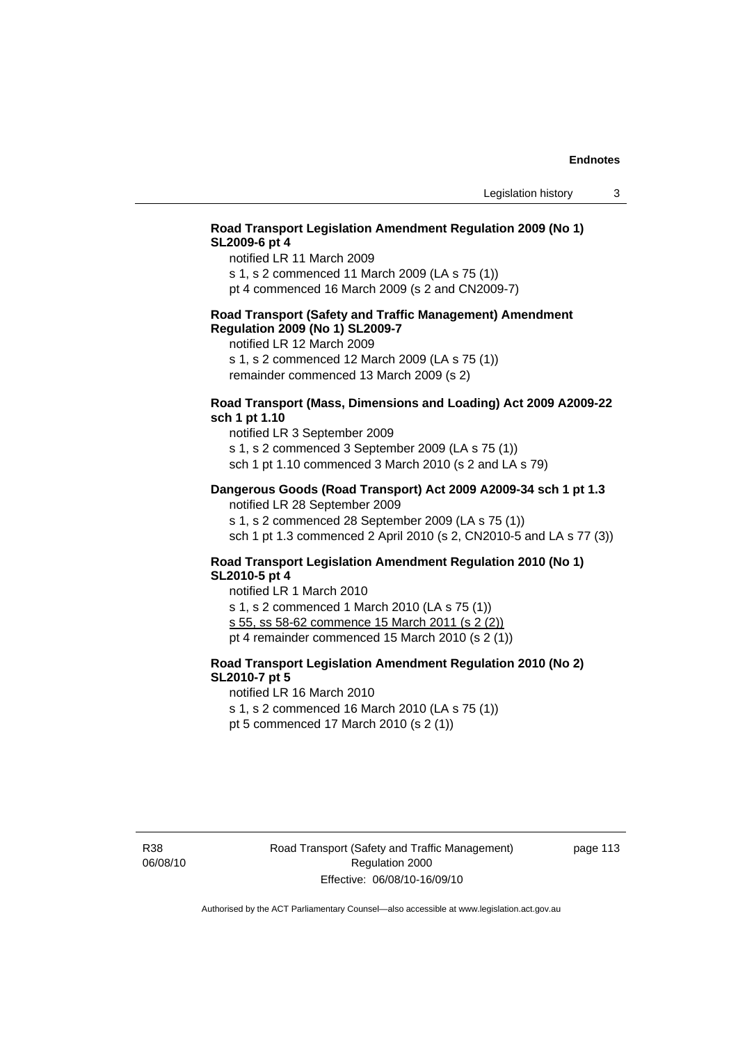**Road Transport Legislation Amendment Regulation 2009 (No 1) SL2009-6 pt 4**

notified LR 11 March 2009

s 1, s 2 commenced 11 March 2009 (LA s 75 (1))

pt 4 commenced 16 March 2009 (s 2 and CN2009-7)

**Road Transport (Safety and Traffic Management) Amendment Regulation 2009 (No 1) SL2009-7**

notified LR 12 March 2009

s 1, s 2 commenced 12 March 2009 (LA s 75 (1))

remainder commenced 13 March 2009 (s 2)

**Road Transport (Mass, Dimensions and Loading) Act 2009 A2009-22 sch 1 pt 1.10**

notified LR 3 September 2009

s 1, s 2 commenced 3 September 2009 (LA s 75 (1))

sch 1 pt 1.10 commenced 3 March 2010 (s 2 and LA s 79)

**Dangerous Goods (Road Transport) Act 2009 A2009-34 sch 1 pt 1.3**

notified LR 28 September 2009

s 1, s 2 commenced 28 September 2009 (LA s 75 (1))

sch 1 pt 1.3 commenced 2 April 2010 (s 2, CN2010-5 and LA s 77 (3))

**Road Transport Legislation Amendment Regulation 2010 (No 1) SL2010-5 pt 4**

notified LR 1 March 2010

s 1, s 2 commenced 1 March 2010 (LA s 75 (1))

s 55, ss 58-62 commence 15 March 2011 (s 2 (2))

pt 4 remainder commenced 15 March 2010 (s 2 (1))

**Road Transport Legislation Amendment Regulation 2010 (No 2) SL2010-7 pt 5**

notified LR 16 March 2010

s 1, s 2 commenced 16 March 2010 (LA s 75 (1))

pt 5 commenced 17 March 2010 (s 2 (1))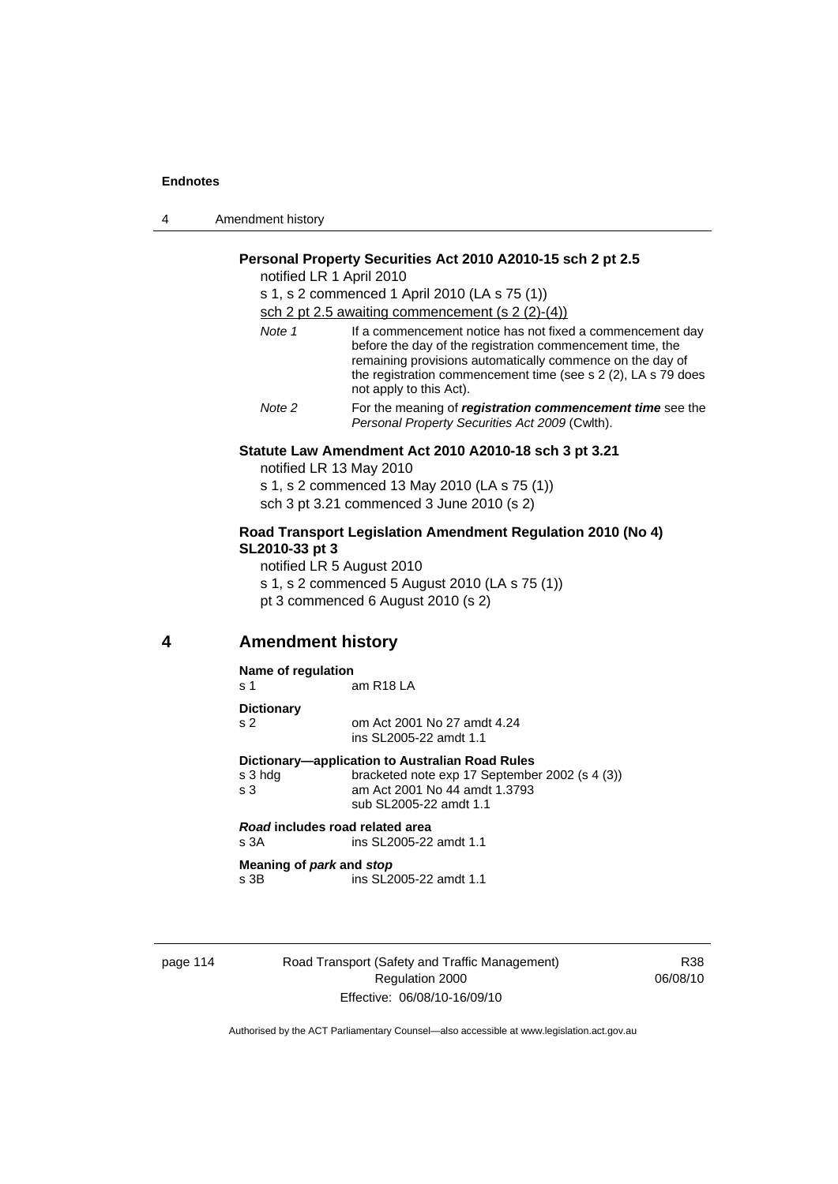**Personal Property Securities Act 2010 A2010-15 sch 2 pt 2.5**

notified LR 1 April 2010

s 1, s 2 commenced 1 April 2010 (LA s 75 (1))

sch 2 pt 2.5 awaiting commencement (s 2 (2)-(4))

*Note 1* If a commencement notice has not fixed a commencement day before the day of the registration commencement time, the remaining provisions automatically commence on the day of the registration commencement time (see s 2 (2), LA s 79 does not apply to this Act).

*Note 2* For the meaning of ***registration commencement time*** see the *Personal Property Securities Act 2009* (Cwlth).

**Statute Law Amendment Act 2010 A2010-18 sch 3 pt 3.21**

notified LR 13 May 2010

s 1, s 2 commenced 13 May 2010 (LA s 75 (1))

sch 3 pt 3.21 commenced 3 June 2010 (s 2)

**Road Transport Legislation Amendment Regulation 2010 (No 4) SL2010-33 pt 3**

notified LR 5 August 2010

s 1, s 2 commenced 5 August 2010 (LA s 75 (1))

pt 3 commenced 6 August 2010 (s 2)

## 4 Amendment history

**Name of regulation**

s 1 am R18 LA

**Dictionary**

s 2 om Act 2001 No 27 amdt 4.24
ins SL2005-22 amdt 1.1

**Dictionary—application to Australian Road Rules**

s 3 hdg bracketed note exp 17 September 2002 (s 4 (3))

s 3 am Act 2001 No 44 amdt 1.3793
sub SL2005-22 amdt 1.1

***Road* includes road related area**

s 3A ins SL2005-22 amdt 1.1

**Meaning of *park* and *stop***

s 3B ins SL2005-22 amdt 1.1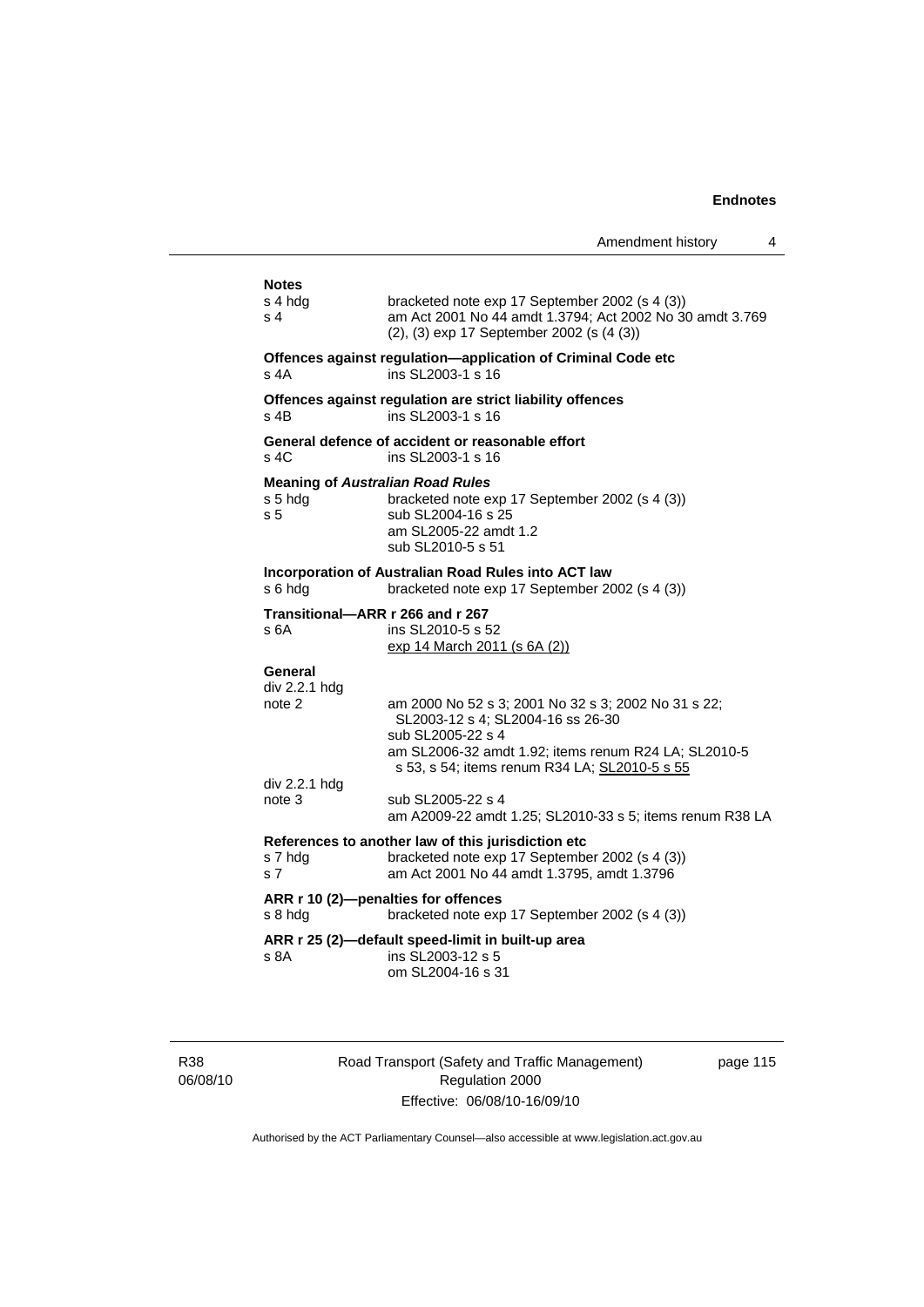**Notes**

| | |
|---|---|
| s 4 hdg | bracketed note exp 17 September 2002 (s 4 (3)) |
| s 4 | am Act 2001 No 44 amdt 1.3794; Act 2002 No 30 amdt 3.769 (2), (3) exp 17 September 2002 (s (4 (3)) |

**Offences against regulation—application of Criminal Code etc**

| | |
|---|---|
| s 4A | ins SL2003-1 s 16 |

**Offences against regulation are strict liability offences**

| | |
|---|---|
| s 4B | ins SL2003-1 s 16 |

**General defence of accident or reasonable effort**

| | |
|---|---|
| s 4C | ins SL2003-1 s 16 |

**Meaning of *Australian Road Rules***

| | |
|---|---|
| s 5 hdg | bracketed note exp 17 September 2002 (s 4 (3)) |
| s 5 | sub SL2004-16 s 25<br>am SL2005-22 amdt 1.2<br>sub SL2010-5 s 51 |

**Incorporation of Australian Road Rules into ACT law**

| | |
|---|---|
| s 6 hdg | bracketed note exp 17 September 2002 (s 4 (3)) |

**Transitional—ARR r 266 and r 267**

| | |
|---|---|
| s 6A | ins SL2010-5 s 52<br>exp 14 March 2011 (s 6A (2)) |

**General**

| | |
|---|---|
| div 2.2.1 hdg note 2 | am 2000 No 52 s 3; 2001 No 32 s 3; 2002 No 31 s 22; SL2003-12 s 4; SL2004-16 ss 26-30<br>sub SL2005-22 s 4<br>am SL2006-32 amdt 1.92; items renum R24 LA; SL2010-5 s 53, s 54; items renum R34 LA; SL2010-5 s 55 |
| div 2.2.1 hdg note 3 | sub SL2005-22 s 4<br>am A2009-22 amdt 1.25; SL2010-33 s 5; items renum R38 LA |

**References to another law of this jurisdiction etc**

| | |
|---|---|
| s 7 hdg | bracketed note exp 17 September 2002 (s 4 (3)) |
| s 7 | am Act 2001 No 44 amdt 1.3795, amdt 1.3796 |

**ARR r 10 (2)—penalties for offences**

| | |
|---|---|
| s 8 hdg | bracketed note exp 17 September 2002 (s 4 (3)) |

**ARR r 25 (2)—default speed-limit in built-up area**

| | |
|---|---|
| s 8A | ins SL2003-12 s 5<br>om SL2004-16 s 31 |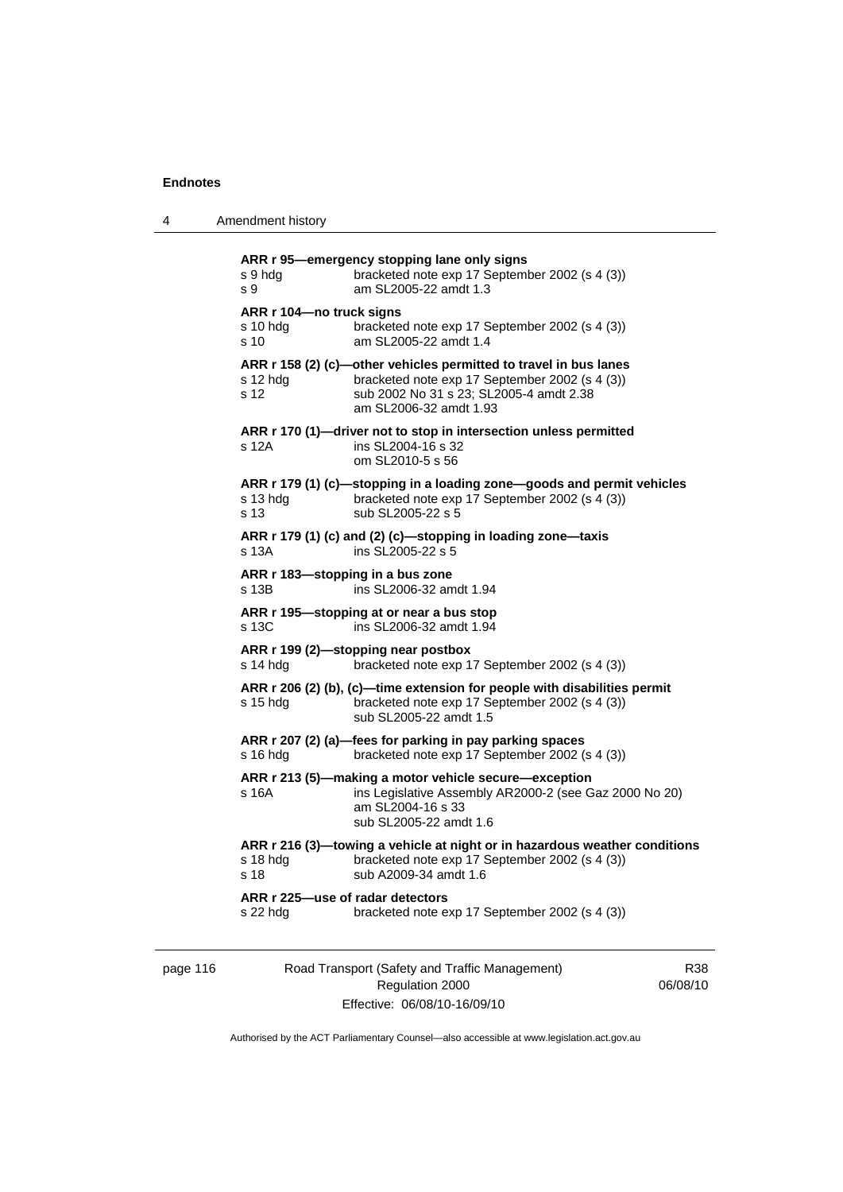**ARR r 95—emergency stopping lane only signs**
s 9 hdg — bracketed note exp 17 September 2002 (s 4 (3))
s 9 — am SL2005-22 amdt 1.3

**ARR r 104—no truck signs**
s 10 hdg — bracketed note exp 17 September 2002 (s 4 (3))
s 10 — am SL2005-22 amdt 1.4

**ARR r 158 (2) (c)—other vehicles permitted to travel in bus lanes**
s 12 hdg — bracketed note exp 17 September 2002 (s 4 (3))
s 12 — sub 2002 No 31 s 23; SL2005-4 amdt 2.38
am SL2006-32 amdt 1.93

**ARR r 170 (1)—driver not to stop in intersection unless permitted**
s 12A — ins SL2004-16 s 32
om SL2010-5 s 56

**ARR r 179 (1) (c)—stopping in a loading zone—goods and permit vehicles**
s 13 hdg — bracketed note exp 17 September 2002 (s 4 (3))
s 13 — sub SL2005-22 s 5

**ARR r 179 (1) (c) and (2) (c)—stopping in loading zone—taxis**
s 13A — ins SL2005-22 s 5

**ARR r 183—stopping in a bus zone**
s 13B — ins SL2006-32 amdt 1.94

**ARR r 195—stopping at or near a bus stop**
s 13C — ins SL2006-32 amdt 1.94

**ARR r 199 (2)—stopping near postbox**
s 14 hdg — bracketed note exp 17 September 2002 (s 4 (3))

**ARR r 206 (2) (b), (c)—time extension for people with disabilities permit**
s 15 hdg — bracketed note exp 17 September 2002 (s 4 (3))
sub SL2005-22 amdt 1.5

**ARR r 207 (2) (a)—fees for parking in pay parking spaces**
s 16 hdg — bracketed note exp 17 September 2002 (s 4 (3))

**ARR r 213 (5)—making a motor vehicle secure—exception**
s 16A — ins Legislative Assembly AR2000-2 (see Gaz 2000 No 20)
am SL2004-16 s 33
sub SL2005-22 amdt 1.6

**ARR r 216 (3)—towing a vehicle at night or in hazardous weather conditions**
s 18 hdg — bracketed note exp 17 September 2002 (s 4 (3))
s 18 — sub A2009-34 amdt 1.6

**ARR r 225—use of radar detectors**
s 22 hdg — bracketed note exp 17 September 2002 (s 4 (3))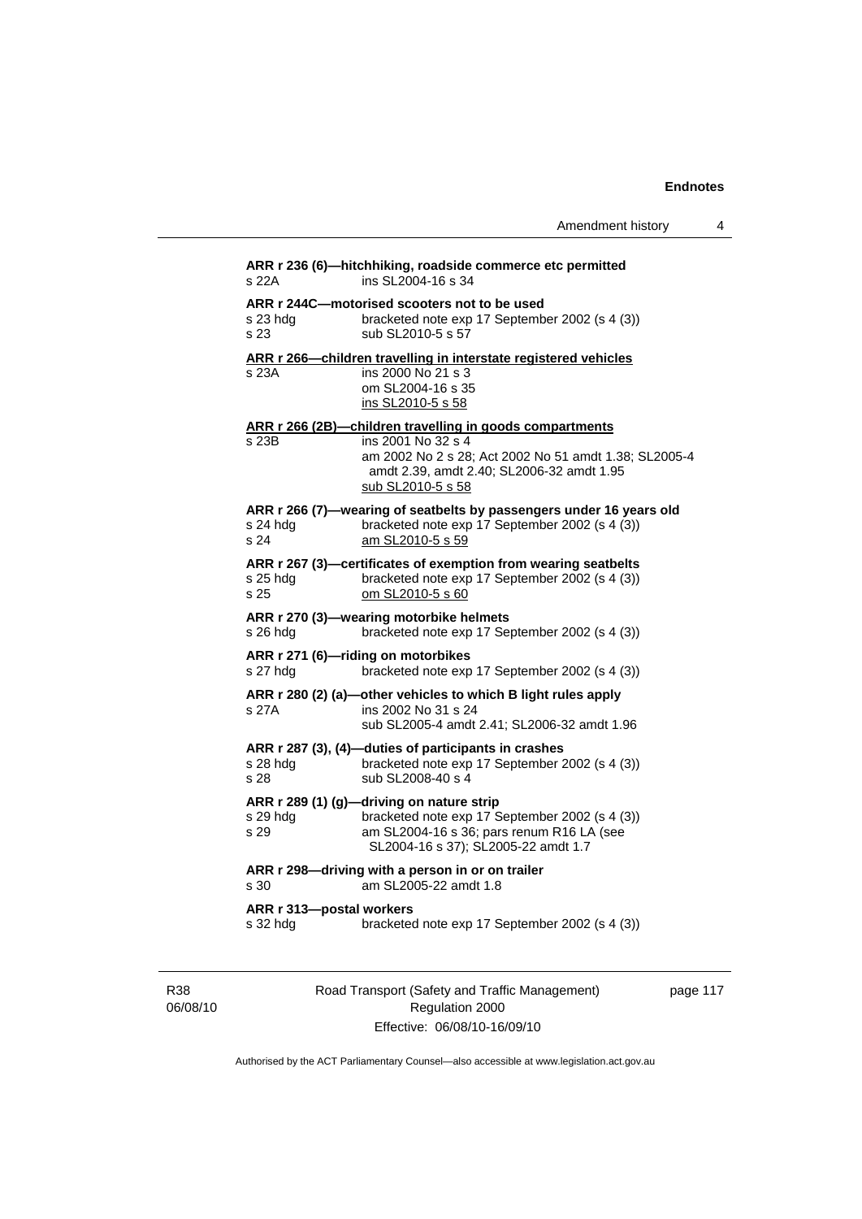**ARR r 236 (6)—hitchhiking, roadside commerce etc permitted**
s 22A ins SL2004-16 s 34

**ARR r 244C—motorised scooters not to be used**
s 23 hdg bracketed note exp 17 September 2002 (s 4 (3))
s 23 sub SL2010-5 s 57

**ARR r 266—children travelling in interstate registered vehicles**
s 23A ins 2000 No 21 s 3
om SL2004-16 s 35
ins SL2010-5 s 58

**ARR r 266 (2B)—children travelling in goods compartments**
s 23B ins 2001 No 32 s 4
am 2002 No 2 s 28; Act 2002 No 51 amdt 1.38; SL2005-4 amdt 2.39, amdt 2.40; SL2006-32 amdt 1.95
sub SL2010-5 s 58

**ARR r 266 (7)—wearing of seatbelts by passengers under 16 years old**
s 24 hdg bracketed note exp 17 September 2002 (s 4 (3))
s 24 am SL2010-5 s 59

**ARR r 267 (3)—certificates of exemption from wearing seatbelts**
s 25 hdg bracketed note exp 17 September 2002 (s 4 (3))
s 25 om SL2010-5 s 60

**ARR r 270 (3)—wearing motorbike helmets**
s 26 hdg bracketed note exp 17 September 2002 (s 4 (3))

**ARR r 271 (6)—riding on motorbikes**
s 27 hdg bracketed note exp 17 September 2002 (s 4 (3))

**ARR r 280 (2) (a)—other vehicles to which B light rules apply**
s 27A ins 2002 No 31 s 24
sub SL2005-4 amdt 2.41; SL2006-32 amdt 1.96

**ARR r 287 (3), (4)—duties of participants in crashes**
s 28 hdg bracketed note exp 17 September 2002 (s 4 (3))
s 28 sub SL2008-40 s 4

**ARR r 289 (1) (g)—driving on nature strip**
s 29 hdg bracketed note exp 17 September 2002 (s 4 (3))
s 29 am SL2004-16 s 36; pars renum R16 LA (see SL2004-16 s 37); SL2005-22 amdt 1.7

**ARR r 298—driving with a person in or on trailer**
s 30 am SL2005-22 amdt 1.8

**ARR r 313—postal workers**
s 32 hdg bracketed note exp 17 September 2002 (s 4 (3))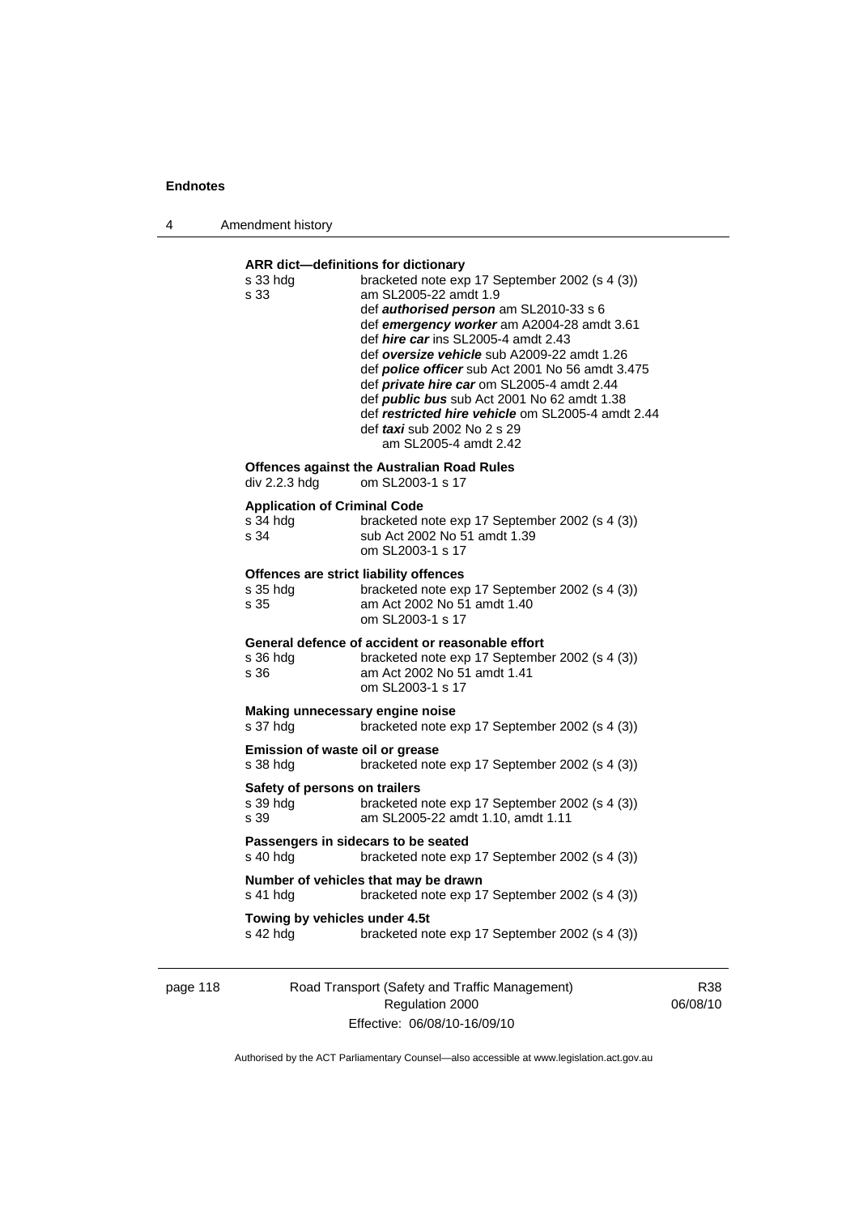**ARR dict—definitions for dictionary**

s 33 hdg bracketed note exp 17 September 2002 (s 4 (3))
s 33 am SL2005-22 amdt 1.9
def ***authorised person*** am SL2010-33 s 6
def ***emergency worker*** am A2004-28 amdt 3.61
def ***hire car*** ins SL2005-4 amdt 2.43
def ***oversize vehicle*** sub A2009-22 amdt 1.26
def ***police officer*** sub Act 2001 No 56 amdt 3.475
def ***private hire car*** om SL2005-4 amdt 2.44
def ***public bus*** sub Act 2001 No 62 amdt 1.38
def ***restricted hire vehicle*** om SL2005-4 amdt 2.44
def ***taxi*** sub 2002 No 2 s 29
am SL2005-4 amdt 2.42

**Offences against the Australian Road Rules**

div 2.2.3 hdg om SL2003-1 s 17

**Application of Criminal Code**

s 34 hdg bracketed note exp 17 September 2002 (s 4 (3))
s 34 sub Act 2002 No 51 amdt 1.39
om SL2003-1 s 17

**Offences are strict liability offences**

s 35 hdg bracketed note exp 17 September 2002 (s 4 (3))
s 35 am Act 2002 No 51 amdt 1.40
om SL2003-1 s 17

**General defence of accident or reasonable effort**

s 36 hdg bracketed note exp 17 September 2002 (s 4 (3))
s 36 am Act 2002 No 51 amdt 1.41
om SL2003-1 s 17

**Making unnecessary engine noise**

s 37 hdg bracketed note exp 17 September 2002 (s 4 (3))

**Emission of waste oil or grease**

s 38 hdg bracketed note exp 17 September 2002 (s 4 (3))

**Safety of persons on trailers**

s 39 hdg bracketed note exp 17 September 2002 (s 4 (3))
s 39 am SL2005-22 amdt 1.10, amdt 1.11

**Passengers in sidecars to be seated**

s 40 hdg bracketed note exp 17 September 2002 (s 4 (3))

**Number of vehicles that may be drawn**

s 41 hdg bracketed note exp 17 September 2002 (s 4 (3))

**Towing by vehicles under 4.5t**

s 42 hdg bracketed note exp 17 September 2002 (s 4 (3))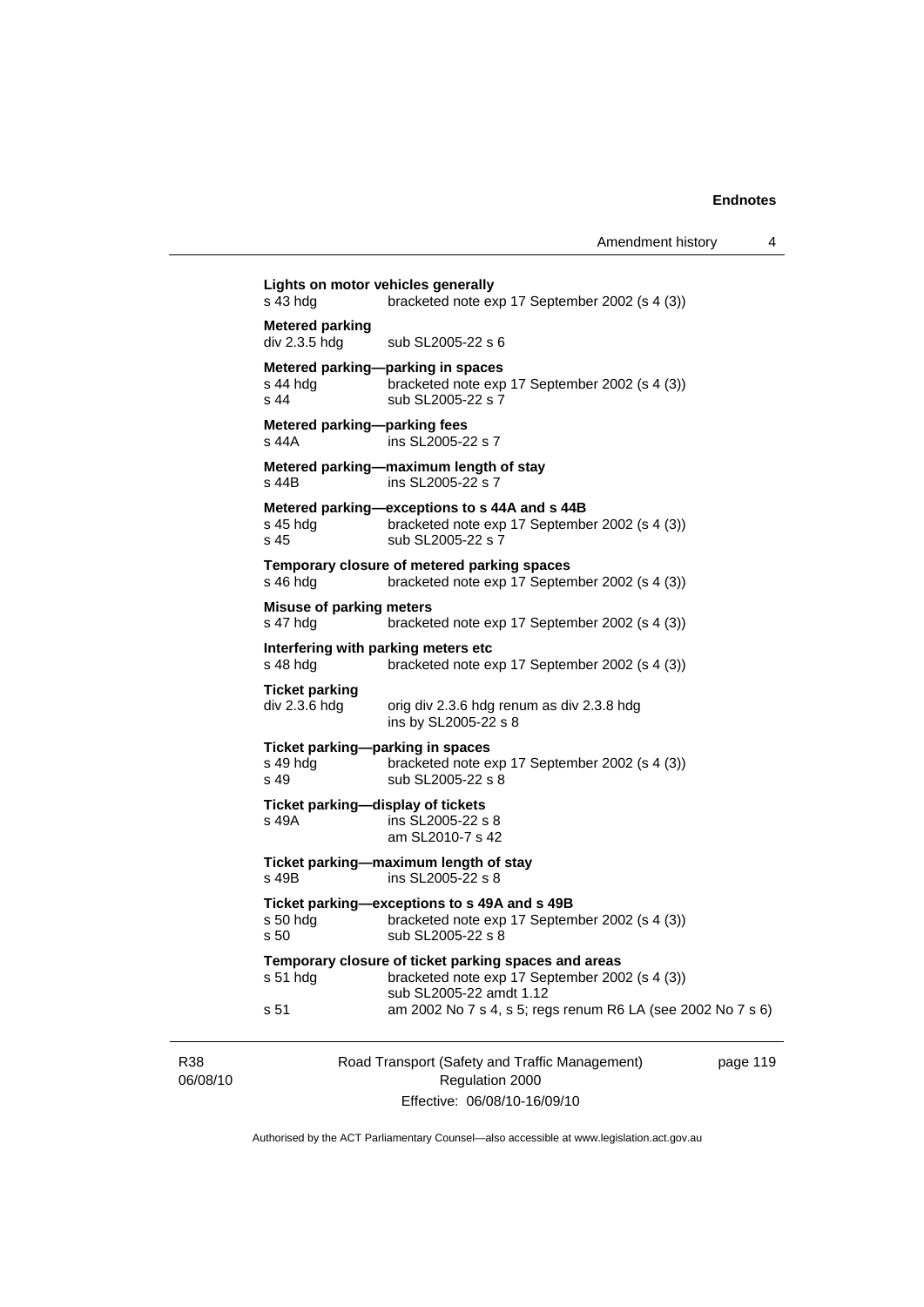**Lights on motor vehicles generally**
s 43 hdg bracketed note exp 17 September 2002 (s 4 (3))

**Metered parking**
div 2.3.5 hdg sub SL2005-22 s 6

**Metered parking—parking in spaces**
s 44 hdg bracketed note exp 17 September 2002 (s 4 (3))
s 44 sub SL2005-22 s 7

**Metered parking—parking fees**
s 44A ins SL2005-22 s 7

**Metered parking—maximum length of stay**
s 44B ins SL2005-22 s 7

**Metered parking—exceptions to s 44A and s 44B**
s 45 hdg bracketed note exp 17 September 2002 (s 4 (3))
s 45 sub SL2005-22 s 7

**Temporary closure of metered parking spaces**
s 46 hdg bracketed note exp 17 September 2002 (s 4 (3))

**Misuse of parking meters**
s 47 hdg bracketed note exp 17 September 2002 (s 4 (3))

**Interfering with parking meters etc**
s 48 hdg bracketed note exp 17 September 2002 (s 4 (3))

**Ticket parking**
div 2.3.6 hdg orig div 2.3.6 hdg renum as div 2.3.8 hdg
ins by SL2005-22 s 8

**Ticket parking—parking in spaces**
s 49 hdg bracketed note exp 17 September 2002 (s 4 (3))
s 49 sub SL2005-22 s 8

**Ticket parking—display of tickets**
s 49A ins SL2005-22 s 8
am SL2010-7 s 42

**Ticket parking—maximum length of stay**
s 49B ins SL2005-22 s 8

**Ticket parking—exceptions to s 49A and s 49B**
s 50 hdg bracketed note exp 17 September 2002 (s 4 (3))
s 50 sub SL2005-22 s 8

**Temporary closure of ticket parking spaces and areas**
s 51 hdg bracketed note exp 17 September 2002 (s 4 (3))
sub SL2005-22 amdt 1.12
s 51 am 2002 No 7 s 4, s 5; regs renum R6 LA (see 2002 No 7 s 6)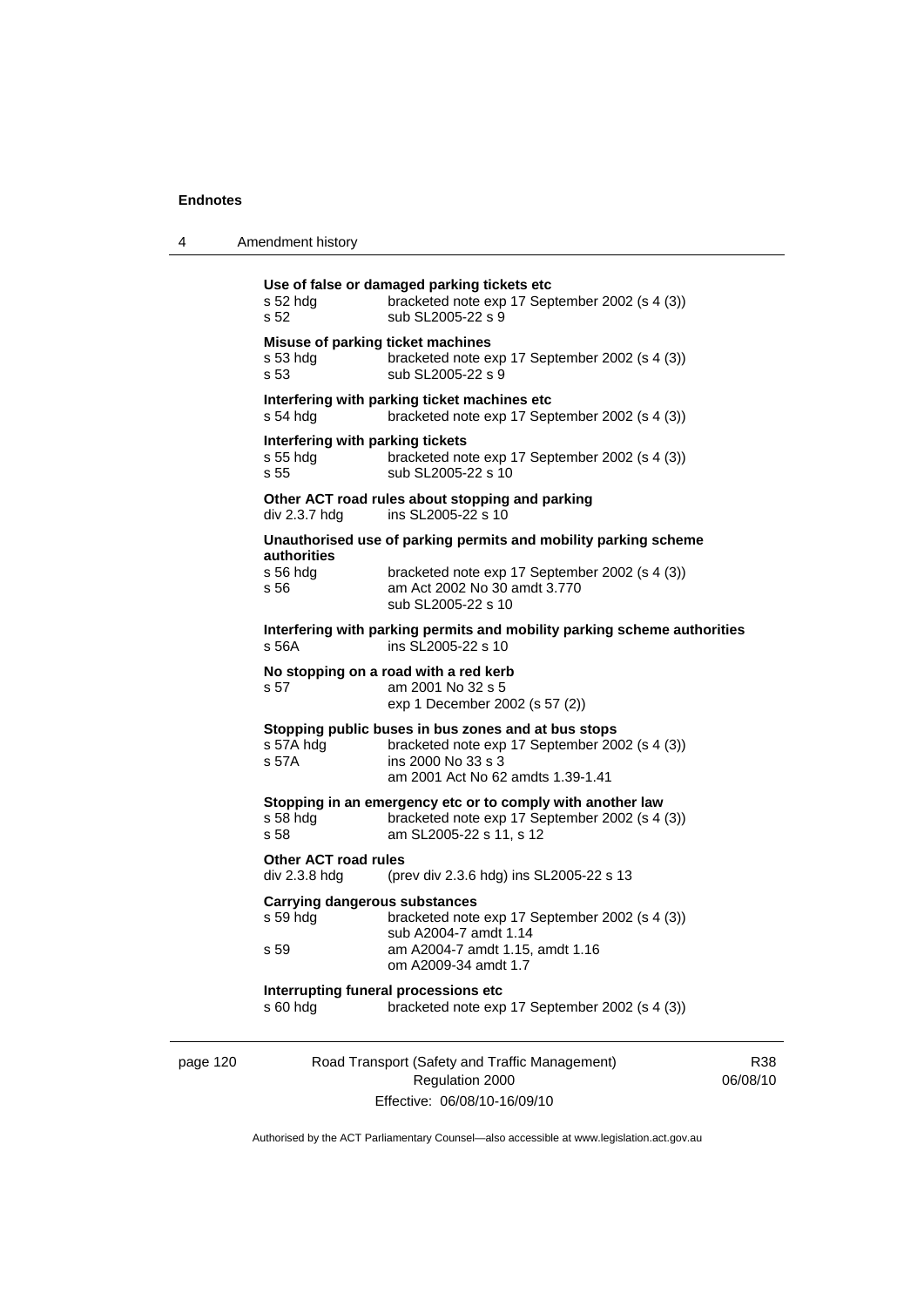**Use of false or damaged parking tickets etc**

| | |
|---|---|
| s 52 hdg | bracketed note exp 17 September 2002 (s 4 (3)) |
| s 52 | sub SL2005-22 s 9 |

**Misuse of parking ticket machines**

| | |
|---|---|
| s 53 hdg | bracketed note exp 17 September 2002 (s 4 (3)) |
| s 53 | sub SL2005-22 s 9 |

**Interfering with parking ticket machines etc**

| | |
|---|---|
| s 54 hdg | bracketed note exp 17 September 2002 (s 4 (3)) |

**Interfering with parking tickets**

| | |
|---|---|
| s 55 hdg | bracketed note exp 17 September 2002 (s 4 (3)) |
| s 55 | sub SL2005-22 s 10 |

**Other ACT road rules about stopping and parking**

| | |
|---|---|
| div 2.3.7 hdg | ins SL2005-22 s 10 |

**Unauthorised use of parking permits and mobility parking scheme authorities**

| | |
|---|---|
| s 56 hdg | bracketed note exp 17 September 2002 (s 4 (3)) |
| s 56 | am Act 2002 No 30 amdt 3.770<br>sub SL2005-22 s 10 |

**Interfering with parking permits and mobility parking scheme authorities**

| | |
|---|---|
| s 56A | ins SL2005-22 s 10 |

**No stopping on a road with a red kerb**

| | |
|---|---|
| s 57 | am 2001 No 32 s 5<br>exp 1 December 2002 (s 57 (2)) |

**Stopping public buses in bus zones and at bus stops**

| | |
|---|---|
| s 57A hdg | bracketed note exp 17 September 2002 (s 4 (3)) |
| s 57A | ins 2000 No 33 s 3<br>am 2001 Act No 62 amdts 1.39-1.41 |

**Stopping in an emergency etc or to comply with another law**

| | |
|---|---|
| s 58 hdg | bracketed note exp 17 September 2002 (s 4 (3)) |
| s 58 | am SL2005-22 s 11, s 12 |

**Other ACT road rules**

| | |
|---|---|
| div 2.3.8 hdg | (prev div 2.3.6 hdg) ins SL2005-22 s 13 |

**Carrying dangerous substances**

| | |
|---|---|
| s 59 hdg | bracketed note exp 17 September 2002 (s 4 (3))<br>sub A2004-7 amdt 1.14 |
| s 59 | am A2004-7 amdt 1.15, amdt 1.16<br>om A2009-34 amdt 1.7 |

**Interrupting funeral processions etc**

| | |
|---|---|
| s 60 hdg | bracketed note exp 17 September 2002 (s 4 (3)) |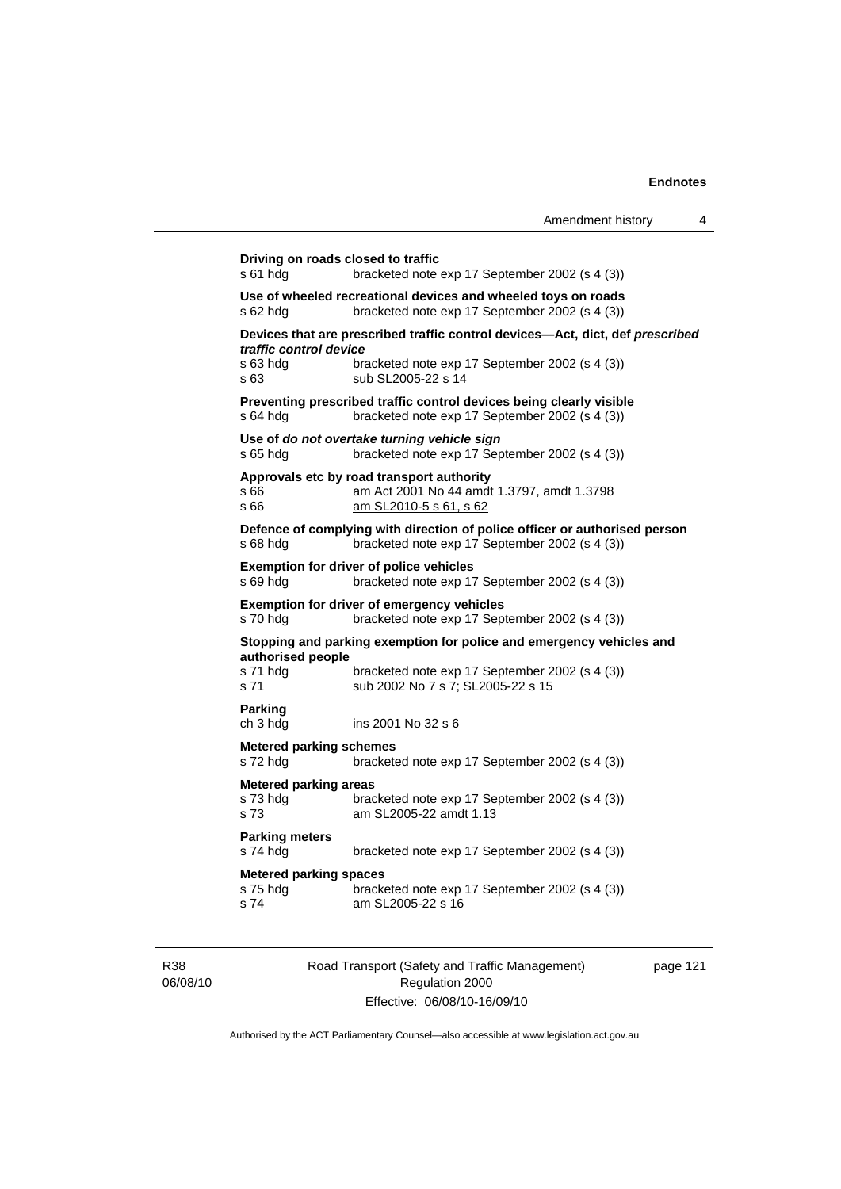**Driving on roads closed to traffic**
s 61 hdg bracketed note exp 17 September 2002 (s 4 (3))

**Use of wheeled recreational devices and wheeled toys on roads**
s 62 hdg bracketed note exp 17 September 2002 (s 4 (3))

**Devices that are prescribed traffic control devices—Act, dict, def *prescribed traffic control device***
s 63 hdg bracketed note exp 17 September 2002 (s 4 (3))
s 63 sub SL2005-22 s 14

**Preventing prescribed traffic control devices being clearly visible**
s 64 hdg bracketed note exp 17 September 2002 (s 4 (3))

**Use of *do not overtake turning vehicle sign***
s 65 hdg bracketed note exp 17 September 2002 (s 4 (3))

**Approvals etc by road transport authority**
s 66 am Act 2001 No 44 amdt 1.3797, amdt 1.3798
s 66 am SL2010-5 s 61, s 62

**Defence of complying with direction of police officer or authorised person**
s 68 hdg bracketed note exp 17 September 2002 (s 4 (3))

**Exemption for driver of police vehicles**
s 69 hdg bracketed note exp 17 September 2002 (s 4 (3))

**Exemption for driver of emergency vehicles**
s 70 hdg bracketed note exp 17 September 2002 (s 4 (3))

**Stopping and parking exemption for police and emergency vehicles and authorised people**
s 71 hdg bracketed note exp 17 September 2002 (s 4 (3))
s 71 sub 2002 No 7 s 7; SL2005-22 s 15

**Parking**
ch 3 hdg ins 2001 No 32 s 6

**Metered parking schemes**
s 72 hdg bracketed note exp 17 September 2002 (s 4 (3))

**Metered parking areas**
s 73 hdg bracketed note exp 17 September 2002 (s 4 (3))
s 73 am SL2005-22 amdt 1.13

**Parking meters**
s 74 hdg bracketed note exp 17 September 2002 (s 4 (3))

**Metered parking spaces**
s 75 hdg bracketed note exp 17 September 2002 (s 4 (3))
s 74 am SL2005-22 s 16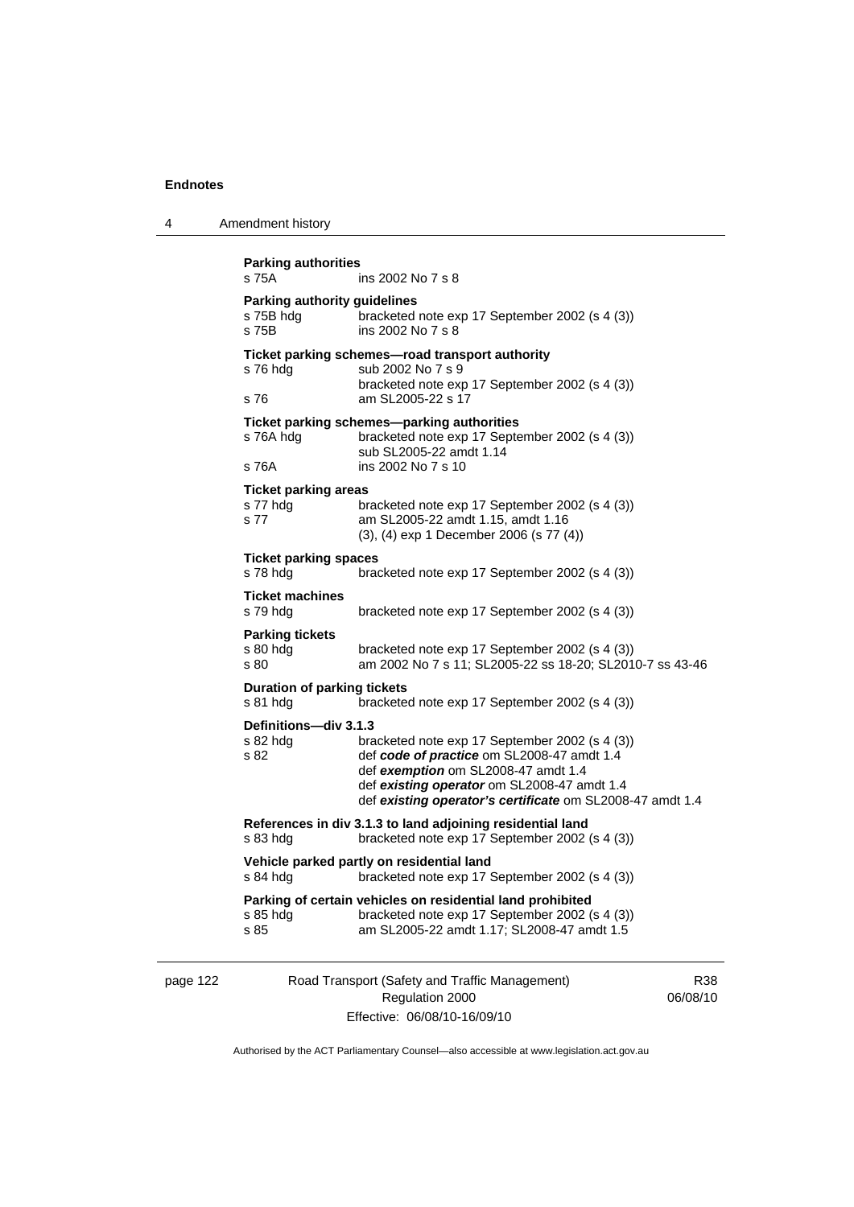**Parking authorities**
s 75A ins 2002 No 7 s 8

**Parking authority guidelines**
s 75B hdg bracketed note exp 17 September 2002 (s 4 (3))
s 75B ins 2002 No 7 s 8

**Ticket parking schemes—road transport authority**
s 76 hdg sub 2002 No 7 s 9
bracketed note exp 17 September 2002 (s 4 (3))
s 76 am SL2005-22 s 17

**Ticket parking schemes—parking authorities**
s 76A hdg bracketed note exp 17 September 2002 (s 4 (3))
sub SL2005-22 amdt 1.14
s 76A ins 2002 No 7 s 10

**Ticket parking areas**
s 77 hdg bracketed note exp 17 September 2002 (s 4 (3))
s 77 am SL2005-22 amdt 1.15, amdt 1.16
(3), (4) exp 1 December 2006 (s 77 (4))

**Ticket parking spaces**
s 78 hdg bracketed note exp 17 September 2002 (s 4 (3))

**Ticket machines**
s 79 hdg bracketed note exp 17 September 2002 (s 4 (3))

**Parking tickets**
s 80 hdg bracketed note exp 17 September 2002 (s 4 (3))
s 80 am 2002 No 7 s 11; SL2005-22 ss 18-20; SL2010-7 ss 43-46

**Duration of parking tickets**
s 81 hdg bracketed note exp 17 September 2002 (s 4 (3))

**Definitions—div 3.1.3**
s 82 hdg bracketed note exp 17 September 2002 (s 4 (3))
s 82 def ***code of practice*** om SL2008-47 amdt 1.4
def ***exemption*** om SL2008-47 amdt 1.4
def ***existing operator*** om SL2008-47 amdt 1.4
def ***existing operator's certificate*** om SL2008-47 amdt 1.4

**References in div 3.1.3 to land adjoining residential land**
s 83 hdg bracketed note exp 17 September 2002 (s 4 (3))

**Vehicle parked partly on residential land**
s 84 hdg bracketed note exp 17 September 2002 (s 4 (3))

**Parking of certain vehicles on residential land prohibited**
s 85 hdg bracketed note exp 17 September 2002 (s 4 (3))
s 85 am SL2005-22 amdt 1.17; SL2008-47 amdt 1.5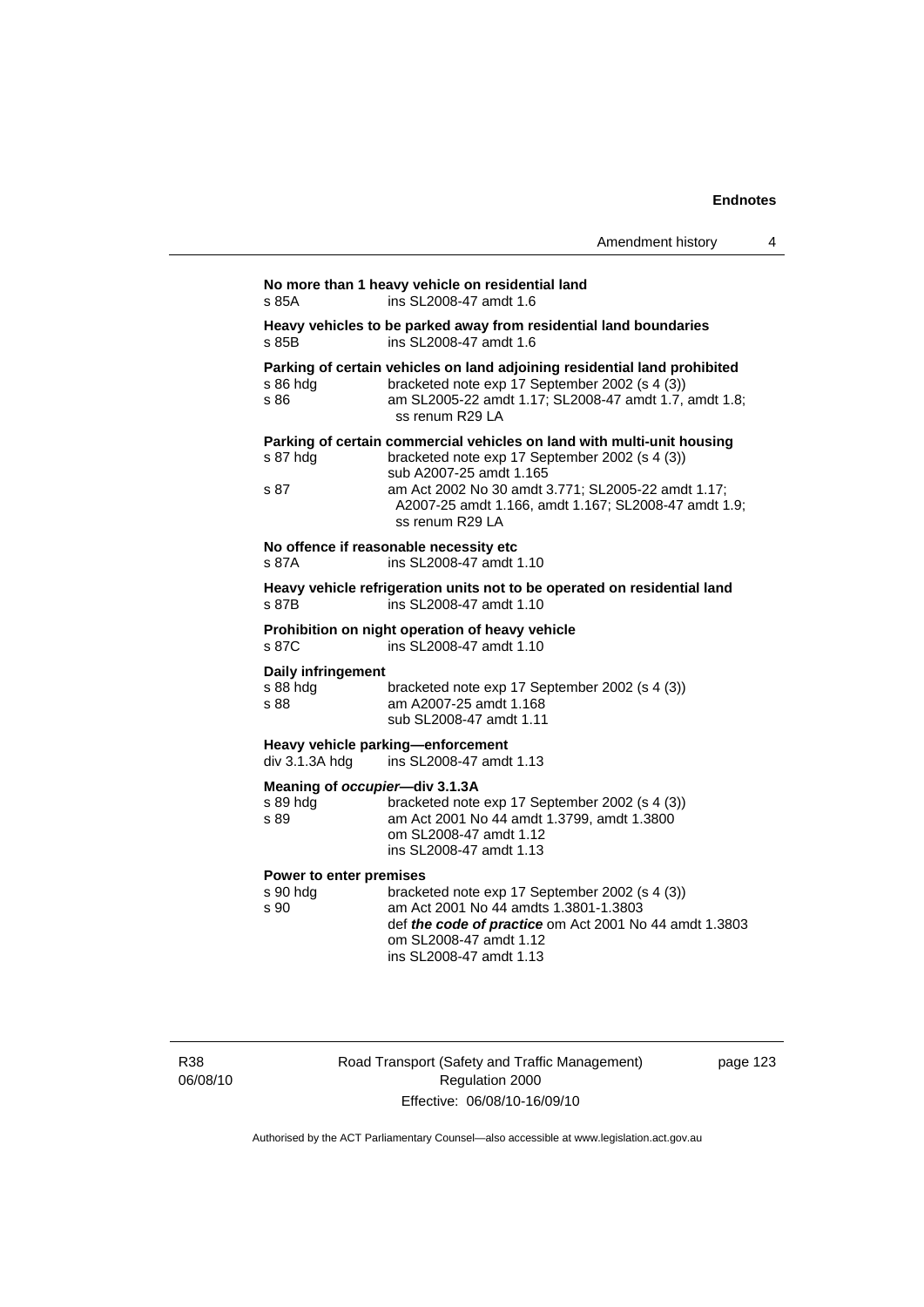**No more than 1 heavy vehicle on residential land**

s 85A ins SL2008-47 amdt 1.6

**Heavy vehicles to be parked away from residential land boundaries**

s 85B ins SL2008-47 amdt 1.6

**Parking of certain vehicles on land adjoining residential land prohibited**

s 86 hdg bracketed note exp 17 September 2002 (s 4 (3))
s 86 am SL2005-22 amdt 1.17; SL2008-47 amdt 1.7, amdt 1.8; ss renum R29 LA

**Parking of certain commercial vehicles on land with multi-unit housing**

s 87 hdg bracketed note exp 17 September 2002 (s 4 (3))
sub A2007-25 amdt 1.165
s 87 am Act 2002 No 30 amdt 3.771; SL2005-22 amdt 1.17; A2007-25 amdt 1.166, amdt 1.167; SL2008-47 amdt 1.9; ss renum R29 LA

**No offence if reasonable necessity etc**

s 87A ins SL2008-47 amdt 1.10

**Heavy vehicle refrigeration units not to be operated on residential land**

s 87B ins SL2008-47 amdt 1.10

**Prohibition on night operation of heavy vehicle**

s 87C ins SL2008-47 amdt 1.10

**Daily infringement**

s 88 hdg bracketed note exp 17 September 2002 (s 4 (3))
s 88 am A2007-25 amdt 1.168
sub SL2008-47 amdt 1.11

**Heavy vehicle parking—enforcement**

div 3.1.3A hdg ins SL2008-47 amdt 1.13

**Meaning of *occupier*—div 3.1.3A**

s 89 hdg bracketed note exp 17 September 2002 (s 4 (3))
s 89 am Act 2001 No 44 amdt 1.3799, amdt 1.3800
om SL2008-47 amdt 1.12
ins SL2008-47 amdt 1.13

**Power to enter premises**

s 90 hdg bracketed note exp 17 September 2002 (s 4 (3))
s 90 am Act 2001 No 44 amdts 1.3801-1.3803
def ***the code of practice*** om Act 2001 No 44 amdt 1.3803
om SL2008-47 amdt 1.12
ins SL2008-47 amdt 1.13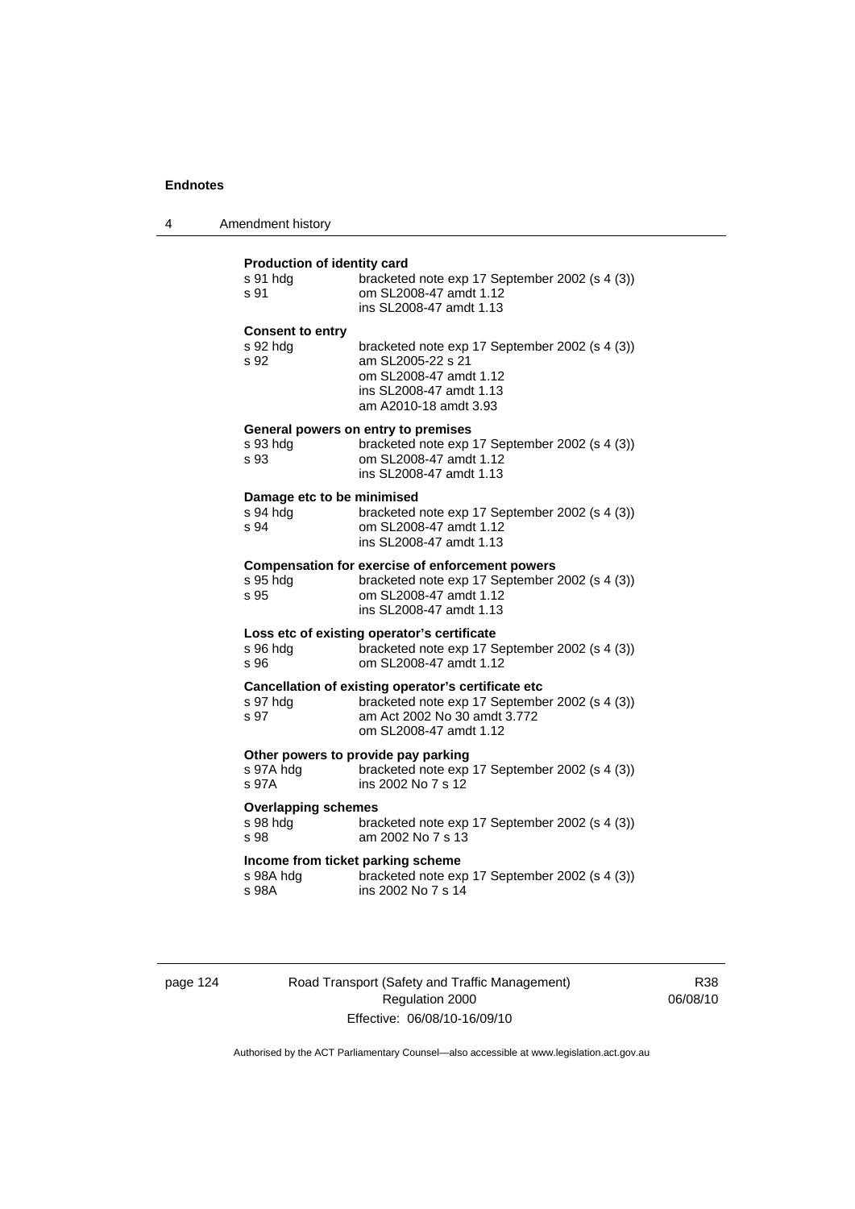**Production of identity card**

| | |
|---|---|
| s 91 hdg | bracketed note exp 17 September 2002 (s 4 (3)) |
| s 91 | om SL2008-47 amdt 1.12 |
| | ins SL2008-47 amdt 1.13 |

**Consent to entry**

| | |
|---|---|
| s 92 hdg | bracketed note exp 17 September 2002 (s 4 (3)) |
| s 92 | am SL2005-22 s 21 |
| | om SL2008-47 amdt 1.12 |
| | ins SL2008-47 amdt 1.13 |
| | am A2010-18 amdt 3.93 |

**General powers on entry to premises**

| | |
|---|---|
| s 93 hdg | bracketed note exp 17 September 2002 (s 4 (3)) |
| s 93 | om SL2008-47 amdt 1.12 |
| | ins SL2008-47 amdt 1.13 |

**Damage etc to be minimised**

| | |
|---|---|
| s 94 hdg | bracketed note exp 17 September 2002 (s 4 (3)) |
| s 94 | om SL2008-47 amdt 1.12 |
| | ins SL2008-47 amdt 1.13 |

**Compensation for exercise of enforcement powers**

| | |
|---|---|
| s 95 hdg | bracketed note exp 17 September 2002 (s 4 (3)) |
| s 95 | om SL2008-47 amdt 1.12 |
| | ins SL2008-47 amdt 1.13 |

**Loss etc of existing operator's certificate**

| | |
|---|---|
| s 96 hdg | bracketed note exp 17 September 2002 (s 4 (3)) |
| s 96 | om SL2008-47 amdt 1.12 |

**Cancellation of existing operator's certificate etc**

| | |
|---|---|
| s 97 hdg | bracketed note exp 17 September 2002 (s 4 (3)) |
| s 97 | am Act 2002 No 30 amdt 3.772 |
| | om SL2008-47 amdt 1.12 |

**Other powers to provide pay parking**

| | |
|---|---|
| s 97A hdg | bracketed note exp 17 September 2002 (s 4 (3)) |
| s 97A | ins 2002 No 7 s 12 |

**Overlapping schemes**

| | |
|---|---|
| s 98 hdg | bracketed note exp 17 September 2002 (s 4 (3)) |
| s 98 | am 2002 No 7 s 13 |

**Income from ticket parking scheme**

| | |
|---|---|
| s 98A hdg | bracketed note exp 17 September 2002 (s 4 (3)) |
| s 98A | ins 2002 No 7 s 14 |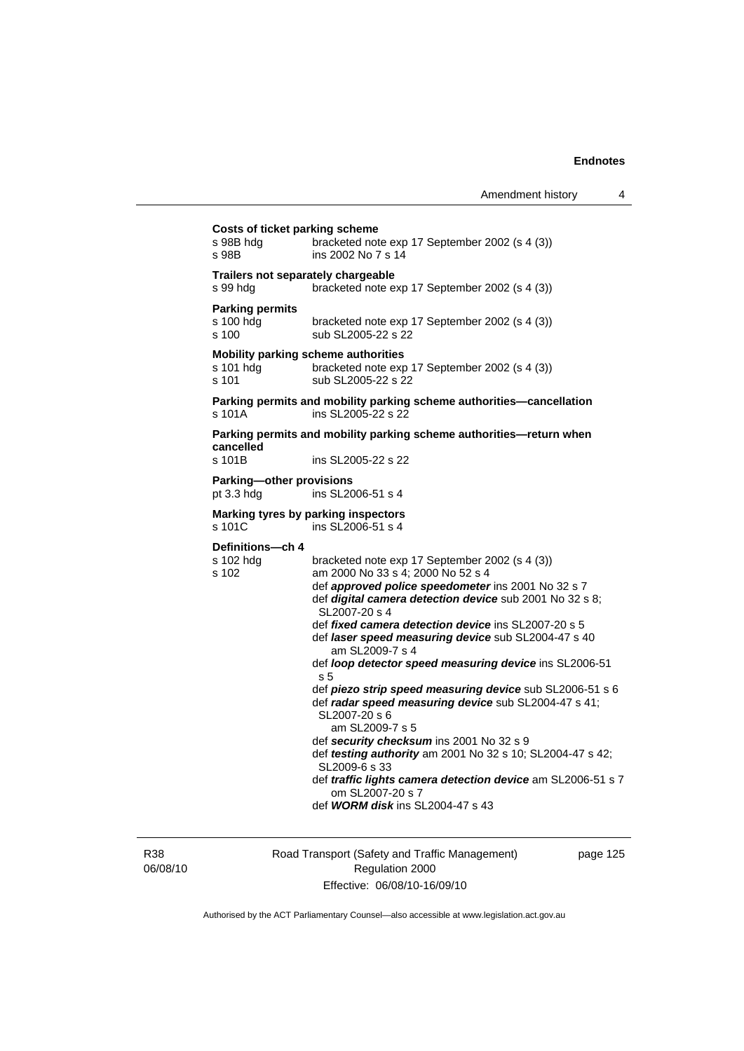**Costs of ticket parking scheme**

s 98B hdg bracketed note exp 17 September 2002 (s 4 (3))
s 98B ins 2002 No 7 s 14

**Trailers not separately chargeable**

s 99 hdg bracketed note exp 17 September 2002 (s 4 (3))

**Parking permits**

s 100 hdg bracketed note exp 17 September 2002 (s 4 (3))
s 100 sub SL2005-22 s 22

**Mobility parking scheme authorities**

s 101 hdg bracketed note exp 17 September 2002 (s 4 (3))
s 101 sub SL2005-22 s 22

**Parking permits and mobility parking scheme authorities—cancellation**

s 101A ins SL2005-22 s 22

**Parking permits and mobility parking scheme authorities—return when cancelled**

s 101B ins SL2005-22 s 22

**Parking—other provisions**

pt 3.3 hdg ins SL2006-51 s 4

**Marking tyres by parking inspectors**

s 101C ins SL2006-51 s 4

**Definitions—ch 4**

s 102 hdg bracketed note exp 17 September 2002 (s 4 (3))
s 102 am 2000 No 33 s 4; 2000 No 52 s 4
def ***approved police speedometer*** ins 2001 No 32 s 7
def ***digital camera detection device*** sub 2001 No 32 s 8; SL2007-20 s 4
def ***fixed camera detection device*** ins SL2007-20 s 5
def ***laser speed measuring device*** sub SL2004-47 s 40
am SL2009-7 s 4
def ***loop detector speed measuring device*** ins SL2006-51 s 5
def ***piezo strip speed measuring device*** sub SL2006-51 s 6
def ***radar speed measuring device*** sub SL2004-47 s 41; SL2007-20 s 6
am SL2009-7 s 5
def ***security checksum*** ins 2001 No 32 s 9
def ***testing authority*** am 2001 No 32 s 10; SL2004-47 s 42; SL2009-6 s 33
def ***traffic lights camera detection device*** am SL2006-51 s 7
om SL2007-20 s 7
def ***WORM disk*** ins SL2004-47 s 43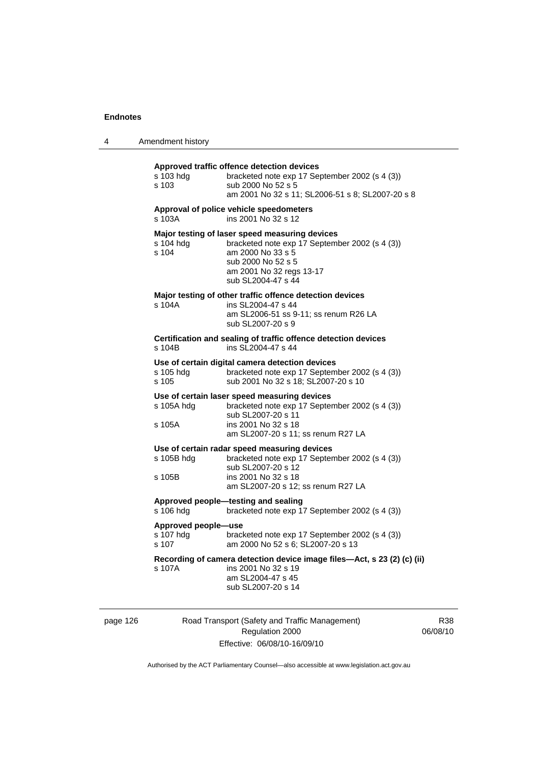**Approved traffic offence detection devices**

| | |
|---|---|
| s 103 hdg | bracketed note exp 17 September 2002 (s 4 (3)) |
| s 103 | sub 2000 No 52 s 5 |
| | am 2001 No 32 s 11; SL2006-51 s 8; SL2007-20 s 8 |

**Approval of police vehicle speedometers**

| | |
|---|---|
| s 103A | ins 2001 No 32 s 12 |

**Major testing of laser speed measuring devices**

| | |
|---|---|
| s 104 hdg | bracketed note exp 17 September 2002 (s 4 (3)) |
| s 104 | am 2000 No 33 s 5 |
| | sub 2000 No 52 s 5 |
| | am 2001 No 32 regs 13-17 |
| | sub SL2004-47 s 44 |

**Major testing of other traffic offence detection devices**

| | |
|---|---|
| s 104A | ins SL2004-47 s 44 |
| | am SL2006-51 ss 9-11; ss renum R26 LA |
| | sub SL2007-20 s 9 |

**Certification and sealing of traffic offence detection devices**

| | |
|---|---|
| s 104B | ins SL2004-47 s 44 |

**Use of certain digital camera detection devices**

| | |
|---|---|
| s 105 hdg | bracketed note exp 17 September 2002 (s 4 (3)) |
| s 105 | sub 2001 No 32 s 18; SL2007-20 s 10 |

**Use of certain laser speed measuring devices**

| | |
|---|---|
| s 105A hdg | bracketed note exp 17 September 2002 (s 4 (3)) |
| | sub SL2007-20 s 11 |
| s 105A | ins 2001 No 32 s 18 |
| | am SL2007-20 s 11; ss renum R27 LA |

**Use of certain radar speed measuring devices**

| | |
|---|---|
| s 105B hdg | bracketed note exp 17 September 2002 (s 4 (3)) |
| | sub SL2007-20 s 12 |
| s 105B | ins 2001 No 32 s 18 |
| | am SL2007-20 s 12; ss renum R27 LA |

**Approved people—testing and sealing**

| | |
|---|---|
| s 106 hdg | bracketed note exp 17 September 2002 (s 4 (3)) |

**Approved people—use**

| | |
|---|---|
| s 107 hdg | bracketed note exp 17 September 2002 (s 4 (3)) |
| s 107 | am 2000 No 52 s 6; SL2007-20 s 13 |

**Recording of camera detection device image files—Act, s 23 (2) (c) (ii)**

| | |
|---|---|
| s 107A | ins 2001 No 32 s 19 |
| | am SL2004-47 s 45 |
| | sub SL2007-20 s 14 |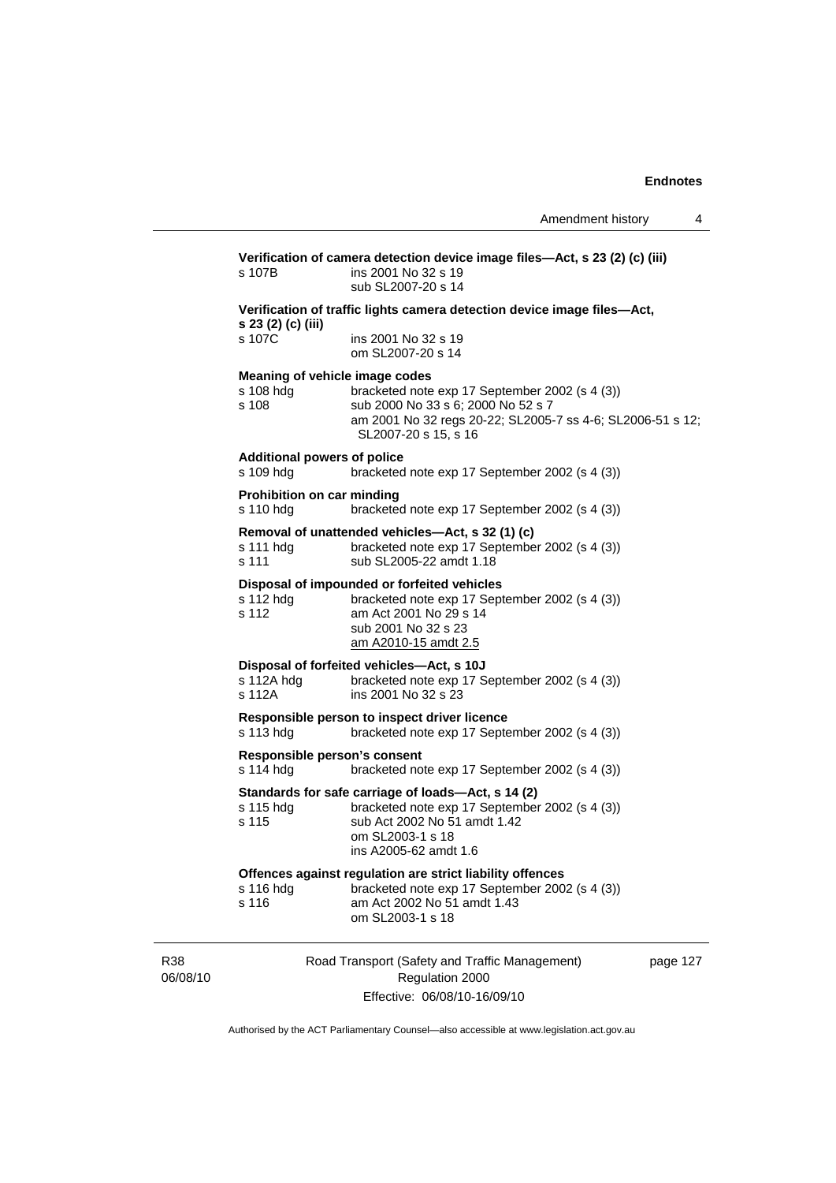**Verification of camera detection device image files—Act, s 23 (2) (c) (iii)**

s 107B ins 2001 No 32 s 19
sub SL2007-20 s 14

**Verification of traffic lights camera detection device image files—Act, s 23 (2) (c) (iii)**

s 107C ins 2001 No 32 s 19
om SL2007-20 s 14

**Meaning of vehicle image codes**

s 108 hdg bracketed note exp 17 September 2002 (s 4 (3))
s 108 sub 2000 No 33 s 6; 2000 No 52 s 7
am 2001 No 32 regs 20-22; SL2005-7 ss 4-6; SL2006-51 s 12; SL2007-20 s 15, s 16

**Additional powers of police**

s 109 hdg bracketed note exp 17 September 2002 (s 4 (3))

**Prohibition on car minding**

s 110 hdg bracketed note exp 17 September 2002 (s 4 (3))

**Removal of unattended vehicles—Act, s 32 (1) (c)**

s 111 hdg bracketed note exp 17 September 2002 (s 4 (3))
s 111 sub SL2005-22 amdt 1.18

**Disposal of impounded or forfeited vehicles**

s 112 hdg bracketed note exp 17 September 2002 (s 4 (3))
s 112 am Act 2001 No 29 s 14
sub 2001 No 32 s 23
am A2010-15 amdt 2.5

**Disposal of forfeited vehicles—Act, s 10J**

s 112A hdg bracketed note exp 17 September 2002 (s 4 (3))
s 112A ins 2001 No 32 s 23

**Responsible person to inspect driver licence**

s 113 hdg bracketed note exp 17 September 2002 (s 4 (3))

**Responsible person's consent**

s 114 hdg bracketed note exp 17 September 2002 (s 4 (3))

**Standards for safe carriage of loads—Act, s 14 (2)**

s 115 hdg bracketed note exp 17 September 2002 (s 4 (3))
s 115 sub Act 2002 No 51 amdt 1.42
om SL2003-1 s 18
ins A2005-62 amdt 1.6

**Offences against regulation are strict liability offences**

s 116 hdg bracketed note exp 17 September 2002 (s 4 (3))
s 116 am Act 2002 No 51 amdt 1.43
om SL2003-1 s 18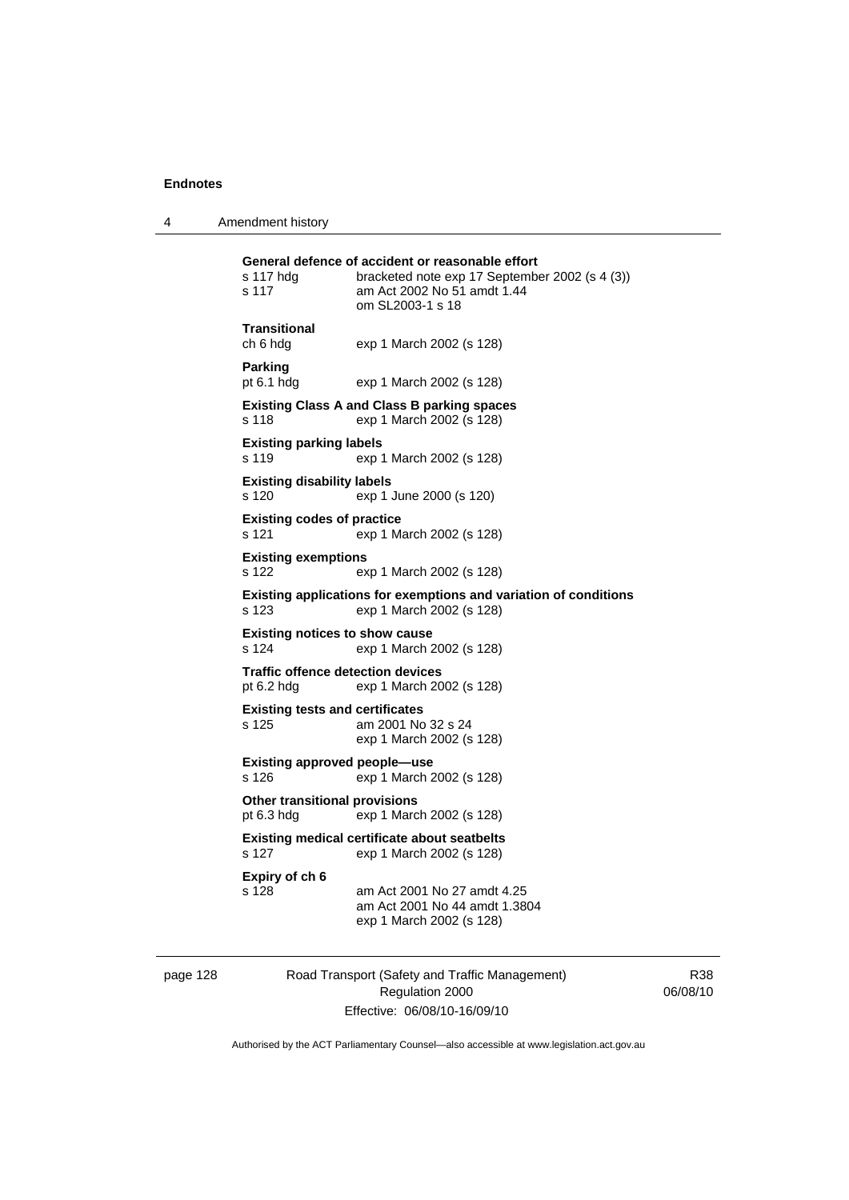**General defence of accident or reasonable effort**
s 117 hdg bracketed note exp 17 September 2002 (s 4 (3))
s 117 am Act 2002 No 51 amdt 1.44
om SL2003-1 s 18

**Transitional**
ch 6 hdg exp 1 March 2002 (s 128)

**Parking**
pt 6.1 hdg exp 1 March 2002 (s 128)

**Existing Class A and Class B parking spaces**
s 118 exp 1 March 2002 (s 128)

**Existing parking labels**
s 119 exp 1 March 2002 (s 128)

**Existing disability labels**
s 120 exp 1 June 2000 (s 120)

**Existing codes of practice**
s 121 exp 1 March 2002 (s 128)

**Existing exemptions**
s 122 exp 1 March 2002 (s 128)

**Existing applications for exemptions and variation of conditions**
s 123 exp 1 March 2002 (s 128)

**Existing notices to show cause**
s 124 exp 1 March 2002 (s 128)

**Traffic offence detection devices**
pt 6.2 hdg exp 1 March 2002 (s 128)

**Existing tests and certificates**
s 125 am 2001 No 32 s 24
exp 1 March 2002 (s 128)

**Existing approved people—use**
s 126 exp 1 March 2002 (s 128)

**Other transitional provisions**
pt 6.3 hdg exp 1 March 2002 (s 128)

**Existing medical certificate about seatbelts**
s 127 exp 1 March 2002 (s 128)

**Expiry of ch 6**
s 128 am Act 2001 No 27 amdt 4.25
am Act 2001 No 44 amdt 1.3804
exp 1 March 2002 (s 128)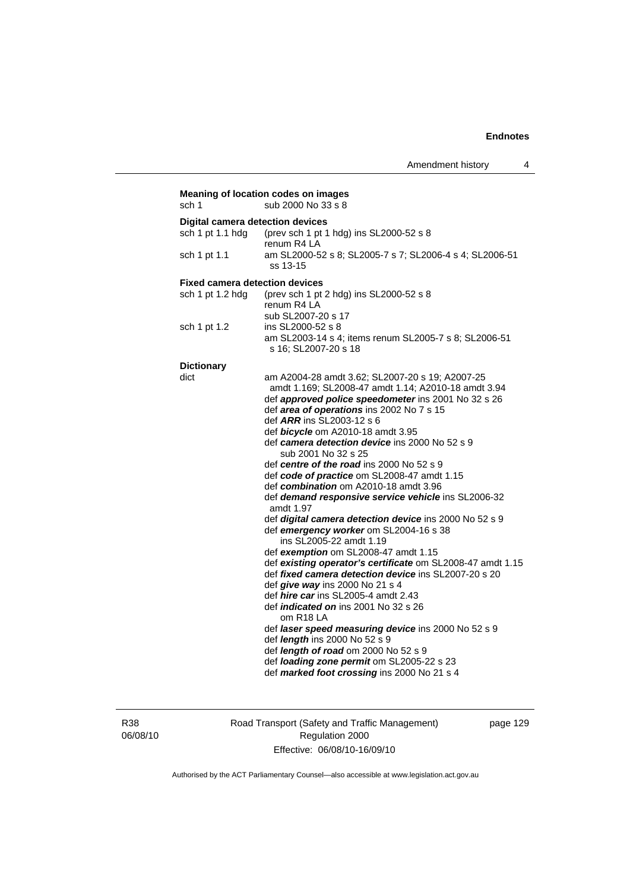**Meaning of location codes on images**

sch 1 sub 2000 No 33 s 8

**Digital camera detection devices**

sch 1 pt 1.1 hdg (prev sch 1 pt 1 hdg) ins SL2000-52 s 8
renum R4 LA

sch 1 pt 1.1 am SL2000-52 s 8; SL2005-7 s 7; SL2006-4 s 4; SL2006-51 ss 13-15

**Fixed camera detection devices**

sch 1 pt 1.2 hdg (prev sch 1 pt 2 hdg) ins SL2000-52 s 8
renum R4 LA
sub SL2007-20 s 17

sch 1 pt 1.2 ins SL2000-52 s 8
am SL2003-14 s 4; items renum SL2005-7 s 8; SL2006-51 s 16; SL2007-20 s 18

**Dictionary**

dict am A2004-28 amdt 3.62; SL2007-20 s 19; A2007-25 amdt 1.169; SL2008-47 amdt 1.14; A2010-18 amdt 3.94
def ***approved police speedometer*** ins 2001 No 32 s 26
def ***area of operations*** ins 2002 No 7 s 15
def ***ARR*** ins SL2003-12 s 6
def ***bicycle*** om A2010-18 amdt 3.95
def ***camera detection device*** ins 2000 No 52 s 9
sub 2001 No 32 s 25
def ***centre of the road*** ins 2000 No 52 s 9
def ***code of practice*** om SL2008-47 amdt 1.15
def ***combination*** om A2010-18 amdt 3.96
def ***demand responsive service vehicle*** ins SL2006-32 amdt 1.97
def ***digital camera detection device*** ins 2000 No 52 s 9
def ***emergency worker*** om SL2004-16 s 38
ins SL2005-22 amdt 1.19
def ***exemption*** om SL2008-47 amdt 1.15
def ***existing operator's certificate*** om SL2008-47 amdt 1.15
def ***fixed camera detection device*** ins SL2007-20 s 20
def ***give way*** ins 2000 No 21 s 4
def ***hire car*** ins SL2005-4 amdt 2.43
def ***indicated on*** ins 2001 No 32 s 26
om R18 LA
def ***laser speed measuring device*** ins 2000 No 52 s 9
def ***length*** ins 2000 No 52 s 9
def ***length of road*** om 2000 No 52 s 9
def ***loading zone permit*** om SL2005-22 s 23
def ***marked foot crossing*** ins 2000 No 21 s 4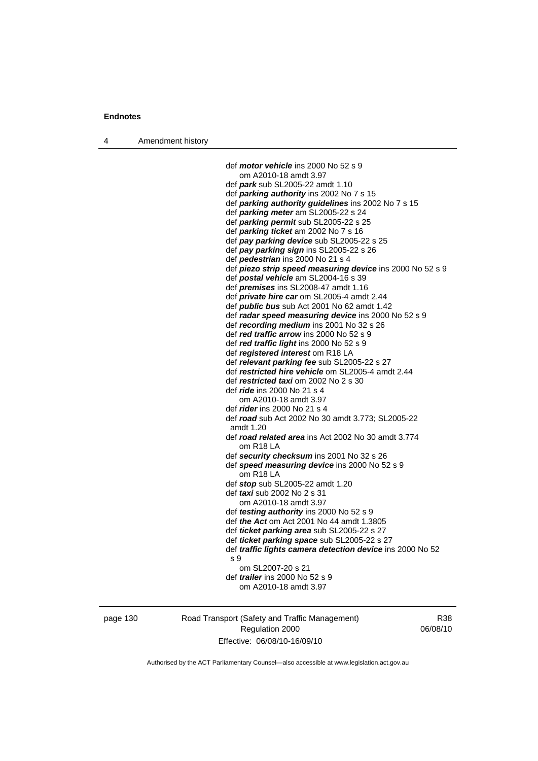def ***motor vehicle*** ins 2000 No 52 s 9
om A2010-18 amdt 3.97
def ***park*** sub SL2005-22 amdt 1.10
def ***parking authority*** ins 2002 No 7 s 15
def ***parking authority guidelines*** ins 2002 No 7 s 15
def ***parking meter*** am SL2005-22 s 24
def ***parking permit*** sub SL2005-22 s 25
def ***parking ticket*** am 2002 No 7 s 16
def ***pay parking device*** sub SL2005-22 s 25
def ***pay parking sign*** ins SL2005-22 s 26
def ***pedestrian*** ins 2000 No 21 s 4
def ***piezo strip speed measuring device*** ins 2000 No 52 s 9
def ***postal vehicle*** am SL2004-16 s 39
def ***premises*** ins SL2008-47 amdt 1.16
def ***private hire car*** om SL2005-4 amdt 2.44
def ***public bus*** sub Act 2001 No 62 amdt 1.42
def ***radar speed measuring device*** ins 2000 No 52 s 9
def ***recording medium*** ins 2001 No 32 s 26
def ***red traffic arrow*** ins 2000 No 52 s 9
def ***red traffic light*** ins 2000 No 52 s 9
def ***registered interest*** om R18 LA
def ***relevant parking fee*** sub SL2005-22 s 27
def ***restricted hire vehicle*** om SL2005-4 amdt 2.44
def ***restricted taxi*** om 2002 No 2 s 30
def ***ride*** ins 2000 No 21 s 4
om A2010-18 amdt 3.97
def ***rider*** ins 2000 No 21 s 4
def ***road*** sub Act 2002 No 30 amdt 3.773; SL2005-22 amdt 1.20
def ***road related area*** ins Act 2002 No 30 amdt 3.774
om R18 LA
def ***security checksum*** ins 2001 No 32 s 26
def ***speed measuring device*** ins 2000 No 52 s 9
om R18 LA
def ***stop*** sub SL2005-22 amdt 1.20
def ***taxi*** sub 2002 No 2 s 31
om A2010-18 amdt 3.97
def ***testing authority*** ins 2000 No 52 s 9
def ***the Act*** om Act 2001 No 44 amdt 1.3805
def ***ticket parking area*** sub SL2005-22 s 27
def ***ticket parking space*** sub SL2005-22 s 27
def ***traffic lights camera detection device*** ins 2000 No 52 s 9
om SL2007-20 s 21
def ***trailer*** ins 2000 No 52 s 9
om A2010-18 amdt 3.97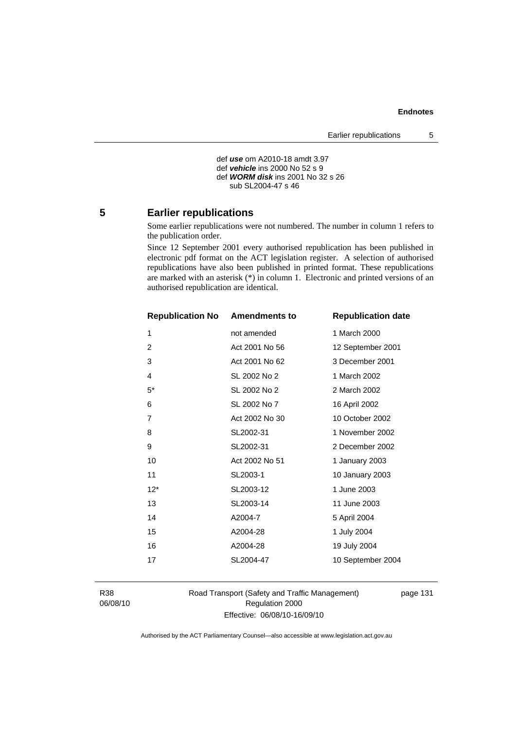def ***use*** om A2010-18 amdt 3.97
def ***vehicle*** ins 2000 No 52 s 9
def ***WORM disk*** ins 2001 No 32 s 26
sub SL2004-47 s 46

## 5 Earlier republications

Some earlier republications were not numbered. The number in column 1 refers to the publication order.

Since 12 September 2001 every authorised republication has been published in electronic pdf format on the ACT legislation register. A selection of authorised republications have also been published in printed format. These republications are marked with an asterisk (*) in column 1. Electronic and printed versions of an authorised republication are identical.

| Republication No | Amendments to | Republication date |
|---|---|---|
| 1 | not amended | 1 March 2000 |
| 2 | Act 2001 No 56 | 12 September 2001 |
| 3 | Act 2001 No 62 | 3 December 2001 |
| 4 | SL 2002 No 2 | 1 March 2002 |
| 5* | SL 2002 No 2 | 2 March 2002 |
| 6 | SL 2002 No 7 | 16 April 2002 |
| 7 | Act 2002 No 30 | 10 October 2002 |
| 8 | SL2002-31 | 1 November 2002 |
| 9 | SL2002-31 | 2 December 2002 |
| 10 | Act 2002 No 51 | 1 January 2003 |
| 11 | SL2003-1 | 10 January 2003 |
| 12* | SL2003-12 | 1 June 2003 |
| 13 | SL2003-14 | 11 June 2003 |
| 14 | A2004-7 | 5 April 2004 |
| 15 | A2004-28 | 1 July 2004 |
| 16 | A2004-28 | 19 July 2004 |
| 17 | SL2004-47 | 10 September 2004 |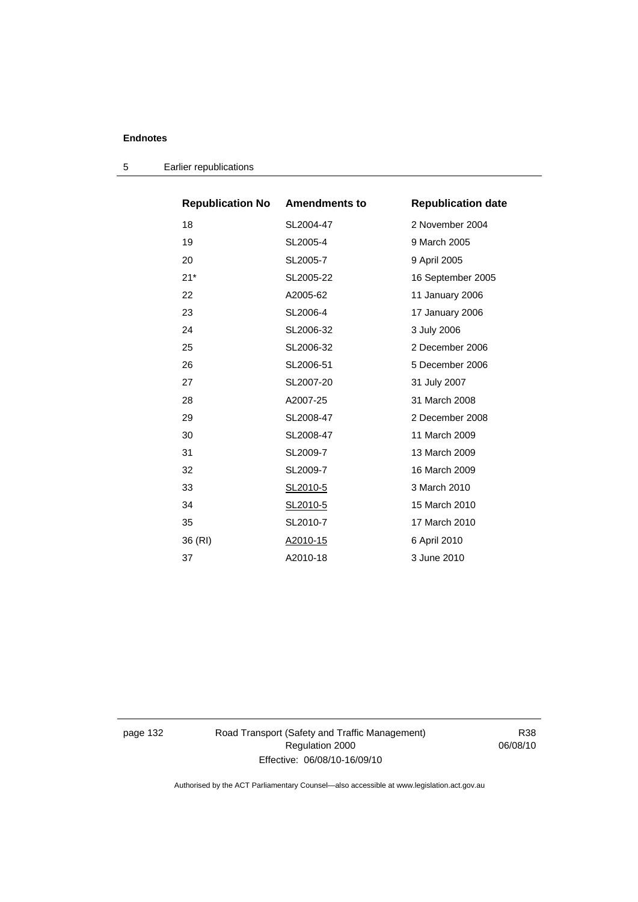| Republication No | Amendments to | Republication date |
|---|---|---|
| 18 | SL2004-47 | 2 November 2004 |
| 19 | SL2005-4 | 9 March 2005 |
| 20 | SL2005-7 | 9 April 2005 |
| 21* | SL2005-22 | 16 September 2005 |
| 22 | A2005-62 | 11 January 2006 |
| 23 | SL2006-4 | 17 January 2006 |
| 24 | SL2006-32 | 3 July 2006 |
| 25 | SL2006-32 | 2 December 2006 |
| 26 | SL2006-51 | 5 December 2006 |
| 27 | SL2007-20 | 31 July 2007 |
| 28 | A2007-25 | 31 March 2008 |
| 29 | SL2008-47 | 2 December 2008 |
| 30 | SL2008-47 | 11 March 2009 |
| 31 | SL2009-7 | 13 March 2009 |
| 32 | SL2009-7 | 16 March 2009 |
| 33 | SL2010-5 | 3 March 2010 |
| 34 | SL2010-5 | 15 March 2010 |
| 35 | SL2010-7 | 17 March 2010 |
| 36 (RI) | A2010-15 | 6 April 2010 |
| 37 | A2010-18 | 3 June 2010 |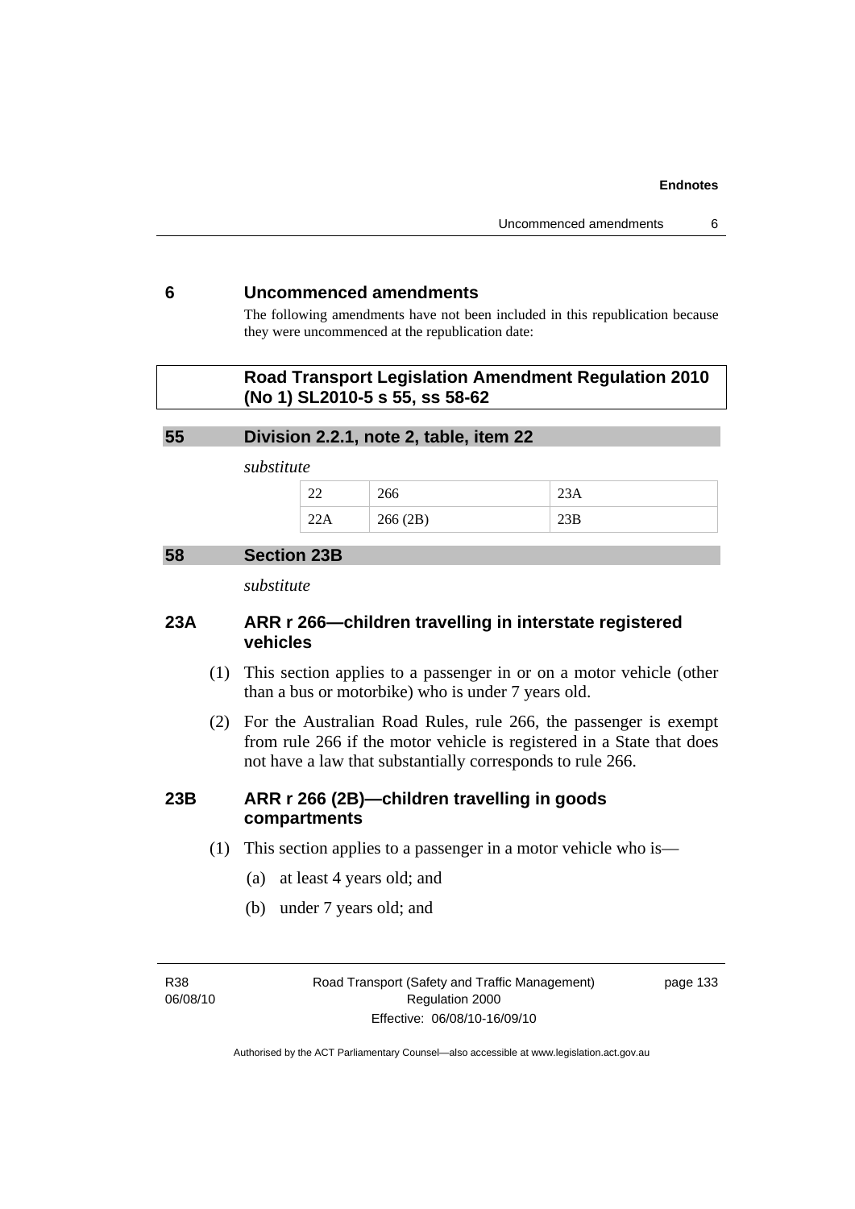## 6 Uncommenced amendments

The following amendments have not been included in this republication because they were uncommenced at the republication date:

**Road Transport Legislation Amendment Regulation 2010 (No 1) SL2010-5 s 55, ss 58-62**

### 55 Division 2.2.1, note 2, table, item 22

*substitute*

| 22 | 266 | 23A |
|---|---|---|
| 22A | 266 (2B) | 23B |

### 58 Section 23B

*substitute*

### 23A ARR r 266—children travelling in interstate registered vehicles

(1) This section applies to a passenger in or on a motor vehicle (other than a bus or motorbike) who is under 7 years old.

(2) For the Australian Road Rules, rule 266, the passenger is exempt from rule 266 if the motor vehicle is registered in a State that does not have a law that substantially corresponds to rule 266.

### 23B ARR r 266 (2B)—children travelling in goods compartments

(1) This section applies to a passenger in a motor vehicle who is—

(a) at least 4 years old; and

(b) under 7 years old; and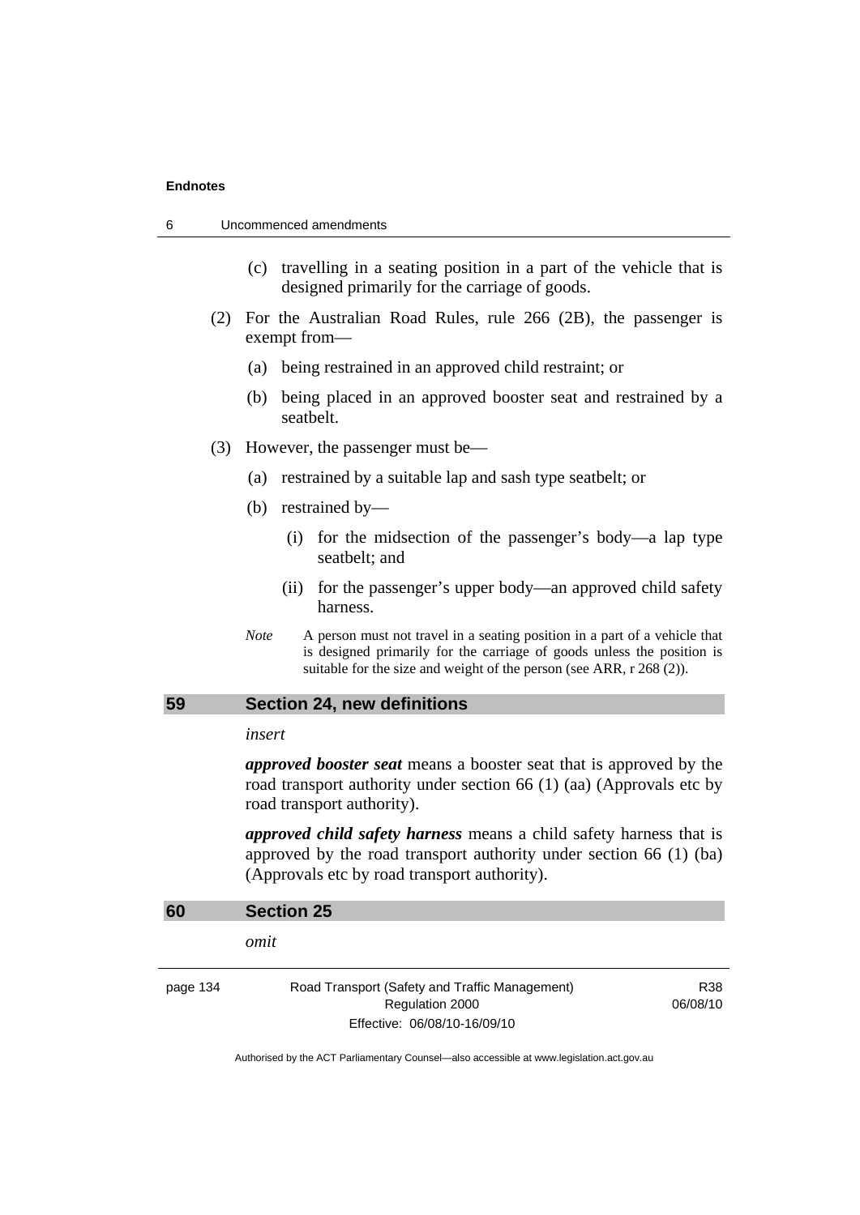(c) travelling in a seating position in a part of the vehicle that is designed primarily for the carriage of goods.

(2) For the Australian Road Rules, rule 266 (2B), the passenger is exempt from—

(a) being restrained in an approved child restraint; or

(b) being placed in an approved booster seat and restrained by a seatbelt.

(3) However, the passenger must be—

(a) restrained by a suitable lap and sash type seatbelt; or

(b) restrained by—

(i) for the midsection of the passenger's body—a lap type seatbelt; and

(ii) for the passenger's upper body—an approved child safety harness.

*Note* A person must not travel in a seating position in a part of a vehicle that is designed primarily for the carriage of goods unless the position is suitable for the size and weight of the person (see ARR, r 268 (2)).

## 59 Section 24, new definitions

*insert*

***approved booster seat*** means a booster seat that is approved by the road transport authority under section 66 (1) (aa) (Approvals etc by road transport authority).

***approved child safety harness*** means a child safety harness that is approved by the road transport authority under section 66 (1) (ba) (Approvals etc by road transport authority).

## 60 Section 25

*omit*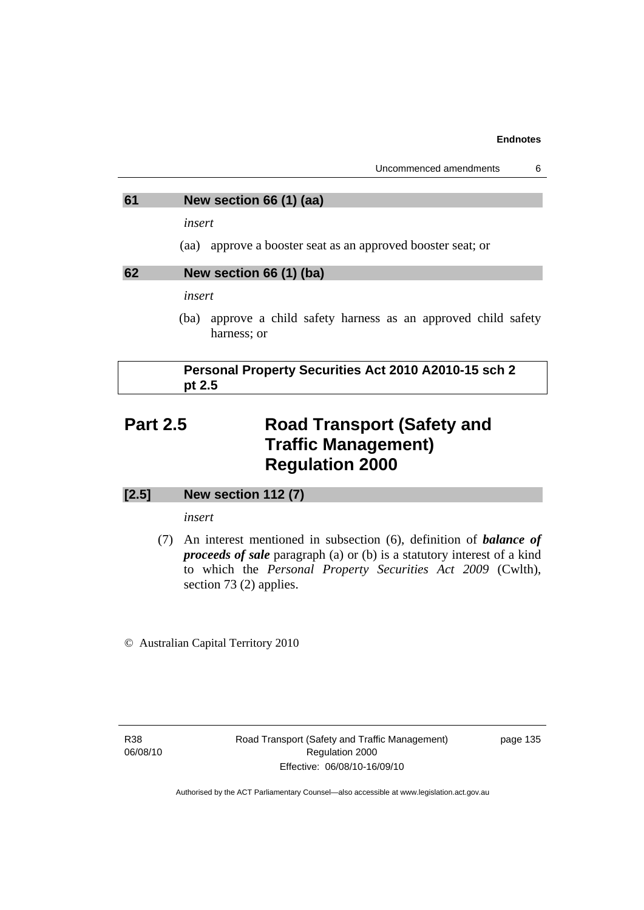### 61 New section 66 (1) (aa)

*insert*

(aa) approve a booster seat as an approved booster seat; or

### 62 New section 66 (1) (ba)

*insert*

(ba) approve a child safety harness as an approved child safety harness; or

**Personal Property Securities Act 2010 A2010-15 sch 2 pt 2.5**

## Part 2.5 Road Transport (Safety and Traffic Management) Regulation 2000

### [2.5] New section 112 (7)

*insert*

(7) An interest mentioned in subsection (6), definition of ***balance of proceeds of sale*** paragraph (a) or (b) is a statutory interest of a kind to which the *Personal Property Securities Act 2009* (Cwlth), section 73 (2) applies.

© Australian Capital Territory 2010